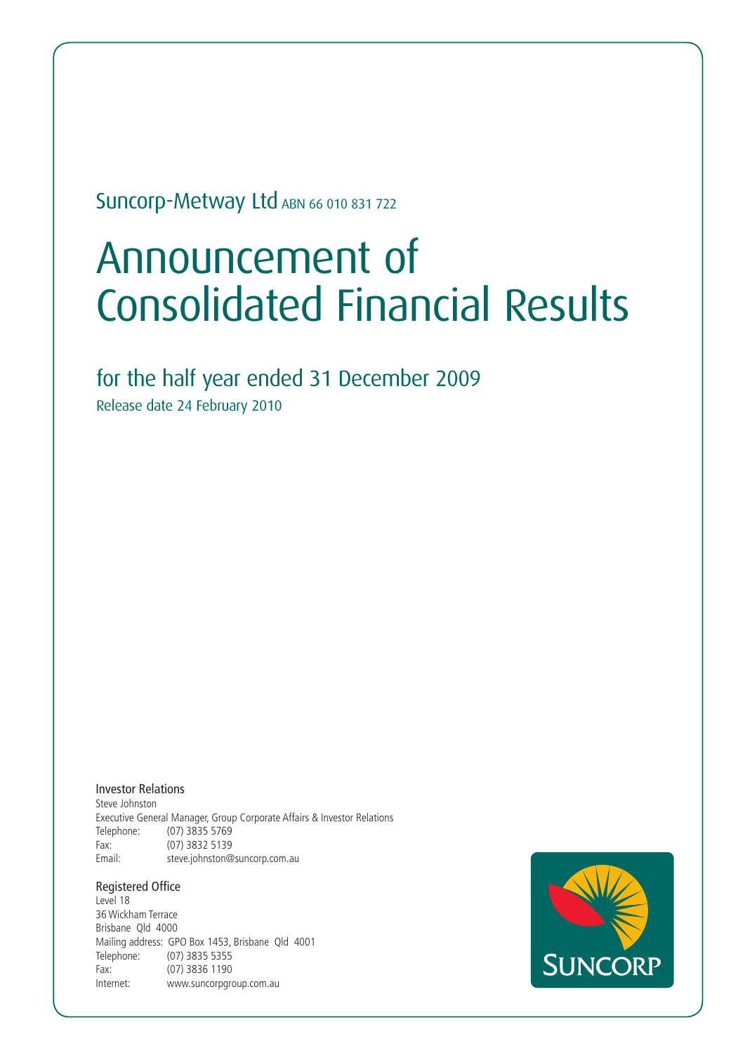Suncorp-Metway Ltd ABN 66 010 831 722

# Announcement of Consolidated Financial Results

## for the half year ended 31 December 2009

Release date 24 February 2010

**Investor Relations**

Steve Johnston
Executive General Manager, Group Corporate Affairs & Investor Relations
Telephone: (07) 3835 5769
Fax: (07) 3832 5139
Email: steve.johnston@suncorp.com.au

**Registered Office**

Level 18
36 Wickham Terrace
Brisbane Qld 4000
Mailing address: GPO Box 1453, Brisbane Qld 4001
Telephone: (07) 3835 5355
Fax: (07) 3836 1190
Internet: www.suncorpgroup.com.au

SUNCORP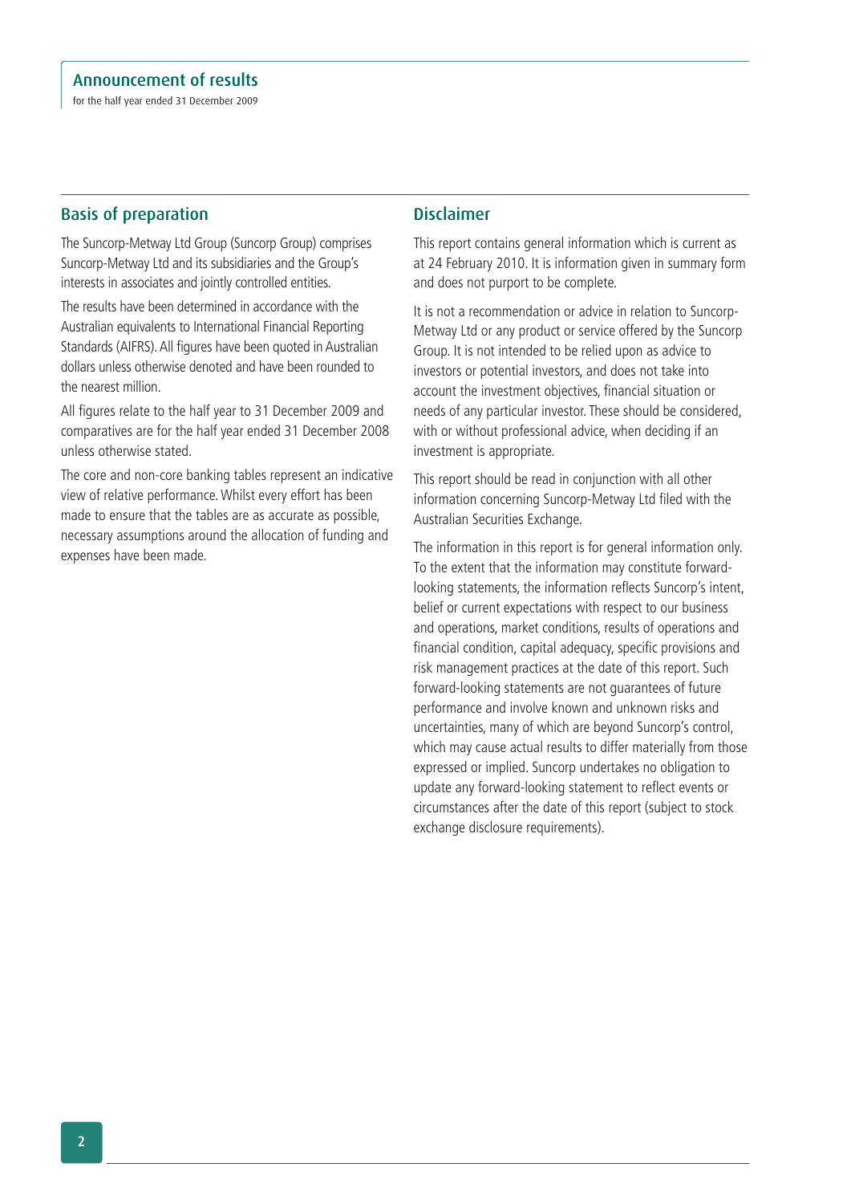## Basis of preparation

The Suncorp-Metway Ltd Group (Suncorp Group) comprises Suncorp-Metway Ltd and its subsidiaries and the Group's interests in associates and jointly controlled entities.

The results have been determined in accordance with the Australian equivalents to International Financial Reporting Standards (AIFRS). All figures have been quoted in Australian dollars unless otherwise denoted and have been rounded to the nearest million.

All figures relate to the half year to 31 December 2009 and comparatives are for the half year ended 31 December 2008 unless otherwise stated.

The core and non-core banking tables represent an indicative view of relative performance. Whilst every effort has been made to ensure that the tables are as accurate as possible, necessary assumptions around the allocation of funding and expenses have been made.

## Disclaimer

This report contains general information which is current as at 24 February 2010. It is information given in summary form and does not purport to be complete.

It is not a recommendation or advice in relation to Suncorp-Metway Ltd or any product or service offered by the Suncorp Group. It is not intended to be relied upon as advice to investors or potential investors, and does not take into account the investment objectives, financial situation or needs of any particular investor. These should be considered, with or without professional advice, when deciding if an investment is appropriate.

This report should be read in conjunction with all other information concerning Suncorp-Metway Ltd filed with the Australian Securities Exchange.

The information in this report is for general information only. To the extent that the information may constitute forward-looking statements, the information reflects Suncorp's intent, belief or current expectations with respect to our business and operations, market conditions, results of operations and financial condition, capital adequacy, specific provisions and risk management practices at the date of this report. Such forward-looking statements are not guarantees of future performance and involve known and unknown risks and uncertainties, many of which are beyond Suncorp's control, which may cause actual results to differ materially from those expressed or implied. Suncorp undertakes no obligation to update any forward-looking statement to reflect events or circumstances after the date of this report (subject to stock exchange disclosure requirements).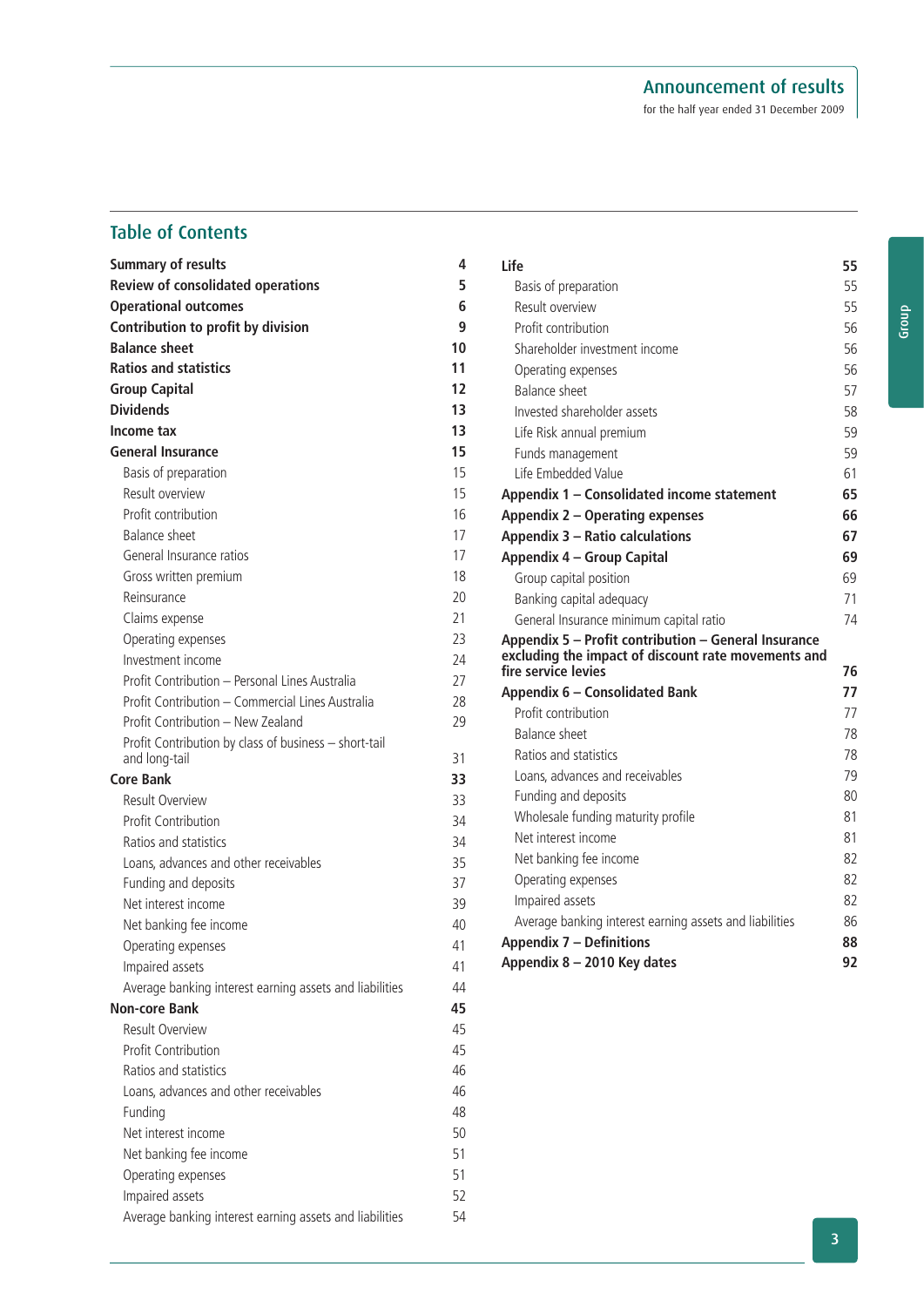## Table of Contents

| | |
|---|---|
| **Summary of results** | **4** |
| **Review of consolidated operations** | **5** |
| **Operational outcomes** | **6** |
| **Contribution to profit by division** | **9** |
| **Balance sheet** | **10** |
| **Ratios and statistics** | **11** |
| **Group Capital** | **12** |
| **Dividends** | **13** |
| **Income tax** | **13** |
| **General Insurance** | **15** |
| Basis of preparation | 15 |
| Result overview | 15 |
| Profit contribution | 16 |
| Balance sheet | 17 |
| General Insurance ratios | 17 |
| Gross written premium | 18 |
| Reinsurance | 20 |
| Claims expense | 21 |
| Operating expenses | 23 |
| Investment income | 24 |
| Profit Contribution – Personal Lines Australia | 27 |
| Profit Contribution – Commercial Lines Australia | 28 |
| Profit Contribution – New Zealand | 29 |
| Profit Contribution by class of business – short-tail and long-tail | 31 |
| **Core Bank** | **33** |
| Result Overview | 33 |
| Profit Contribution | 34 |
| Ratios and statistics | 34 |
| Loans, advances and other receivables | 35 |
| Funding and deposits | 37 |
| Net interest income | 39 |
| Net banking fee income | 40 |
| Operating expenses | 41 |
| Impaired assets | 41 |
| Average banking interest earning assets and liabilities | 44 |
| **Non-core Bank** | **45** |
| Result Overview | 45 |
| Profit Contribution | 45 |
| Ratios and statistics | 46 |
| Loans, advances and other receivables | 46 |
| Funding | 48 |
| Net interest income | 50 |
| Net banking fee income | 51 |
| Operating expenses | 51 |
| Impaired assets | 52 |
| Average banking interest earning assets and liabilities | 54 |
| **Life** | **55** |
| Basis of preparation | 55 |
| Result overview | 55 |
| Profit contribution | 56 |
| Shareholder investment income | 56 |
| Operating expenses | 56 |
| Balance sheet | 57 |
| Invested shareholder assets | 58 |
| Life Risk annual premium | 59 |
| Funds management | 59 |
| Life Embedded Value | 61 |
| **Appendix 1 – Consolidated income statement** | **65** |
| **Appendix 2 – Operating expenses** | **66** |
| **Appendix 3 – Ratio calculations** | **67** |
| **Appendix 4 – Group Capital** | **69** |
| Group capital position | 69 |
| Banking capital adequacy | 71 |
| General Insurance minimum capital ratio | 74 |
| **Appendix 5 – Profit contribution – General Insurance excluding the impact of discount rate movements and fire service levies** | **76** |
| **Appendix 6 – Consolidated Bank** | **77** |
| Profit contribution | 77 |
| Balance sheet | 78 |
| Ratios and statistics | 78 |
| Loans, advances and receivables | 79 |
| Funding and deposits | 80 |
| Wholesale funding maturity profile | 81 |
| Net interest income | 81 |
| Net banking fee income | 82 |
| Operating expenses | 82 |
| Impaired assets | 82 |
| Average banking interest earning assets and liabilities | 86 |
| **Appendix 7 – Definitions** | **88** |
| **Appendix 8 – 2010 Key dates** | **92** |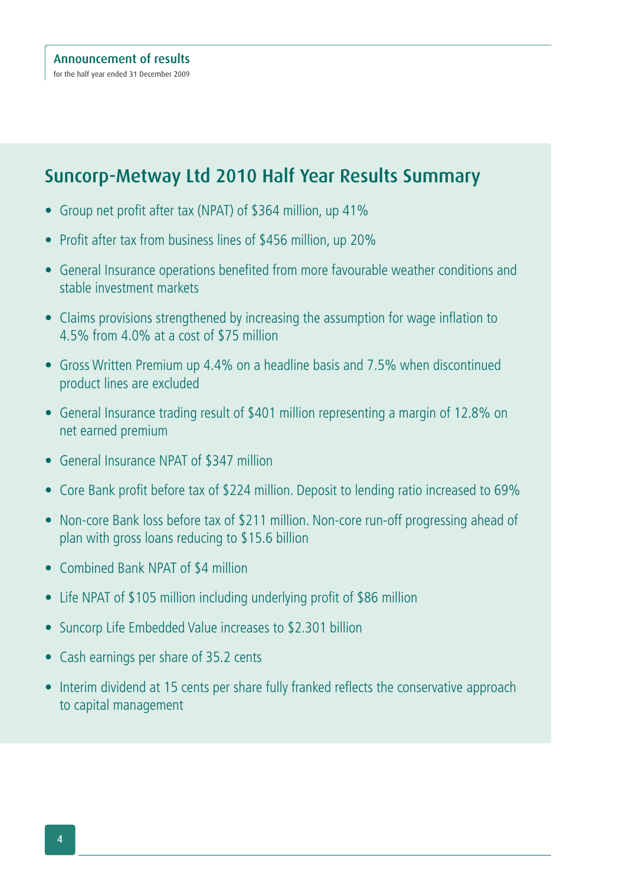## Suncorp-Metway Ltd 2010 Half Year Results Summary

- Group net profit after tax (NPAT) of $364 million, up 41%
- Profit after tax from business lines of $456 million, up 20%
- General Insurance operations benefited from more favourable weather conditions and stable investment markets
- Claims provisions strengthened by increasing the assumption for wage inflation to 4.5% from 4.0% at a cost of $75 million
- Gross Written Premium up 4.4% on a headline basis and 7.5% when discontinued product lines are excluded
- General Insurance trading result of $401 million representing a margin of 12.8% on net earned premium
- General Insurance NPAT of $347 million
- Core Bank profit before tax of $224 million. Deposit to lending ratio increased to 69%
- Non-core Bank loss before tax of $211 million. Non-core run-off progressing ahead of plan with gross loans reducing to $15.6 billion
- Combined Bank NPAT of $4 million
- Life NPAT of $105 million including underlying profit of $86 million
- Suncorp Life Embedded Value increases to $2.301 billion
- Cash earnings per share of 35.2 cents
- Interim dividend at 15 cents per share fully franked reflects the conservative approach to capital management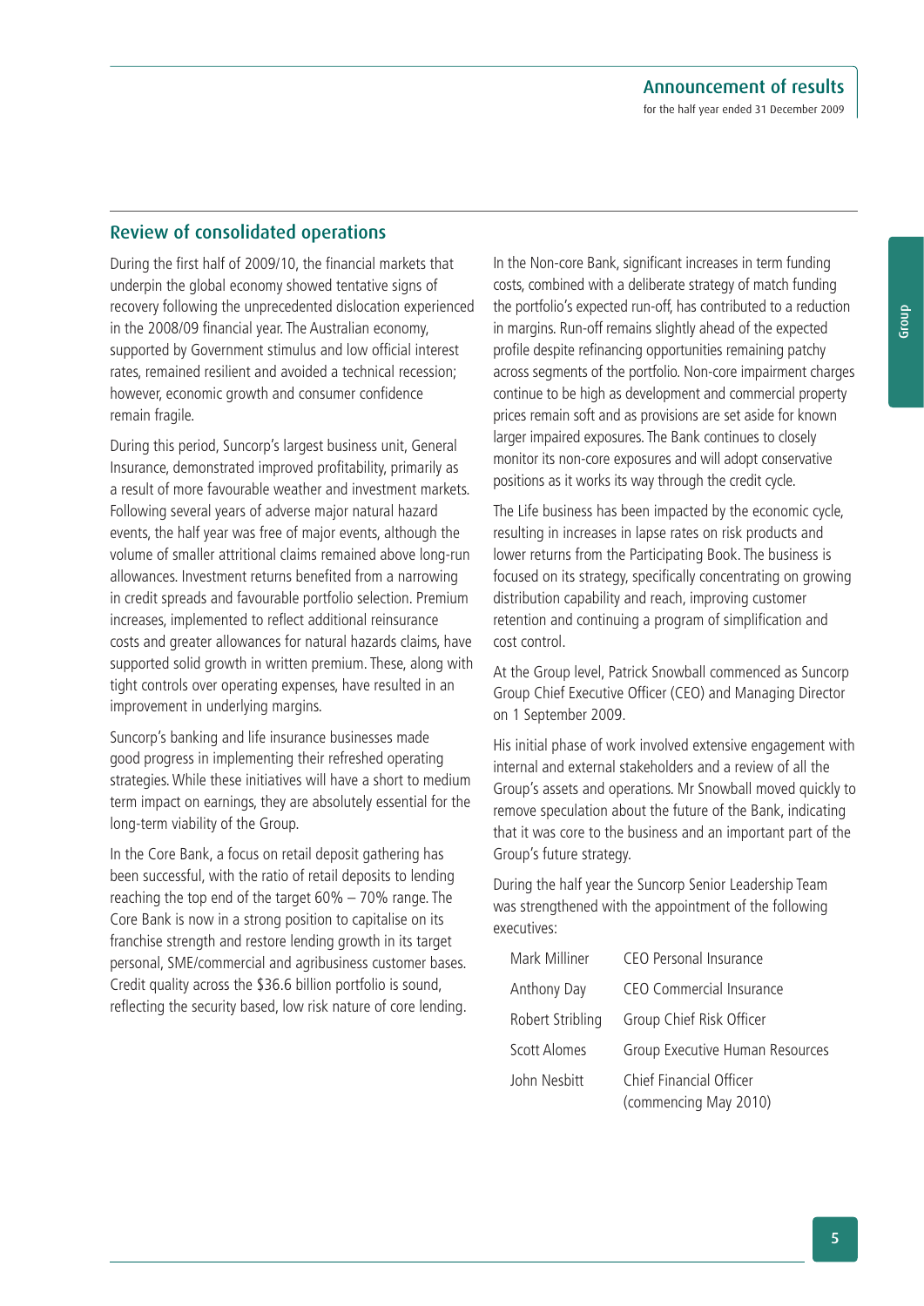## Review of consolidated operations

During the first half of 2009/10, the financial markets that underpin the global economy showed tentative signs of recovery following the unprecedented dislocation experienced in the 2008/09 financial year. The Australian economy, supported by Government stimulus and low official interest rates, remained resilient and avoided a technical recession; however, economic growth and consumer confidence remain fragile.

During this period, Suncorp's largest business unit, General Insurance, demonstrated improved profitability, primarily as a result of more favourable weather and investment markets. Following several years of adverse major natural hazard events, the half year was free of major events, although the volume of smaller attritional claims remained above long-run allowances. Investment returns benefited from a narrowing in credit spreads and favourable portfolio selection. Premium increases, implemented to reflect additional reinsurance costs and greater allowances for natural hazards claims, have supported solid growth in written premium. These, along with tight controls over operating expenses, have resulted in an improvement in underlying margins.

Suncorp's banking and life insurance businesses made good progress in implementing their refreshed operating strategies. While these initiatives will have a short to medium term impact on earnings, they are absolutely essential for the long-term viability of the Group.

In the Core Bank, a focus on retail deposit gathering has been successful, with the ratio of retail deposits to lending reaching the top end of the target 60% – 70% range. The Core Bank is now in a strong position to capitalise on its franchise strength and restore lending growth in its target personal, SME/commercial and agribusiness customer bases. Credit quality across the $36.6 billion portfolio is sound, reflecting the security based, low risk nature of core lending.

In the Non-core Bank, significant increases in term funding costs, combined with a deliberate strategy of match funding the portfolio's expected run-off, has contributed to a reduction in margins. Run-off remains slightly ahead of the expected profile despite refinancing opportunities remaining patchy across segments of the portfolio. Non-core impairment charges continue to be high as development and commercial property prices remain soft and as provisions are set aside for known larger impaired exposures. The Bank continues to closely monitor its non-core exposures and will adopt conservative positions as it works its way through the credit cycle.

The Life business has been impacted by the economic cycle, resulting in increases in lapse rates on risk products and lower returns from the Participating Book. The business is focused on its strategy, specifically concentrating on growing distribution capability and reach, improving customer retention and continuing a program of simplification and cost control.

At the Group level, Patrick Snowball commenced as Suncorp Group Chief Executive Officer (CEO) and Managing Director on 1 September 2009.

His initial phase of work involved extensive engagement with internal and external stakeholders and a review of all the Group's assets and operations. Mr Snowball moved quickly to remove speculation about the future of the Bank, indicating that it was core to the business and an important part of the Group's future strategy.

During the half year the Suncorp Senior Leadership Team was strengthened with the appointment of the following executives:

| | |
|---|---|
| Mark Milliner | CEO Personal Insurance |
| Anthony Day | CEO Commercial Insurance |
| Robert Stribling | Group Chief Risk Officer |
| Scott Alomes | Group Executive Human Resources |
| John Nesbitt | Chief Financial Officer (commencing May 2010) |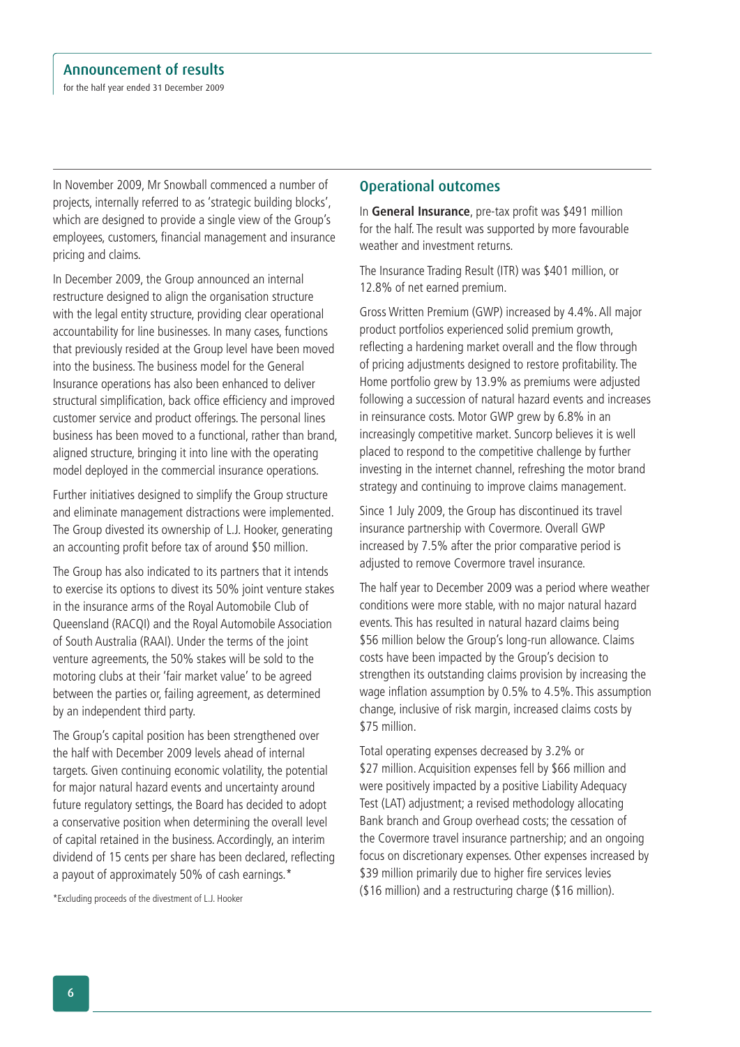In November 2009, Mr Snowball commenced a number of projects, internally referred to as 'strategic building blocks', which are designed to provide a single view of the Group's employees, customers, financial management and insurance pricing and claims.

In December 2009, the Group announced an internal restructure designed to align the organisation structure with the legal entity structure, providing clear operational accountability for line businesses. In many cases, functions that previously resided at the Group level have been moved into the business. The business model for the General Insurance operations has also been enhanced to deliver structural simplification, back office efficiency and improved customer service and product offerings. The personal lines business has been moved to a functional, rather than brand, aligned structure, bringing it into line with the operating model deployed in the commercial insurance operations.

Further initiatives designed to simplify the Group structure and eliminate management distractions were implemented. The Group divested its ownership of L.J. Hooker, generating an accounting profit before tax of around $50 million.

The Group has also indicated to its partners that it intends to exercise its options to divest its 50% joint venture stakes in the insurance arms of the Royal Automobile Club of Queensland (RACQI) and the Royal Automobile Association of South Australia (RAAI). Under the terms of the joint venture agreements, the 50% stakes will be sold to the motoring clubs at their 'fair market value' to be agreed between the parties or, failing agreement, as determined by an independent third party.

The Group's capital position has been strengthened over the half with December 2009 levels ahead of internal targets. Given continuing economic volatility, the potential for major natural hazard events and uncertainty around future regulatory settings, the Board has decided to adopt a conservative position when determining the overall level of capital retained in the business. Accordingly, an interim dividend of 15 cents per share has been declared, reflecting a payout of approximately 50% of cash earnings.*

*Excluding proceeds of the divestment of L.J. Hooker

## Operational outcomes

In **General Insurance**, pre-tax profit was $491 million for the half. The result was supported by more favourable weather and investment returns.

The Insurance Trading Result (ITR) was $401 million, or 12.8% of net earned premium.

Gross Written Premium (GWP) increased by 4.4%. All major product portfolios experienced solid premium growth, reflecting a hardening market overall and the flow through of pricing adjustments designed to restore profitability. The Home portfolio grew by 13.9% as premiums were adjusted following a succession of natural hazard events and increases in reinsurance costs. Motor GWP grew by 6.8% in an increasingly competitive market. Suncorp believes it is well placed to respond to the competitive challenge by further investing in the internet channel, refreshing the motor brand strategy and continuing to improve claims management.

Since 1 July 2009, the Group has discontinued its travel insurance partnership with Covermore. Overall GWP increased by 7.5% after the prior comparative period is adjusted to remove Covermore travel insurance.

The half year to December 2009 was a period where weather conditions were more stable, with no major natural hazard events. This has resulted in natural hazard claims being $56 million below the Group's long-run allowance. Claims costs have been impacted by the Group's decision to strengthen its outstanding claims provision by increasing the wage inflation assumption by 0.5% to 4.5%. This assumption change, inclusive of risk margin, increased claims costs by $75 million.

Total operating expenses decreased by 3.2% or $27 million. Acquisition expenses fell by $66 million and were positively impacted by a positive Liability Adequacy Test (LAT) adjustment; a revised methodology allocating Bank branch and Group overhead costs; the cessation of the Covermore travel insurance partnership; and an ongoing focus on discretionary expenses. Other expenses increased by $39 million primarily due to higher fire services levies ($16 million) and a restructuring charge ($16 million).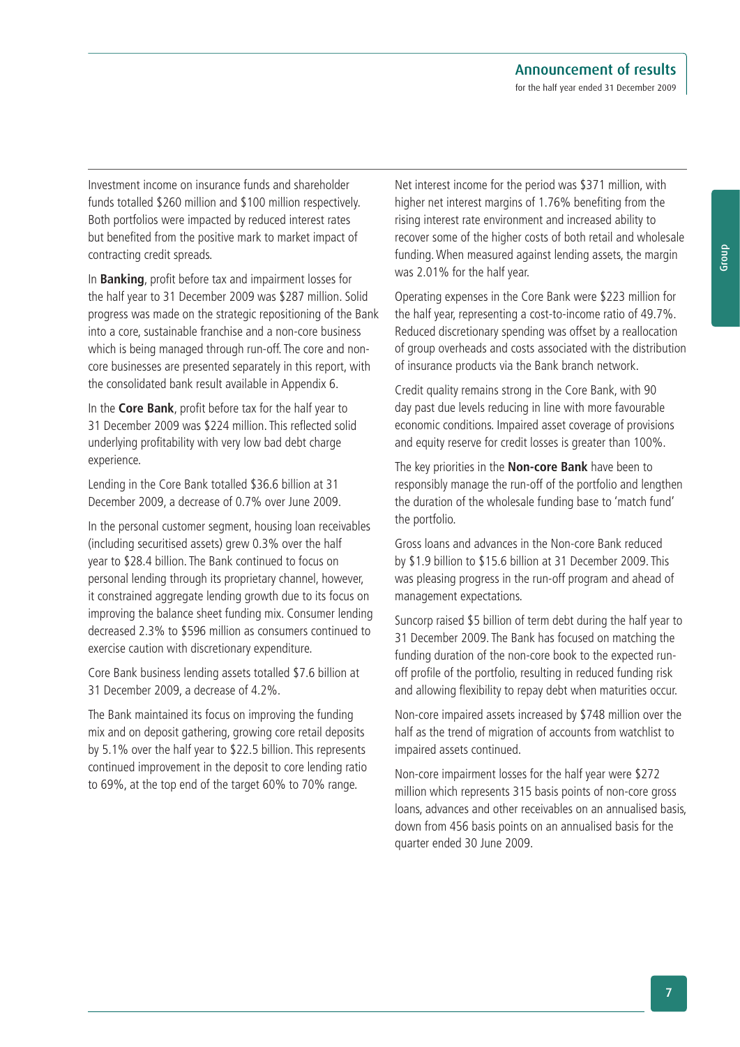Investment income on insurance funds and shareholder funds totalled $260 million and $100 million respectively. Both portfolios were impacted by reduced interest rates but benefited from the positive mark to market impact of contracting credit spreads.

In **Banking**, profit before tax and impairment losses for the half year to 31 December 2009 was $287 million. Solid progress was made on the strategic repositioning of the Bank into a core, sustainable franchise and a non-core business which is being managed through run-off. The core and non-core businesses are presented separately in this report, with the consolidated bank result available in Appendix 6.

In the **Core Bank**, profit before tax for the half year to 31 December 2009 was $224 million. This reflected solid underlying profitability with very low bad debt charge experience.

Lending in the Core Bank totalled $36.6 billion at 31 December 2009, a decrease of 0.7% over June 2009.

In the personal customer segment, housing loan receivables (including securitised assets) grew 0.3% over the half year to $28.4 billion. The Bank continued to focus on personal lending through its proprietary channel, however, it constrained aggregate lending growth due to its focus on improving the balance sheet funding mix. Consumer lending decreased 2.3% to $596 million as consumers continued to exercise caution with discretionary expenditure.

Core Bank business lending assets totalled $7.6 billion at 31 December 2009, a decrease of 4.2%.

The Bank maintained its focus on improving the funding mix and on deposit gathering, growing core retail deposits by 5.1% over the half year to $22.5 billion. This represents continued improvement in the deposit to core lending ratio to 69%, at the top end of the target 60% to 70% range.

Net interest income for the period was $371 million, with higher net interest margins of 1.76% benefiting from the rising interest rate environment and increased ability to recover some of the higher costs of both retail and wholesale funding. When measured against lending assets, the margin was 2.01% for the half year.

Operating expenses in the Core Bank were $223 million for the half year, representing a cost-to-income ratio of 49.7%. Reduced discretionary spending was offset by a reallocation of group overheads and costs associated with the distribution of insurance products via the Bank branch network.

Credit quality remains strong in the Core Bank, with 90 day past due levels reducing in line with more favourable economic conditions. Impaired asset coverage of provisions and equity reserve for credit losses is greater than 100%.

The key priorities in the **Non-core Bank** have been to responsibly manage the run-off of the portfolio and lengthen the duration of the wholesale funding base to 'match fund' the portfolio.

Gross loans and advances in the Non-core Bank reduced by $1.9 billion to $15.6 billion at 31 December 2009. This was pleasing progress in the run-off program and ahead of management expectations.

Suncorp raised $5 billion of term debt during the half year to 31 December 2009. The Bank has focused on matching the funding duration of the non-core book to the expected run-off profile of the portfolio, resulting in reduced funding risk and allowing flexibility to repay debt when maturities occur.

Non-core impaired assets increased by $748 million over the half as the trend of migration of accounts from watchlist to impaired assets continued.

Non-core impairment losses for the half year were $272 million which represents 315 basis points of non-core gross loans, advances and other receivables on an annualised basis, down from 456 basis points on an annualised basis for the quarter ended 30 June 2009.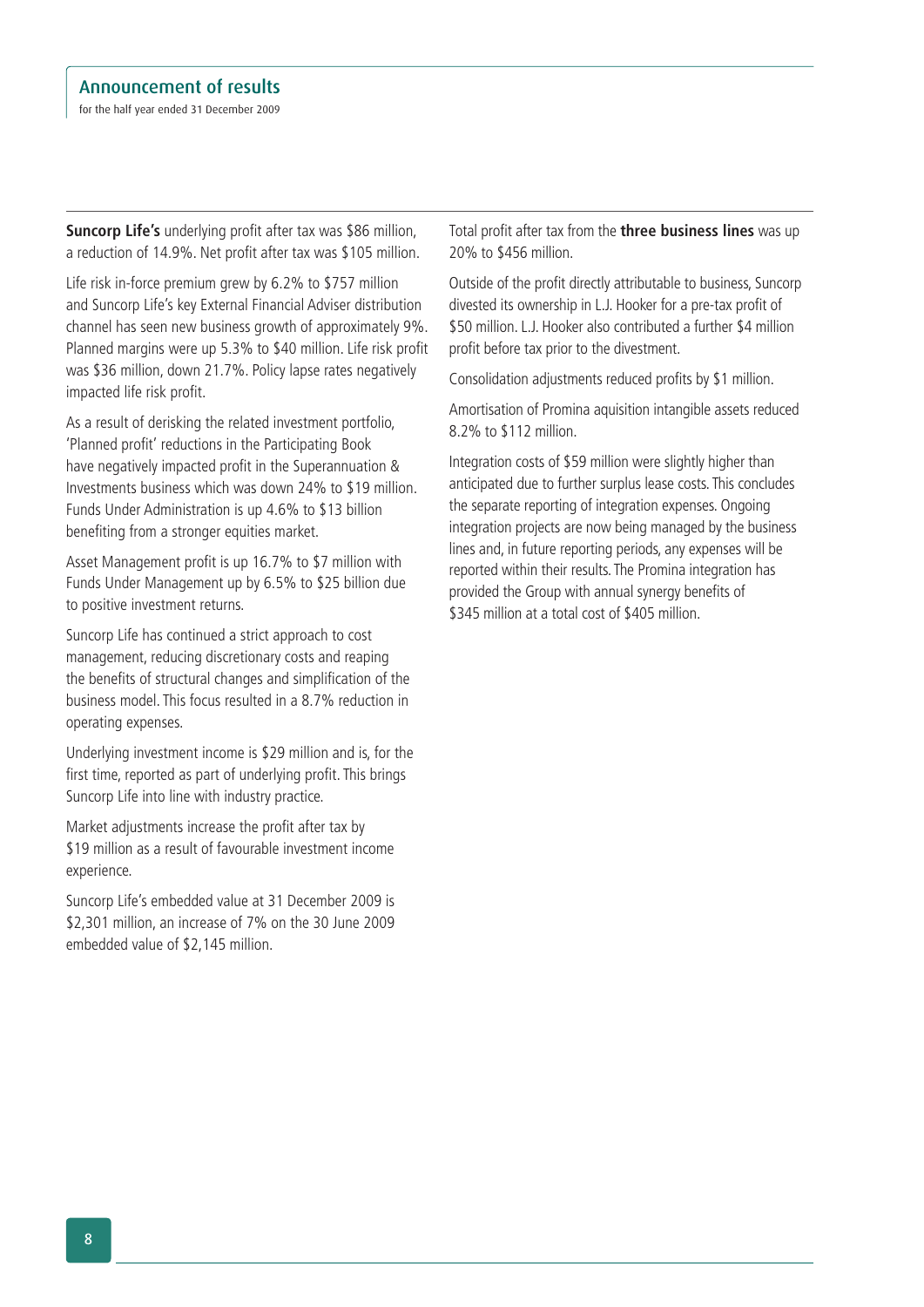**Suncorp Life's** underlying profit after tax was $86 million, a reduction of 14.9%. Net profit after tax was $105 million.

Life risk in-force premium grew by 6.2% to $757 million and Suncorp Life's key External Financial Adviser distribution channel has seen new business growth of approximately 9%. Planned margins were up 5.3% to $40 million. Life risk profit was $36 million, down 21.7%. Policy lapse rates negatively impacted life risk profit.

As a result of derisking the related investment portfolio, 'Planned profit' reductions in the Participating Book have negatively impacted profit in the Superannuation & Investments business which was down 24% to $19 million. Funds Under Administration is up 4.6% to $13 billion benefiting from a stronger equities market.

Asset Management profit is up 16.7% to $7 million with Funds Under Management up by 6.5% to $25 billion due to positive investment returns.

Suncorp Life has continued a strict approach to cost management, reducing discretionary costs and reaping the benefits of structural changes and simplification of the business model. This focus resulted in a 8.7% reduction in operating expenses.

Underlying investment income is $29 million and is, for the first time, reported as part of underlying profit. This brings Suncorp Life into line with industry practice.

Market adjustments increase the profit after tax by $19 million as a result of favourable investment income experience.

Suncorp Life's embedded value at 31 December 2009 is $2,301 million, an increase of 7% on the 30 June 2009 embedded value of $2,145 million.

Total profit after tax from the **three business lines** was up 20% to $456 million.

Outside of the profit directly attributable to business, Suncorp divested its ownership in L.J. Hooker for a pre-tax profit of $50 million. L.J. Hooker also contributed a further $4 million profit before tax prior to the divestment.

Consolidation adjustments reduced profits by $1 million.

Amortisation of Promina aquisition intangible assets reduced 8.2% to $112 million.

Integration costs of $59 million were slightly higher than anticipated due to further surplus lease costs. This concludes the separate reporting of integration expenses. Ongoing integration projects are now being managed by the business lines and, in future reporting periods, any expenses will be reported within their results. The Promina integration has provided the Group with annual synergy benefits of $345 million at a total cost of $405 million.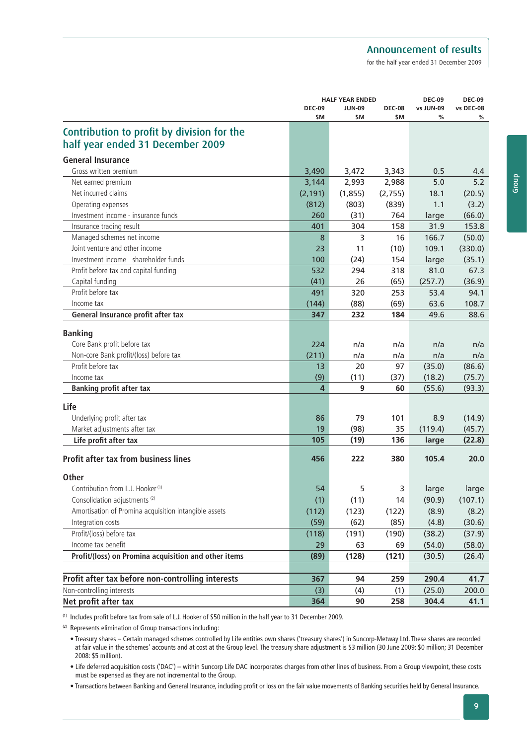## Contribution to profit by division for the half year ended 31 December 2009

| | HALF YEAR ENDED | | | DEC-09 | DEC-09 |
|---|---|---|---|---|---|
| | DEC-09 | JUN-09 | DEC-08 | vs JUN-09 | vs DEC-08 |
| | $M | $M | $M | % | % |
| **General Insurance** | | | | | |
| Gross written premium | 3,490 | 3,472 | 3,343 | 0.5 | 4.4 |
| Net earned premium | 3,144 | 2,993 | 2,988 | 5.0 | 5.2 |
| Net incurred claims | (2,191) | (1,855) | (2,755) | 18.1 | (20.5) |
| Operating expenses | (812) | (803) | (839) | 1.1 | (3.2) |
| Investment income - insurance funds | 260 | (31) | 764 | large | (66.0) |
| Insurance trading result | 401 | 304 | 158 | 31.9 | 153.8 |
| Managed schemes net income | 8 | 3 | 16 | 166.7 | (50.0) |
| Joint venture and other income | 23 | 11 | (10) | 109.1 | (330.0) |
| Investment income - shareholder funds | 100 | (24) | 154 | large | (35.1) |
| Profit before tax and capital funding | 532 | 294 | 318 | 81.0 | 67.3 |
| Capital funding | (41) | 26 | (65) | (257.7) | (36.9) |
| Profit before tax | 491 | 320 | 253 | 53.4 | 94.1 |
| Income tax | (144) | (88) | (69) | 63.6 | 108.7 |
| **General Insurance profit after tax** | **347** | **232** | **184** | 49.6 | 88.6 |
| **Banking** | | | | | |
| Core Bank profit before tax | 224 | n/a | n/a | n/a | n/a |
| Non-core Bank profit/(loss) before tax | (211) | n/a | n/a | n/a | n/a |
| Profit before tax | 13 | 20 | 97 | (35.0) | (86.6) |
| Income tax | (9) | (11) | (37) | (18.2) | (75.7) |
| **Banking profit after tax** | **4** | **9** | **60** | (55.6) | (93.3) |
| **Life** | | | | | |
| Underlying profit after tax | 86 | 79 | 101 | 8.9 | (14.9) |
| Market adjustments after tax | 19 | (98) | 35 | (119.4) | (45.7) |
| **Life profit after tax** | **105** | **(19)** | **136** | **large** | **(22.8)** |
| **Profit after tax from business lines** | **456** | **222** | **380** | **105.4** | **20.0** |
| **Other** | | | | | |
| Contribution from L.J. Hooker [1] | 54 | 5 | 3 | large | large |
| Consolidation adjustments [2] | (1) | (11) | 14 | (90.9) | (107.1) |
| Amortisation of Promina acquisition intangible assets | (112) | (123) | (122) | (8.9) | (8.2) |
| Integration costs | (59) | (62) | (85) | (4.8) | (30.6) |
| Profit/(loss) before tax | (118) | (191) | (190) | (38.2) | (37.9) |
| Income tax benefit | 29 | 63 | 69 | (54.0) | (58.0) |
| **Profit/(loss) on Promina acquisition and other items** | **(89)** | **(128)** | **(121)** | (30.5) | (26.4) |
| **Profit after tax before non-controlling interests** | **367** | **94** | **259** | **290.4** | **41.7** |
| Non-controlling interests | (3) | (4) | (1) | (25.0) | 200.0 |
| **Net profit after tax** | **364** | **90** | **258** | **304.4** | **41.1** |

[1] Includes profit before tax from sale of L.J. Hooker of $50 million in the half year to 31 December 2009.

[2] Represents elimination of Group transactions including:

- Treasury shares – Certain managed schemes controlled by Life entities own shares ('treasury shares') in Suncorp-Metway Ltd. These shares are recorded at fair value in the schemes' accounts and at cost at the Group level. The treasury share adjustment is $3 million (30 June 2009: $0 million; 31 December 2008: $5 million).
- Life deferred acquisition costs ('DAC') – within Suncorp Life DAC incorporates charges from other lines of business. From a Group viewpoint, these costs must be expensed as they are not incremental to the Group.
- Transactions between Banking and General Insurance, including profit or loss on the fair value movements of Banking securities held by General Insurance.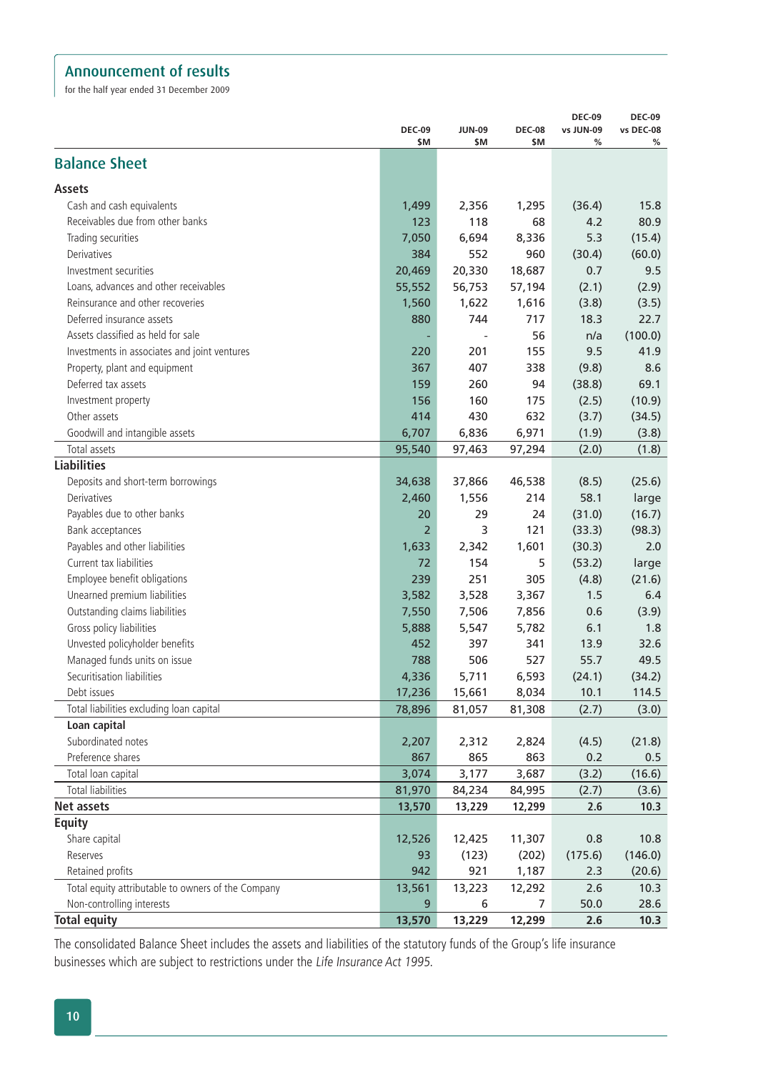# Announcement of results

for the half year ended 31 December 2009

## Balance Sheet

| | DEC-09 $M | JUN-09 $M | DEC-08 $M | DEC-09 vs JUN-09 % | DEC-09 vs DEC-08 % |
|---|---|---|---|---|---|
| **Assets** | | | | | |
| Cash and cash equivalents | 1,499 | 2,356 | 1,295 | (36.4) | 15.8 |
| Receivables due from other banks | 123 | 118 | 68 | 4.2 | 80.9 |
| Trading securities | 7,050 | 6,694 | 8,336 | 5.3 | (15.4) |
| Derivatives | 384 | 552 | 960 | (30.4) | (60.0) |
| Investment securities | 20,469 | 20,330 | 18,687 | 0.7 | 9.5 |
| Loans, advances and other receivables | 55,552 | 56,753 | 57,194 | (2.1) | (2.9) |
| Reinsurance and other recoveries | 1,560 | 1,622 | 1,616 | (3.8) | (3.5) |
| Deferred insurance assets | 880 | 744 | 717 | 18.3 | 22.7 |
| Assets classified as held for sale | - | - | 56 | n/a | (100.0) |
| Investments in associates and joint ventures | 220 | 201 | 155 | 9.5 | 41.9 |
| Property, plant and equipment | 367 | 407 | 338 | (9.8) | 8.6 |
| Deferred tax assets | 159 | 260 | 94 | (38.8) | 69.1 |
| Investment property | 156 | 160 | 175 | (2.5) | (10.9) |
| Other assets | 414 | 430 | 632 | (3.7) | (34.5) |
| Goodwill and intangible assets | 6,707 | 6,836 | 6,971 | (1.9) | (3.8) |
| Total assets | 95,540 | 97,463 | 97,294 | (2.0) | (1.8) |
| **Liabilities** | | | | | |
| Deposits and short-term borrowings | 34,638 | 37,866 | 46,538 | (8.5) | (25.6) |
| Derivatives | 2,460 | 1,556 | 214 | 58.1 | large |
| Payables due to other banks | 20 | 29 | 24 | (31.0) | (16.7) |
| Bank acceptances | 2 | 3 | 121 | (33.3) | (98.3) |
| Payables and other liabilities | 1,633 | 2,342 | 1,601 | (30.3) | 2.0 |
| Current tax liabilities | 72 | 154 | 5 | (53.2) | large |
| Employee benefit obligations | 239 | 251 | 305 | (4.8) | (21.6) |
| Unearned premium liabilities | 3,582 | 3,528 | 3,367 | 1.5 | 6.4 |
| Outstanding claims liabilities | 7,550 | 7,506 | 7,856 | 0.6 | (3.9) |
| Gross policy liabilities | 5,888 | 5,547 | 5,782 | 6.1 | 1.8 |
| Unvested policyholder benefits | 452 | 397 | 341 | 13.9 | 32.6 |
| Managed funds units on issue | 788 | 506 | 527 | 55.7 | 49.5 |
| Securitisation liabilities | 4,336 | 5,711 | 6,593 | (24.1) | (34.2) |
| Debt issues | 17,236 | 15,661 | 8,034 | 10.1 | 114.5 |
| Total liabilities excluding loan capital | 78,896 | 81,057 | 81,308 | (2.7) | (3.0) |
| **Loan capital** | | | | | |
| Subordinated notes | 2,207 | 2,312 | 2,824 | (4.5) | (21.8) |
| Preference shares | 867 | 865 | 863 | 0.2 | 0.5 |
| Total loan capital | 3,074 | 3,177 | 3,687 | (3.2) | (16.6) |
| Total liabilities | 81,970 | 84,234 | 84,995 | (2.7) | (3.6) |
| **Net assets** | **13,570** | **13,229** | **12,299** | **2.6** | **10.3** |
| **Equity** | | | | | |
| Share capital | 12,526 | 12,425 | 11,307 | 0.8 | 10.8 |
| Reserves | 93 | (123) | (202) | (175.6) | (146.0) |
| Retained profits | 942 | 921 | 1,187 | 2.3 | (20.6) |
| Total equity attributable to owners of the Company | 13,561 | 13,223 | 12,292 | 2.6 | 10.3 |
| Non-controlling interests | 9 | 6 | 7 | 50.0 | 28.6 |
| **Total equity** | **13,570** | **13,229** | **12,299** | **2.6** | **10.3** |

The consolidated Balance Sheet includes the assets and liabilities of the statutory funds of the Group's life insurance businesses which are subject to restrictions under the *Life Insurance Act 1995*.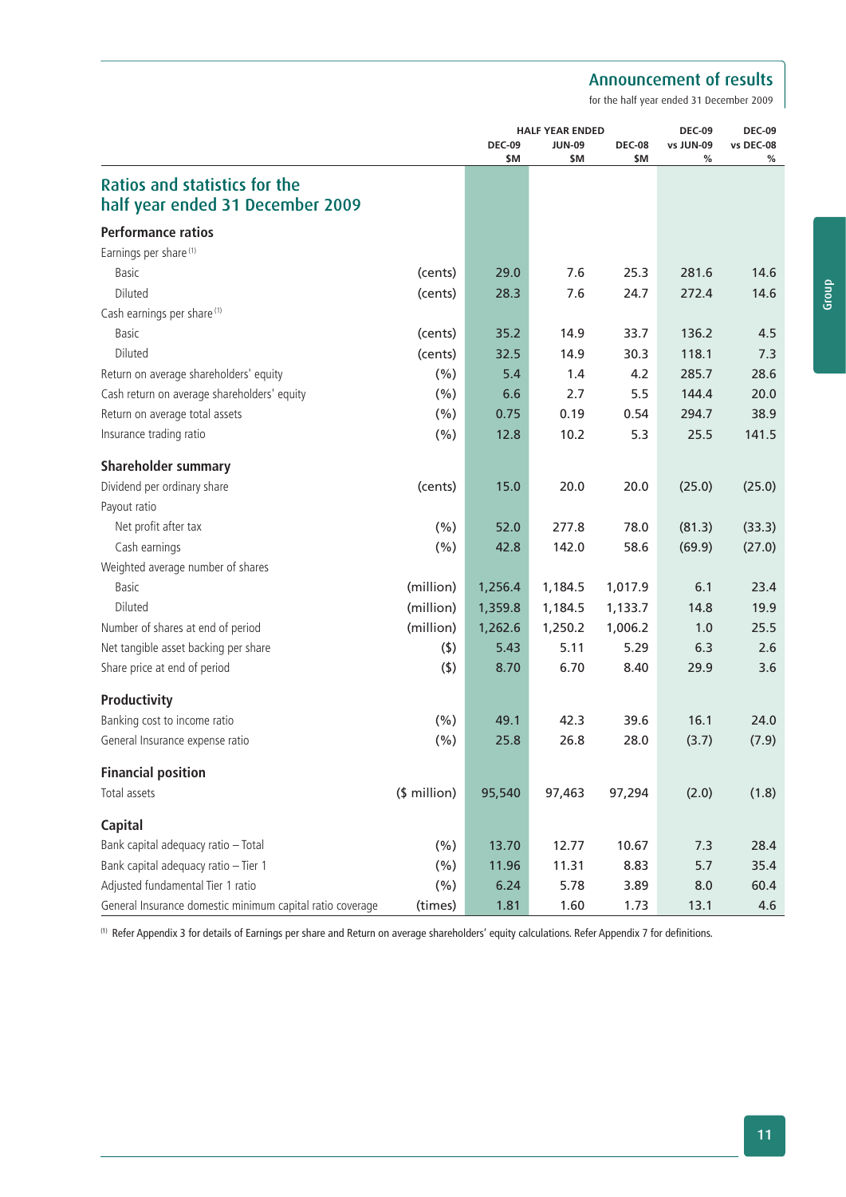# Announcement of results

for the half year ended 31 December 2009

## Ratios and statistics for the half year ended 31 December 2009

| | | HALF YEAR ENDED | | | DEC-09 | DEC-09 |
|---|---|---|---|---|---|---|
| | | DEC-09 | JUN-09 | DEC-08 | vs JUN-09 | vs DEC-08 |
| | | $M | $M | $M | % | % |
| **Performance ratios** | | | | | | |
| Earnings per share [(1)] | | | | | | |
| Basic | (cents) | 29.0 | 7.6 | 25.3 | 281.6 | 14.6 |
| Diluted | (cents) | 28.3 | 7.6 | 24.7 | 272.4 | 14.6 |
| Cash earnings per share [(1)] | | | | | | |
| Basic | (cents) | 35.2 | 14.9 | 33.7 | 136.2 | 4.5 |
| Diluted | (cents) | 32.5 | 14.9 | 30.3 | 118.1 | 7.3 |
| Return on average shareholders' equity | (%) | 5.4 | 1.4 | 4.2 | 285.7 | 28.6 |
| Cash return on average shareholders' equity | (%) | 6.6 | 2.7 | 5.5 | 144.4 | 20.0 |
| Return on average total assets | (%) | 0.75 | 0.19 | 0.54 | 294.7 | 38.9 |
| Insurance trading ratio | (%) | 12.8 | 10.2 | 5.3 | 25.5 | 141.5 |
| **Shareholder summary** | | | | | | |
| Dividend per ordinary share | (cents) | 15.0 | 20.0 | 20.0 | (25.0) | (25.0) |
| Payout ratio | | | | | | |
| Net profit after tax | (%) | 52.0 | 277.8 | 78.0 | (81.3) | (33.3) |
| Cash earnings | (%) | 42.8 | 142.0 | 58.6 | (69.9) | (27.0) |
| Weighted average number of shares | | | | | | |
| Basic | (million) | 1,256.4 | 1,184.5 | 1,017.9 | 6.1 | 23.4 |
| Diluted | (million) | 1,359.8 | 1,184.5 | 1,133.7 | 14.8 | 19.9 |
| Number of shares at end of period | (million) | 1,262.6 | 1,250.2 | 1,006.2 | 1.0 | 25.5 |
| Net tangible asset backing per share | ($) | 5.43 | 5.11 | 5.29 | 6.3 | 2.6 |
| Share price at end of period | ($) | 8.70 | 6.70 | 8.40 | 29.9 | 3.6 |
| **Productivity** | | | | | | |
| Banking cost to income ratio | (%) | 49.1 | 42.3 | 39.6 | 16.1 | 24.0 |
| General Insurance expense ratio | (%) | 25.8 | 26.8 | 28.0 | (3.7) | (7.9) |
| **Financial position** | | | | | | |
| Total assets | ($ million) | 95,540 | 97,463 | 97,294 | (2.0) | (1.8) |
| **Capital** | | | | | | |
| Bank capital adequacy ratio – Total | (%) | 13.70 | 12.77 | 10.67 | 7.3 | 28.4 |
| Bank capital adequacy ratio – Tier 1 | (%) | 11.96 | 11.31 | 8.83 | 5.7 | 35.4 |
| Adjusted fundamental Tier 1 ratio | (%) | 6.24 | 5.78 | 3.89 | 8.0 | 60.4 |
| General Insurance domestic minimum capital ratio coverage | (times) | 1.81 | 1.60 | 1.73 | 13.1 | 4.6 |

[(1)] Refer Appendix 3 for details of Earnings per share and Return on average shareholders' equity calculations. Refer Appendix 7 for definitions.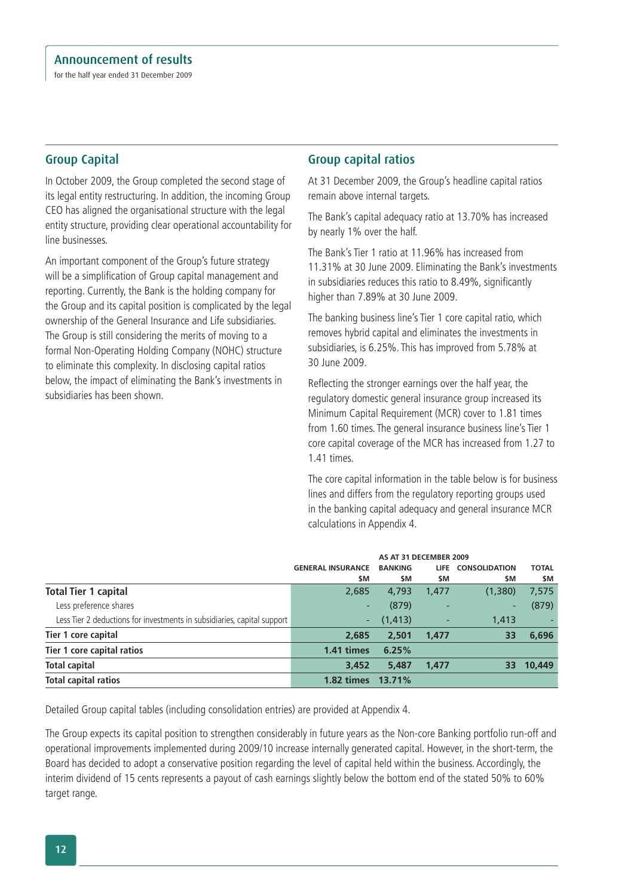## Group Capital

In October 2009, the Group completed the second stage of its legal entity restructuring. In addition, the incoming Group CEO has aligned the organisational structure with the legal entity structure, providing clear operational accountability for line businesses.

An important component of the Group's future strategy will be a simplification of Group capital management and reporting. Currently, the Bank is the holding company for the Group and its capital position is complicated by the legal ownership of the General Insurance and Life subsidiaries. The Group is still considering the merits of moving to a formal Non-Operating Holding Company (NOHC) structure to eliminate this complexity. In disclosing capital ratios below, the impact of eliminating the Bank's investments in subsidiaries has been shown.

## Group capital ratios

At 31 December 2009, the Group's headline capital ratios remain above internal targets.

The Bank's capital adequacy ratio at 13.70% has increased by nearly 1% over the half.

The Bank's Tier 1 ratio at 11.96% has increased from 11.31% at 30 June 2009. Eliminating the Bank's investments in subsidiaries reduces this ratio to 8.49%, significantly higher than 7.89% at 30 June 2009.

The banking business line's Tier 1 core capital ratio, which removes hybrid capital and eliminates the investments in subsidiaries, is 6.25%. This has improved from 5.78% at 30 June 2009.

Reflecting the stronger earnings over the half year, the regulatory domestic general insurance group increased its Minimum Capital Requirement (MCR) cover to 1.81 times from 1.60 times. The general insurance business line's Tier 1 core capital coverage of the MCR has increased from 1.27 to 1.41 times.

The core capital information in the table below is for business lines and differs from the regulatory reporting groups used in the banking capital adequacy and general insurance MCR calculations in Appendix 4.

| | AS AT 31 DECEMBER 2009 | | | | |
|---|---|---|---|---|---|
| | GENERAL INSURANCE $M | BANKING $M | LIFE $M | CONSOLIDATION $M | TOTAL $M |
| **Total Tier 1 capital** | 2,685 | 4,793 | 1,477 | (1,380) | 7,575 |
| Less preference shares | - | (879) | - | - | (879) |
| Less Tier 2 deductions for investments in subsidiaries, capital support | - | (1,413) | - | 1,413 | - |
| **Tier 1 core capital** | **2,685** | **2,501** | **1,477** | **33** | **6,696** |
| **Tier 1 core capital ratios** | **1.41 times** | **6.25%** | | | |
| **Total capital** | **3,452** | **5,487** | **1,477** | **33** | **10,449** |
| **Total capital ratios** | **1.82 times** | **13.71%** | | | |

Detailed Group capital tables (including consolidation entries) are provided at Appendix 4.

The Group expects its capital position to strengthen considerably in future years as the Non-core Banking portfolio run-off and operational improvements implemented during 2009/10 increase internally generated capital. However, in the short-term, the Board has decided to adopt a conservative position regarding the level of capital held within the business. Accordingly, the interim dividend of 15 cents represents a payout of cash earnings slightly below the bottom end of the stated 50% to 60% target range.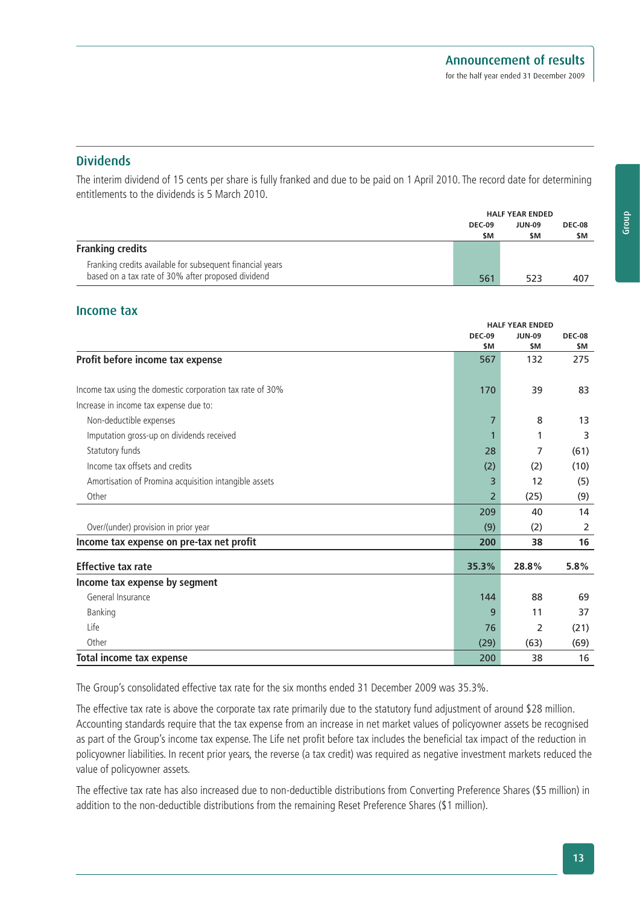## Dividends

The interim dividend of 15 cents per share is fully franked and due to be paid on 1 April 2010. The record date for determining entitlements to the dividends is 5 March 2010.

| | HALF YEAR ENDED | | |
|---|---|---|---|
| | DEC-09 $M | JUN-09 $M | DEC-08 $M |
| **Franking credits** | | | |
| Franking credits available for subsequent financial years based on a tax rate of 30% after proposed dividend | 561 | 523 | 407 |

## Income tax

| | HALF YEAR ENDED | | |
|---|---|---|---|
| | DEC-09 $M | JUN-09 $M | DEC-08 $M |
| **Profit before income tax expense** | 567 | 132 | 275 |
| Income tax using the domestic corporation tax rate of 30% | 170 | 39 | 83 |
| Increase in income tax expense due to: | | | |
| Non-deductible expenses | 7 | 8 | 13 |
| Imputation gross-up on dividends received | 1 | 1 | 3 |
| Statutory funds | 28 | 7 | (61) |
| Income tax offsets and credits | (2) | (2) | (10) |
| Amortisation of Promina acquisition intangible assets | 3 | 12 | (5) |
| Other | 2 | (25) | (9) |
| | 209 | 40 | 14 |
| Over/(under) provision in prior year | (9) | (2) | 2 |
| **Income tax expense on pre-tax net profit** | **200** | **38** | **16** |
| **Effective tax rate** | **35.3%** | **28.8%** | **5.8%** |
| **Income tax expense by segment** | | | |
| General Insurance | 144 | 88 | 69 |
| Banking | 9 | 11 | 37 |
| Life | 76 | 2 | (21) |
| Other | (29) | (63) | (69) |
| **Total income tax expense** | 200 | 38 | 16 |

The Group's consolidated effective tax rate for the six months ended 31 December 2009 was 35.3%.

The effective tax rate is above the corporate tax rate primarily due to the statutory fund adjustment of around $28 million. Accounting standards require that the tax expense from an increase in net market values of policyowner assets be recognised as part of the Group's income tax expense. The Life net profit before tax includes the beneficial tax impact of the reduction in policyowner liabilities. In recent prior years, the reverse (a tax credit) was required as negative investment markets reduced the value of policyowner assets.

The effective tax rate has also increased due to non-deductible distributions from Converting Preference Shares ($5 million) in addition to the non-deductible distributions from the remaining Reset Preference Shares ($1 million).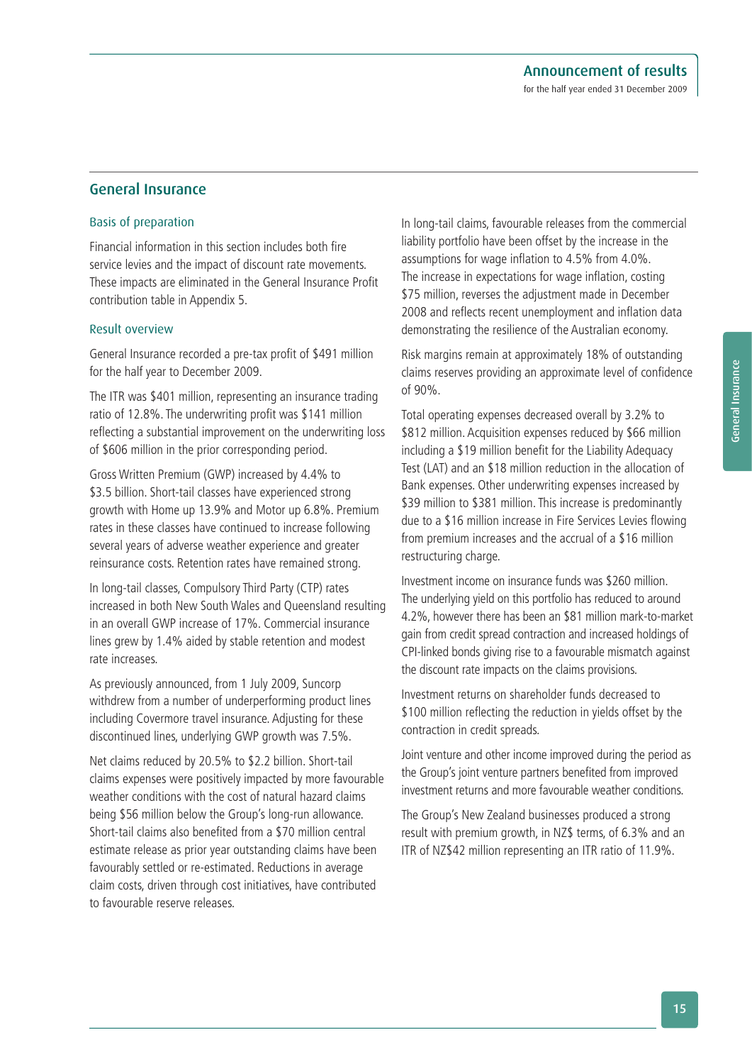## General Insurance

### Basis of preparation

Financial information in this section includes both fire service levies and the impact of discount rate movements. These impacts are eliminated in the General Insurance Profit contribution table in Appendix 5.

### Result overview

General Insurance recorded a pre-tax profit of $491 million for the half year to December 2009.

The ITR was $401 million, representing an insurance trading ratio of 12.8%. The underwriting profit was $141 million reflecting a substantial improvement on the underwriting loss of $606 million in the prior corresponding period.

Gross Written Premium (GWP) increased by 4.4% to $3.5 billion. Short-tail classes have experienced strong growth with Home up 13.9% and Motor up 6.8%. Premium rates in these classes have continued to increase following several years of adverse weather experience and greater reinsurance costs. Retention rates have remained strong.

In long-tail classes, Compulsory Third Party (CTP) rates increased in both New South Wales and Queensland resulting in an overall GWP increase of 17%. Commercial insurance lines grew by 1.4% aided by stable retention and modest rate increases.

As previously announced, from 1 July 2009, Suncorp withdrew from a number of underperforming product lines including Covermore travel insurance. Adjusting for these discontinued lines, underlying GWP growth was 7.5%.

Net claims reduced by 20.5% to $2.2 billion. Short-tail claims expenses were positively impacted by more favourable weather conditions with the cost of natural hazard claims being $56 million below the Group's long-run allowance. Short-tail claims also benefited from a $70 million central estimate release as prior year outstanding claims have been favourably settled or re-estimated. Reductions in average claim costs, driven through cost initiatives, have contributed to favourable reserve releases.

In long-tail claims, favourable releases from the commercial liability portfolio have been offset by the increase in the assumptions for wage inflation to 4.5% from 4.0%. The increase in expectations for wage inflation, costing $75 million, reverses the adjustment made in December 2008 and reflects recent unemployment and inflation data demonstrating the resilience of the Australian economy.

Risk margins remain at approximately 18% of outstanding claims reserves providing an approximate level of confidence of 90%.

Total operating expenses decreased overall by 3.2% to $812 million. Acquisition expenses reduced by $66 million including a $19 million benefit for the Liability Adequacy Test (LAT) and an $18 million reduction in the allocation of Bank expenses. Other underwriting expenses increased by $39 million to $381 million. This increase is predominantly due to a $16 million increase in Fire Services Levies flowing from premium increases and the accrual of a $16 million restructuring charge.

Investment income on insurance funds was $260 million. The underlying yield on this portfolio has reduced to around 4.2%, however there has been an $81 million mark-to-market gain from credit spread contraction and increased holdings of CPI-linked bonds giving rise to a favourable mismatch against the discount rate impacts on the claims provisions.

Investment returns on shareholder funds decreased to $100 million reflecting the reduction in yields offset by the contraction in credit spreads.

Joint venture and other income improved during the period as the Group's joint venture partners benefited from improved investment returns and more favourable weather conditions.

The Group's New Zealand businesses produced a strong result with premium growth, in NZ$ terms, of 6.3% and an ITR of NZ$42 million representing an ITR ratio of 11.9%.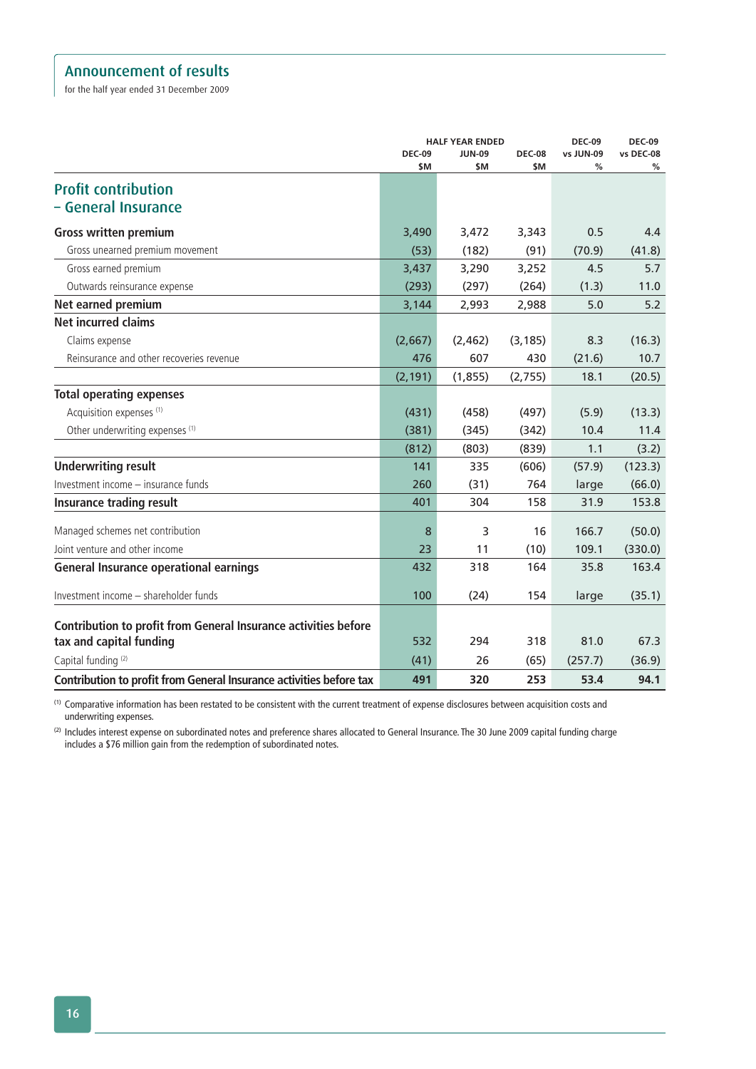## Announcement of results

for the half year ended 31 December 2009

| | HALF YEAR ENDED DEC-09 $M | JUN-09 $M | DEC-08 $M | DEC-09 vs JUN-09 % | DEC-09 vs DEC-08 % |
|---|---|---|---|---|---|
| **Profit contribution – General Insurance** | | | | | |
| **Gross written premium** | 3,490 | 3,472 | 3,343 | 0.5 | 4.4 |
| Gross unearned premium movement | (53) | (182) | (91) | (70.9) | (41.8) |
| Gross earned premium | 3,437 | 3,290 | 3,252 | 4.5 | 5.7 |
| Outwards reinsurance expense | (293) | (297) | (264) | (1.3) | 11.0 |
| **Net earned premium** | 3,144 | 2,993 | 2,988 | 5.0 | 5.2 |
| **Net incurred claims** | | | | | |
| Claims expense | (2,667) | (2,462) | (3,185) | 8.3 | (16.3) |
| Reinsurance and other recoveries revenue | 476 | 607 | 430 | (21.6) | 10.7 |
| | (2,191) | (1,855) | (2,755) | 18.1 | (20.5) |
| **Total operating expenses** | | | | | |
| Acquisition expenses [1] | (431) | (458) | (497) | (5.9) | (13.3) |
| Other underwriting expenses [1] | (381) | (345) | (342) | 10.4 | 11.4 |
| | (812) | (803) | (839) | 1.1 | (3.2) |
| **Underwriting result** | 141 | 335 | (606) | (57.9) | (123.3) |
| Investment income – insurance funds | 260 | (31) | 764 | large | (66.0) |
| **Insurance trading result** | 401 | 304 | 158 | 31.9 | 153.8 |
| Managed schemes net contribution | 8 | 3 | 16 | 166.7 | (50.0) |
| Joint venture and other income | 23 | 11 | (10) | 109.1 | (330.0) |
| **General Insurance operational earnings** | 432 | 318 | 164 | 35.8 | 163.4 |
| Investment income – shareholder funds | 100 | (24) | 154 | large | (35.1) |
| **Contribution to profit from General Insurance activities before tax and capital funding** | 532 | 294 | 318 | 81.0 | 67.3 |
| Capital funding [2] | (41) | 26 | (65) | (257.7) | (36.9) |
| **Contribution to profit from General Insurance activities before tax** | **491** | **320** | **253** | **53.4** | **94.1** |

[1] Comparative information has been restated to be consistent with the current treatment of expense disclosures between acquisition costs and underwriting expenses.

[2] Includes interest expense on subordinated notes and preference shares allocated to General Insurance. The 30 June 2009 capital funding charge includes a $76 million gain from the redemption of subordinated notes.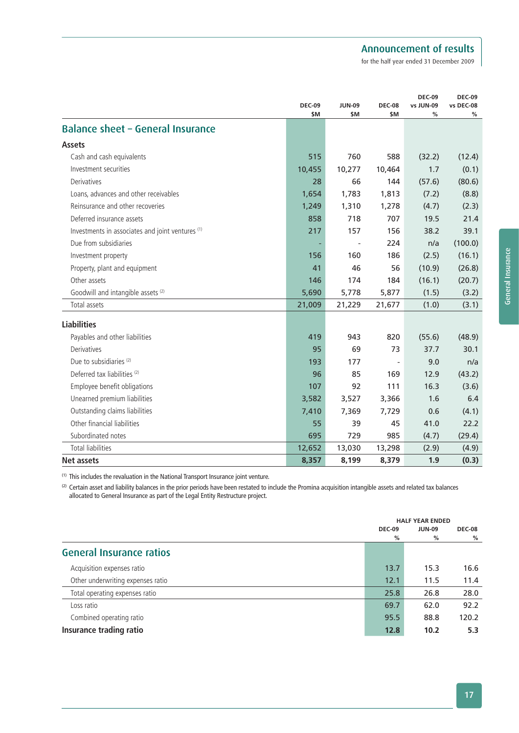## Balance sheet – General Insurance

| | DEC-09 $M | JUN-09 $M | DEC-08 $M | DEC-09 vs JUN-09 % | DEC-09 vs DEC-08 % |
|---|---|---|---|---|---|
| **Assets** | | | | | |
| Cash and cash equivalents | 515 | 760 | 588 | (32.2) | (12.4) |
| Investment securities | 10,455 | 10,277 | 10,464 | 1.7 | (0.1) |
| Derivatives | 28 | 66 | 144 | (57.6) | (80.6) |
| Loans, advances and other receivables | 1,654 | 1,783 | 1,813 | (7.2) | (8.8) |
| Reinsurance and other recoveries | 1,249 | 1,310 | 1,278 | (4.7) | (2.3) |
| Deferred insurance assets | 858 | 718 | 707 | 19.5 | 21.4 |
| Investments in associates and joint ventures [1] | 217 | 157 | 156 | 38.2 | 39.1 |
| Due from subsidiaries | - | - | 224 | n/a | (100.0) |
| Investment property | 156 | 160 | 186 | (2.5) | (16.1) |
| Property, plant and equipment | 41 | 46 | 56 | (10.9) | (26.8) |
| Other assets | 146 | 174 | 184 | (16.1) | (20.7) |
| Goodwill and intangible assets [2] | 5,690 | 5,778 | 5,877 | (1.5) | (3.2) |
| Total assets | 21,009 | 21,229 | 21,677 | (1.0) | (3.1) |
| **Liabilities** | | | | | |
| Payables and other liabilities | 419 | 943 | 820 | (55.6) | (48.9) |
| Derivatives | 95 | 69 | 73 | 37.7 | 30.1 |
| Due to subsidiaries [2] | 193 | 177 | - | 9.0 | n/a |
| Deferred tax liabilities [2] | 96 | 85 | 169 | 12.9 | (43.2) |
| Employee benefit obligations | 107 | 92 | 111 | 16.3 | (3.6) |
| Unearned premium liabilities | 3,582 | 3,527 | 3,366 | 1.6 | 6.4 |
| Outstanding claims liabilities | 7,410 | 7,369 | 7,729 | 0.6 | (4.1) |
| Other financial liabilities | 55 | 39 | 45 | 41.0 | 22.2 |
| Subordinated notes | 695 | 729 | 985 | (4.7) | (29.4) |
| Total liabilities | 12,652 | 13,030 | 13,298 | (2.9) | (4.9) |
| **Net assets** | **8,357** | **8,199** | **8,379** | **1.9** | **(0.3)** |

[1] This includes the revaluation in the National Transport Insurance joint venture.

[2] Certain asset and liability balances in the prior periods have been restated to include the Promina acquisition intangible assets and related tax balances allocated to General Insurance as part of the Legal Entity Restructure project.

## General Insurance ratios

| | HALF YEAR ENDED | | |
|---|---|---|---|
| | DEC-09 % | JUN-09 % | DEC-08 % |
| Acquisition expenses ratio | 13.7 | 15.3 | 16.6 |
| Other underwriting expenses ratio | 12.1 | 11.5 | 11.4 |
| Total operating expenses ratio | 25.8 | 26.8 | 28.0 |
| Loss ratio | 69.7 | 62.0 | 92.2 |
| Combined operating ratio | 95.5 | 88.8 | 120.2 |
| **Insurance trading ratio** | **12.8** | **10.2** | **5.3** |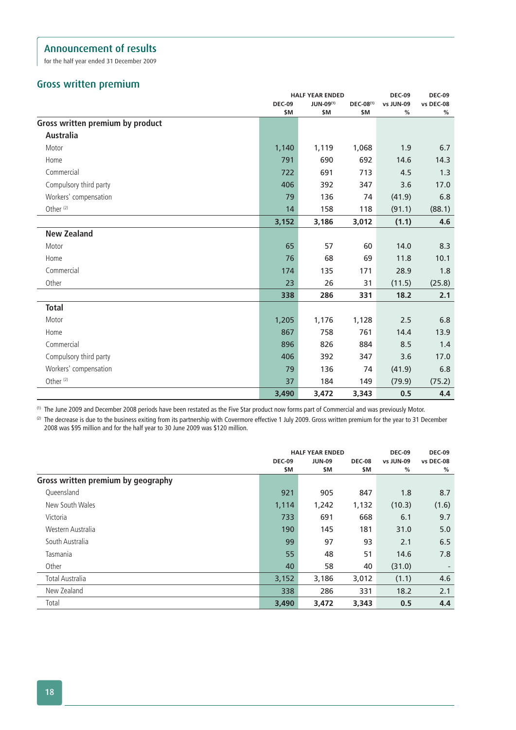## Announcement of results

for the half year ended 31 December 2009

## Gross written premium

| | HALF YEAR ENDED | | | DEC-09 | DEC-09 |
|---|---|---|---|---|---|
| | DEC-09 $M | JUN-09[1] $M | DEC-08[1] $M | vs JUN-09 % | vs DEC-08 % |
| **Gross written premium by product** | | | | | |
| **Australia** | | | | | |
| Motor | 1,140 | 1,119 | 1,068 | 1.9 | 6.7 |
| Home | 791 | 690 | 692 | 14.6 | 14.3 |
| Commercial | 722 | 691 | 713 | 4.5 | 1.3 |
| Compulsory third party | 406 | 392 | 347 | 3.6 | 17.0 |
| Workers' compensation | 79 | 136 | 74 | (41.9) | 6.8 |
| Other [2] | 14 | 158 | 118 | (91.1) | (88.1) |
| | **3,152** | **3,186** | **3,012** | **(1.1)** | **4.6** |
| **New Zealand** | | | | | |
| Motor | 65 | 57 | 60 | 14.0 | 8.3 |
| Home | 76 | 68 | 69 | 11.8 | 10.1 |
| Commercial | 174 | 135 | 171 | 28.9 | 1.8 |
| Other | 23 | 26 | 31 | (11.5) | (25.8) |
| | **338** | **286** | **331** | **18.2** | **2.1** |
| **Total** | | | | | |
| Motor | 1,205 | 1,176 | 1,128 | 2.5 | 6.8 |
| Home | 867 | 758 | 761 | 14.4 | 13.9 |
| Commercial | 896 | 826 | 884 | 8.5 | 1.4 |
| Compulsory third party | 406 | 392 | 347 | 3.6 | 17.0 |
| Workers' compensation | 79 | 136 | 74 | (41.9) | 6.8 |
| Other [2] | 37 | 184 | 149 | (79.9) | (75.2) |
| | **3,490** | **3,472** | **3,343** | **0.5** | **4.4** |

[1] The June 2009 and December 2008 periods have been restated as the Five Star product now forms part of Commercial and was previously Motor.

[2] The decrease is due to the business exiting from its partnership with Covermore effective 1 July 2009. Gross written premium for the year to 31 December 2008 was $95 million and for the half year to 30 June 2009 was $120 million.

| | HALF YEAR ENDED | | | DEC-09 | DEC-09 |
|---|---|---|---|---|---|
| | DEC-09 $M | JUN-09 $M | DEC-08 $M | vs JUN-09 % | vs DEC-08 % |
| **Gross written premium by geography** | | | | | |
| Queensland | 921 | 905 | 847 | 1.8 | 8.7 |
| New South Wales | 1,114 | 1,242 | 1,132 | (10.3) | (1.6) |
| Victoria | 733 | 691 | 668 | 6.1 | 9.7 |
| Western Australia | 190 | 145 | 181 | 31.0 | 5.0 |
| South Australia | 99 | 97 | 93 | 2.1 | 6.5 |
| Tasmania | 55 | 48 | 51 | 14.6 | 7.8 |
| Other | 40 | 58 | 40 | (31.0) | - |
| Total Australia | 3,152 | 3,186 | 3,012 | (1.1) | 4.6 |
| New Zealand | 338 | 286 | 331 | 18.2 | 2.1 |
| Total | **3,490** | **3,472** | **3,343** | **0.5** | **4.4** |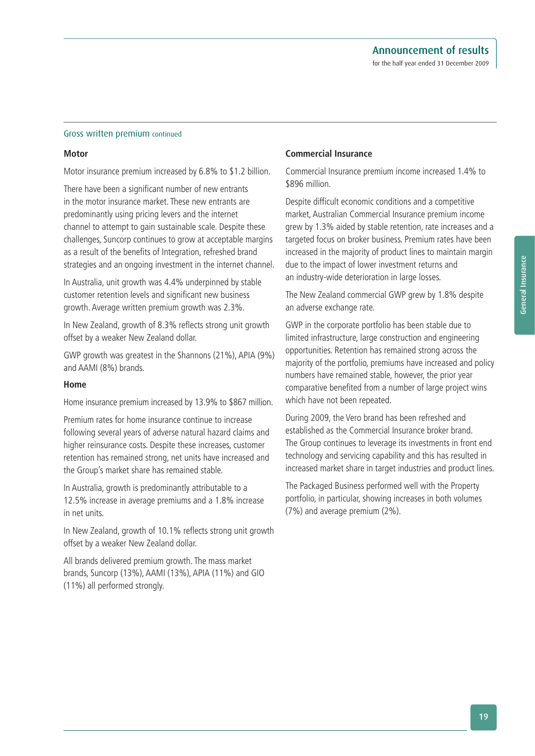## Gross written premium continued

### Motor

Motor insurance premium increased by 6.8% to $1.2 billion.

There have been a significant number of new entrants in the motor insurance market. These new entrants are predominantly using pricing levers and the internet channel to attempt to gain sustainable scale. Despite these challenges, Suncorp continues to grow at acceptable margins as a result of the benefits of Integration, refreshed brand strategies and an ongoing investment in the internet channel.

In Australia, unit growth was 4.4% underpinned by stable customer retention levels and significant new business growth. Average written premium growth was 2.3%.

In New Zealand, growth of 8.3% reflects strong unit growth offset by a weaker New Zealand dollar.

GWP growth was greatest in the Shannons (21%), APIA (9%) and AAMI (8%) brands.

### Home

Home insurance premium increased by 13.9% to $867 million.

Premium rates for home insurance continue to increase following several years of adverse natural hazard claims and higher reinsurance costs. Despite these increases, customer retention has remained strong, net units have increased and the Group's market share has remained stable.

In Australia, growth is predominantly attributable to a 12.5% increase in average premiums and a 1.8% increase in net units.

In New Zealand, growth of 10.1% reflects strong unit growth offset by a weaker New Zealand dollar.

All brands delivered premium growth. The mass market brands, Suncorp (13%), AAMI (13%), APIA (11%) and GIO (11%) all performed strongly.

### Commercial Insurance

Commercial Insurance premium income increased 1.4% to $896 million.

Despite difficult economic conditions and a competitive market, Australian Commercial Insurance premium income grew by 1.3% aided by stable retention, rate increases and a targeted focus on broker business. Premium rates have been increased in the majority of product lines to maintain margin due to the impact of lower investment returns and an industry-wide deterioration in large losses.

The New Zealand commercial GWP grew by 1.8% despite an adverse exchange rate.

GWP in the corporate portfolio has been stable due to limited infrastructure, large construction and engineering opportunities. Retention has remained strong across the majority of the portfolio, premiums have increased and policy numbers have remained stable, however, the prior year comparative benefited from a number of large project wins which have not been repeated.

During 2009, the Vero brand has been refreshed and established as the Commercial Insurance broker brand. The Group continues to leverage its investments in front end technology and servicing capability and this has resulted in increased market share in target industries and product lines.

The Packaged Business performed well with the Property portfolio, in particular, showing increases in both volumes (7%) and average premium (2%).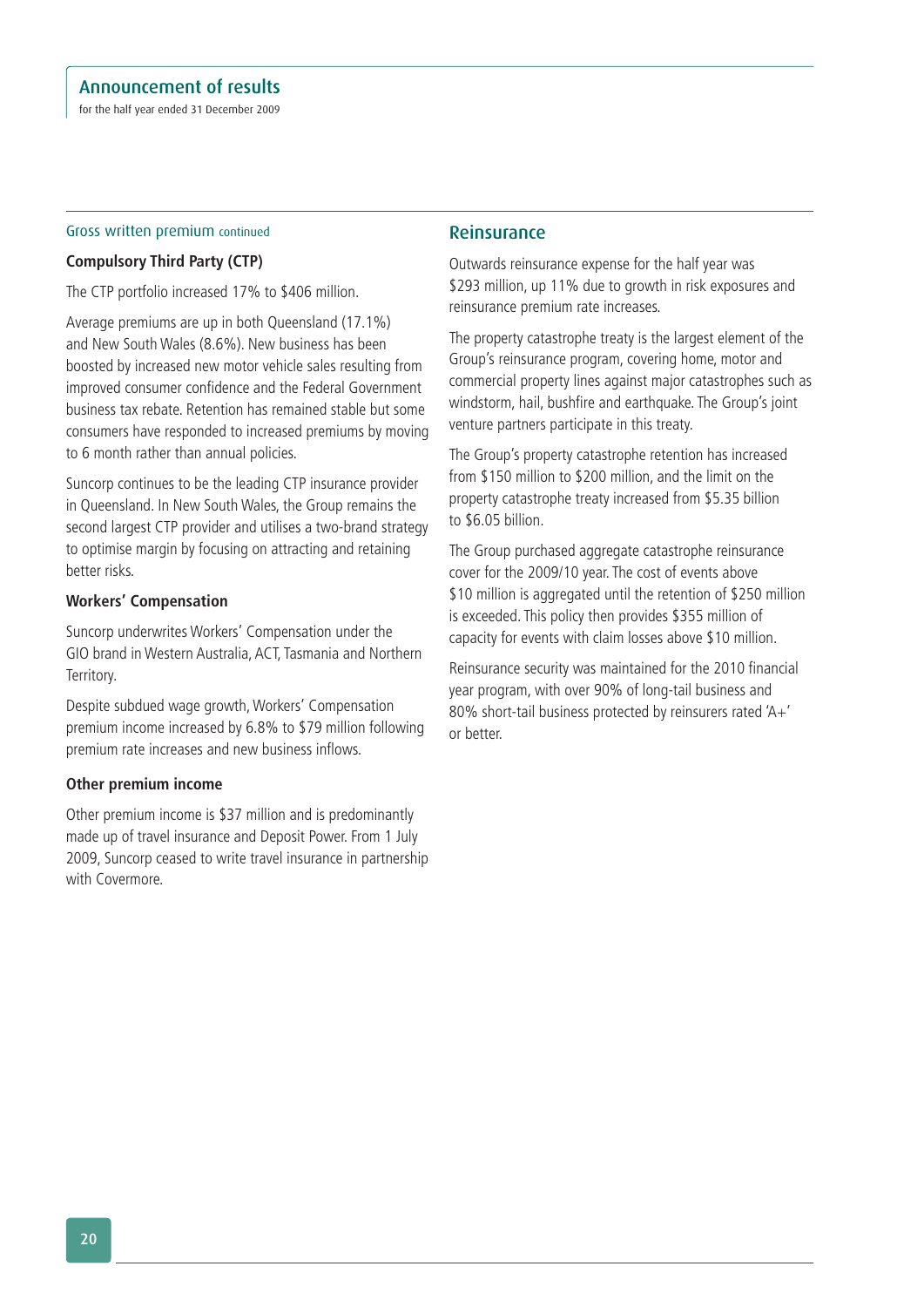## Gross written premium continued

### Compulsory Third Party (CTP)

The CTP portfolio increased 17% to $406 million.

Average premiums are up in both Queensland (17.1%) and New South Wales (8.6%). New business has been boosted by increased new motor vehicle sales resulting from improved consumer confidence and the Federal Government business tax rebate. Retention has remained stable but some consumers have responded to increased premiums by moving to 6 month rather than annual policies.

Suncorp continues to be the leading CTP insurance provider in Queensland. In New South Wales, the Group remains the second largest CTP provider and utilises a two-brand strategy to optimise margin by focusing on attracting and retaining better risks.

### Workers' Compensation

Suncorp underwrites Workers' Compensation under the GIO brand in Western Australia, ACT, Tasmania and Northern Territory.

Despite subdued wage growth, Workers' Compensation premium income increased by 6.8% to $79 million following premium rate increases and new business inflows.

### Other premium income

Other premium income is $37 million and is predominantly made up of travel insurance and Deposit Power. From 1 July 2009, Suncorp ceased to write travel insurance in partnership with Covermore.

## Reinsurance

Outwards reinsurance expense for the half year was $293 million, up 11% due to growth in risk exposures and reinsurance premium rate increases.

The property catastrophe treaty is the largest element of the Group's reinsurance program, covering home, motor and commercial property lines against major catastrophes such as windstorm, hail, bushfire and earthquake. The Group's joint venture partners participate in this treaty.

The Group's property catastrophe retention has increased from $150 million to $200 million, and the limit on the property catastrophe treaty increased from $5.35 billion to $6.05 billion.

The Group purchased aggregate catastrophe reinsurance cover for the 2009/10 year. The cost of events above $10 million is aggregated until the retention of $250 million is exceeded. This policy then provides $355 million of capacity for events with claim losses above $10 million.

Reinsurance security was maintained for the 2010 financial year program, with over 90% of long-tail business and 80% short-tail business protected by reinsurers rated 'A+' or better.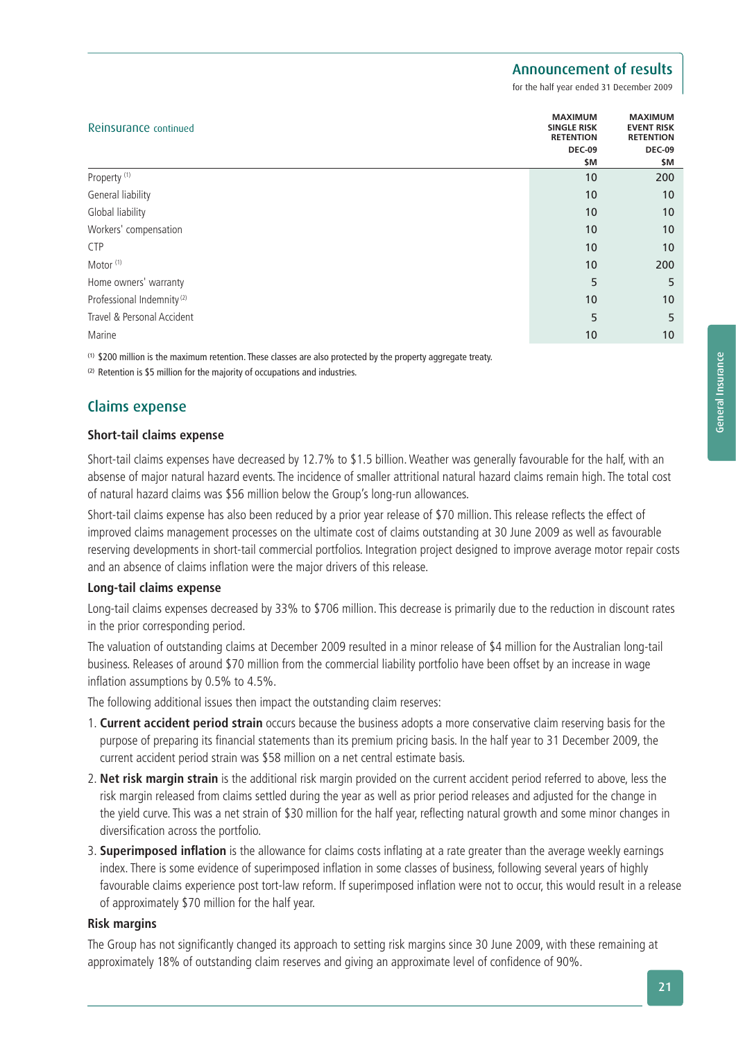## Reinsurance continued

| | MAXIMUM SINGLE RISK RETENTION DEC-09 $M | MAXIMUM EVENT RISK RETENTION DEC-09 $M |
|---|---|---|
| Property [1] | 10 | 200 |
| General liability | 10 | 10 |
| Global liability | 10 | 10 |
| Workers' compensation | 10 | 10 |
| CTP | 10 | 10 |
| Motor [1] | 10 | 200 |
| Home owners' warranty | 5 | 5 |
| Professional Indemnity [2] | 10 | 10 |
| Travel & Personal Accident | 5 | 5 |
| Marine | 10 | 10 |

[1] $200 million is the maximum retention. These classes are also protected by the property aggregate treaty.

[2] Retention is $5 million for the majority of occupations and industries.

## Claims expense

### Short-tail claims expense

Short-tail claims expenses have decreased by 12.7% to $1.5 billion. Weather was generally favourable for the half, with an absense of major natural hazard events. The incidence of smaller attritional natural hazard claims remain high. The total cost of natural hazard claims was $56 million below the Group's long-run allowances.

Short-tail claims expense has also been reduced by a prior year release of $70 million. This release reflects the effect of improved claims management processes on the ultimate cost of claims outstanding at 30 June 2009 as well as favourable reserving developments in short-tail commercial portfolios. Integration project designed to improve average motor repair costs and an absence of claims inflation were the major drivers of this release.

### Long-tail claims expense

Long-tail claims expenses decreased by 33% to $706 million. This decrease is primarily due to the reduction in discount rates in the prior corresponding period.

The valuation of outstanding claims at December 2009 resulted in a minor release of $4 million for the Australian long-tail business. Releases of around $70 million from the commercial liability portfolio have been offset by an increase in wage inflation assumptions by 0.5% to 4.5%.

The following additional issues then impact the outstanding claim reserves:

1. **Current accident period strain** occurs because the business adopts a more conservative claim reserving basis for the purpose of preparing its financial statements than its premium pricing basis. In the half year to 31 December 2009, the current accident period strain was $58 million on a net central estimate basis.
2. **Net risk margin strain** is the additional risk margin provided on the current accident period referred to above, less the risk margin released from claims settled during the year as well as prior period releases and adjusted for the change in the yield curve. This was a net strain of $30 million for the half year, reflecting natural growth and some minor changes in diversification across the portfolio.
3. **Superimposed inflation** is the allowance for claims costs inflating at a rate greater than the average weekly earnings index. There is some evidence of superimposed inflation in some classes of business, following several years of highly favourable claims experience post tort-law reform. If superimposed inflation were not to occur, this would result in a release of approximately $70 million for the half year.

### Risk margins

The Group has not significantly changed its approach to setting risk margins since 30 June 2009, with these remaining at approximately 18% of outstanding claim reserves and giving an approximate level of confidence of 90%.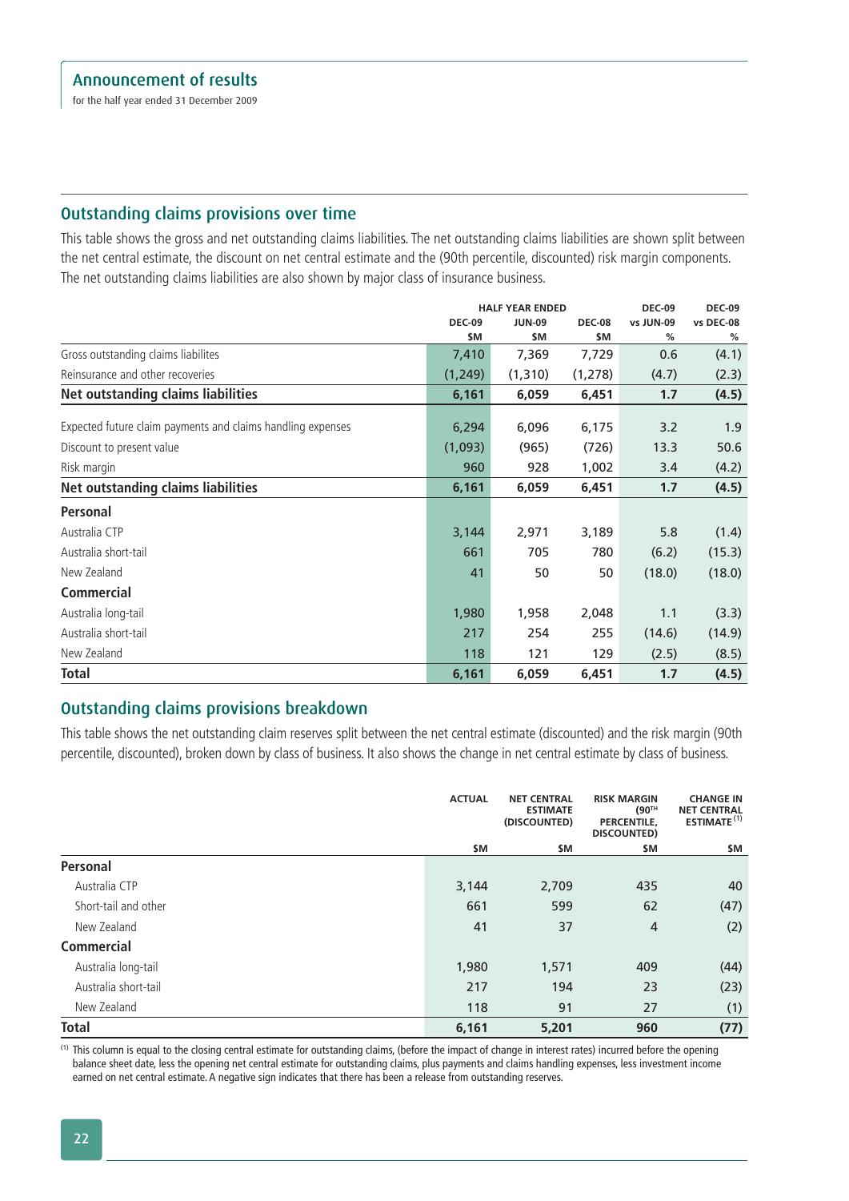## Outstanding claims provisions over time

This table shows the gross and net outstanding claims liabilities. The net outstanding claims liabilities are shown split between the net central estimate, the discount on net central estimate and the (90th percentile, discounted) risk margin components. The net outstanding claims liabilities are also shown by major class of insurance business.

| | HALF YEAR ENDED | | | DEC-09 | DEC-09 |
|---|---|---|---|---|---|
| | DEC-09 | JUN-09 | DEC-08 | vs JUN-09 | vs DEC-08 |
| | $M | $M | $M | % | % |
| Gross outstanding claims liabilites | 7,410 | 7,369 | 7,729 | 0.6 | (4.1) |
| Reinsurance and other recoveries | (1,249) | (1,310) | (1,278) | (4.7) | (2.3) |
| **Net outstanding claims liabilities** | **6,161** | **6,059** | **6,451** | **1.7** | **(4.5)** |
| Expected future claim payments and claims handling expenses | 6,294 | 6,096 | 6,175 | 3.2 | 1.9 |
| Discount to present value | (1,093) | (965) | (726) | 13.3 | 50.6 |
| Risk margin | 960 | 928 | 1,002 | 3.4 | (4.2) |
| **Net outstanding claims liabilities** | **6,161** | **6,059** | **6,451** | **1.7** | **(4.5)** |
| **Personal** | | | | | |
| Australia CTP | 3,144 | 2,971 | 3,189 | 5.8 | (1.4) |
| Australia short-tail | 661 | 705 | 780 | (6.2) | (15.3) |
| New Zealand | 41 | 50 | 50 | (18.0) | (18.0) |
| **Commercial** | | | | | |
| Australia long-tail | 1,980 | 1,958 | 2,048 | 1.1 | (3.3) |
| Australia short-tail | 217 | 254 | 255 | (14.6) | (14.9) |
| New Zealand | 118 | 121 | 129 | (2.5) | (8.5) |
| **Total** | **6,161** | **6,059** | **6,451** | **1.7** | **(4.5)** |

## Outstanding claims provisions breakdown

This table shows the net outstanding claim reserves split between the net central estimate (discounted) and the risk margin (90th percentile, discounted), broken down by class of business. It also shows the change in net central estimate by class of business.

| | ACTUAL | NET CENTRAL ESTIMATE (DISCOUNTED) | RISK MARGIN (90TH PERCENTILE, DISCOUNTED) | CHANGE IN NET CENTRAL ESTIMATE[1] |
|---|---|---|---|---|
| | $M | $M | $M | $M |
| **Personal** | | | | |
| Australia CTP | 3,144 | 2,709 | 435 | 40 |
| Short-tail and other | 661 | 599 | 62 | (47) |
| New Zealand | 41 | 37 | 4 | (2) |
| **Commercial** | | | | |
| Australia long-tail | 1,980 | 1,571 | 409 | (44) |
| Australia short-tail | 217 | 194 | 23 | (23) |
| New Zealand | 118 | 91 | 27 | (1) |
| **Total** | **6,161** | **5,201** | **960** | **(77)** |

[1] This column is equal to the closing central estimate for outstanding claims, (before the impact of change in interest rates) incurred before the opening balance sheet date, less the opening net central estimate for outstanding claims, plus payments and claims handling expenses, less investment income earned on net central estimate. A negative sign indicates that there has been a release from outstanding reserves.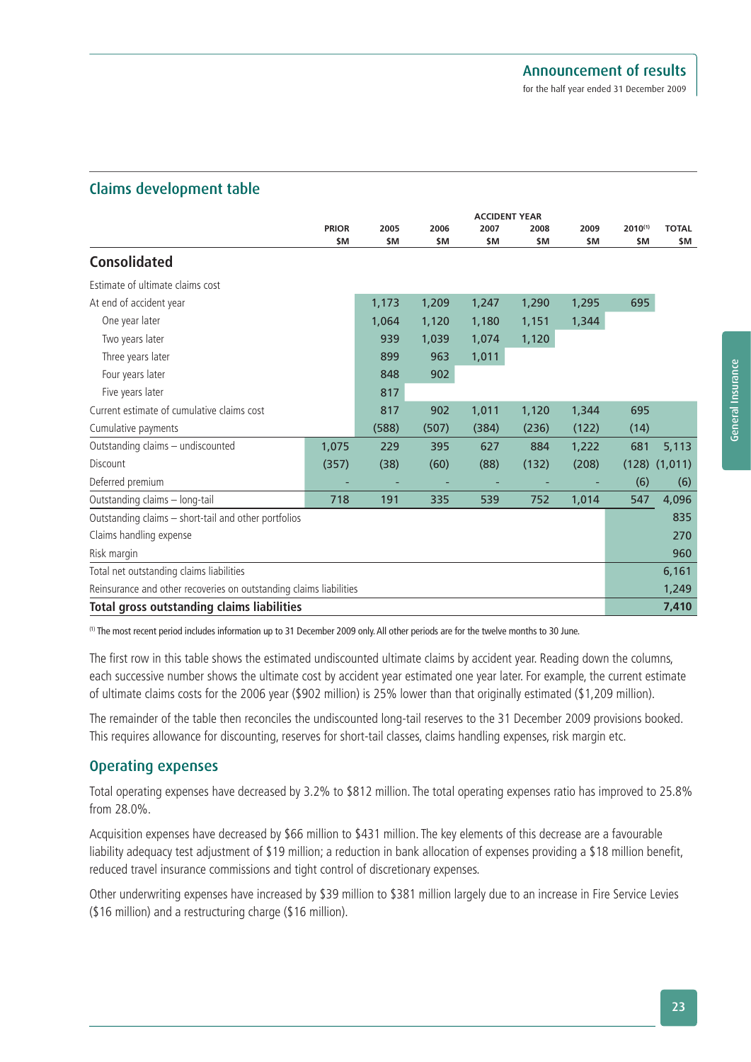## Claims development table

| | ACCIDENT YEAR | | | | | | | |
|---|---|---|---|---|---|---|---|---|
| | PRIOR $M | 2005 $M | 2006 $M | 2007 $M | 2008 $M | 2009 $M | 2010[1] $M | TOTAL $M |
| **Consolidated** | | | | | | | | |
| Estimate of ultimate claims cost | | | | | | | | |
| At end of accident year | | 1,173 | 1,209 | 1,247 | 1,290 | 1,295 | 695 | |
| One year later | | 1,064 | 1,120 | 1,180 | 1,151 | 1,344 | | |
| Two years later | | 939 | 1,039 | 1,074 | 1,120 | | | |
| Three years later | | 899 | 963 | 1,011 | | | | |
| Four years later | | 848 | 902 | | | | | |
| Five years later | | 817 | | | | | | |
| Current estimate of cumulative claims cost | | 817 | 902 | 1,011 | 1,120 | 1,344 | 695 | |
| Cumulative payments | | (588) | (507) | (384) | (236) | (122) | (14) | |
| Outstanding claims – undiscounted | 1,075 | 229 | 395 | 627 | 884 | 1,222 | 681 | 5,113 |
| Discount | (357) | (38) | (60) | (88) | (132) | (208) | (128) | (1,011) |
| Deferred premium | - | - | - | - | - | - | (6) | (6) |
| Outstanding claims – long-tail | 718 | 191 | 335 | 539 | 752 | 1,014 | 547 | 4,096 |
| Outstanding claims – short-tail and other portfolios | | | | | | | | 835 |
| Claims handling expense | | | | | | | | 270 |
| Risk margin | | | | | | | | 960 |
| Total net outstanding claims liabilities | | | | | | | | 6,161 |
| Reinsurance and other recoveries on outstanding claims liabilities | | | | | | | | 1,249 |
| **Total gross outstanding claims liabilities** | | | | | | | | **7,410** |

[1] The most recent period includes information up to 31 December 2009 only. All other periods are for the twelve months to 30 June.

The first row in this table shows the estimated undiscounted ultimate claims by accident year. Reading down the columns, each successive number shows the ultimate cost by accident year estimated one year later. For example, the current estimate of ultimate claims costs for the 2006 year ($902 million) is 25% lower than that originally estimated ($1,209 million).

The remainder of the table then reconciles the undiscounted long-tail reserves to the 31 December 2009 provisions booked. This requires allowance for discounting, reserves for short-tail classes, claims handling expenses, risk margin etc.

## Operating expenses

Total operating expenses have decreased by 3.2% to $812 million. The total operating expenses ratio has improved to 25.8% from 28.0%.

Acquisition expenses have decreased by $66 million to $431 million. The key elements of this decrease are a favourable liability adequacy test adjustment of $19 million; a reduction in bank allocation of expenses providing a $18 million benefit, reduced travel insurance commissions and tight control of discretionary expenses.

Other underwriting expenses have increased by $39 million to $381 million largely due to an increase in Fire Service Levies ($16 million) and a restructuring charge ($16 million).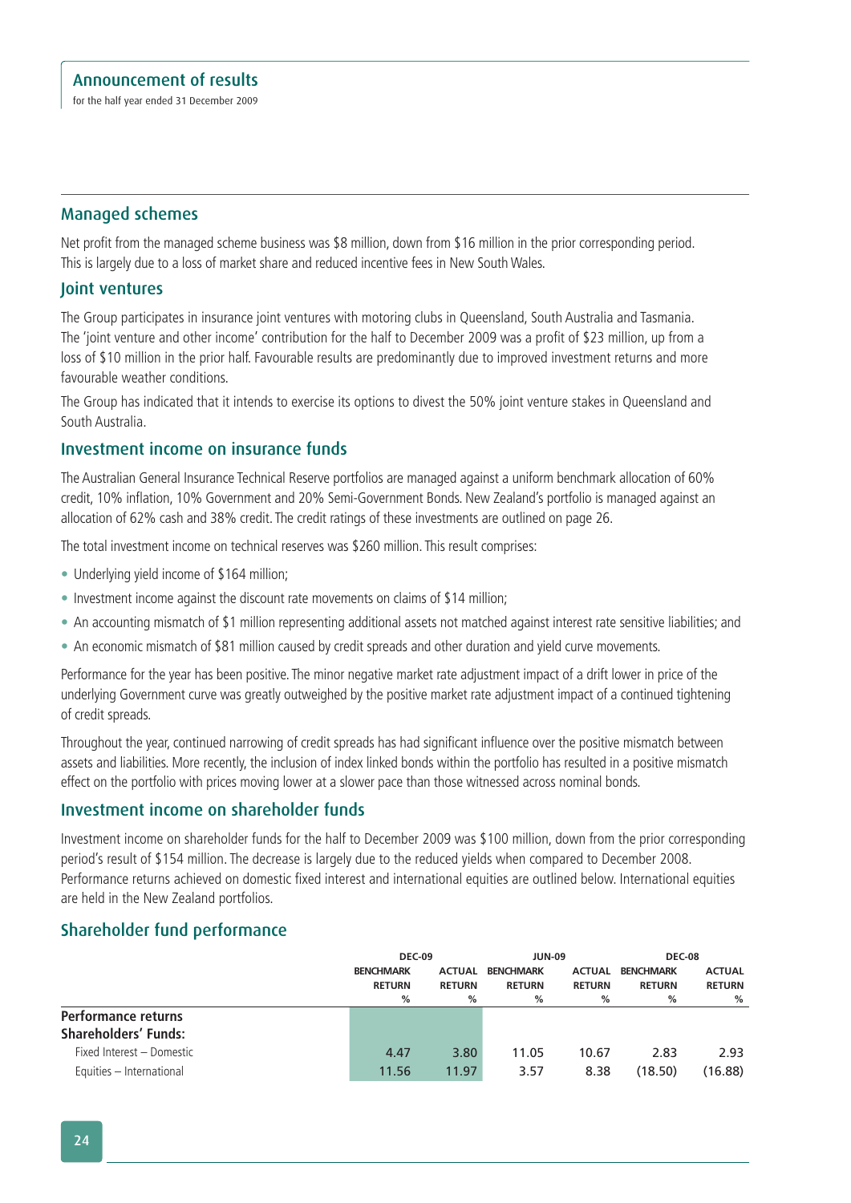## Managed schemes

Net profit from the managed scheme business was $8 million, down from $16 million in the prior corresponding period. This is largely due to a loss of market share and reduced incentive fees in New South Wales.

## Joint ventures

The Group participates in insurance joint ventures with motoring clubs in Queensland, South Australia and Tasmania. The 'joint venture and other income' contribution for the half to December 2009 was a profit of $23 million, up from a loss of $10 million in the prior half. Favourable results are predominantly due to improved investment returns and more favourable weather conditions.

The Group has indicated that it intends to exercise its options to divest the 50% joint venture stakes in Queensland and South Australia.

## Investment income on insurance funds

The Australian General Insurance Technical Reserve portfolios are managed against a uniform benchmark allocation of 60% credit, 10% inflation, 10% Government and 20% Semi-Government Bonds. New Zealand's portfolio is managed against an allocation of 62% cash and 38% credit. The credit ratings of these investments are outlined on page 26.

The total investment income on technical reserves was $260 million. This result comprises:

- Underlying yield income of $164 million;
- Investment income against the discount rate movements on claims of $14 million;
- An accounting mismatch of $1 million representing additional assets not matched against interest rate sensitive liabilities; and
- An economic mismatch of $81 million caused by credit spreads and other duration and yield curve movements.

Performance for the year has been positive. The minor negative market rate adjustment impact of a drift lower in price of the underlying Government curve was greatly outweighed by the positive market rate adjustment impact of a continued tightening of credit spreads.

Throughout the year, continued narrowing of credit spreads has had significant influence over the positive mismatch between assets and liabilities. More recently, the inclusion of index linked bonds within the portfolio has resulted in a positive mismatch effect on the portfolio with prices moving lower at a slower pace than those witnessed across nominal bonds.

## Investment income on shareholder funds

Investment income on shareholder funds for the half to December 2009 was $100 million, down from the prior corresponding period's result of $154 million. The decrease is largely due to the reduced yields when compared to December 2008. Performance returns achieved on domestic fixed interest and international equities are outlined below. International equities are held in the New Zealand portfolios.

## Shareholder fund performance

| | DEC-09 | | JUN-09 | | DEC-08 | |
|---|---|---|---|---|---|---|
| | BENCHMARK RETURN % | ACTUAL RETURN % | BENCHMARK RETURN % | ACTUAL RETURN % | BENCHMARK RETURN % | ACTUAL RETURN % |
| **Performance returns Shareholders' Funds:** | | | | | | |
| Fixed Interest – Domestic | 4.47 | 3.80 | 11.05 | 10.67 | 2.83 | 2.93 |
| Equities – International | 11.56 | 11.97 | 3.57 | 8.38 | (18.50) | (16.88) |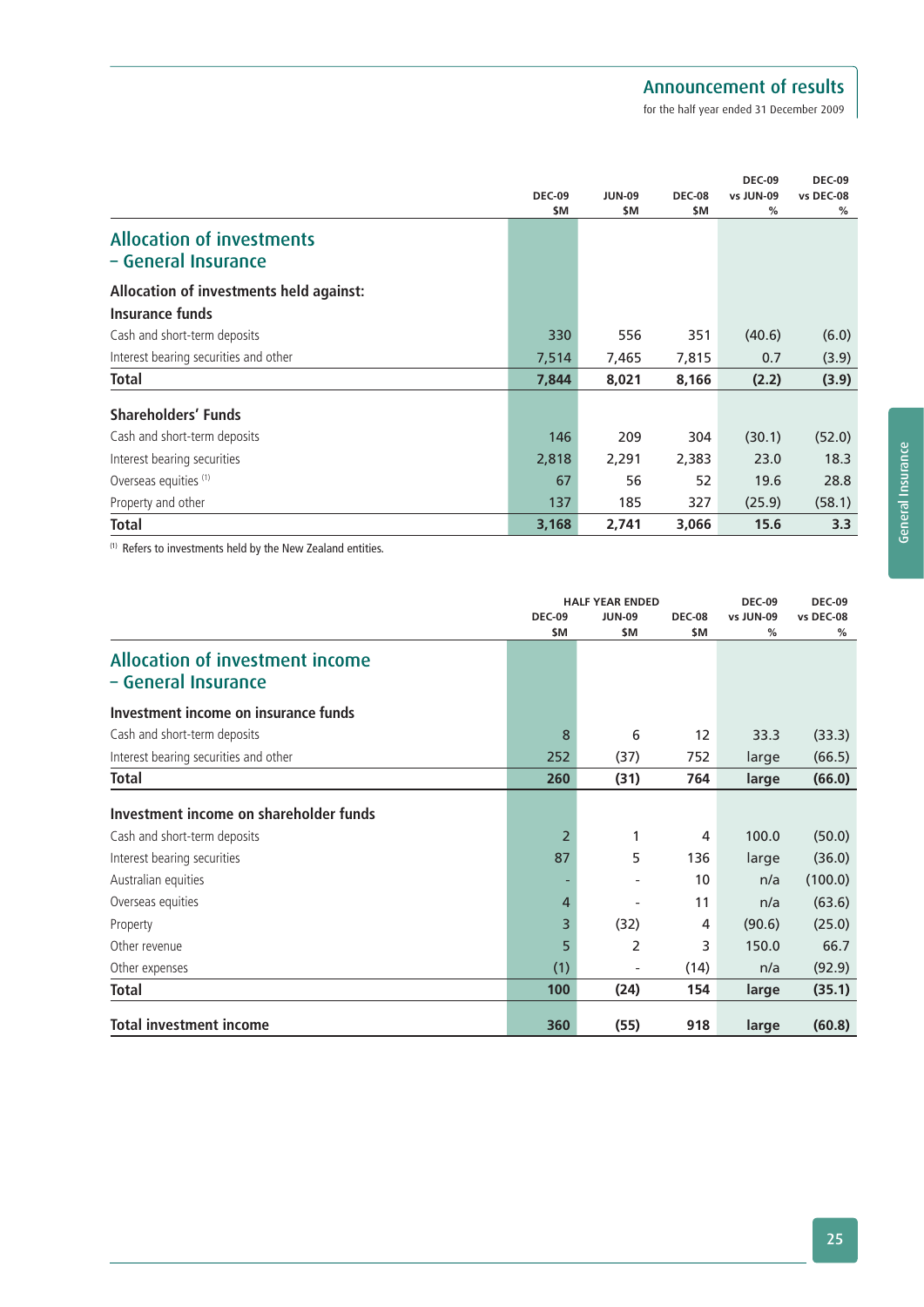## Allocation of investments – General Insurance

| | DEC-09 $M | JUN-09 $M | DEC-08 $M | DEC-09 vs JUN-09 % | DEC-09 vs DEC-08 % |
|---|---|---|---|---|---|
| **Allocation of investments held against:** | | | | | |
| **Insurance funds** | | | | | |
| Cash and short-term deposits | 330 | 556 | 351 | (40.6) | (6.0) |
| Interest bearing securities and other | 7,514 | 7,465 | 7,815 | 0.7 | (3.9) |
| **Total** | **7,844** | **8,021** | **8,166** | **(2.2)** | **(3.9)** |
| **Shareholders' Funds** | | | | | |
| Cash and short-term deposits | 146 | 209 | 304 | (30.1) | (52.0) |
| Interest bearing securities | 2,818 | 2,291 | 2,383 | 23.0 | 18.3 |
| Overseas equities [1] | 67 | 56 | 52 | 19.6 | 28.8 |
| Property and other | 137 | 185 | 327 | (25.9) | (58.1) |
| **Total** | **3,168** | **2,741** | **3,066** | **15.6** | **3.3** |

[1] Refers to investments held by the New Zealand entities.

## Allocation of investment income – General Insurance

| | HALF YEAR ENDED | | | | |
|---|---|---|---|---|---|
| | DEC-09 $M | JUN-09 $M | DEC-08 $M | DEC-09 vs JUN-09 % | DEC-09 vs DEC-08 % |
| **Investment income on insurance funds** | | | | | |
| Cash and short-term deposits | 8 | 6 | 12 | 33.3 | (33.3) |
| Interest bearing securities and other | 252 | (37) | 752 | large | (66.5) |
| **Total** | **260** | **(31)** | **764** | **large** | **(66.0)** |
| **Investment income on shareholder funds** | | | | | |
| Cash and short-term deposits | 2 | 1 | 4 | 100.0 | (50.0) |
| Interest bearing securities | 87 | 5 | 136 | large | (36.0) |
| Australian equities | - | - | 10 | n/a | (100.0) |
| Overseas equities | 4 | - | 11 | n/a | (63.6) |
| Property | 3 | (32) | 4 | (90.6) | (25.0) |
| Other revenue | 5 | 2 | 3 | 150.0 | 66.7 |
| Other expenses | (1) | - | (14) | n/a | (92.9) |
| **Total** | **100** | **(24)** | **154** | **large** | **(35.1)** |
| **Total investment income** | **360** | **(55)** | **918** | **large** | **(60.8)** |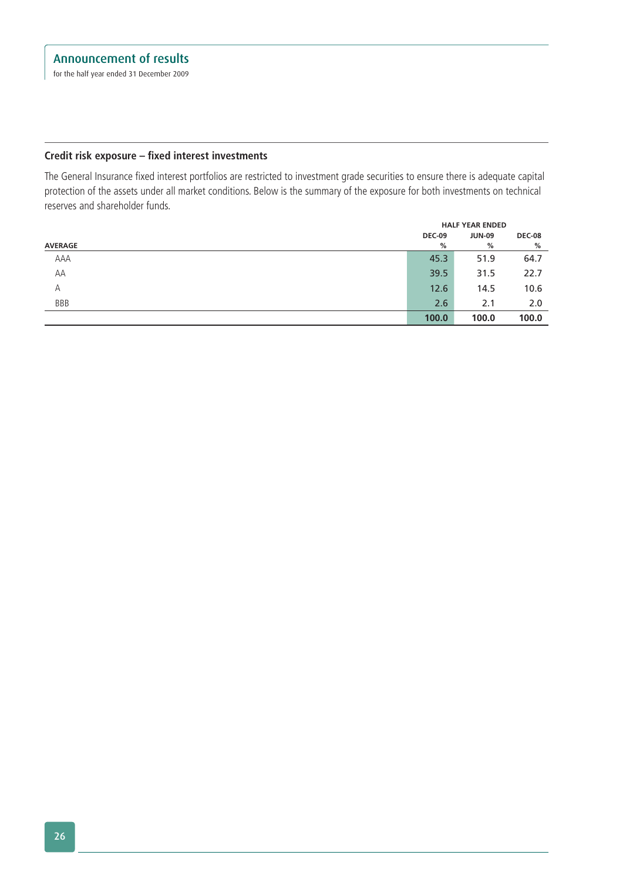### Credit risk exposure – fixed interest investments

The General Insurance fixed interest portfolios are restricted to investment grade securities to ensure there is adequate capital protection of the assets under all market conditions. Below is the summary of the exposure for both investments on technical reserves and shareholder funds.

| | HALF YEAR ENDED | | |
|---|---|---|---|
| | DEC-09 | JUN-09 | DEC-08 |
| AVERAGE | % | % | % |
| AAA | 45.3 | 51.9 | 64.7 |
| AA | 39.5 | 31.5 | 22.7 |
| A | 12.6 | 14.5 | 10.6 |
| BBB | 2.6 | 2.1 | 2.0 |
| | **100.0** | **100.0** | **100.0** |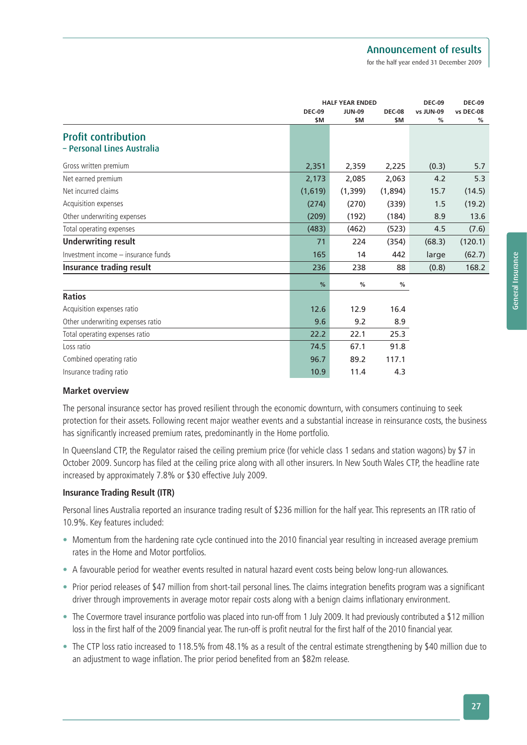| | HALF YEAR ENDED | | | DEC-09 vs JUN-09 | DEC-09 vs DEC-08 |
|---|---|---|---|---|---|
| | DEC-09 $M | JUN-09 $M | DEC-08 $M | % | % |
| **Profit contribution – Personal Lines Australia** | | | | | |
| Gross written premium | 2,351 | 2,359 | 2,225 | (0.3) | 5.7 |
| Net earned premium | 2,173 | 2,085 | 2,063 | 4.2 | 5.3 |
| Net incurred claims | (1,619) | (1,399) | (1,894) | 15.7 | (14.5) |
| Acquisition expenses | (274) | (270) | (339) | 1.5 | (19.2) |
| Other underwriting expenses | (209) | (192) | (184) | 8.9 | 13.6 |
| Total operating expenses | (483) | (462) | (523) | 4.5 | (7.6) |
| **Underwriting result** | 71 | 224 | (354) | (68.3) | (120.1) |
| Investment income – insurance funds | 165 | 14 | 442 | large | (62.7) |
| **Insurance trading result** | 236 | 238 | 88 | (0.8) | 168.2 |
| | % | % | % | | |
| **Ratios** | | | | | |
| Acquisition expenses ratio | 12.6 | 12.9 | 16.4 | | |
| Other underwriting expenses ratio | 9.6 | 9.2 | 8.9 | | |
| Total operating expenses ratio | 22.2 | 22.1 | 25.3 | | |
| Loss ratio | 74.5 | 67.1 | 91.8 | | |
| Combined operating ratio | 96.7 | 89.2 | 117.1 | | |
| Insurance trading ratio | 10.9 | 11.4 | 4.3 | | |

### Market overview

The personal insurance sector has proved resilient through the economic downturn, with consumers continuing to seek protection for their assets. Following recent major weather events and a substantial increase in reinsurance costs, the business has significantly increased premium rates, predominantly in the Home portfolio.

In Queensland CTP, the Regulator raised the ceiling premium price (for vehicle class 1 sedans and station wagons) by $7 in October 2009. Suncorp has filed at the ceiling price along with all other insurers. In New South Wales CTP, the headline rate increased by approximately 7.8% or $30 effective July 2009.

### Insurance Trading Result (ITR)

Personal lines Australia reported an insurance trading result of $236 million for the half year. This represents an ITR ratio of 10.9%. Key features included:

- Momentum from the hardening rate cycle continued into the 2010 financial year resulting in increased average premium rates in the Home and Motor portfolios.
- A favourable period for weather events resulted in natural hazard event costs being below long-run allowances.
- Prior period releases of $47 million from short-tail personal lines. The claims integration benefits program was a significant driver through improvements in average motor repair costs along with a benign claims inflationary environment.
- The Covermore travel insurance portfolio was placed into run-off from 1 July 2009. It had previously contributed a $12 million loss in the first half of the 2009 financial year. The run-off is profit neutral for the first half of the 2010 financial year.
- The CTP loss ratio increased to 118.5% from 48.1% as a result of the central estimate strengthening by $40 million due to an adjustment to wage inflation. The prior period benefited from an $82m release.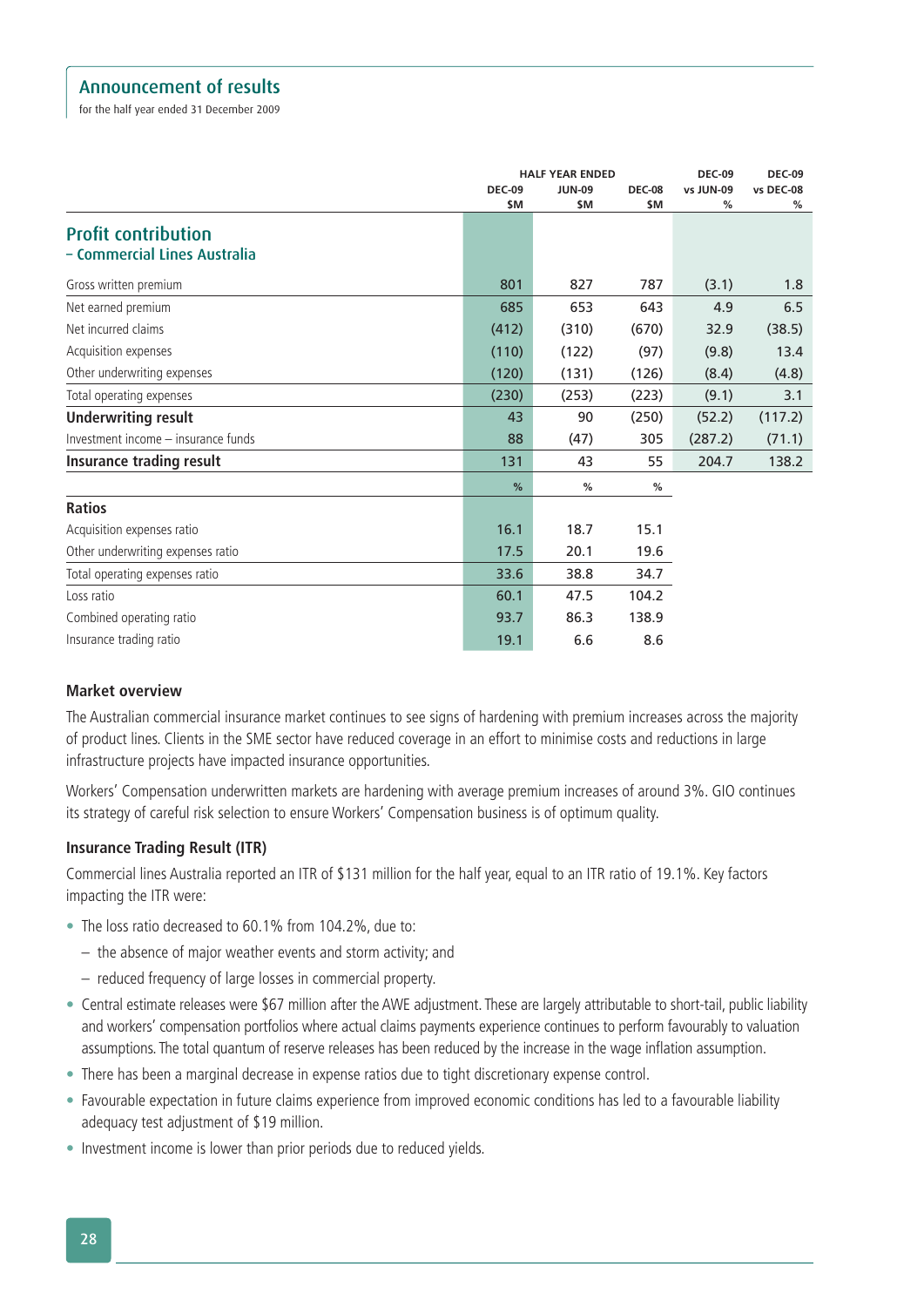## Announcement of results

for the half year ended 31 December 2009

| | HALF YEAR ENDED | | | DEC-09 vs JUN-09 | DEC-09 vs DEC-08 |
|---|---|---|---|---|---|
| | DEC-09 $M | JUN-09 $M | DEC-08 $M | % | % |
| **Profit contribution – Commercial Lines Australia** | | | | | |
| Gross written premium | 801 | 827 | 787 | (3.1) | 1.8 |
| Net earned premium | 685 | 653 | 643 | 4.9 | 6.5 |
| Net incurred claims | (412) | (310) | (670) | 32.9 | (38.5) |
| Acquisition expenses | (110) | (122) | (97) | (9.8) | 13.4 |
| Other underwriting expenses | (120) | (131) | (126) | (8.4) | (4.8) |
| Total operating expenses | (230) | (253) | (223) | (9.1) | 3.1 |
| **Underwriting result** | 43 | 90 | (250) | (52.2) | (117.2) |
| Investment income – insurance funds | 88 | (47) | 305 | (287.2) | (71.1) |
| **Insurance trading result** | 131 | 43 | 55 | 204.7 | 138.2 |
| | % | % | % | | |
| **Ratios** | | | | | |
| Acquisition expenses ratio | 16.1 | 18.7 | 15.1 | | |
| Other underwriting expenses ratio | 17.5 | 20.1 | 19.6 | | |
| Total operating expenses ratio | 33.6 | 38.8 | 34.7 | | |
| Loss ratio | 60.1 | 47.5 | 104.2 | | |
| Combined operating ratio | 93.7 | 86.3 | 138.9 | | |
| Insurance trading ratio | 19.1 | 6.6 | 8.6 | | |

### Market overview

The Australian commercial insurance market continues to see signs of hardening with premium increases across the majority of product lines. Clients in the SME sector have reduced coverage in an effort to minimise costs and reductions in large infrastructure projects have impacted insurance opportunities.

Workers' Compensation underwritten markets are hardening with average premium increases of around 3%. GIO continues its strategy of careful risk selection to ensure Workers' Compensation business is of optimum quality.

### Insurance Trading Result (ITR)

Commercial lines Australia reported an ITR of $131 million for the half year, equal to an ITR ratio of 19.1%. Key factors impacting the ITR were:

- The loss ratio decreased to 60.1% from 104.2%, due to:
  - the absence of major weather events and storm activity; and
  - reduced frequency of large losses in commercial property.
- Central estimate releases were $67 million after the AWE adjustment. These are largely attributable to short-tail, public liability and workers' compensation portfolios where actual claims payments experience continues to perform favourably to valuation assumptions. The total quantum of reserve releases has been reduced by the increase in the wage inflation assumption.
- There has been a marginal decrease in expense ratios due to tight discretionary expense control.
- Favourable expectation in future claims experience from improved economic conditions has led to a favourable liability adequacy test adjustment of $19 million.
- Investment income is lower than prior periods due to reduced yields.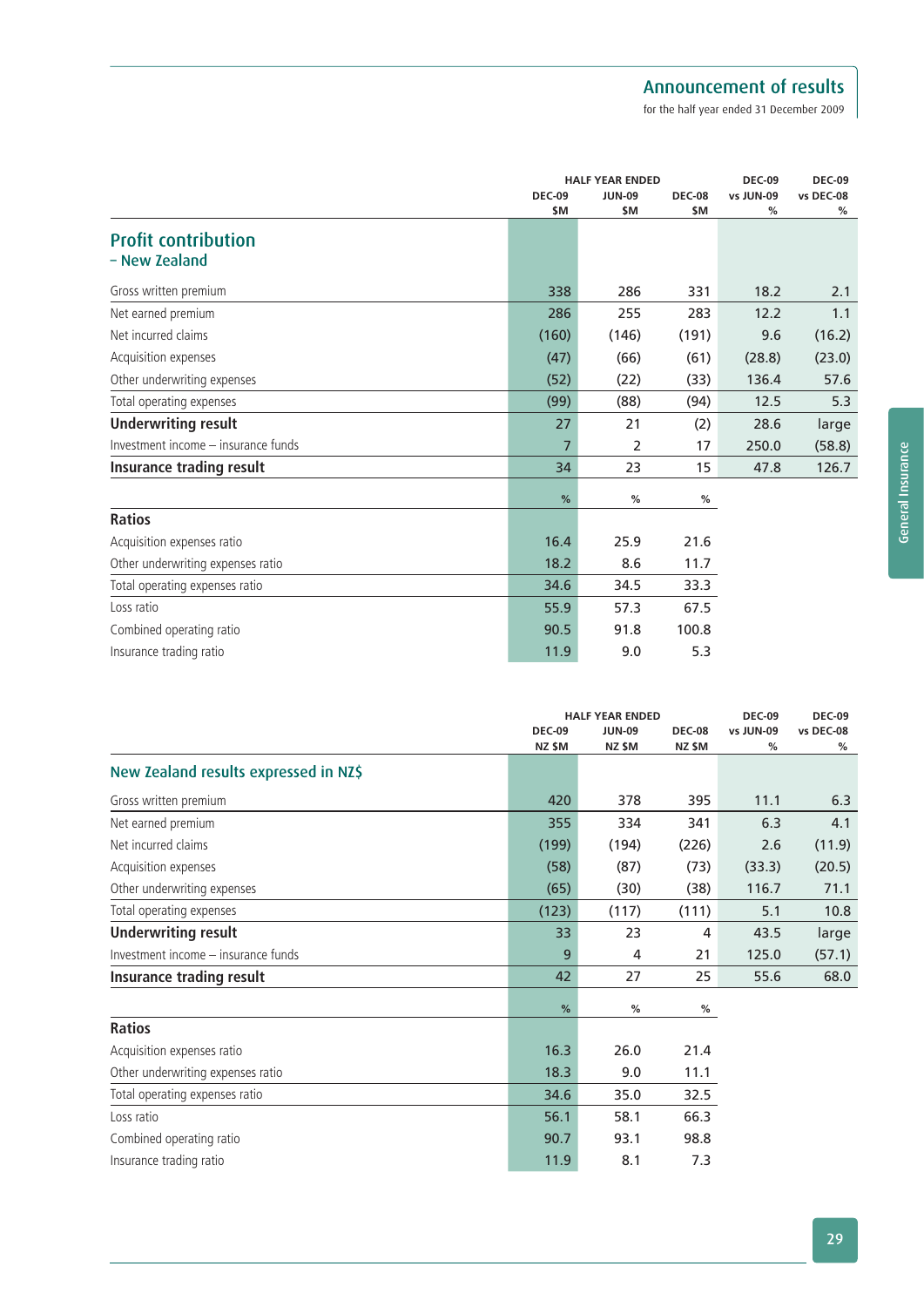| | HALF YEAR ENDED | | | DEC-09 vs JUN-09 | DEC-09 vs DEC-08 |
|---|---|---|---|---|---|
| | DEC-09 $M | JUN-09 $M | DEC-08 $M | % | % |
| **Profit contribution – New Zealand** | | | | | |
| Gross written premium | 338 | 286 | 331 | 18.2 | 2.1 |
| Net earned premium | 286 | 255 | 283 | 12.2 | 1.1 |
| Net incurred claims | (160) | (146) | (191) | 9.6 | (16.2) |
| Acquisition expenses | (47) | (66) | (61) | (28.8) | (23.0) |
| Other underwriting expenses | (52) | (22) | (33) | 136.4 | 57.6 |
| Total operating expenses | (99) | (88) | (94) | 12.5 | 5.3 |
| **Underwriting result** | 27 | 21 | (2) | 28.6 | large |
| Investment income – insurance funds | 7 | 2 | 17 | 250.0 | (58.8) |
| **Insurance trading result** | 34 | 23 | 15 | 47.8 | 126.7 |
| | % | % | % | | |
| **Ratios** | | | | | |
| Acquisition expenses ratio | 16.4 | 25.9 | 21.6 | | |
| Other underwriting expenses ratio | 18.2 | 8.6 | 11.7 | | |
| Total operating expenses ratio | 34.6 | 34.5 | 33.3 | | |
| Loss ratio | 55.9 | 57.3 | 67.5 | | |
| Combined operating ratio | 90.5 | 91.8 | 100.8 | | |
| Insurance trading ratio | 11.9 | 9.0 | 5.3 | | |

| | HALF YEAR ENDED | | | DEC-09 vs JUN-09 | DEC-09 vs DEC-08 |
|---|---|---|---|---|---|
| | DEC-09 NZ $M | JUN-09 NZ $M | DEC-08 NZ $M | % | % |
| **New Zealand results expressed in NZ$** | | | | | |
| Gross written premium | 420 | 378 | 395 | 11.1 | 6.3 |
| Net earned premium | 355 | 334 | 341 | 6.3 | 4.1 |
| Net incurred claims | (199) | (194) | (226) | 2.6 | (11.9) |
| Acquisition expenses | (58) | (87) | (73) | (33.3) | (20.5) |
| Other underwriting expenses | (65) | (30) | (38) | 116.7 | 71.1 |
| Total operating expenses | (123) | (117) | (111) | 5.1 | 10.8 |
| **Underwriting result** | 33 | 23 | 4 | 43.5 | large |
| Investment income – insurance funds | 9 | 4 | 21 | 125.0 | (57.1) |
| **Insurance trading result** | 42 | 27 | 25 | 55.6 | 68.0 |
| | % | % | % | | |
| **Ratios** | | | | | |
| Acquisition expenses ratio | 16.3 | 26.0 | 21.4 | | |
| Other underwriting expenses ratio | 18.3 | 9.0 | 11.1 | | |
| Total operating expenses ratio | 34.6 | 35.0 | 32.5 | | |
| Loss ratio | 56.1 | 58.1 | 66.3 | | |
| Combined operating ratio | 90.7 | 93.1 | 98.8 | | |
| Insurance trading ratio | 11.9 | 8.1 | 7.3 | | |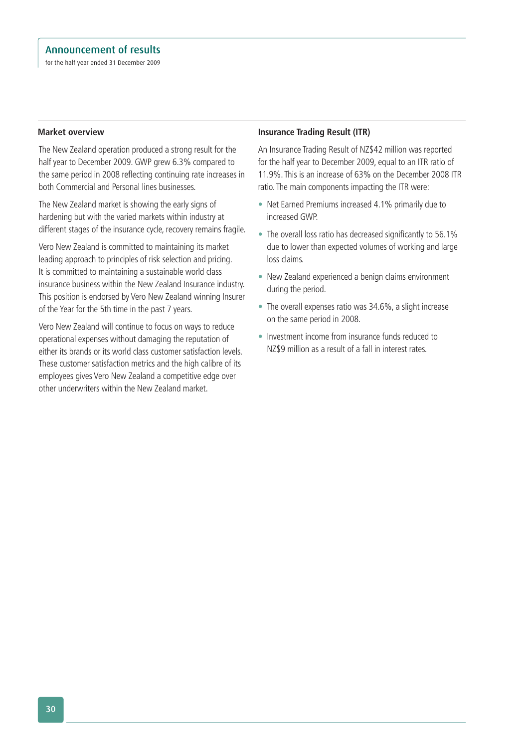## Market overview

The New Zealand operation produced a strong result for the half year to December 2009. GWP grew 6.3% compared to the same period in 2008 reflecting continuing rate increases in both Commercial and Personal lines businesses.

The New Zealand market is showing the early signs of hardening but with the varied markets within industry at different stages of the insurance cycle, recovery remains fragile.

Vero New Zealand is committed to maintaining its market leading approach to principles of risk selection and pricing. It is committed to maintaining a sustainable world class insurance business within the New Zealand Insurance industry. This position is endorsed by Vero New Zealand winning Insurer of the Year for the 5th time in the past 7 years.

Vero New Zealand will continue to focus on ways to reduce operational expenses without damaging the reputation of either its brands or its world class customer satisfaction levels. These customer satisfaction metrics and the high calibre of its employees gives Vero New Zealand a competitive edge over other underwriters within the New Zealand market.

## Insurance Trading Result (ITR)

An Insurance Trading Result of NZ$42 million was reported for the half year to December 2009, equal to an ITR ratio of 11.9%. This is an increase of 63% on the December 2008 ITR ratio. The main components impacting the ITR were:

- Net Earned Premiums increased 4.1% primarily due to increased GWP.
- The overall loss ratio has decreased significantly to 56.1% due to lower than expected volumes of working and large loss claims.
- New Zealand experienced a benign claims environment during the period.
- The overall expenses ratio was 34.6%, a slight increase on the same period in 2008.
- Investment income from insurance funds reduced to NZ$9 million as a result of a fall in interest rates.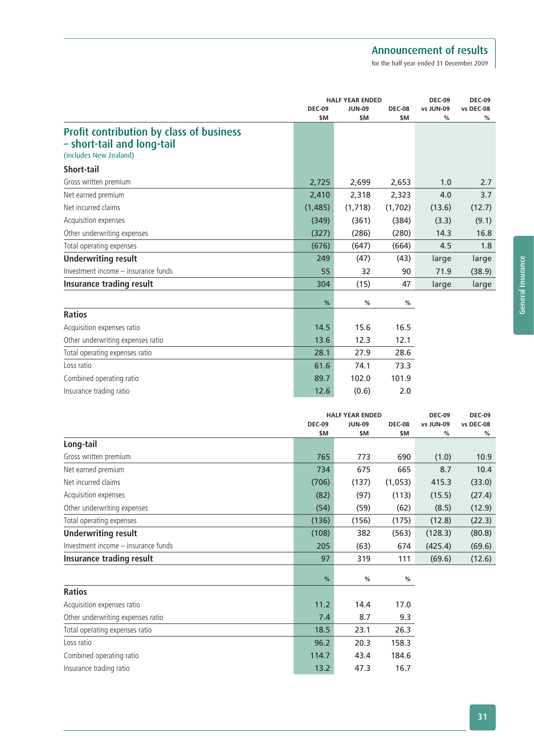## Profit contribution by class of business – short-tail and long-tail

(includes New Zealand)

| | HALF YEAR ENDED | | | DEC-09 vs JUN-09 | DEC-09 vs DEC-08 |
|---|---|---|---|---|---|
| | DEC-09 $M | JUN-09 $M | DEC-08 $M | % | % |
| **Short-tail** | | | | | |
| Gross written premium | 2,725 | 2,699 | 2,653 | 1.0 | 2.7 |
| Net earned premium | 2,410 | 2,318 | 2,323 | 4.0 | 3.7 |
| Net incurred claims | (1,485) | (1,718) | (1,702) | (13.6) | (12.7) |
| Acquisition expenses | (349) | (361) | (384) | (3.3) | (9.1) |
| Other underwriting expenses | (327) | (286) | (280) | 14.3 | 16.8 |
| Total operating expenses | (676) | (647) | (664) | 4.5 | 1.8 |
| **Underwriting result** | 249 | (47) | (43) | large | large |
| Investment income – insurance funds | 55 | 32 | 90 | 71.9 | (38.9) |
| **Insurance trading result** | 304 | (15) | 47 | large | large |
| | % | % | % | | |
| **Ratios** | | | | | |
| Acquisition expenses ratio | 14.5 | 15.6 | 16.5 | | |
| Other underwriting expenses ratio | 13.6 | 12.3 | 12.1 | | |
| Total operating expenses ratio | 28.1 | 27.9 | 28.6 | | |
| Loss ratio | 61.6 | 74.1 | 73.3 | | |
| Combined operating ratio | 89.7 | 102.0 | 101.9 | | |
| Insurance trading ratio | 12.6 | (0.6) | 2.0 | | |

| | HALF YEAR ENDED | | | DEC-09 vs JUN-09 | DEC-09 vs DEC-08 |
|---|---|---|---|---|---|
| | DEC-09 $M | JUN-09 $M | DEC-08 $M | % | % |
| **Long-tail** | | | | | |
| Gross written premium | 765 | 773 | 690 | (1.0) | 10.9 |
| Net earned premium | 734 | 675 | 665 | 8.7 | 10.4 |
| Net incurred claims | (706) | (137) | (1,053) | 415.3 | (33.0) |
| Acquisition expenses | (82) | (97) | (113) | (15.5) | (27.4) |
| Other underwriting expenses | (54) | (59) | (62) | (8.5) | (12.9) |
| Total operating expenses | (136) | (156) | (175) | (12.8) | (22.3) |
| **Underwriting result** | (108) | 382 | (563) | (128.3) | (80.8) |
| Investment income – insurance funds | 205 | (63) | 674 | (425.4) | (69.6) |
| **Insurance trading result** | 97 | 319 | 111 | (69.6) | (12.6) |
| | % | % | % | | |
| **Ratios** | | | | | |
| Acquisition expenses ratio | 11.2 | 14.4 | 17.0 | | |
| Other underwriting expenses ratio | 7.4 | 8.7 | 9.3 | | |
| Total operating expenses ratio | 18.5 | 23.1 | 26.3 | | |
| Loss ratio | 96.2 | 20.3 | 158.3 | | |
| Combined operating ratio | 114.7 | 43.4 | 184.6 | | |
| Insurance trading ratio | 13.2 | 47.3 | 16.7 | | |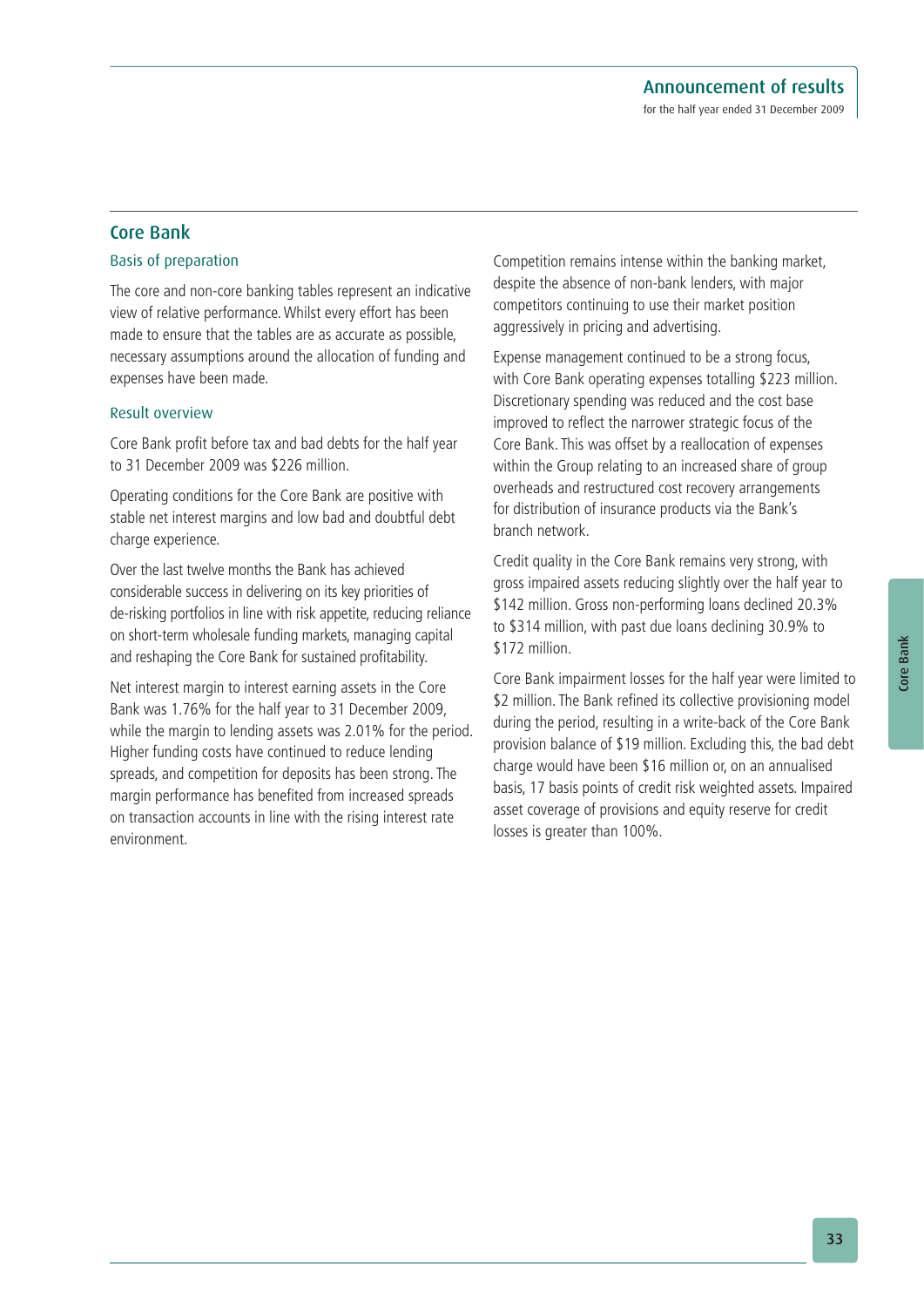## Core Bank

### Basis of preparation

The core and non-core banking tables represent an indicative view of relative performance. Whilst every effort has been made to ensure that the tables are as accurate as possible, necessary assumptions around the allocation of funding and expenses have been made.

### Result overview

Core Bank profit before tax and bad debts for the half year to 31 December 2009 was $226 million.

Operating conditions for the Core Bank are positive with stable net interest margins and low bad and doubtful debt charge experience.

Over the last twelve months the Bank has achieved considerable success in delivering on its key priorities of de-risking portfolios in line with risk appetite, reducing reliance on short-term wholesale funding markets, managing capital and reshaping the Core Bank for sustained profitability.

Net interest margin to interest earning assets in the Core Bank was 1.76% for the half year to 31 December 2009, while the margin to lending assets was 2.01% for the period. Higher funding costs have continued to reduce lending spreads, and competition for deposits has been strong. The margin performance has benefited from increased spreads on transaction accounts in line with the rising interest rate environment.

Competition remains intense within the banking market, despite the absence of non-bank lenders, with major competitors continuing to use their market position aggressively in pricing and advertising.

Expense management continued to be a strong focus, with Core Bank operating expenses totalling $223 million. Discretionary spending was reduced and the cost base improved to reflect the narrower strategic focus of the Core Bank. This was offset by a reallocation of expenses within the Group relating to an increased share of group overheads and restructured cost recovery arrangements for distribution of insurance products via the Bank's branch network.

Credit quality in the Core Bank remains very strong, with gross impaired assets reducing slightly over the half year to $142 million. Gross non-performing loans declined 20.3% to $314 million, with past due loans declining 30.9% to $172 million.

Core Bank impairment losses for the half year were limited to $2 million. The Bank refined its collective provisioning model during the period, resulting in a write-back of the Core Bank provision balance of $19 million. Excluding this, the bad debt charge would have been $16 million or, on an annualised basis, 17 basis points of credit risk weighted assets. Impaired asset coverage of provisions and equity reserve for credit losses is greater than 100%.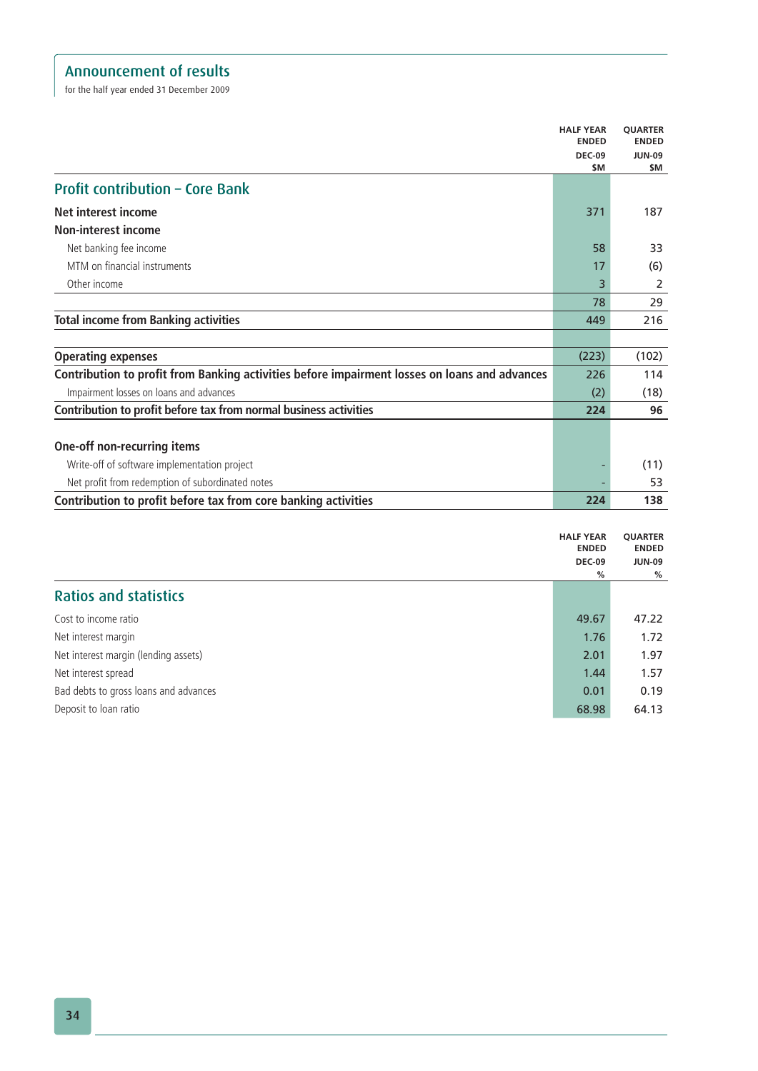## Announcement of results

for the half year ended 31 December 2009

| | HALF YEAR ENDED DEC-09 $M | QUARTER ENDED JUN-09 $M |
|---|---|---|
| **Profit contribution – Core Bank** | | |
| **Net interest income** | 371 | 187 |
| **Non-interest income** | | |
| Net banking fee income | 58 | 33 |
| MTM on financial instruments | 17 | (6) |
| Other income | 3 | 2 |
| | 78 | 29 |
| **Total income from Banking activities** | 449 | 216 |
| | | |
| **Operating expenses** | (223) | (102) |
| **Contribution to profit from Banking activities before impairment losses on loans and advances** | 226 | 114 |
| Impairment losses on loans and advances | (2) | (18) |
| **Contribution to profit before tax from normal business activities** | **224** | **96** |
| | | |
| **One-off non-recurring items** | | |
| Write-off of software implementation project | - | (11) |
| Net profit from redemption of subordinated notes | - | 53 |
| **Contribution to profit before tax from core banking activities** | **224** | **138** |

| | HALF YEAR ENDED DEC-09 % | QUARTER ENDED JUN-09 % |
|---|---|---|
| **Ratios and statistics** | | |
| Cost to income ratio | 49.67 | 47.22 |
| Net interest margin | 1.76 | 1.72 |
| Net interest margin (lending assets) | 2.01 | 1.97 |
| Net interest spread | 1.44 | 1.57 |
| Bad debts to gross loans and advances | 0.01 | 0.19 |
| Deposit to loan ratio | 68.98 | 64.13 |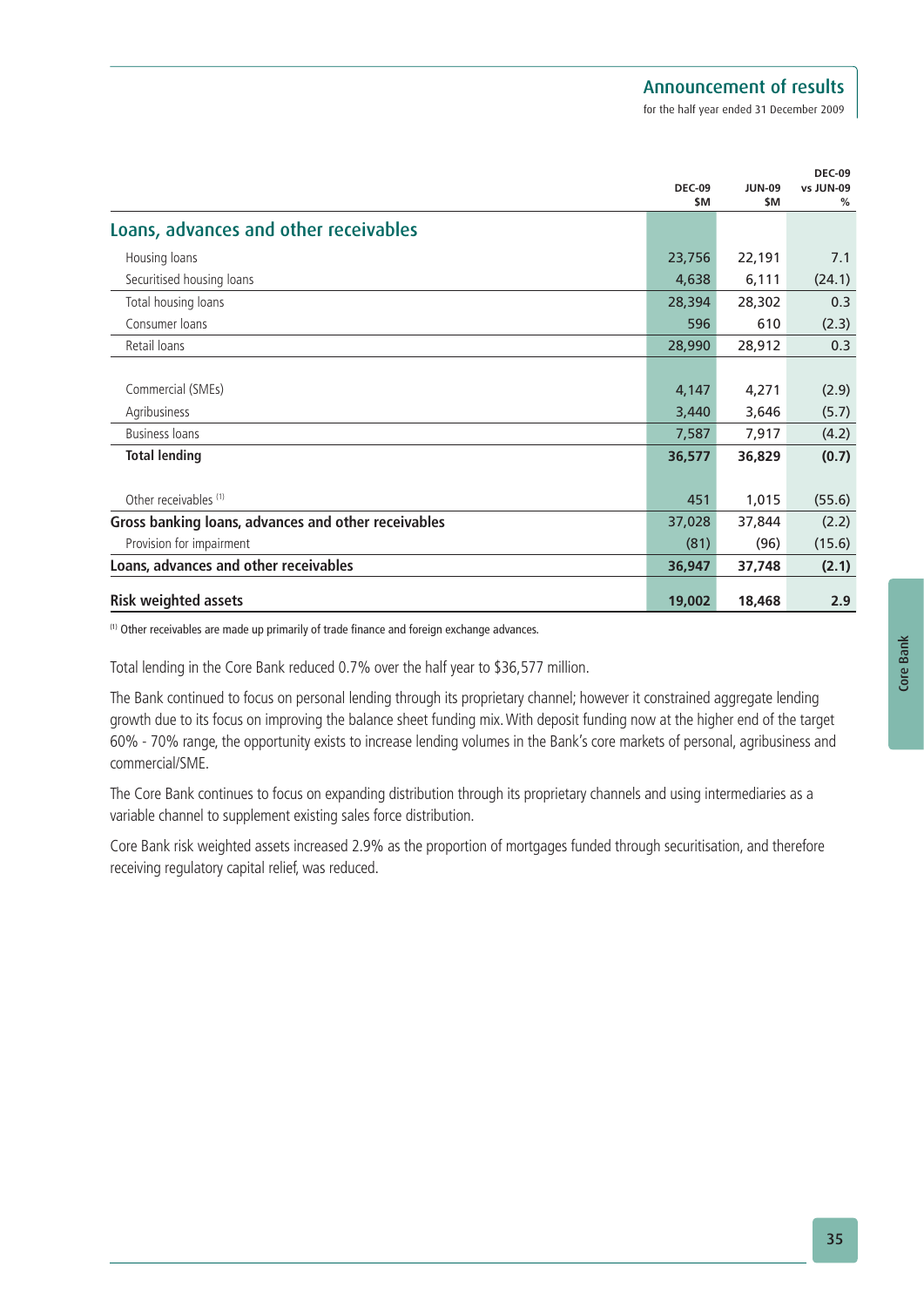| | DEC-09 $M | JUN-09 $M | DEC-09 vs JUN-09 % |
|---|---|---|---|
| **Loans, advances and other receivables** | | | |
| Housing loans | 23,756 | 22,191 | 7.1 |
| Securitised housing loans | 4,638 | 6,111 | (24.1) |
| Total housing loans | 28,394 | 28,302 | 0.3 |
| Consumer loans | 596 | 610 | (2.3) |
| Retail loans | 28,990 | 28,912 | 0.3 |
| | | | |
| Commercial (SMEs) | 4,147 | 4,271 | (2.9) |
| Agribusiness | 3,440 | 3,646 | (5.7) |
| Business loans | 7,587 | 7,917 | (4.2) |
| **Total lending** | **36,577** | **36,829** | **(0.7)** |
| | | | |
| Other receivables [1] | 451 | 1,015 | (55.6) |
| **Gross banking loans, advances and other receivables** | 37,028 | 37,844 | (2.2) |
| Provision for impairment | (81) | (96) | (15.6) |
| **Loans, advances and other receivables** | **36,947** | **37,748** | **(2.1)** |
| | | | |
| **Risk weighted assets** | **19,002** | **18,468** | **2.9** |

[1] Other receivables are made up primarily of trade finance and foreign exchange advances.

Total lending in the Core Bank reduced 0.7% over the half year to $36,577 million.

The Bank continued to focus on personal lending through its proprietary channel; however it constrained aggregate lending growth due to its focus on improving the balance sheet funding mix. With deposit funding now at the higher end of the target 60% - 70% range, the opportunity exists to increase lending volumes in the Bank's core markets of personal, agribusiness and commercial/SME.

The Core Bank continues to focus on expanding distribution through its proprietary channels and using intermediaries as a variable channel to supplement existing sales force distribution.

Core Bank risk weighted assets increased 2.9% as the proportion of mortgages funded through securitisation, and therefore receiving regulatory capital relief, was reduced.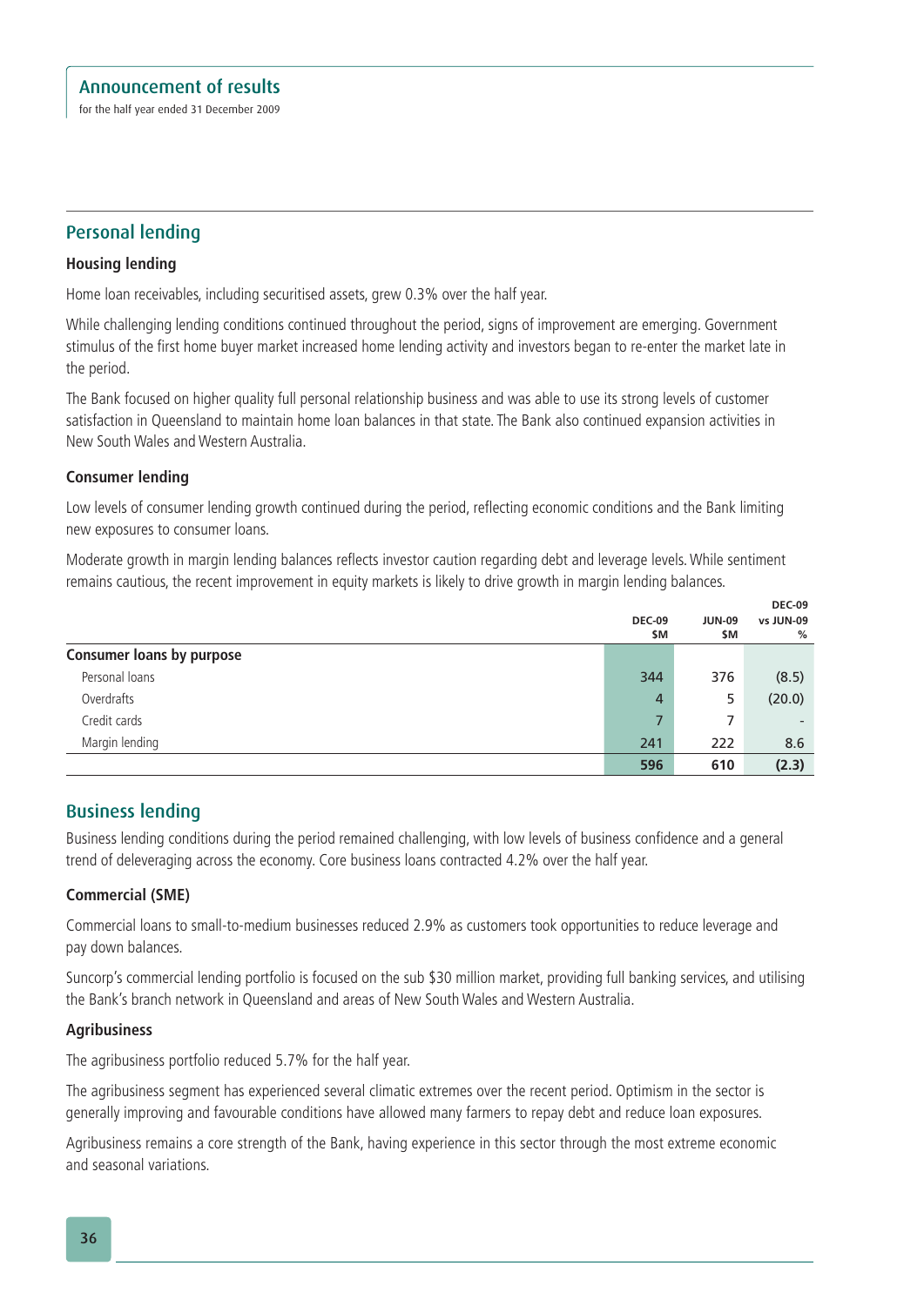## Personal lending

### Housing lending

Home loan receivables, including securitised assets, grew 0.3% over the half year.

While challenging lending conditions continued throughout the period, signs of improvement are emerging. Government stimulus of the first home buyer market increased home lending activity and investors began to re-enter the market late in the period.

The Bank focused on higher quality full personal relationship business and was able to use its strong levels of customer satisfaction in Queensland to maintain home loan balances in that state. The Bank also continued expansion activities in New South Wales and Western Australia.

### Consumer lending

Low levels of consumer lending growth continued during the period, reflecting economic conditions and the Bank limiting new exposures to consumer loans.

Moderate growth in margin lending balances reflects investor caution regarding debt and leverage levels. While sentiment remains cautious, the recent improvement in equity markets is likely to drive growth in margin lending balances.

| | DEC-09 $M | JUN-09 $M | DEC-09 vs JUN-09 % |
|---|---|---|---|
| **Consumer loans by purpose** | | | |
| Personal loans | 344 | 376 | (8.5) |
| Overdrafts | 4 | 5 | (20.0) |
| Credit cards | 7 | 7 | - |
| Margin lending | 241 | 222 | 8.6 |
| | **596** | **610** | **(2.3)** |

## Business lending

Business lending conditions during the period remained challenging, with low levels of business confidence and a general trend of deleveraging across the economy. Core business loans contracted 4.2% over the half year.

### Commercial (SME)

Commercial loans to small-to-medium businesses reduced 2.9% as customers took opportunities to reduce leverage and pay down balances.

Suncorp's commercial lending portfolio is focused on the sub $30 million market, providing full banking services, and utilising the Bank's branch network in Queensland and areas of New South Wales and Western Australia.

### Agribusiness

The agribusiness portfolio reduced 5.7% for the half year.

The agribusiness segment has experienced several climatic extremes over the recent period. Optimism in the sector is generally improving and favourable conditions have allowed many farmers to repay debt and reduce loan exposures.

Agribusiness remains a core strength of the Bank, having experience in this sector through the most extreme economic and seasonal variations.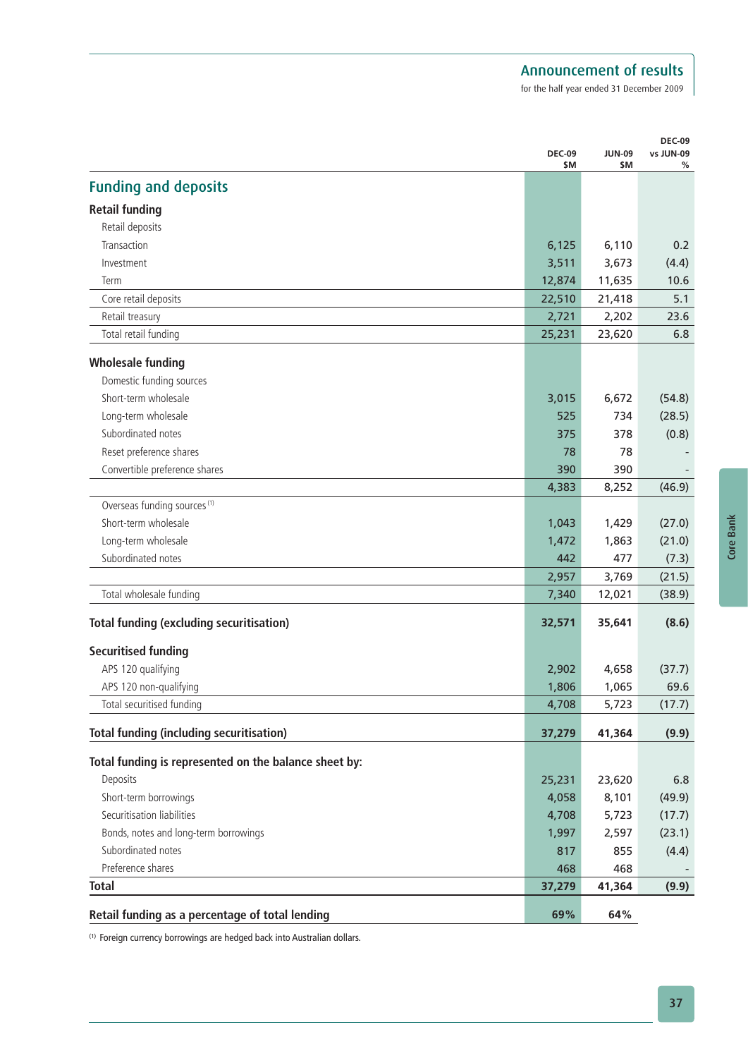## Funding and deposits

| | DEC-09 $M | JUN-09 $M | DEC-09 vs JUN-09 % |
|---|---|---|---|
| **Retail funding** | | | |
| Retail deposits | | | |
| Transaction | 6,125 | 6,110 | 0.2 |
| Investment | 3,511 | 3,673 | (4.4) |
| Term | 12,874 | 11,635 | 10.6 |
| Core retail deposits | 22,510 | 21,418 | 5.1 |
| Retail treasury | 2,721 | 2,202 | 23.6 |
| Total retail funding | 25,231 | 23,620 | 6.8 |
| **Wholesale funding** | | | |
| Domestic funding sources | | | |
| Short-term wholesale | 3,015 | 6,672 | (54.8) |
| Long-term wholesale | 525 | 734 | (28.5) |
| Subordinated notes | 375 | 378 | (0.8) |
| Reset preference shares | 78 | 78 | - |
| Convertible preference shares | 390 | 390 | - |
| | 4,383 | 8,252 | (46.9) |
| Overseas funding sources [1] | | | |
| Short-term wholesale | 1,043 | 1,429 | (27.0) |
| Long-term wholesale | 1,472 | 1,863 | (21.0) |
| Subordinated notes | 442 | 477 | (7.3) |
| | 2,957 | 3,769 | (21.5) |
| Total wholesale funding | 7,340 | 12,021 | (38.9) |
| **Total funding (excluding securitisation)** | **32,571** | **35,641** | **(8.6)** |
| **Securitised funding** | | | |
| APS 120 qualifying | 2,902 | 4,658 | (37.7) |
| APS 120 non-qualifying | 1,806 | 1,065 | 69.6 |
| Total securitised funding | 4,708 | 5,723 | (17.7) |
| **Total funding (including securitisation)** | **37,279** | **41,364** | **(9.9)** |
| **Total funding is represented on the balance sheet by:** | | | |
| Deposits | 25,231 | 23,620 | 6.8 |
| Short-term borrowings | 4,058 | 8,101 | (49.9) |
| Securitisation liabilities | 4,708 | 5,723 | (17.7) |
| Bonds, notes and long-term borrowings | 1,997 | 2,597 | (23.1) |
| Subordinated notes | 817 | 855 | (4.4) |
| Preference shares | 468 | 468 | - |
| **Total** | **37,279** | **41,364** | **(9.9)** |
| **Retail funding as a percentage of total lending** | **69%** | **64%** | |

[1] Foreign currency borrowings are hedged back into Australian dollars.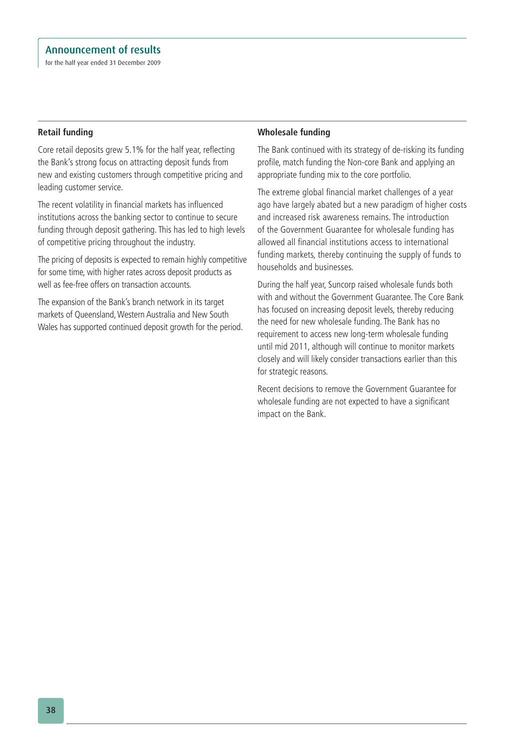### Retail funding

Core retail deposits grew 5.1% for the half year, reflecting the Bank's strong focus on attracting deposit funds from new and existing customers through competitive pricing and leading customer service.

The recent volatility in financial markets has influenced institutions across the banking sector to continue to secure funding through deposit gathering. This has led to high levels of competitive pricing throughout the industry.

The pricing of deposits is expected to remain highly competitive for some time, with higher rates across deposit products as well as fee-free offers on transaction accounts.

The expansion of the Bank's branch network in its target markets of Queensland, Western Australia and New South Wales has supported continued deposit growth for the period.

### Wholesale funding

The Bank continued with its strategy of de-risking its funding profile, match funding the Non-core Bank and applying an appropriate funding mix to the core portfolio.

The extreme global financial market challenges of a year ago have largely abated but a new paradigm of higher costs and increased risk awareness remains. The introduction of the Government Guarantee for wholesale funding has allowed all financial institutions access to international funding markets, thereby continuing the supply of funds to households and businesses.

During the half year, Suncorp raised wholesale funds both with and without the Government Guarantee. The Core Bank has focused on increasing deposit levels, thereby reducing the need for new wholesale funding. The Bank has no requirement to access new long-term wholesale funding until mid 2011, although will continue to monitor markets closely and will likely consider transactions earlier than this for strategic reasons.

Recent decisions to remove the Government Guarantee for wholesale funding are not expected to have a significant impact on the Bank.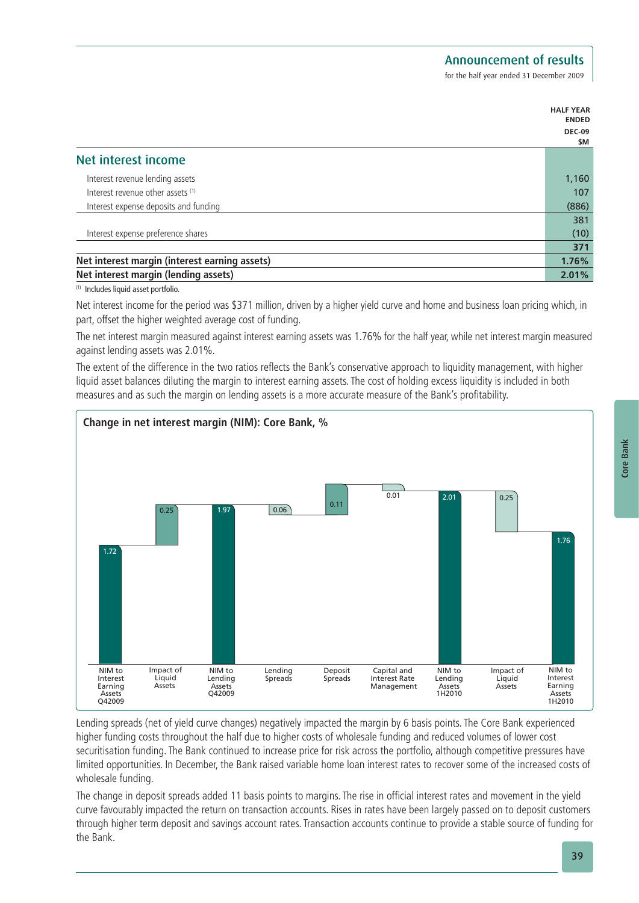| | HALF YEAR ENDED DEC-09 $M |
|---|---|
| **Net interest income** | |
| Interest revenue lending assets | 1,160 |
| Interest revenue other assets [1] | 107 |
| Interest expense deposits and funding | (886) |
| | 381 |
| Interest expense preference shares | (10) |
| | **371** |
| **Net interest margin (interest earning assets)** | **1.76%** |
| **Net interest margin (lending assets)** | **2.01%** |

[1] Includes liquid asset portfolio.

Net interest income for the period was $371 million, driven by a higher yield curve and home and business loan pricing which, in part, offset the higher weighted average cost of funding.

The net interest margin measured against interest earning assets was 1.76% for the half year, while net interest margin measured against lending assets was 2.01%.

The extent of the difference in the two ratios reflects the Bank's conservative approach to liquidity management, with higher liquid asset balances diluting the margin to interest earning assets. The cost of holding excess liquidity is included in both measures and as such the margin on lending assets is a more accurate measure of the Bank's profitability.

**Change in net interest margin (NIM): Core Bank, %**

| | % |
|---|---|
| NIM to Interest Earning Assets Q42009 | 1.72 |
| Impact of Liquid Assets | 0.25 |
| NIM to Lending Assets Q42009 | 1.97 |
| Lending Spreads | 0.06 |
| Deposit Spreads | 0.11 |
| Capital and Interest Rate Management | 0.01 |
| NIM to Lending Assets 1H2010 | 2.01 |
| Impact of Liquid Assets | 0.25 |
| NIM to Interest Earning Assets 1H2010 | 1.76 |

Lending spreads (net of yield curve changes) negatively impacted the margin by 6 basis points. The Core Bank experienced higher funding costs throughout the half due to higher costs of wholesale funding and reduced volumes of lower cost securitisation funding. The Bank continued to increase price for risk across the portfolio, although competitive pressures have limited opportunities. In December, the Bank raised variable home loan interest rates to recover some of the increased costs of wholesale funding.

The change in deposit spreads added 11 basis points to margins. The rise in official interest rates and movement in the yield curve favourably impacted the return on transaction accounts. Rises in rates have been largely passed on to deposit customers through higher term deposit and savings account rates. Transaction accounts continue to provide a stable source of funding for the Bank.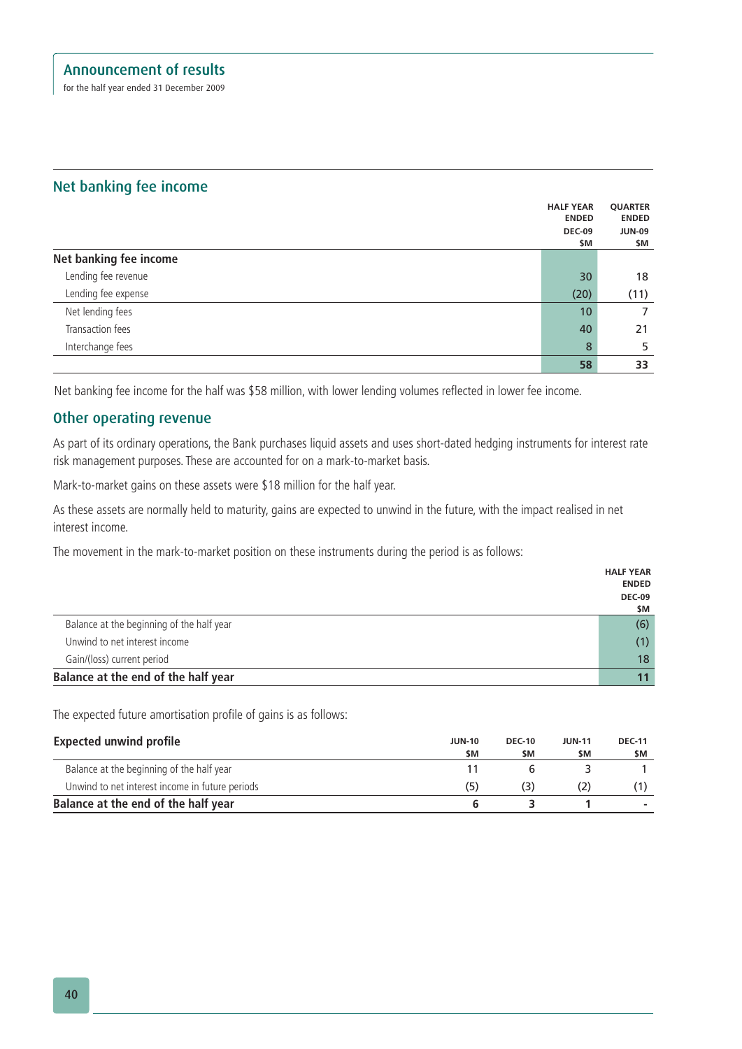## Net banking fee income

| | HALF YEAR ENDED DEC-09 $M | QUARTER ENDED JUN-09 $M |
|---|---|---|
| **Net banking fee income** | | |
| Lending fee revenue | 30 | 18 |
| Lending fee expense | (20) | (11) |
| Net lending fees | 10 | 7 |
| Transaction fees | 40 | 21 |
| Interchange fees | 8 | 5 |
| | **58** | **33** |

Net banking fee income for the half was $58 million, with lower lending volumes reflected in lower fee income.

## Other operating revenue

As part of its ordinary operations, the Bank purchases liquid assets and uses short-dated hedging instruments for interest rate risk management purposes. These are accounted for on a mark-to-market basis.

Mark-to-market gains on these assets were $18 million for the half year.

As these assets are normally held to maturity, gains are expected to unwind in the future, with the impact realised in net interest income.

The movement in the mark-to-market position on these instruments during the period is as follows:

| | HALF YEAR ENDED DEC-09 $M |
|---|---|
| Balance at the beginning of the half year | (6) |
| Unwind to net interest income | (1) |
| Gain/(loss) current period | 18 |
| **Balance at the end of the half year** | **11** |

The expected future amortisation profile of gains is as follows:

| **Expected unwind profile** | JUN-10 $M | DEC-10 $M | JUN-11 $M | DEC-11 $M |
|---|---|---|---|---|
| Balance at the beginning of the half year | 11 | 6 | 3 | 1 |
| Unwind to net interest income in future periods | (5) | (3) | (2) | (1) |
| **Balance at the end of the half year** | **6** | **3** | **1** | **-** |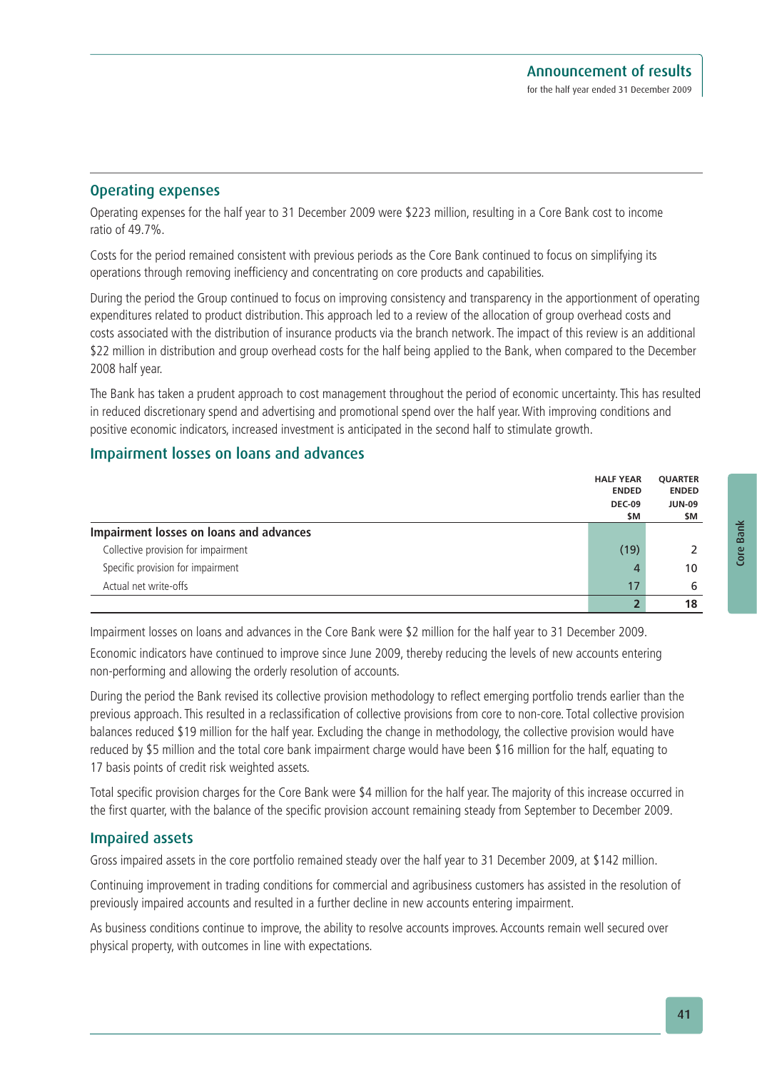## Operating expenses

Operating expenses for the half year to 31 December 2009 were $223 million, resulting in a Core Bank cost to income ratio of 49.7%.

Costs for the period remained consistent with previous periods as the Core Bank continued to focus on simplifying its operations through removing inefficiency and concentrating on core products and capabilities.

During the period the Group continued to focus on improving consistency and transparency in the apportionment of operating expenditures related to product distribution. This approach led to a review of the allocation of group overhead costs and costs associated with the distribution of insurance products via the branch network. The impact of this review is an additional $22 million in distribution and group overhead costs for the half being applied to the Bank, when compared to the December 2008 half year.

The Bank has taken a prudent approach to cost management throughout the period of economic uncertainty. This has resulted in reduced discretionary spend and advertising and promotional spend over the half year. With improving conditions and positive economic indicators, increased investment is anticipated in the second half to stimulate growth.

## Impairment losses on loans and advances

| | HALF YEAR ENDED DEC-09 $M | QUARTER ENDED JUN-09 $M |
|---|---|---|
| **Impairment losses on loans and advances** | | |
| Collective provision for impairment | (19) | 2 |
| Specific provision for impairment | 4 | 10 |
| Actual net write-offs | 17 | 6 |
| | **2** | **18** |

Impairment losses on loans and advances in the Core Bank were $2 million for the half year to 31 December 2009.

Economic indicators have continued to improve since June 2009, thereby reducing the levels of new accounts entering non-performing and allowing the orderly resolution of accounts.

During the period the Bank revised its collective provision methodology to reflect emerging portfolio trends earlier than the previous approach. This resulted in a reclassification of collective provisions from core to non-core. Total collective provision balances reduced $19 million for the half year. Excluding the change in methodology, the collective provision would have reduced by $5 million and the total core bank impairment charge would have been $16 million for the half, equating to 17 basis points of credit risk weighted assets.

Total specific provision charges for the Core Bank were $4 million for the half year. The majority of this increase occurred in the first quarter, with the balance of the specific provision account remaining steady from September to December 2009.

## Impaired assets

Gross impaired assets in the core portfolio remained steady over the half year to 31 December 2009, at $142 million.

Continuing improvement in trading conditions for commercial and agribusiness customers has assisted in the resolution of previously impaired accounts and resulted in a further decline in new accounts entering impairment.

As business conditions continue to improve, the ability to resolve accounts improves. Accounts remain well secured over physical property, with outcomes in line with expectations.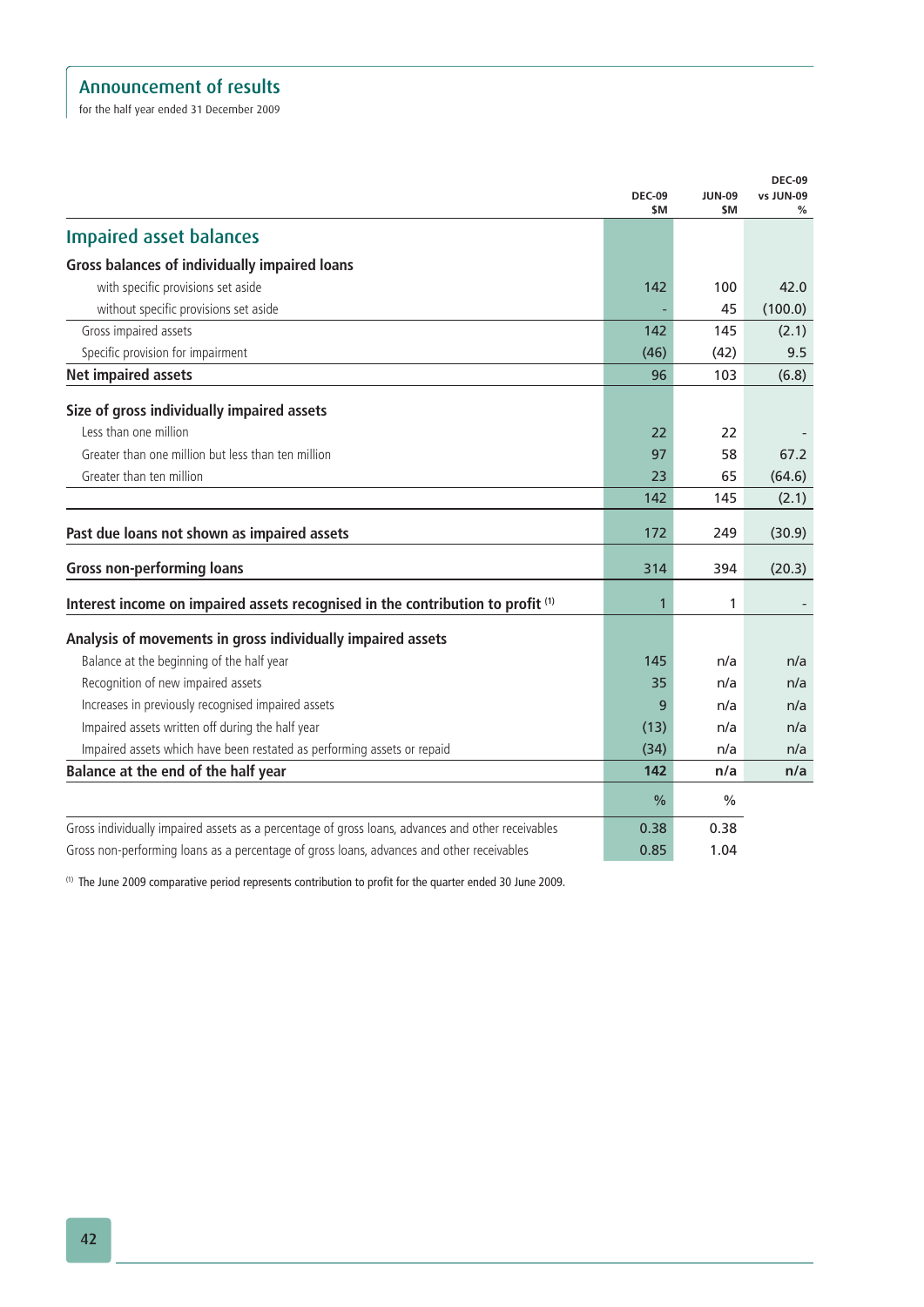| | DEC-09 $M | JUN-09 $M | DEC-09 vs JUN-09 % |
|---|---|---|---|
| **Impaired asset balances** | | | |
| **Gross balances of individually impaired loans** | | | |
| with specific provisions set aside | 142 | 100 | 42.0 |
| without specific provisions set aside | - | 45 | (100.0) |
| Gross impaired assets | 142 | 145 | (2.1) |
| Specific provision for impairment | (46) | (42) | 9.5 |
| **Net impaired assets** | 96 | 103 | (6.8) |
| **Size of gross individually impaired assets** | | | |
| Less than one million | 22 | 22 | - |
| Greater than one million but less than ten million | 97 | 58 | 67.2 |
| Greater than ten million | 23 | 65 | (64.6) |
| | 142 | 145 | (2.1) |
| **Past due loans not shown as impaired assets** | 172 | 249 | (30.9) |
| **Gross non-performing loans** | 314 | 394 | (20.3) |
| **Interest income on impaired assets recognised in the contribution to profit** [1] | 1 | 1 | - |
| **Analysis of movements in gross individually impaired assets** | | | |
| Balance at the beginning of the half year | 145 | n/a | n/a |
| Recognition of new impaired assets | 35 | n/a | n/a |
| Increases in previously recognised impaired assets | 9 | n/a | n/a |
| Impaired assets written off during the half year | (13) | n/a | n/a |
| Impaired assets which have been restated as performing assets or repaid | (34) | n/a | n/a |
| **Balance at the end of the half year** | **142** | **n/a** | **n/a** |
| | % | % | |
| Gross individually impaired assets as a percentage of gross loans, advances and other receivables | 0.38 | 0.38 | |
| Gross non-performing loans as a percentage of gross loans, advances and other receivables | 0.85 | 1.04 | |

[1] The June 2009 comparative period represents contribution to profit for the quarter ended 30 June 2009.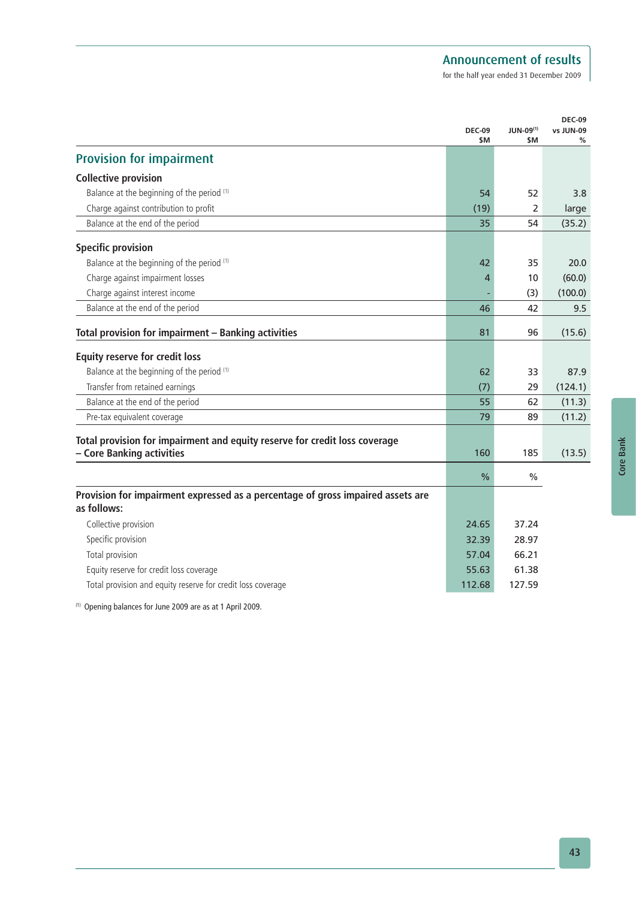|  | DEC-09 $M | JUN-09[1] $M | DEC-09 vs JUN-09 % |
|---|---|---|---|
| **Provision for impairment** |  |  |  |
| **Collective provision** |  |  |  |
| Balance at the beginning of the period [1] | 54 | 52 | 3.8 |
| Charge against contribution to profit | (19) | 2 | large |
| Balance at the end of the period | 35 | 54 | (35.2) |
| **Specific provision** |  |  |  |
| Balance at the beginning of the period [1] | 42 | 35 | 20.0 |
| Charge against impairment losses | 4 | 10 | (60.0) |
| Charge against interest income | - | (3) | (100.0) |
| Balance at the end of the period | 46 | 42 | 9.5 |
| **Total provision for impairment – Banking activities** | 81 | 96 | (15.6) |
| **Equity reserve for credit loss** |  |  |  |
| Balance at the beginning of the period [1] | 62 | 33 | 87.9 |
| Transfer from retained earnings | (7) | 29 | (124.1) |
| Balance at the end of the period | 55 | 62 | (11.3) |
| Pre-tax equivalent coverage | 79 | 89 | (11.2) |
| **Total provision for impairment and equity reserve for credit loss coverage – Core Banking activities** | 160 | 185 | (13.5) |

|  | % | % |
|---|---|---|
| **Provision for impairment expressed as a percentage of gross impaired assets are as follows:** |  |  |
| Collective provision | 24.65 | 37.24 |
| Specific provision | 32.39 | 28.97 |
| Total provision | 57.04 | 66.21 |
| Equity reserve for credit loss coverage | 55.63 | 61.38 |
| Total provision and equity reserve for credit loss coverage | 112.68 | 127.59 |

[1] Opening balances for June 2009 are as at 1 April 2009.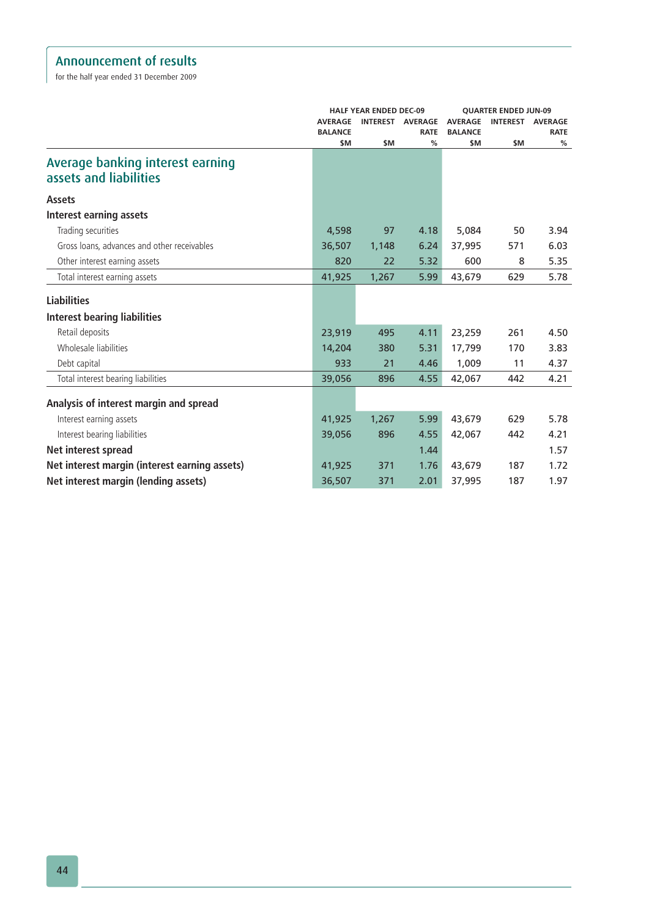# Announcement of results

for the half year ended 31 December 2009

| | HALF YEAR ENDED DEC-09 | | | QUARTER ENDED JUN-09 | | |
|---|---|---|---|---|---|---|
| | AVERAGE BALANCE $M | INTEREST $M | AVERAGE RATE % | AVERAGE BALANCE $M | INTEREST $M | AVERAGE RATE % |
| **Average banking interest earning assets and liabilities** | | | | | | |
| **Assets** | | | | | | |
| **Interest earning assets** | | | | | | |
| Trading securities | 4,598 | 97 | 4.18 | 5,084 | 50 | 3.94 |
| Gross loans, advances and other receivables | 36,507 | 1,148 | 6.24 | 37,995 | 571 | 6.03 |
| Other interest earning assets | 820 | 22 | 5.32 | 600 | 8 | 5.35 |
| Total interest earning assets | 41,925 | 1,267 | 5.99 | 43,679 | 629 | 5.78 |
| **Liabilities** | | | | | | |
| **Interest bearing liabilities** | | | | | | |
| Retail deposits | 23,919 | 495 | 4.11 | 23,259 | 261 | 4.50 |
| Wholesale liabilities | 14,204 | 380 | 5.31 | 17,799 | 170 | 3.83 |
| Debt capital | 933 | 21 | 4.46 | 1,009 | 11 | 4.37 |
| Total interest bearing liabilities | 39,056 | 896 | 4.55 | 42,067 | 442 | 4.21 |
| **Analysis of interest margin and spread** | | | | | | |
| Interest earning assets | 41,925 | 1,267 | 5.99 | 43,679 | 629 | 5.78 |
| Interest bearing liabilities | 39,056 | 896 | 4.55 | 42,067 | 442 | 4.21 |
| **Net interest spread** | | | 1.44 | | | 1.57 |
| **Net interest margin (interest earning assets)** | 41,925 | 371 | 1.76 | 43,679 | 187 | 1.72 |
| **Net interest margin (lending assets)** | 36,507 | 371 | 2.01 | 37,995 | 187 | 1.97 |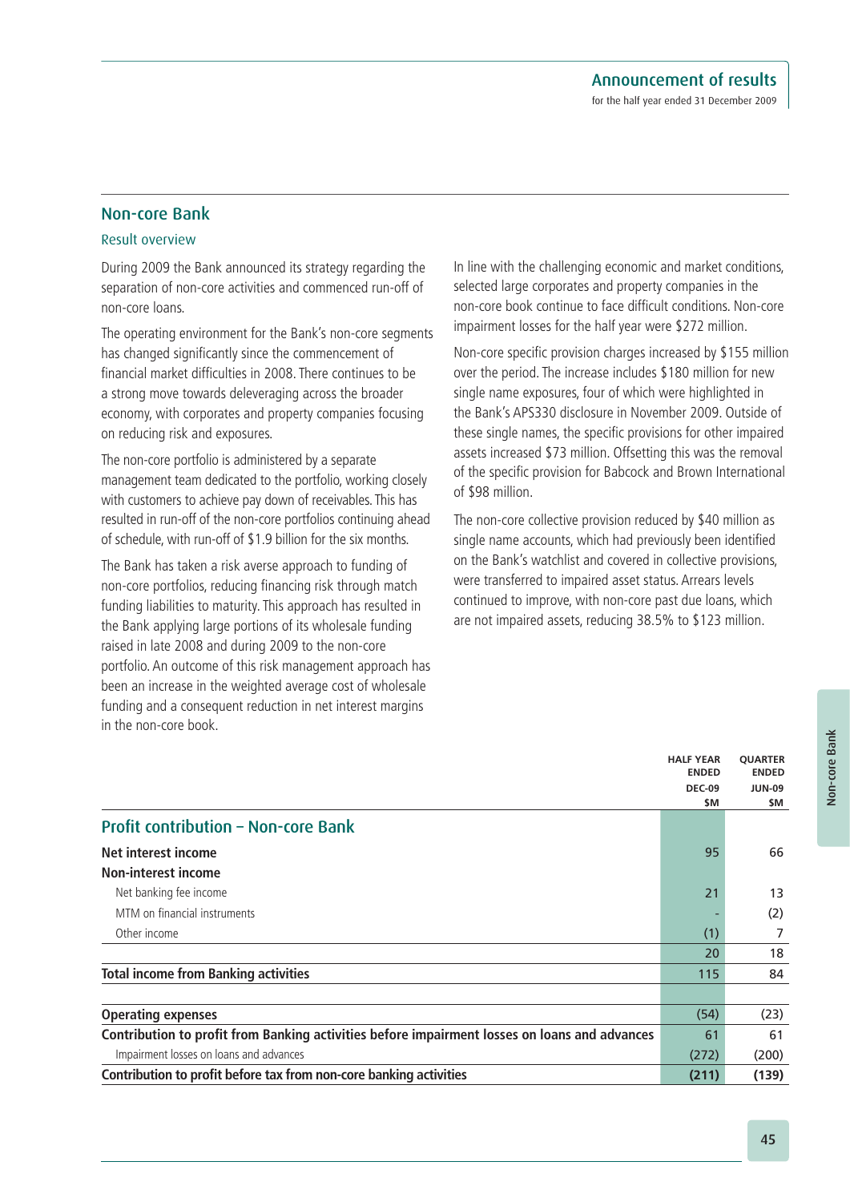## Non-core Bank

### Result overview

During 2009 the Bank announced its strategy regarding the separation of non-core activities and commenced run-off of non-core loans.

The operating environment for the Bank's non-core segments has changed significantly since the commencement of financial market difficulties in 2008. There continues to be a strong move towards deleveraging across the broader economy, with corporates and property companies focusing on reducing risk and exposures.

The non-core portfolio is administered by a separate management team dedicated to the portfolio, working closely with customers to achieve pay down of receivables. This has resulted in run-off of the non-core portfolios continuing ahead of schedule, with run-off of $1.9 billion for the six months.

The Bank has taken a risk averse approach to funding of non-core portfolios, reducing financing risk through match funding liabilities to maturity. This approach has resulted in the Bank applying large portions of its wholesale funding raised in late 2008 and during 2009 to the non-core portfolio. An outcome of this risk management approach has been an increase in the weighted average cost of wholesale funding and a consequent reduction in net interest margins in the non-core book.

In line with the challenging economic and market conditions, selected large corporates and property companies in the non-core book continue to face difficult conditions. Non-core impairment losses for the half year were $272 million.

Non-core specific provision charges increased by $155 million over the period. The increase includes $180 million for new single name exposures, four of which were highlighted in the Bank's APS330 disclosure in November 2009. Outside of these single names, the specific provisions for other impaired assets increased $73 million. Offsetting this was the removal of the specific provision for Babcock and Brown International of $98 million.

The non-core collective provision reduced by $40 million as single name accounts, which had previously been identified on the Bank's watchlist and covered in collective provisions, were transferred to impaired asset status. Arrears levels continued to improve, with non-core past due loans, which are not impaired assets, reducing 38.5% to $123 million.

| | HALF YEAR ENDED DEC-09 $M | QUARTER ENDED JUN-09 $M |
|---|---|---|
| **Profit contribution – Non-core Bank** | | |
| **Net interest income** | 95 | 66 |
| **Non-interest income** | | |
| Net banking fee income | 21 | 13 |
| MTM on financial instruments | - | (2) |
| Other income | (1) | 7 |
| | 20 | 18 |
| **Total income from Banking activities** | 115 | 84 |
| | | |
| **Operating expenses** | (54) | (23) |
| **Contribution to profit from Banking activities before impairment losses on loans and advances** | 61 | 61 |
| Impairment losses on loans and advances | (272) | (200) |
| **Contribution to profit before tax from non-core banking activities** | (211) | (139) |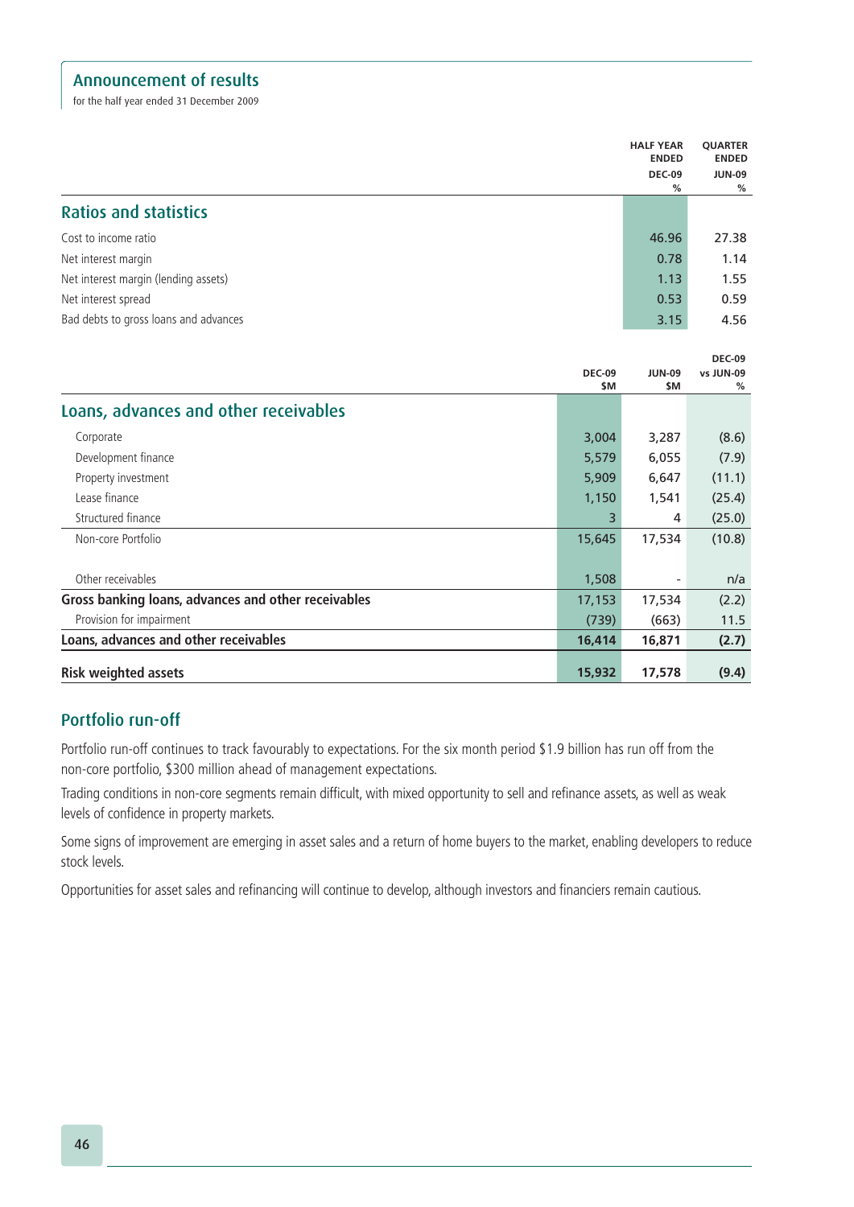## Announcement of results

for the half year ended 31 December 2009

| | HALF YEAR ENDED DEC-09 % | QUARTER ENDED JUN-09 % |
|---|---|---|
| **Ratios and statistics** | | |
| Cost to income ratio | 46.96 | 27.38 |
| Net interest margin | 0.78 | 1.14 |
| Net interest margin (lending assets) | 1.13 | 1.55 |
| Net interest spread | 0.53 | 0.59 |
| Bad debts to gross loans and advances | 3.15 | 4.56 |

| | DEC-09 $M | JUN-09 $M | DEC-09 vs JUN-09 % |
|---|---|---|---|
| **Loans, advances and other receivables** | | | |
| Corporate | 3,004 | 3,287 | (8.6) |
| Development finance | 5,579 | 6,055 | (7.9) |
| Property investment | 5,909 | 6,647 | (11.1) |
| Lease finance | 1,150 | 1,541 | (25.4) |
| Structured finance | 3 | 4 | (25.0) |
| Non-core Portfolio | 15,645 | 17,534 | (10.8) |
| Other receivables | 1,508 | - | n/a |
| **Gross banking loans, advances and other receivables** | 17,153 | 17,534 | (2.2) |
| Provision for impairment | (739) | (663) | 11.5 |
| **Loans, advances and other receivables** | **16,414** | **16,871** | **(2.7)** |
| **Risk weighted assets** | **15,932** | **17,578** | **(9.4)** |

## Portfolio run-off

Portfolio run-off continues to track favourably to expectations. For the six month period $1.9 billion has run off from the non-core portfolio, $300 million ahead of management expectations.

Trading conditions in non-core segments remain difficult, with mixed opportunity to sell and refinance assets, as well as weak levels of confidence in property markets.

Some signs of improvement are emerging in asset sales and a return of home buyers to the market, enabling developers to reduce stock levels.

Opportunities for asset sales and refinancing will continue to develop, although investors and financiers remain cautious.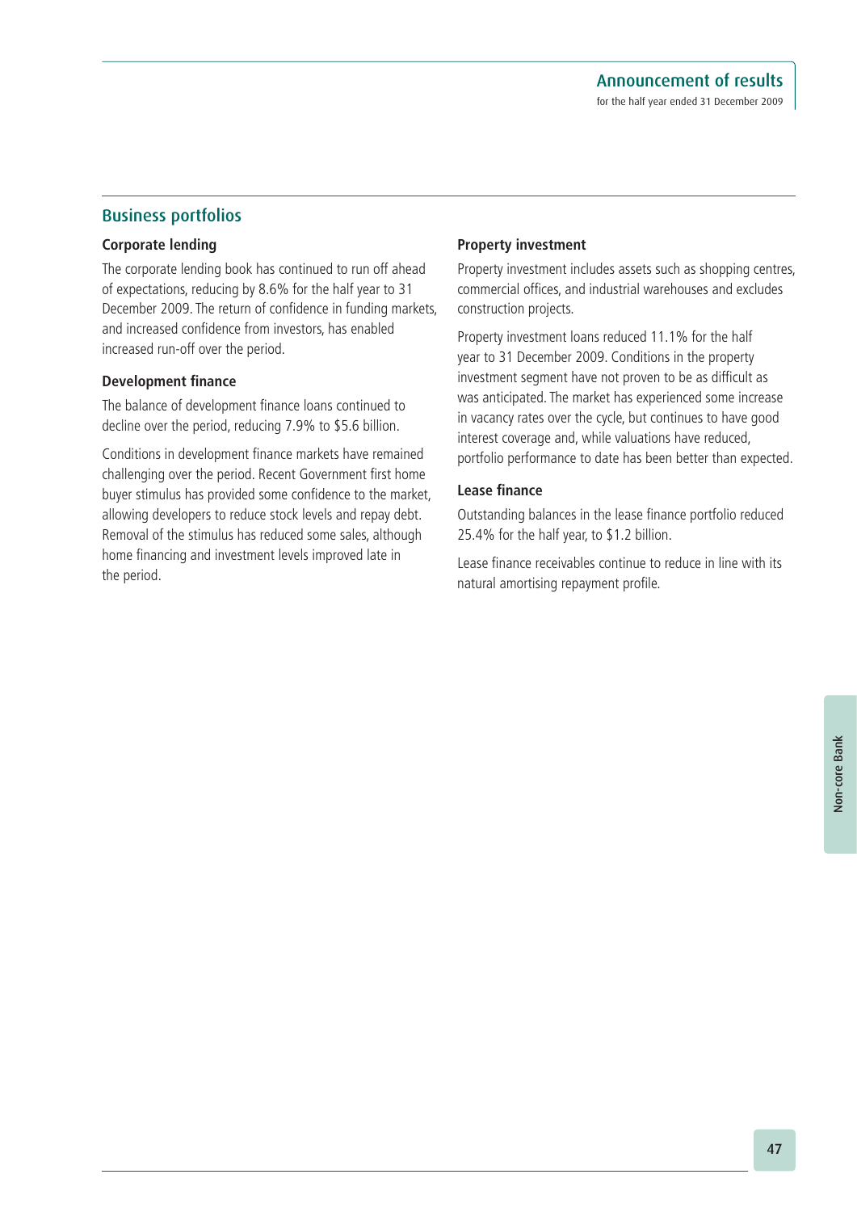## Business portfolios

### Corporate lending

The corporate lending book has continued to run off ahead of expectations, reducing by 8.6% for the half year to 31 December 2009. The return of confidence in funding markets, and increased confidence from investors, has enabled increased run-off over the period.

### Development finance

The balance of development finance loans continued to decline over the period, reducing 7.9% to $5.6 billion.

Conditions in development finance markets have remained challenging over the period. Recent Government first home buyer stimulus has provided some confidence to the market, allowing developers to reduce stock levels and repay debt. Removal of the stimulus has reduced some sales, although home financing and investment levels improved late in the period.

### Property investment

Property investment includes assets such as shopping centres, commercial offices, and industrial warehouses and excludes construction projects.

Property investment loans reduced 11.1% for the half year to 31 December 2009. Conditions in the property investment segment have not proven to be as difficult as was anticipated. The market has experienced some increase in vacancy rates over the cycle, but continues to have good interest coverage and, while valuations have reduced, portfolio performance to date has been better than expected.

### Lease finance

Outstanding balances in the lease finance portfolio reduced 25.4% for the half year, to $1.2 billion.

Lease finance receivables continue to reduce in line with its natural amortising repayment profile.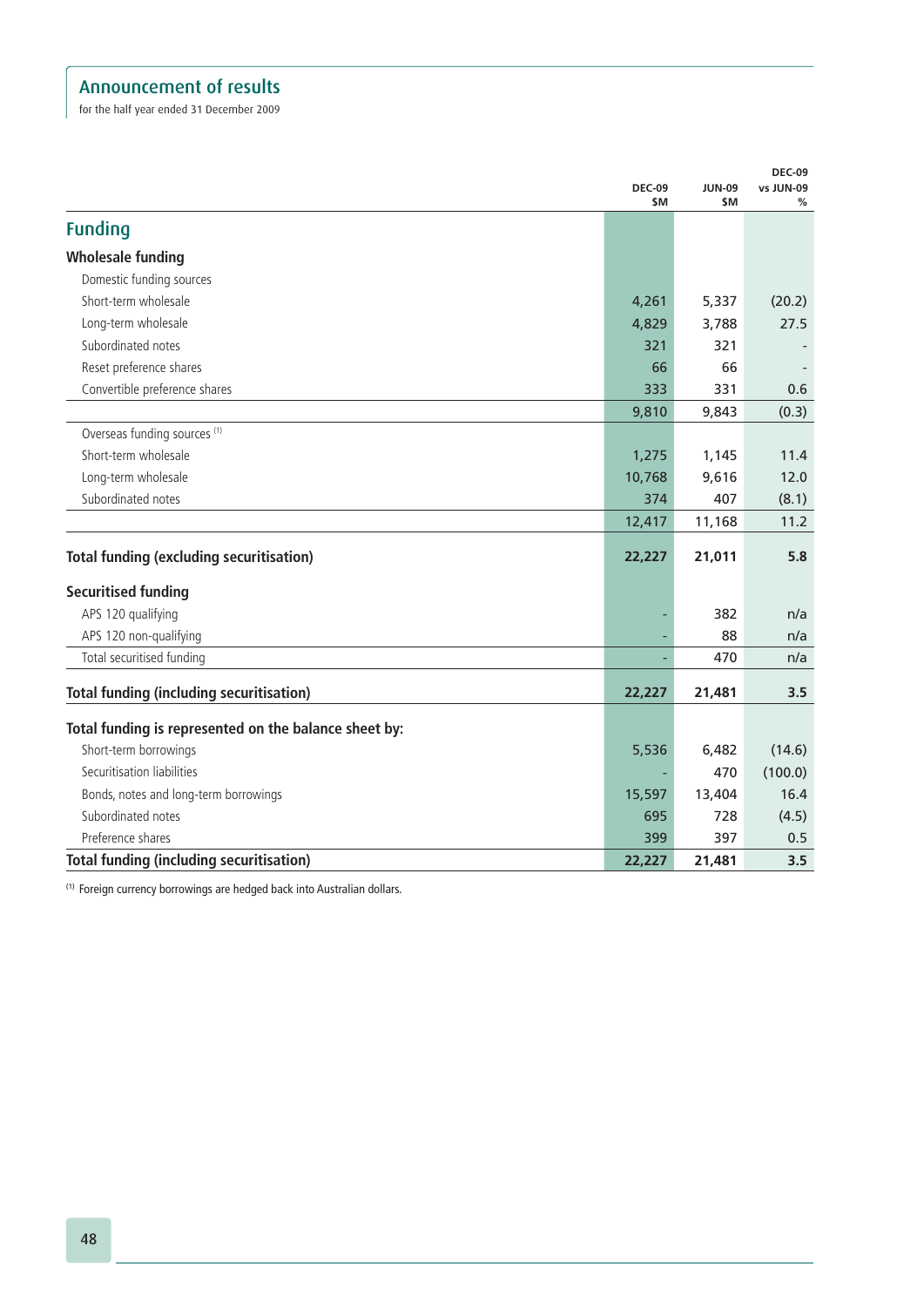## Announcement of results

for the half year ended 31 December 2009

| | DEC-09 $M | JUN-09 $M | DEC-09 vs JUN-09 % |
|---|---|---|---|
| **Funding** | | | |
| **Wholesale funding** | | | |
| Domestic funding sources | | | |
| Short-term wholesale | 4,261 | 5,337 | (20.2) |
| Long-term wholesale | 4,829 | 3,788 | 27.5 |
| Subordinated notes | 321 | 321 | - |
| Reset preference shares | 66 | 66 | - |
| Convertible preference shares | 333 | 331 | 0.6 |
| | 9,810 | 9,843 | (0.3) |
| Overseas funding sources [1] | | | |
| Short-term wholesale | 1,275 | 1,145 | 11.4 |
| Long-term wholesale | 10,768 | 9,616 | 12.0 |
| Subordinated notes | 374 | 407 | (8.1) |
| | 12,417 | 11,168 | 11.2 |
| **Total funding (excluding securitisation)** | **22,227** | **21,011** | **5.8** |
| **Securitised funding** | | | |
| APS 120 qualifying | - | 382 | n/a |
| APS 120 non-qualifying | - | 88 | n/a |
| Total securitised funding | - | 470 | n/a |
| **Total funding (including securitisation)** | **22,227** | **21,481** | **3.5** |
| **Total funding is represented on the balance sheet by:** | | | |
| Short-term borrowings | 5,536 | 6,482 | (14.6) |
| Securitisation liabilities | - | 470 | (100.0) |
| Bonds, notes and long-term borrowings | 15,597 | 13,404 | 16.4 |
| Subordinated notes | 695 | 728 | (4.5) |
| Preference shares | 399 | 397 | 0.5 |
| **Total funding (including securitisation)** | **22,227** | **21,481** | **3.5** |

[1] Foreign currency borrowings are hedged back into Australian dollars.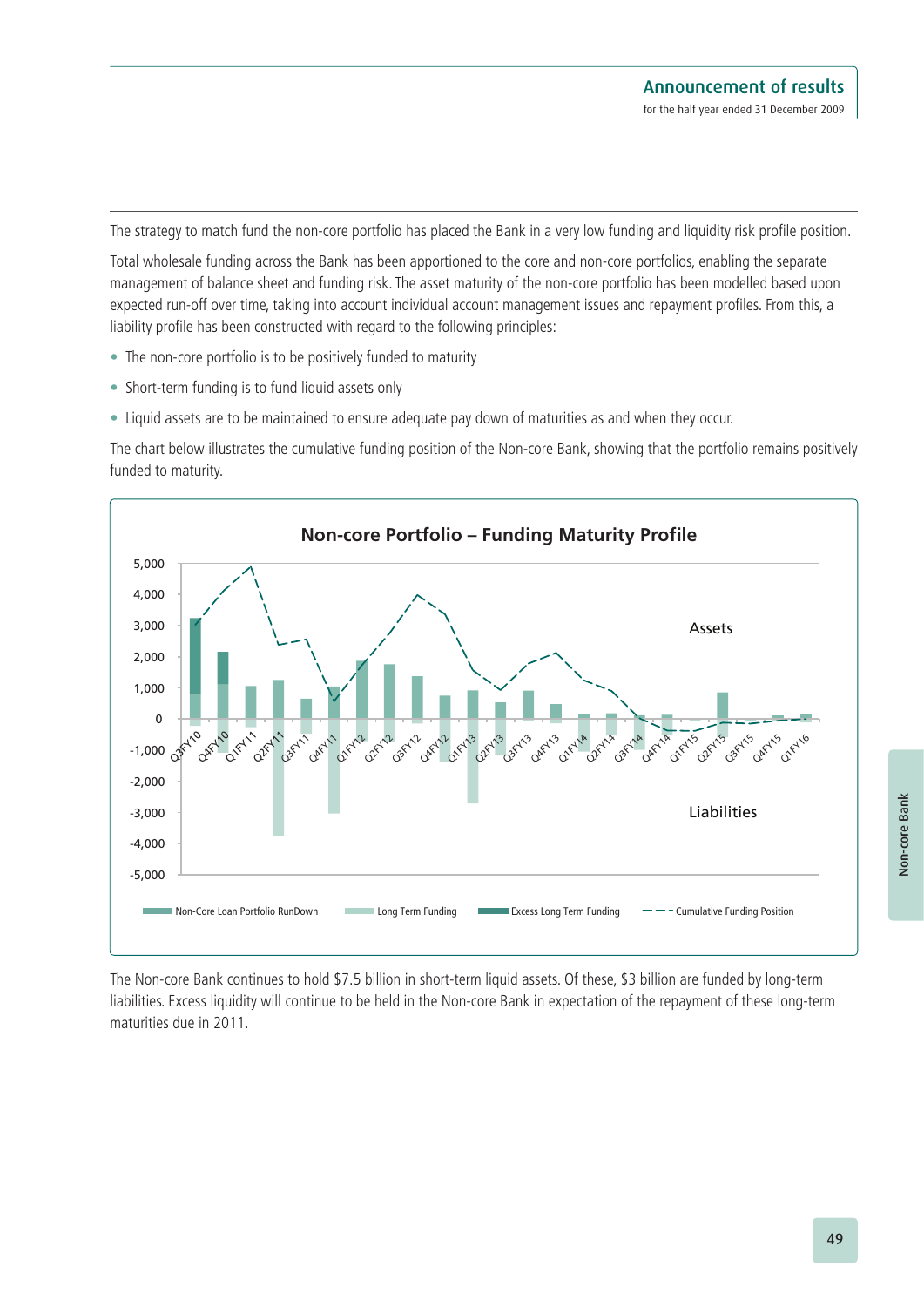The strategy to match fund the non-core portfolio has placed the Bank in a very low funding and liquidity risk profile position.

Total wholesale funding across the Bank has been apportioned to the core and non-core portfolios, enabling the separate management of balance sheet and funding risk. The asset maturity of the non-core portfolio has been modelled based upon expected run-off over time, taking into account individual account management issues and repayment profiles. From this, a liability profile has been constructed with regard to the following principles:

- The non-core portfolio is to be positively funded to maturity
- Short-term funding is to fund liquid assets only
- Liquid assets are to be maintained to ensure adequate pay down of maturities as and when they occur.

The chart below illustrates the cumulative funding position of the Non-core Bank, showing that the portfolio remains positively funded to maturity.

**Non-core Portfolio – Funding Maturity Profile**

Assets

Liabilities

Non-Core Loan Portfolio RunDown — Long Term Funding — Excess Long Term Funding — Cumulative Funding Position

The Non-core Bank continues to hold $7.5 billion in short-term liquid assets. Of these, $3 billion are funded by long-term liabilities. Excess liquidity will continue to be held in the Non-core Bank in expectation of the repayment of these long-term maturities due in 2011.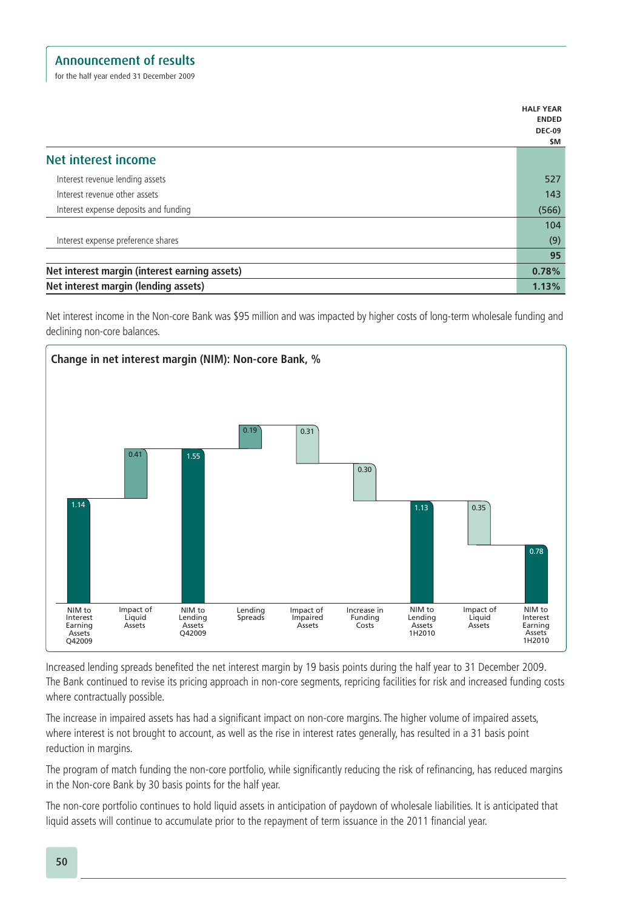## Announcement of results

for the half year ended 31 December 2009

| | HALF YEAR ENDED DEC-09 $M |
|---|---|
| **Net interest income** | |
| Interest revenue lending assets | 527 |
| Interest revenue other assets | 143 |
| Interest expense deposits and funding | (566) |
| | 104 |
| Interest expense preference shares | (9) |
| | 95 |
| **Net interest margin (interest earning assets)** | **0.78%** |
| **Net interest margin (lending assets)** | **1.13%** |

Net interest income in the Non-core Bank was $95 million and was impacted by higher costs of long-term wholesale funding and declining non-core balances.

**Change in net interest margin (NIM): Non-core Bank, %**

| Item | % |
|---|---|
| NIM to Interest Earning Assets Q42009 | 1.14 |
| Impact of Liquid Assets | 0.41 |
| NIM to Lending Assets Q42009 | 1.55 |
| Lending Spreads | 0.19 |
| Impact of Impaired Assets | 0.31 |
| Increase in Funding Costs | 0.30 |
| NIM to Lending Assets 1H2010 | 1.13 |
| Impact of Liquid Assets | 0.35 |
| NIM to Interest Earning Assets 1H2010 | 0.78 |

Increased lending spreads benefited the net interest margin by 19 basis points during the half year to 31 December 2009. The Bank continued to revise its pricing approach in non-core segments, repricing facilities for risk and increased funding costs where contractually possible.

The increase in impaired assets has had a significant impact on non-core margins. The higher volume of impaired assets, where interest is not brought to account, as well as the rise in interest rates generally, has resulted in a 31 basis point reduction in margins.

The program of match funding the non-core portfolio, while significantly reducing the risk of refinancing, has reduced margins in the Non-core Bank by 30 basis points for the half year.

The non-core portfolio continues to hold liquid assets in anticipation of paydown of wholesale liabilities. It is anticipated that liquid assets will continue to accumulate prior to the repayment of term issuance in the 2011 financial year.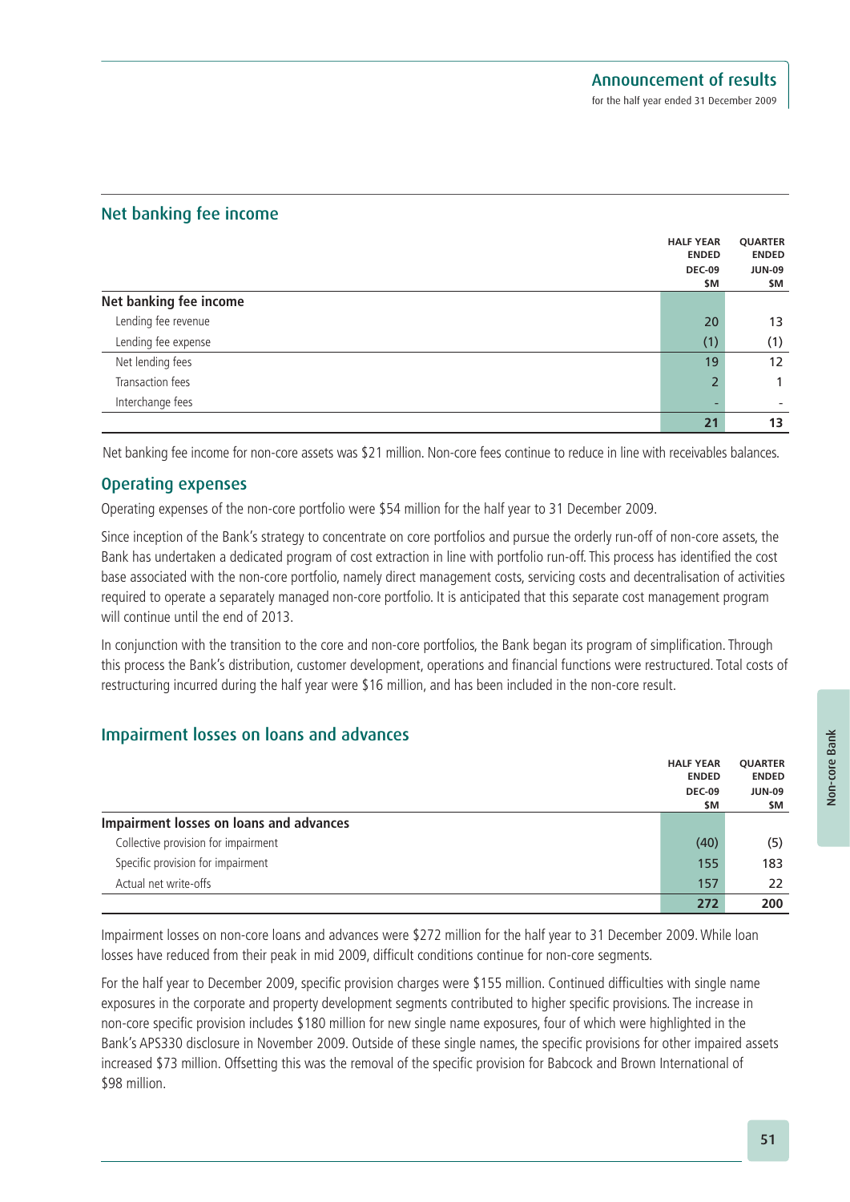## Net banking fee income

| | HALF YEAR ENDED DEC-09 $M | QUARTER ENDED JUN-09 $M |
|---|---|---|
| **Net banking fee income** | | |
| Lending fee revenue | 20 | 13 |
| Lending fee expense | (1) | (1) |
| Net lending fees | 19 | 12 |
| Transaction fees | 2 | 1 |
| Interchange fees | - | - |
| | **21** | **13** |

Net banking fee income for non-core assets was $21 million. Non-core fees continue to reduce in line with receivables balances.

## Operating expenses

Operating expenses of the non-core portfolio were $54 million for the half year to 31 December 2009.

Since inception of the Bank's strategy to concentrate on core portfolios and pursue the orderly run-off of non-core assets, the Bank has undertaken a dedicated program of cost extraction in line with portfolio run-off. This process has identified the cost base associated with the non-core portfolio, namely direct management costs, servicing costs and decentralisation of activities required to operate a separately managed non-core portfolio. It is anticipated that this separate cost management program will continue until the end of 2013.

In conjunction with the transition to the core and non-core portfolios, the Bank began its program of simplification. Through this process the Bank's distribution, customer development, operations and financial functions were restructured. Total costs of restructuring incurred during the half year were $16 million, and has been included in the non-core result.

## Impairment losses on loans and advances

| | HALF YEAR ENDED DEC-09 $M | QUARTER ENDED JUN-09 $M |
|---|---|---|
| **Impairment losses on loans and advances** | | |
| Collective provision for impairment | (40) | (5) |
| Specific provision for impairment | 155 | 183 |
| Actual net write-offs | 157 | 22 |
| | **272** | **200** |

Impairment losses on non-core loans and advances were $272 million for the half year to 31 December 2009. While loan losses have reduced from their peak in mid 2009, difficult conditions continue for non-core segments.

For the half year to December 2009, specific provision charges were $155 million. Continued difficulties with single name exposures in the corporate and property development segments contributed to higher specific provisions. The increase in non-core specific provision includes $180 million for new single name exposures, four of which were highlighted in the Bank's APS330 disclosure in November 2009. Outside of these single names, the specific provisions for other impaired assets increased $73 million. Offsetting this was the removal of the specific provision for Babcock and Brown International of $98 million.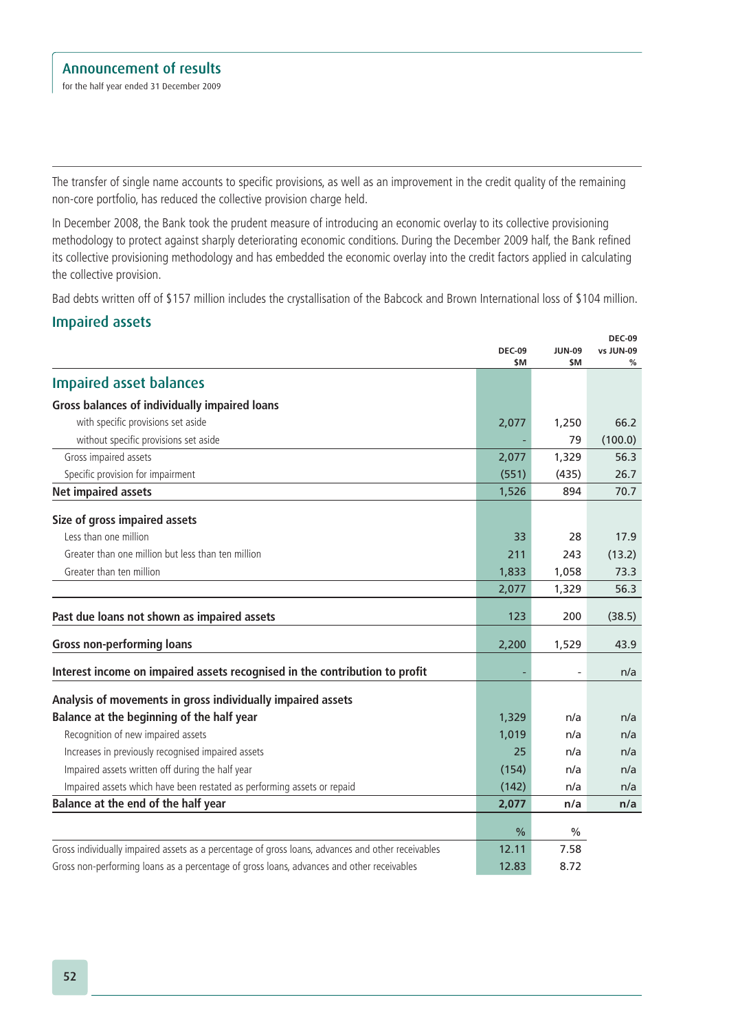The transfer of single name accounts to specific provisions, as well as an improvement in the credit quality of the remaining non-core portfolio, has reduced the collective provision charge held.

In December 2008, the Bank took the prudent measure of introducing an economic overlay to its collective provisioning methodology to protect against sharply deteriorating economic conditions. During the December 2009 half, the Bank refined its collective provisioning methodology and has embedded the economic overlay into the credit factors applied in calculating the collective provision.

Bad debts written off of $157 million includes the crystallisation of the Babcock and Brown International loss of $104 million.

## Impaired assets

| | DEC-09 $M | JUN-09 $M | DEC-09 vs JUN-09 % |
|---|---|---|---|
| **Impaired asset balances** | | | |
| **Gross balances of individually impaired loans** | | | |
| with specific provisions set aside | 2,077 | 1,250 | 66.2 |
| without specific provisions set aside | - | 79 | (100.0) |
| Gross impaired assets | 2,077 | 1,329 | 56.3 |
| Specific provision for impairment | (551) | (435) | 26.7 |
| **Net impaired assets** | 1,526 | 894 | 70.7 |
| **Size of gross impaired assets** | | | |
| Less than one million | 33 | 28 | 17.9 |
| Greater than one million but less than ten million | 211 | 243 | (13.2) |
| Greater than ten million | 1,833 | 1,058 | 73.3 |
| | 2,077 | 1,329 | 56.3 |
| **Past due loans not shown as impaired assets** | 123 | 200 | (38.5) |
| **Gross non-performing loans** | 2,200 | 1,529 | 43.9 |
| **Interest income on impaired assets recognised in the contribution to profit** | - | - | n/a |
| **Analysis of movements in gross individually impaired assets** | | | |
| **Balance at the beginning of the half year** | 1,329 | n/a | n/a |
| Recognition of new impaired assets | 1,019 | n/a | n/a |
| Increases in previously recognised impaired assets | 25 | n/a | n/a |
| Impaired assets written off during the half year | (154) | n/a | n/a |
| Impaired assets which have been restated as performing assets or repaid | (142) | n/a | n/a |
| **Balance at the end of the half year** | **2,077** | **n/a** | **n/a** |
| | % | % | |
| Gross individually impaired assets as a percentage of gross loans, advances and other receivables | 12.11 | 7.58 | |
| Gross non-performing loans as a percentage of gross loans, advances and other receivables | 12.83 | 8.72 | |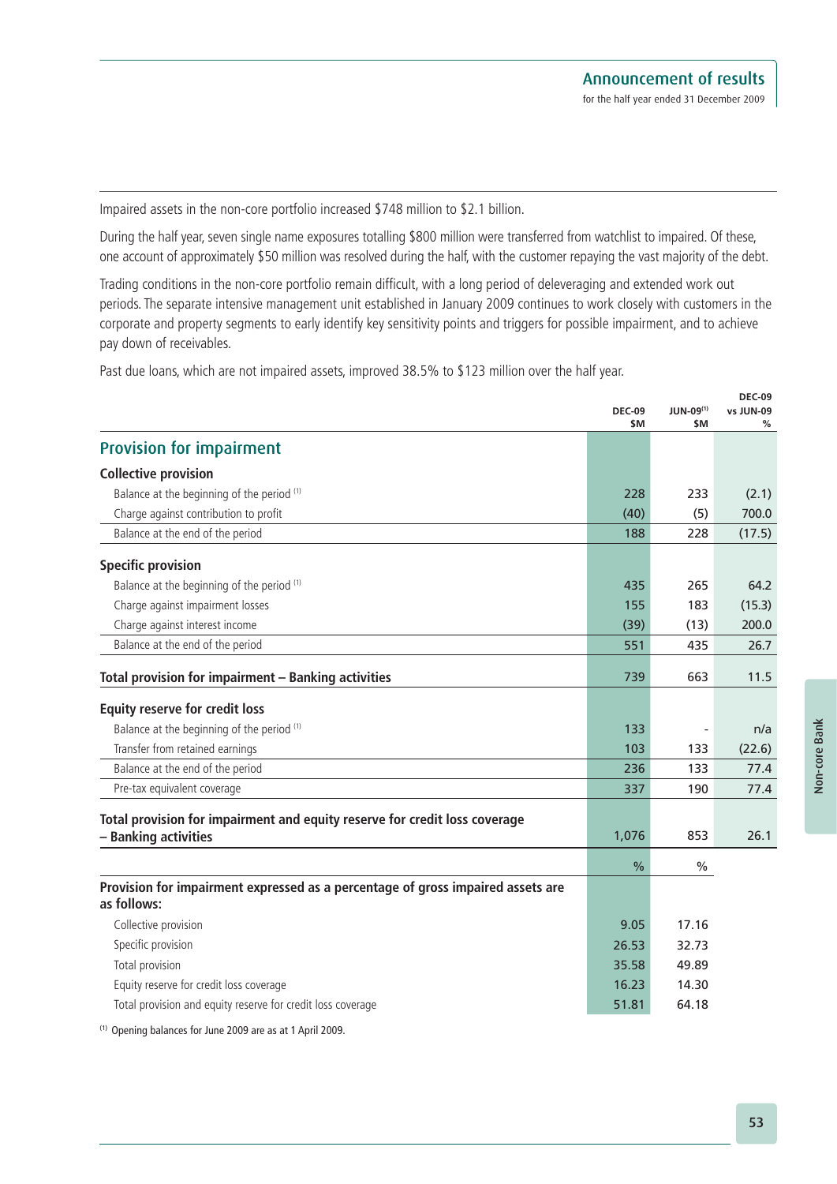Impaired assets in the non-core portfolio increased $748 million to $2.1 billion.

During the half year, seven single name exposures totalling $800 million were transferred from watchlist to impaired. Of these, one account of approximately $50 million was resolved during the half, with the customer repaying the vast majority of the debt.

Trading conditions in the non-core portfolio remain difficult, with a long period of deleveraging and extended work out periods. The separate intensive management unit established in January 2009 continues to work closely with customers in the corporate and property segments to early identify key sensitivity points and triggers for possible impairment, and to achieve pay down of receivables.

Past due loans, which are not impaired assets, improved 38.5% to $123 million over the half year.

| | DEC-09 $M | JUN-09[1] $M | DEC-09 vs JUN-09 % |
|---|---|---|---|
| **Provision for impairment** | | | |
| **Collective provision** | | | |
| Balance at the beginning of the period [1] | 228 | 233 | (2.1) |
| Charge against contribution to profit | (40) | (5) | 700.0 |
| Balance at the end of the period | 188 | 228 | (17.5) |
| **Specific provision** | | | |
| Balance at the beginning of the period [1] | 435 | 265 | 64.2 |
| Charge against impairment losses | 155 | 183 | (15.3) |
| Charge against interest income | (39) | (13) | 200.0 |
| Balance at the end of the period | 551 | 435 | 26.7 |
| **Total provision for impairment – Banking activities** | 739 | 663 | 11.5 |
| **Equity reserve for credit loss** | | | |
| Balance at the beginning of the period [1] | 133 | - | n/a |
| Transfer from retained earnings | 103 | 133 | (22.6) |
| Balance at the end of the period | 236 | 133 | 77.4 |
| Pre-tax equivalent coverage | 337 | 190 | 77.4 |
| **Total provision for impairment and equity reserve for credit loss coverage – Banking activities** | 1,076 | 853 | 26.1 |
| | % | % | |
| **Provision for impairment expressed as a percentage of gross impaired assets are as follows:** | | | |
| Collective provision | 9.05 | 17.16 | |
| Specific provision | 26.53 | 32.73 | |
| Total provision | 35.58 | 49.89 | |
| Equity reserve for credit loss coverage | 16.23 | 14.30 | |
| Total provision and equity reserve for credit loss coverage | 51.81 | 64.18 | |

[1] Opening balances for June 2009 are as at 1 April 2009.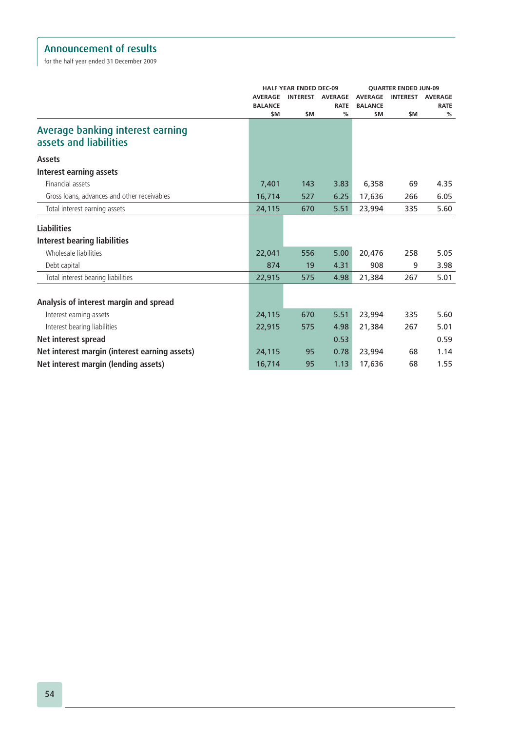# Announcement of results

for the half year ended 31 December 2009

## Average banking interest earning assets and liabilities

| | HALF YEAR ENDED DEC-09 | | | QUARTER ENDED JUN-09 | | |
|---|---|---|---|---|---|---|
| | AVERAGE BALANCE $M | INTEREST $M | AVERAGE RATE % | AVERAGE BALANCE $M | INTEREST $M | AVERAGE RATE % |
| **Assets** | | | | | | |
| **Interest earning assets** | | | | | | |
| Financial assets | 7,401 | 143 | 3.83 | 6,358 | 69 | 4.35 |
| Gross loans, advances and other receivables | 16,714 | 527 | 6.25 | 17,636 | 266 | 6.05 |
| Total interest earning assets | 24,115 | 670 | 5.51 | 23,994 | 335 | 5.60 |
| **Liabilities** | | | | | | |
| **Interest bearing liabilities** | | | | | | |
| Wholesale liabilities | 22,041 | 556 | 5.00 | 20,476 | 258 | 5.05 |
| Debt capital | 874 | 19 | 4.31 | 908 | 9 | 3.98 |
| Total interest bearing liabilities | 22,915 | 575 | 4.98 | 21,384 | 267 | 5.01 |
| **Analysis of interest margin and spread** | | | | | | |
| Interest earning assets | 24,115 | 670 | 5.51 | 23,994 | 335 | 5.60 |
| Interest bearing liabilities | 22,915 | 575 | 4.98 | 21,384 | 267 | 5.01 |
| **Net interest spread** | | | 0.53 | | | 0.59 |
| **Net interest margin (interest earning assets)** | 24,115 | 95 | 0.78 | 23,994 | 68 | 1.14 |
| **Net interest margin (lending assets)** | 16,714 | 95 | 1.13 | 17,636 | 68 | 1.55 |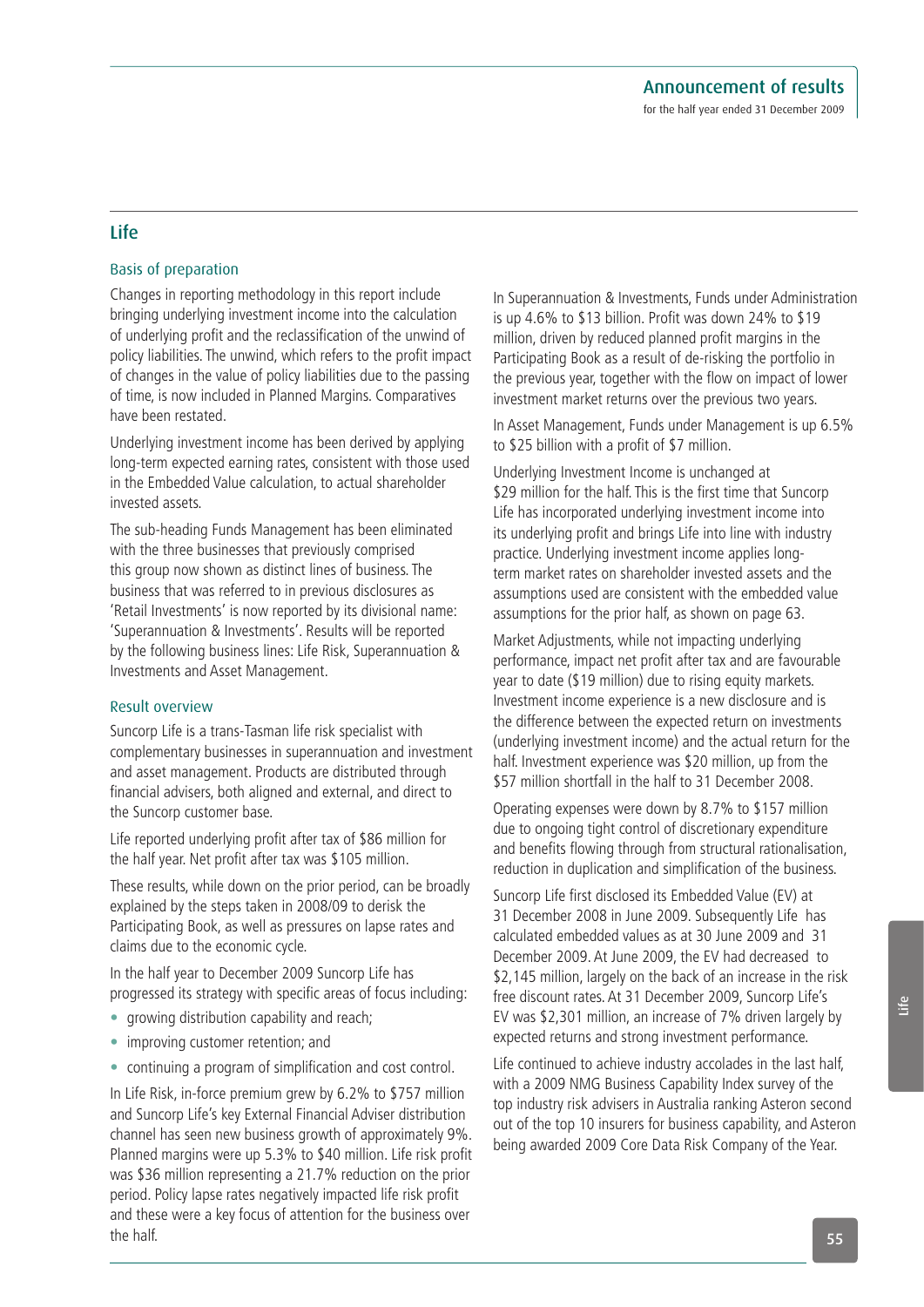## Life

### Basis of preparation

Changes in reporting methodology in this report include bringing underlying investment income into the calculation of underlying profit and the reclassification of the unwind of policy liabilities. The unwind, which refers to the profit impact of changes in the value of policy liabilities due to the passing of time, is now included in Planned Margins. Comparatives have been restated.

Underlying investment income has been derived by applying long-term expected earning rates, consistent with those used in the Embedded Value calculation, to actual shareholder invested assets.

The sub-heading Funds Management has been eliminated with the three businesses that previously comprised this group now shown as distinct lines of business. The business that was referred to in previous disclosures as 'Retail Investments' is now reported by its divisional name: 'Superannuation & Investments'. Results will be reported by the following business lines: Life Risk, Superannuation & Investments and Asset Management.

### Result overview

Suncorp Life is a trans-Tasman life risk specialist with complementary businesses in superannuation and investment and asset management. Products are distributed through financial advisers, both aligned and external, and direct to the Suncorp customer base.

Life reported underlying profit after tax of $86 million for the half year. Net profit after tax was $105 million.

These results, while down on the prior period, can be broadly explained by the steps taken in 2008/09 to derisk the Participating Book, as well as pressures on lapse rates and claims due to the economic cycle.

In the half year to December 2009 Suncorp Life has progressed its strategy with specific areas of focus including:

- growing distribution capability and reach;
- improving customer retention; and
- continuing a program of simplification and cost control.

In Life Risk, in-force premium grew by 6.2% to $757 million and Suncorp Life's key External Financial Adviser distribution channel has seen new business growth of approximately 9%. Planned margins were up 5.3% to $40 million. Life risk profit was $36 million representing a 21.7% reduction on the prior period. Policy lapse rates negatively impacted life risk profit and these were a key focus of attention for the business over the half.

In Superannuation & Investments, Funds under Administration is up 4.6% to $13 billion. Profit was down 24% to $19 million, driven by reduced planned profit margins in the Participating Book as a result of de-risking the portfolio in the previous year, together with the flow on impact of lower investment market returns over the previous two years.

In Asset Management, Funds under Management is up 6.5% to $25 billion with a profit of $7 million.

Underlying Investment Income is unchanged at $29 million for the half. This is the first time that Suncorp Life has incorporated underlying investment income into its underlying profit and brings Life into line with industry practice. Underlying investment income applies long-term market rates on shareholder invested assets and the assumptions used are consistent with the embedded value assumptions for the prior half, as shown on page 63.

Market Adjustments, while not impacting underlying performance, impact net profit after tax and are favourable year to date ($19 million) due to rising equity markets. Investment income experience is a new disclosure and is the difference between the expected return on investments (underlying investment income) and the actual return for the half. Investment experience was $20 million, up from the $57 million shortfall in the half to 31 December 2008.

Operating expenses were down by 8.7% to $157 million due to ongoing tight control of discretionary expenditure and benefits flowing through from structural rationalisation, reduction in duplication and simplification of the business.

Suncorp Life first disclosed its Embedded Value (EV) at 31 December 2008 in June 2009. Subsequently Life has calculated embedded values as at 30 June 2009 and 31 December 2009. At June 2009, the EV had decreased to $2,145 million, largely on the back of an increase in the risk free discount rates. At 31 December 2009, Suncorp Life's EV was $2,301 million, an increase of 7% driven largely by expected returns and strong investment performance.

Life continued to achieve industry accolades in the last half, with a 2009 NMG Business Capability Index survey of the top industry risk advisers in Australia ranking Asteron second out of the top 10 insurers for business capability, and Asteron being awarded 2009 Core Data Risk Company of the Year.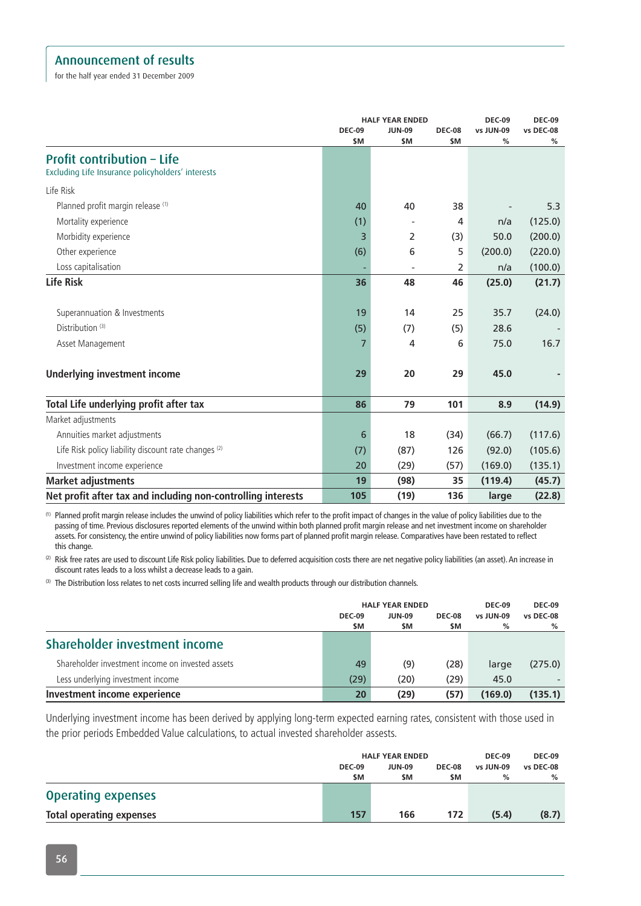## Announcement of results

for the half year ended 31 December 2009

| | HALF YEAR ENDED | | | DEC-09 | DEC-09 |
|---|---|---|---|---|---|
| | DEC-09 | JUN-09 | DEC-08 | vs JUN-09 | vs DEC-08 |
| | $M | $M | $M | % | % |
| **Profit contribution – Life** | | | | | |
| Excluding Life Insurance policyholders' interests | | | | | |
| Life Risk | | | | | |
| Planned profit margin release [1] | 40 | 40 | 38 | - | 5.3 |
| Mortality experience | (1) | - | 4 | n/a | (125.0) |
| Morbidity experience | 3 | 2 | (3) | 50.0 | (200.0) |
| Other experience | (6) | 6 | 5 | (200.0) | (220.0) |
| Loss capitalisation | - | - | 2 | n/a | (100.0) |
| **Life Risk** | **36** | **48** | **46** | **(25.0)** | **(21.7)** |
| Superannuation & Investments | 19 | 14 | 25 | 35.7 | (24.0) |
| Distribution [3] | (5) | (7) | (5) | 28.6 | - |
| Asset Management | 7 | 4 | 6 | 75.0 | 16.7 |
| **Underlying investment income** | **29** | **20** | **29** | **45.0** | **-** |
| **Total Life underlying profit after tax** | **86** | **79** | **101** | **8.9** | **(14.9)** |
| Market adjustments | | | | | |
| Annuities market adjustments | 6 | 18 | (34) | (66.7) | (117.6) |
| Life Risk policy liability discount rate changes [2] | (7) | (87) | 126 | (92.0) | (105.6) |
| Investment income experience | 20 | (29) | (57) | (169.0) | (135.1) |
| **Market adjustments** | **19** | **(98)** | **35** | **(119.4)** | **(45.7)** |
| **Net profit after tax and including non-controlling interests** | **105** | **(19)** | **136** | **large** | **(22.8)** |

[1] Planned profit margin release includes the unwind of policy liabilities which refer to the profit impact of changes in the value of policy liabilities due to the passing of time. Previous disclosures reported elements of the unwind within both planned profit margin release and net investment income on shareholder assets. For consistency, the entire unwind of policy liabilities now forms part of planned profit margin release. Comparatives have been restated to reflect this change.

[2] Risk free rates are used to discount Life Risk policy liabilities. Due to deferred acquisition costs there are net negative policy liabilities (an asset). An increase in discount rates leads to a loss whilst a decrease leads to a gain.

[3] The Distribution loss relates to net costs incurred selling life and wealth products through our distribution channels.

| | HALF YEAR ENDED | | | DEC-09 | DEC-09 |
|---|---|---|---|---|---|
| | DEC-09 | JUN-09 | DEC-08 | vs JUN-09 | vs DEC-08 |
| | $M | $M | $M | % | % |
| **Shareholder investment income** | | | | | |
| Shareholder investment income on invested assets | 49 | (9) | (28) | large | (275.0) |
| Less underlying investment income | (29) | (20) | (29) | 45.0 | - |
| **Investment income experience** | **20** | **(29)** | **(57)** | **(169.0)** | **(135.1)** |

Underlying investment income has been derived by applying long-term expected earning rates, consistent with those used in the prior periods Embedded Value calculations, to actual invested shareholder assets.

| | HALF YEAR ENDED | | | DEC-09 | DEC-09 |
|---|---|---|---|---|---|
| | DEC-09 | JUN-09 | DEC-08 | vs JUN-09 | vs DEC-08 |
| | $M | $M | $M | % | % |
| **Operating expenses** | | | | | |
| **Total operating expenses** | **157** | **166** | **172** | **(5.4)** | **(8.7)** |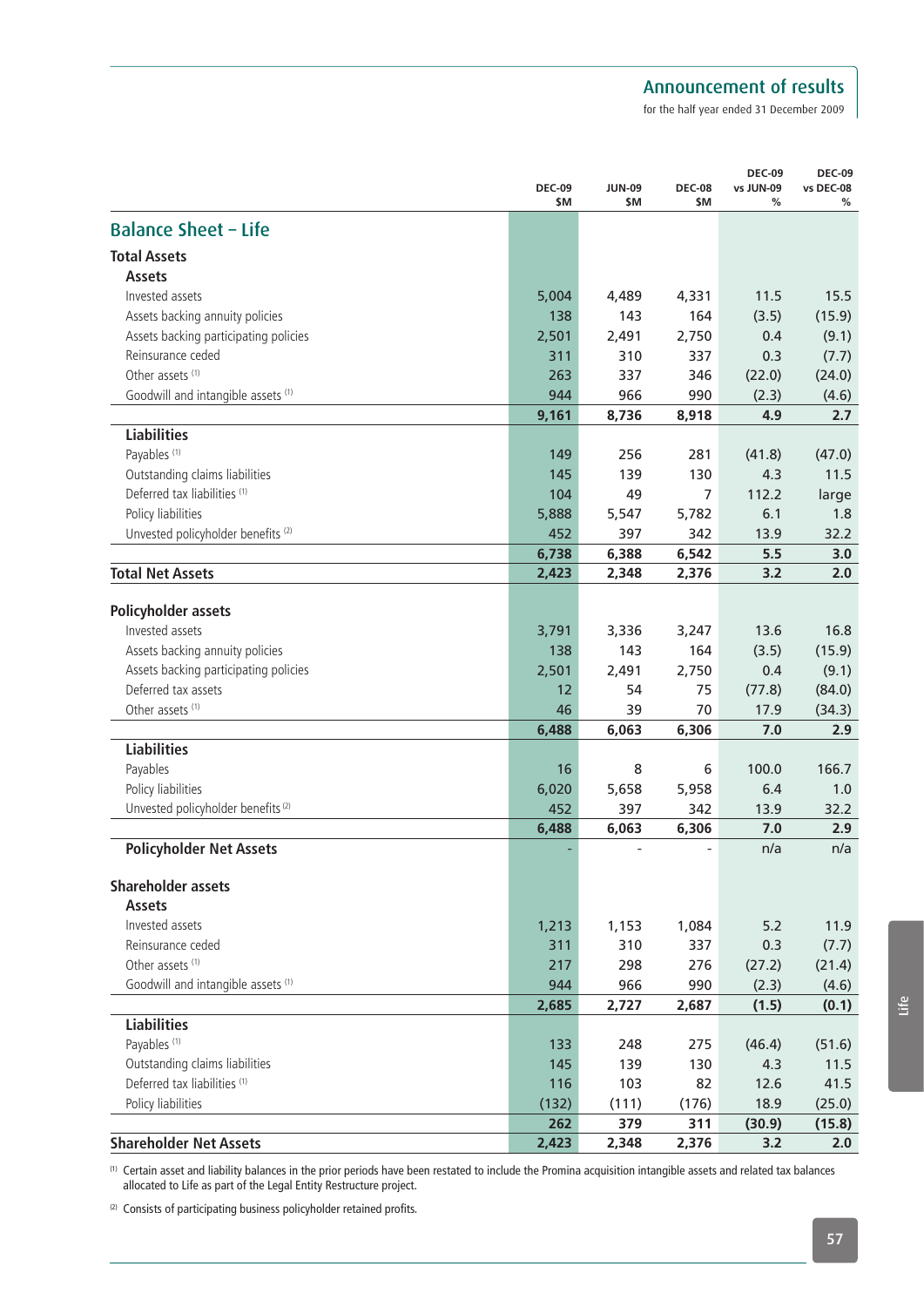## Balance Sheet – Life

| | DEC-09 $M | JUN-09 $M | DEC-08 $M | DEC-09 vs JUN-09 % | DEC-09 vs DEC-08 % |
|---|---|---|---|---|---|
| **Total Assets** | | | | | |
| **Assets** | | | | | |
| Invested assets | 5,004 | 4,489 | 4,331 | 11.5 | 15.5 |
| Assets backing annuity policies | 138 | 143 | 164 | (3.5) | (15.9) |
| Assets backing participating policies | 2,501 | 2,491 | 2,750 | 0.4 | (9.1) |
| Reinsurance ceded | 311 | 310 | 337 | 0.3 | (7.7) |
| Other assets [1] | 263 | 337 | 346 | (22.0) | (24.0) |
| Goodwill and intangible assets [1] | 944 | 966 | 990 | (2.3) | (4.6) |
| | **9,161** | **8,736** | **8,918** | **4.9** | **2.7** |
| **Liabilities** | | | | | |
| Payables [1] | 149 | 256 | 281 | (41.8) | (47.0) |
| Outstanding claims liabilities | 145 | 139 | 130 | 4.3 | 11.5 |
| Deferred tax liabilities [1] | 104 | 49 | 7 | 112.2 | large |
| Policy liabilities | 5,888 | 5,547 | 5,782 | 6.1 | 1.8 |
| Unvested policyholder benefits [2] | 452 | 397 | 342 | 13.9 | 32.2 |
| | **6,738** | **6,388** | **6,542** | **5.5** | **3.0** |
| **Total Net Assets** | **2,423** | **2,348** | **2,376** | **3.2** | **2.0** |
| **Policyholder assets** | | | | | |
| Invested assets | 3,791 | 3,336 | 3,247 | 13.6 | 16.8 |
| Assets backing annuity policies | 138 | 143 | 164 | (3.5) | (15.9) |
| Assets backing participating policies | 2,501 | 2,491 | 2,750 | 0.4 | (9.1) |
| Deferred tax assets | 12 | 54 | 75 | (77.8) | (84.0) |
| Other assets [1] | 46 | 39 | 70 | 17.9 | (34.3) |
| | **6,488** | **6,063** | **6,306** | **7.0** | **2.9** |
| **Liabilities** | | | | | |
| Payables | 16 | 8 | 6 | 100.0 | 166.7 |
| Policy liabilities | 6,020 | 5,658 | 5,958 | 6.4 | 1.0 |
| Unvested policyholder benefits [2] | 452 | 397 | 342 | 13.9 | 32.2 |
| | **6,488** | **6,063** | **6,306** | **7.0** | **2.9** |
| **Policyholder Net Assets** | - | - | - | n/a | n/a |
| **Shareholder assets** | | | | | |
| **Assets** | | | | | |
| Invested assets | 1,213 | 1,153 | 1,084 | 5.2 | 11.9 |
| Reinsurance ceded | 311 | 310 | 337 | 0.3 | (7.7) |
| Other assets [1] | 217 | 298 | 276 | (27.2) | (21.4) |
| Goodwill and intangible assets [1] | 944 | 966 | 990 | (2.3) | (4.6) |
| | **2,685** | **2,727** | **2,687** | **(1.5)** | **(0.1)** |
| **Liabilities** | | | | | |
| Payables [1] | 133 | 248 | 275 | (46.4) | (51.6) |
| Outstanding claims liabilities | 145 | 139 | 130 | 4.3 | 11.5 |
| Deferred tax liabilities [1] | 116 | 103 | 82 | 12.6 | 41.5 |
| Policy liabilities | (132) | (111) | (176) | 18.9 | (25.0) |
| | **262** | **379** | **311** | **(30.9)** | **(15.8)** |
| **Shareholder Net Assets** | **2,423** | **2,348** | **2,376** | **3.2** | **2.0** |

[1] Certain asset and liability balances in the prior periods have been restated to include the Promina acquisition intangible assets and related tax balances allocated to Life as part of the Legal Entity Restructure project.

[2] Consists of participating business policyholder retained profits.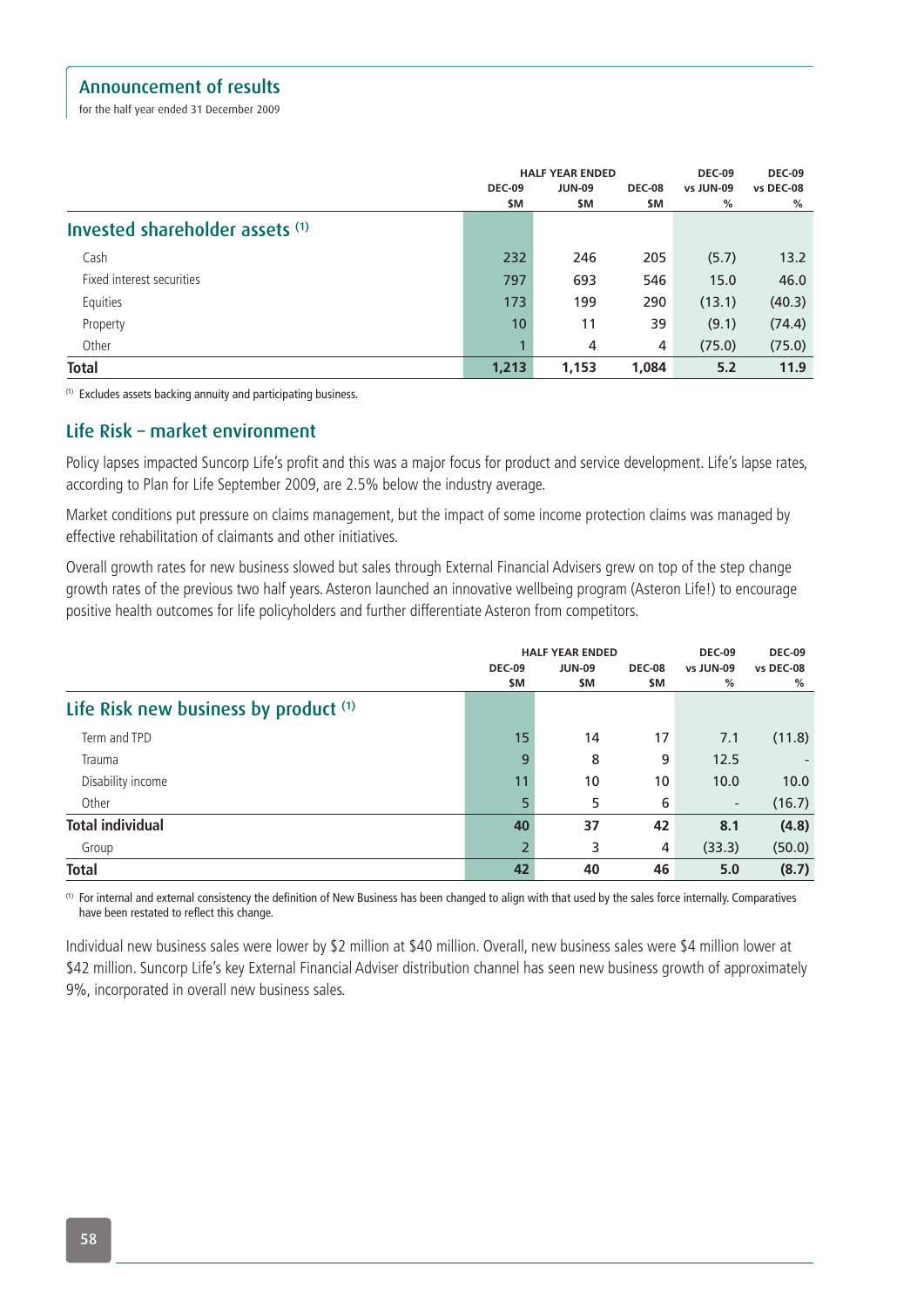## Announcement of results

for the half year ended 31 December 2009

| | HALF YEAR ENDED | | | DEC-09 vs JUN-09 | DEC-09 vs DEC-08 |
|---|---|---|---|---|---|
| | DEC-09 $M | JUN-09 $M | DEC-08 $M | % | % |
| **Invested shareholder assets [1]** | | | | | |
| Cash | 232 | 246 | 205 | (5.7) | 13.2 |
| Fixed interest securities | 797 | 693 | 546 | 15.0 | 46.0 |
| Equities | 173 | 199 | 290 | (13.1) | (40.3) |
| Property | 10 | 11 | 39 | (9.1) | (74.4) |
| Other | 1 | 4 | 4 | (75.0) | (75.0) |
| **Total** | **1,213** | **1,153** | **1,084** | **5.2** | **11.9** |

[1] Excludes assets backing annuity and participating business.

## Life Risk – market environment

Policy lapses impacted Suncorp Life's profit and this was a major focus for product and service development. Life's lapse rates, according to Plan for Life September 2009, are 2.5% below the industry average.

Market conditions put pressure on claims management, but the impact of some income protection claims was managed by effective rehabilitation of claimants and other initiatives.

Overall growth rates for new business slowed but sales through External Financial Advisers grew on top of the step change growth rates of the previous two half years. Asteron launched an innovative wellbeing program (Asteron Life!) to encourage positive health outcomes for life policyholders and further differentiate Asteron from competitors.

| | HALF YEAR ENDED | | | DEC-09 vs JUN-09 | DEC-09 vs DEC-08 |
|---|---|---|---|---|---|
| | DEC-09 $M | JUN-09 $M | DEC-08 $M | % | % |
| **Life Risk new business by product [1]** | | | | | |
| Term and TPD | 15 | 14 | 17 | 7.1 | (11.8) |
| Trauma | 9 | 8 | 9 | 12.5 | - |
| Disability income | 11 | 10 | 10 | 10.0 | 10.0 |
| Other | 5 | 5 | 6 | - | (16.7) |
| **Total individual** | **40** | **37** | **42** | **8.1** | **(4.8)** |
| Group | 2 | 3 | 4 | (33.3) | (50.0) |
| **Total** | **42** | **40** | **46** | **5.0** | **(8.7)** |

[1] For internal and external consistency the definition of New Business has been changed to align with that used by the sales force internally. Comparatives have been restated to reflect this change.

Individual new business sales were lower by $2 million at $40 million. Overall, new business sales were $4 million lower at $42 million. Suncorp Life's key External Financial Adviser distribution channel has seen new business growth of approximately 9%, incorporated in overall new business sales.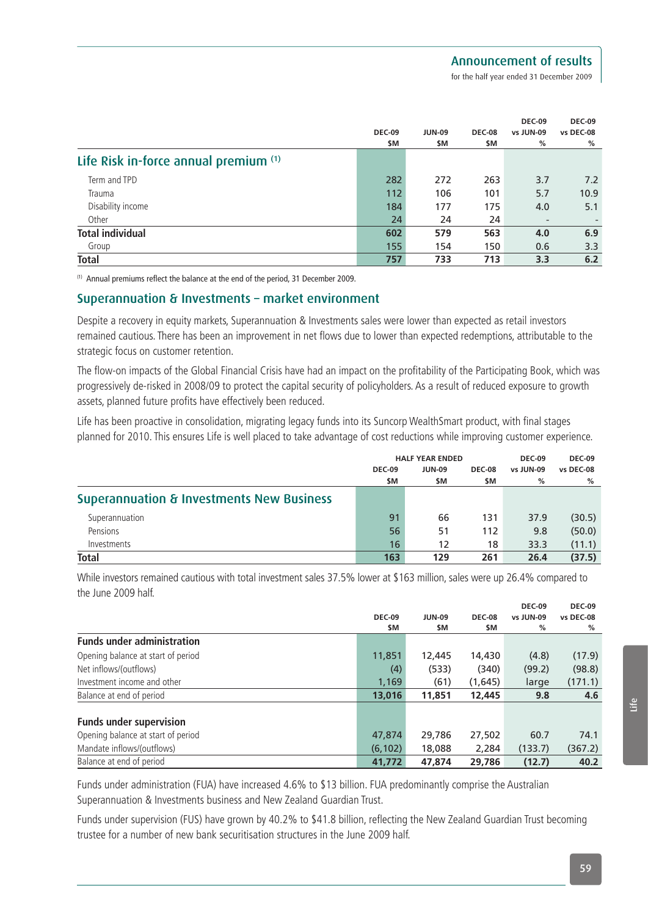| | DEC-09 $M | JUN-09 $M | DEC-08 $M | DEC-09 vs JUN-09 % | DEC-09 vs DEC-08 % |
|---|---|---|---|---|---|
| **Life Risk in-force annual premium** [(1)] | | | | | |
| Term and TPD | 282 | 272 | 263 | 3.7 | 7.2 |
| Trauma | 112 | 106 | 101 | 5.7 | 10.9 |
| Disability income | 184 | 177 | 175 | 4.0 | 5.1 |
| Other | 24 | 24 | 24 | - | - |
| **Total individual** | **602** | **579** | **563** | **4.0** | **6.9** |
| Group | 155 | 154 | 150 | 0.6 | 3.3 |
| **Total** | **757** | **733** | **713** | **3.3** | **6.2** |

[(1)] Annual premiums reflect the balance at the end of the period, 31 December 2009.

## Superannuation & Investments – market environment

Despite a recovery in equity markets, Superannuation & Investments sales were lower than expected as retail investors remained cautious. There has been an improvement in net flows due to lower than expected redemptions, attributable to the strategic focus on customer retention.

The flow-on impacts of the Global Financial Crisis have had an impact on the profitability of the Participating Book, which was progressively de-risked in 2008/09 to protect the capital security of policyholders. As a result of reduced exposure to growth assets, planned future profits have effectively been reduced.

Life has been proactive in consolidation, migrating legacy funds into its Suncorp WealthSmart product, with final stages planned for 2010. This ensures Life is well placed to take advantage of cost reductions while improving customer experience.

| | HALF YEAR ENDED | | | DEC-09 | DEC-09 |
|---|---|---|---|---|---|
| | DEC-09 $M | JUN-09 $M | DEC-08 $M | vs JUN-09 % | vs DEC-08 % |
| **Superannuation & Investments New Business** | | | | | |
| Superannuation | 91 | 66 | 131 | 37.9 | (30.5) |
| Pensions | 56 | 51 | 112 | 9.8 | (50.0) |
| Investments | 16 | 12 | 18 | 33.3 | (11.1) |
| **Total** | **163** | **129** | **261** | **26.4** | **(37.5)** |

While investors remained cautious with total investment sales 37.5% lower at $163 million, sales were up 26.4% compared to the June 2009 half.

| | DEC-09 $M | JUN-09 $M | DEC-08 $M | DEC-09 vs JUN-09 % | DEC-09 vs DEC-08 % |
|---|---|---|---|---|---|
| **Funds under administration** | | | | | |
| Opening balance at start of period | 11,851 | 12,445 | 14,430 | (4.8) | (17.9) |
| Net inflows/(outflows) | (4) | (533) | (340) | (99.2) | (98.8) |
| Investment income and other | 1,169 | (61) | (1,645) | large | (171.1) |
| Balance at end of period | **13,016** | **11,851** | **12,445** | **9.8** | **4.6** |
| **Funds under supervision** | | | | | |
| Opening balance at start of period | 47,874 | 29,786 | 27,502 | 60.7 | 74.1 |
| Mandate inflows/(outflows) | (6,102) | 18,088 | 2,284 | (133.7) | (367.2) |
| Balance at end of period | **41,772** | **47,874** | **29,786** | **(12.7)** | **40.2** |

Funds under administration (FUA) have increased 4.6% to $13 billion. FUA predominantly comprise the Australian Superannuation & Investments business and New Zealand Guardian Trust.

Funds under supervision (FUS) have grown by 40.2% to $41.8 billion, reflecting the New Zealand Guardian Trust becoming trustee for a number of new bank securitisation structures in the June 2009 half.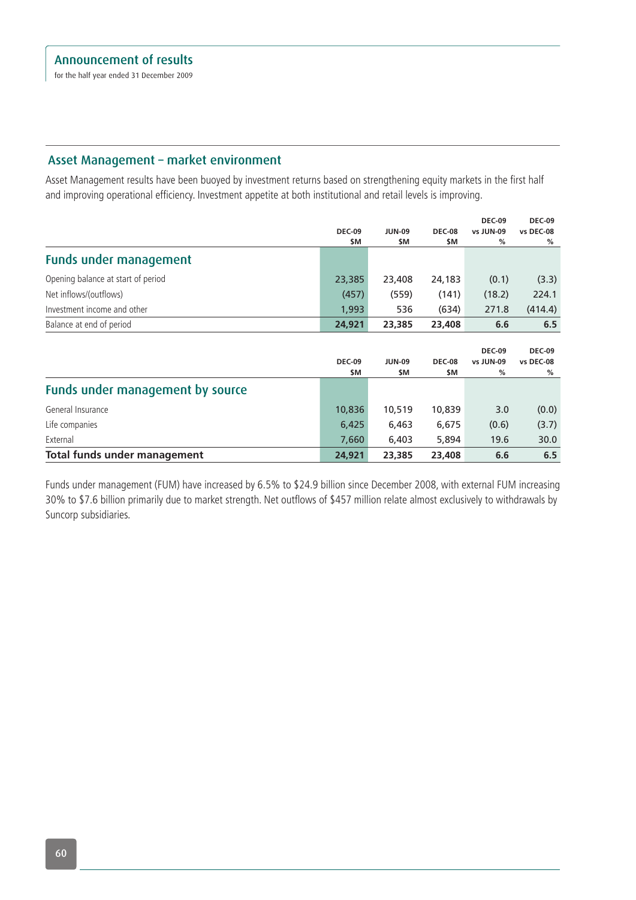## Asset Management – market environment

Asset Management results have been buoyed by investment returns based on strengthening equity markets in the first half and improving operational efficiency. Investment appetite at both institutional and retail levels is improving.

| | DEC-09 $M | JUN-09 $M | DEC-08 $M | DEC-09 vs JUN-09 % | DEC-09 vs DEC-08 % |
|---|---|---|---|---|---|
| **Funds under management** | | | | | |
| Opening balance at start of period | 23,385 | 23,408 | 24,183 | (0.1) | (3.3) |
| Net inflows/(outflows) | (457) | (559) | (141) | (18.2) | 224.1 |
| Investment income and other | 1,993 | 536 | (634) | 271.8 | (414.4) |
| Balance at end of period | **24,921** | **23,385** | **23,408** | **6.6** | **6.5** |

| | DEC-09 $M | JUN-09 $M | DEC-08 $M | DEC-09 vs JUN-09 % | DEC-09 vs DEC-08 % |
|---|---|---|---|---|---|
| **Funds under management by source** | | | | | |
| General Insurance | 10,836 | 10,519 | 10,839 | 3.0 | (0.0) |
| Life companies | 6,425 | 6,463 | 6,675 | (0.6) | (3.7) |
| External | 7,660 | 6,403 | 5,894 | 19.6 | 30.0 |
| **Total funds under management** | **24,921** | **23,385** | **23,408** | **6.6** | **6.5** |

Funds under management (FUM) have increased by 6.5% to $24.9 billion since December 2008, with external FUM increasing 30% to $7.6 billion primarily due to market strength. Net outflows of $457 million relate almost exclusively to withdrawals by Suncorp subsidiaries.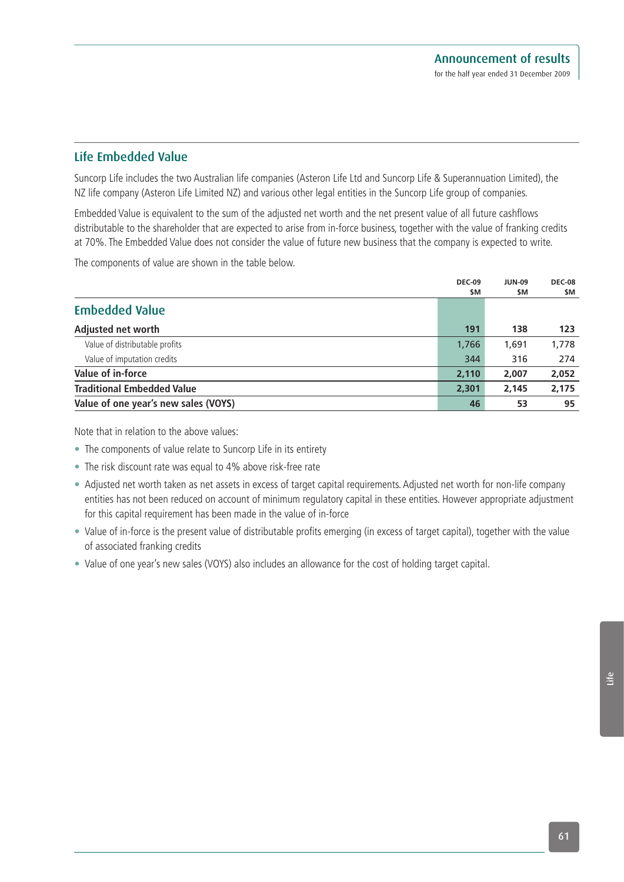## Life Embedded Value

Suncorp Life includes the two Australian life companies (Asteron Life Ltd and Suncorp Life & Superannuation Limited), the NZ life company (Asteron Life Limited NZ) and various other legal entities in the Suncorp Life group of companies.

Embedded Value is equivalent to the sum of the adjusted net worth and the net present value of all future cashflows distributable to the shareholder that are expected to arise from in-force business, together with the value of franking credits at 70%. The Embedded Value does not consider the value of future new business that the company is expected to write.

The components of value are shown in the table below.

| | DEC-09 $M | JUN-09 $M | DEC-08 $M |
|---|---|---|---|
| **Embedded Value** | | | |
| **Adjusted net worth** | **191** | **138** | **123** |
| Value of distributable profits | 1,766 | 1,691 | 1,778 |
| Value of imputation credits | 344 | 316 | 274 |
| **Value of in-force** | **2,110** | **2,007** | **2,052** |
| **Traditional Embedded Value** | **2,301** | **2,145** | **2,175** |
| **Value of one year's new sales (VOYS)** | **46** | **53** | **95** |

Note that in relation to the above values:

- The components of value relate to Suncorp Life in its entirety
- The risk discount rate was equal to 4% above risk-free rate
- Adjusted net worth taken as net assets in excess of target capital requirements. Adjusted net worth for non-life company entities has not been reduced on account of minimum regulatory capital in these entities. However appropriate adjustment for this capital requirement has been made in the value of in-force
- Value of in-force is the present value of distributable profits emerging (in excess of target capital), together with the value of associated franking credits
- Value of one year's new sales (VOYS) also includes an allowance for the cost of holding target capital.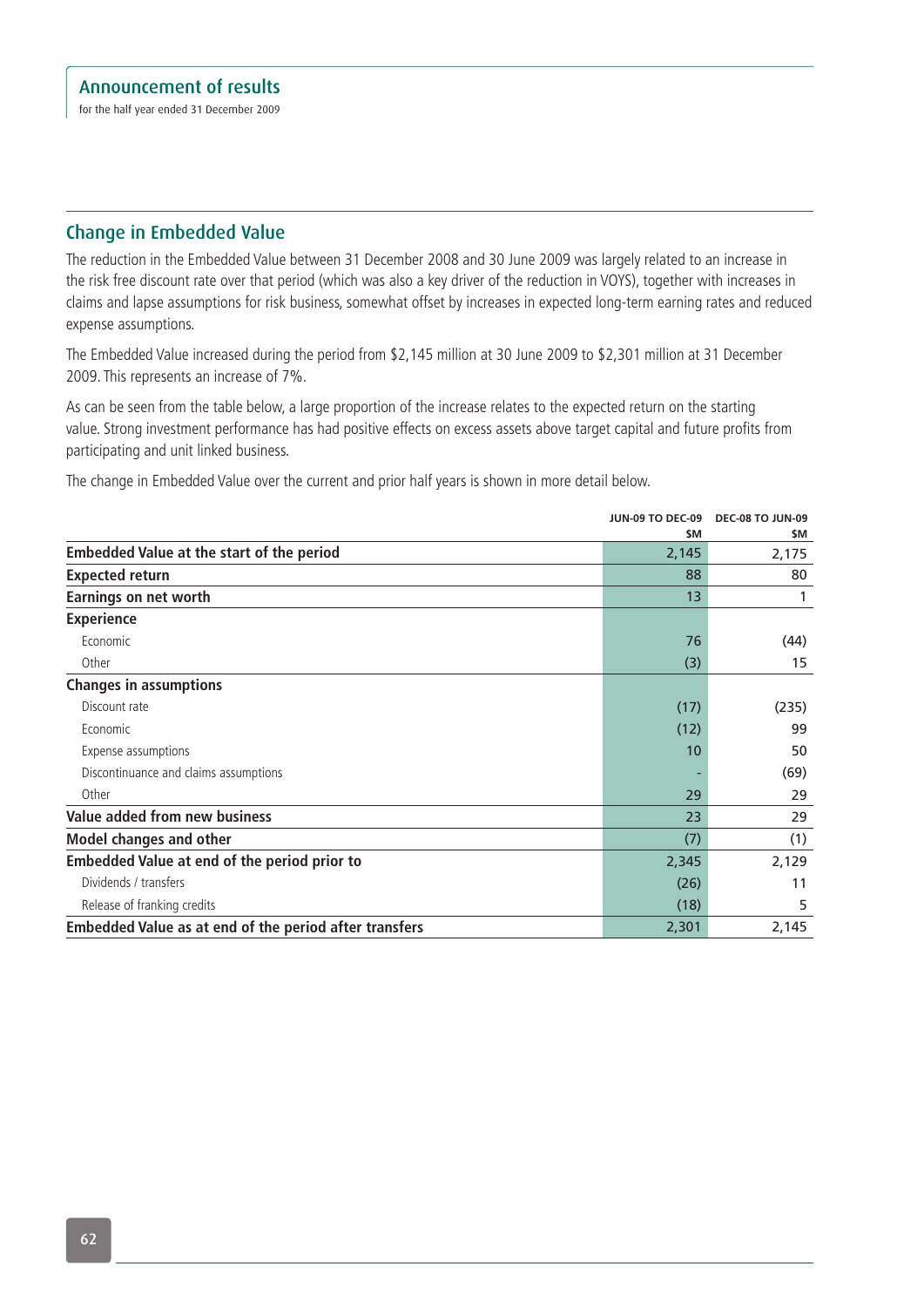## Change in Embedded Value

The reduction in the Embedded Value between 31 December 2008 and 30 June 2009 was largely related to an increase in the risk free discount rate over that period (which was also a key driver of the reduction in VOYS), together with increases in claims and lapse assumptions for risk business, somewhat offset by increases in expected long-term earning rates and reduced expense assumptions.

The Embedded Value increased during the period from $2,145 million at 30 June 2009 to $2,301 million at 31 December 2009. This represents an increase of 7%.

As can be seen from the table below, a large proportion of the increase relates to the expected return on the starting value. Strong investment performance has had positive effects on excess assets above target capital and future profits from participating and unit linked business.

The change in Embedded Value over the current and prior half years is shown in more detail below.

| | JUN-09 TO DEC-09 $M | DEC-08 TO JUN-09 $M |
|---|---|---|
| **Embedded Value at the start of the period** | 2,145 | 2,175 |
| **Expected return** | 88 | 80 |
| **Earnings on net worth** | 13 | 1 |
| **Experience** | | |
| Economic | 76 | (44) |
| Other | (3) | 15 |
| **Changes in assumptions** | | |
| Discount rate | (17) | (235) |
| Economic | (12) | 99 |
| Expense assumptions | 10 | 50 |
| Discontinuance and claims assumptions | - | (69) |
| Other | 29 | 29 |
| **Value added from new business** | 23 | 29 |
| **Model changes and other** | (7) | (1) |
| **Embedded Value at end of the period prior to** | 2,345 | 2,129 |
| Dividends / transfers | (26) | 11 |
| Release of franking credits | (18) | 5 |
| **Embedded Value as at end of the period after transfers** | 2,301 | 2,145 |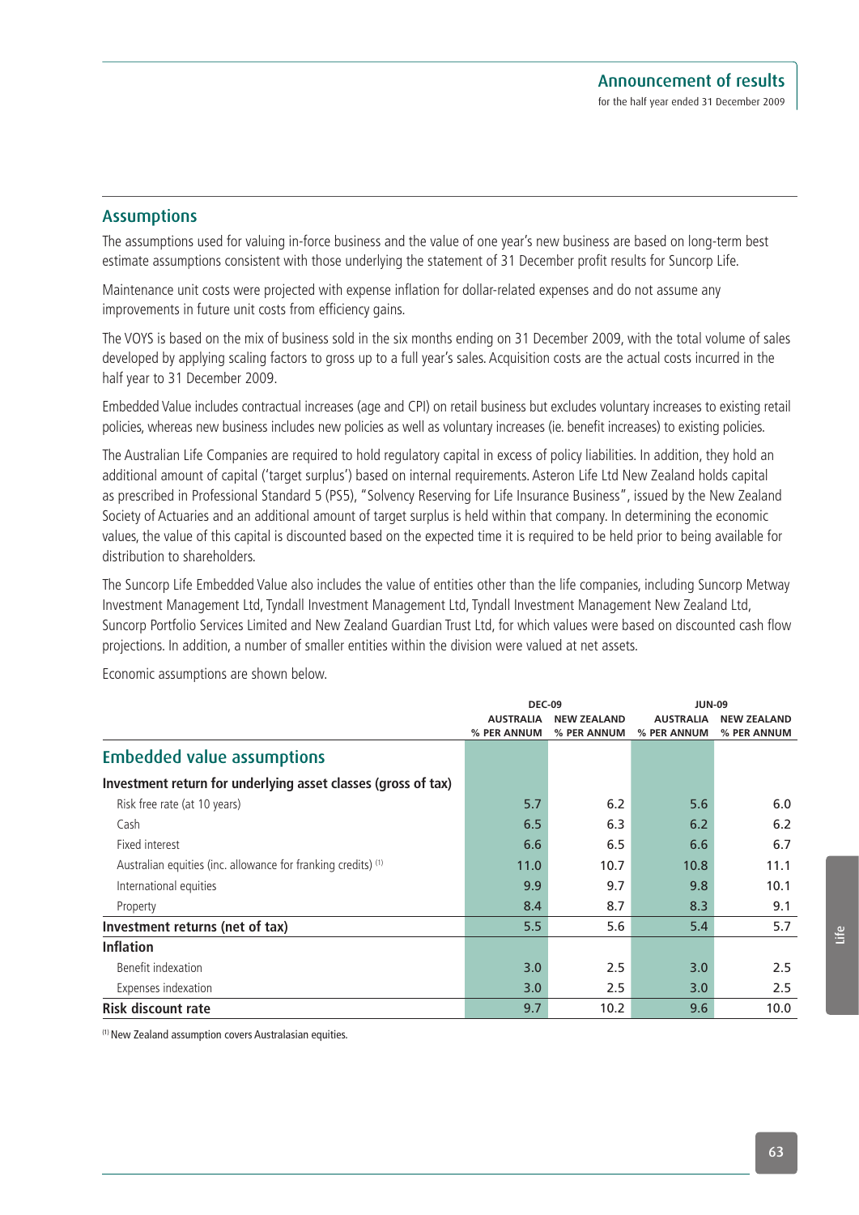## Assumptions

The assumptions used for valuing in-force business and the value of one year's new business are based on long-term best estimate assumptions consistent with those underlying the statement of 31 December profit results for Suncorp Life.

Maintenance unit costs were projected with expense inflation for dollar-related expenses and do not assume any improvements in future unit costs from efficiency gains.

The VOYS is based on the mix of business sold in the six months ending on 31 December 2009, with the total volume of sales developed by applying scaling factors to gross up to a full year's sales. Acquisition costs are the actual costs incurred in the half year to 31 December 2009.

Embedded Value includes contractual increases (age and CPI) on retail business but excludes voluntary increases to existing retail policies, whereas new business includes new policies as well as voluntary increases (ie. benefit increases) to existing policies.

The Australian Life Companies are required to hold regulatory capital in excess of policy liabilities. In addition, they hold an additional amount of capital ('target surplus') based on internal requirements. Asteron Life Ltd New Zealand holds capital as prescribed in Professional Standard 5 (PS5), "Solvency Reserving for Life Insurance Business", issued by the New Zealand Society of Actuaries and an additional amount of target surplus is held within that company. In determining the economic values, the value of this capital is discounted based on the expected time it is required to be held prior to being available for distribution to shareholders.

The Suncorp Life Embedded Value also includes the value of entities other than the life companies, including Suncorp Metway Investment Management Ltd, Tyndall Investment Management Ltd, Tyndall Investment Management New Zealand Ltd, Suncorp Portfolio Services Limited and New Zealand Guardian Trust Ltd, for which values were based on discounted cash flow projections. In addition, a number of smaller entities within the division were valued at net assets.

Economic assumptions are shown below.

| | DEC-09 | | JUN-09 | |
|---|---|---|---|---|
| | AUSTRALIA % PER ANNUM | NEW ZEALAND % PER ANNUM | AUSTRALIA % PER ANNUM | NEW ZEALAND % PER ANNUM |
| **Embedded value assumptions** | | | | |
| **Investment return for underlying asset classes (gross of tax)** | | | | |
| Risk free rate (at 10 years) | 5.7 | 6.2 | 5.6 | 6.0 |
| Cash | 6.5 | 6.3 | 6.2 | 6.2 |
| Fixed interest | 6.6 | 6.5 | 6.6 | 6.7 |
| Australian equities (inc. allowance for franking credits) [1] | 11.0 | 10.7 | 10.8 | 11.1 |
| International equities | 9.9 | 9.7 | 9.8 | 10.1 |
| Property | 8.4 | 8.7 | 8.3 | 9.1 |
| **Investment returns (net of tax)** | 5.5 | 5.6 | 5.4 | 5.7 |
| **Inflation** | | | | |
| Benefit indexation | 3.0 | 2.5 | 3.0 | 2.5 |
| Expenses indexation | 3.0 | 2.5 | 3.0 | 2.5 |
| **Risk discount rate** | 9.7 | 10.2 | 9.6 | 10.0 |

[1] New Zealand assumption covers Australasian equities.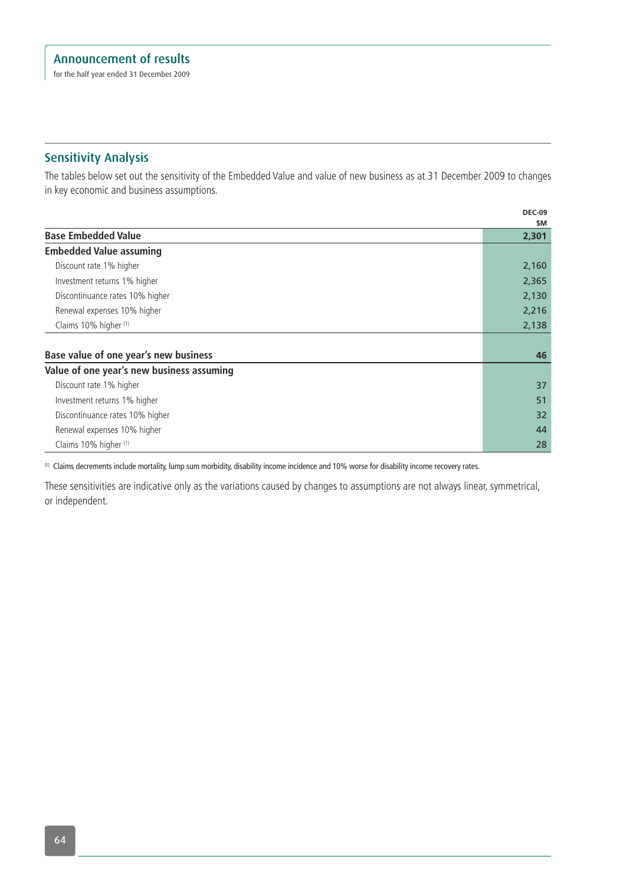## Sensitivity Analysis

The tables below set out the sensitivity of the Embedded Value and value of new business as at 31 December 2009 to changes in key economic and business assumptions.

| | DEC-09 $M |
|---|---|
| **Base Embedded Value** | **2,301** |
| **Embedded Value assuming** | |
| Discount rate 1% higher | 2,160 |
| Investment returns 1% higher | 2,365 |
| Discontinuance rates 10% higher | 2,130 |
| Renewal expenses 10% higher | 2,216 |
| Claims 10% higher [1] | 2,138 |
| | |
| **Base value of one year's new business** | **46** |
| **Value of one year's new business assuming** | |
| Discount rate 1% higher | 37 |
| Investment returns 1% higher | 51 |
| Discontinuance rates 10% higher | 32 |
| Renewal expenses 10% higher | 44 |
| Claims 10% higher [1] | 28 |

[1] Claims decrements include mortality, lump sum morbidity, disability income incidence and 10% worse for disability income recovery rates.

These sensitivities are indicative only as the variations caused by changes to assumptions are not always linear, symmetrical, or independent.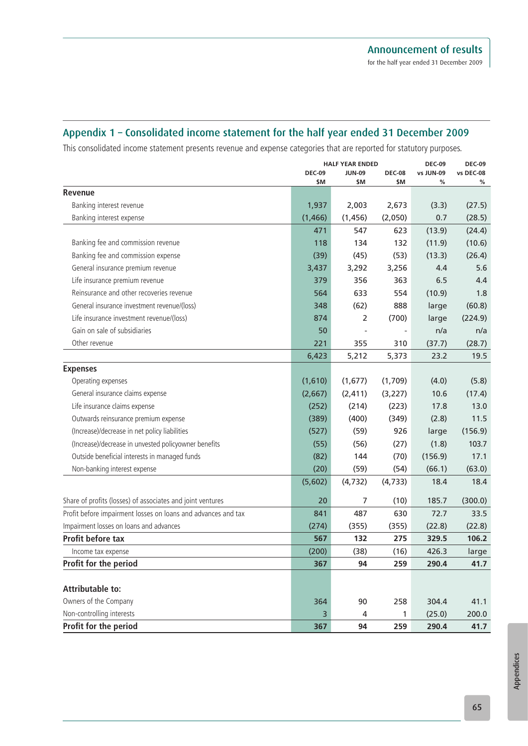## Appendix 1 – Consolidated income statement for the half year ended 31 December 2009

This consolidated income statement presents revenue and expense categories that are reported for statutory purposes.

| | HALF YEAR ENDED | | | DEC-09 | DEC-09 |
|---|---|---|---|---|---|
| | DEC-09 $M | JUN-09 $M | DEC-08 $M | vs JUN-09 % | vs DEC-08 % |
| **Revenue** | | | | | |
| Banking interest revenue | 1,937 | 2,003 | 2,673 | (3.3) | (27.5) |
| Banking interest expense | (1,466) | (1,456) | (2,050) | 0.7 | (28.5) |
| | 471 | 547 | 623 | (13.9) | (24.4) |
| Banking fee and commission revenue | 118 | 134 | 132 | (11.9) | (10.6) |
| Banking fee and commission expense | (39) | (45) | (53) | (13.3) | (26.4) |
| General insurance premium revenue | 3,437 | 3,292 | 3,256 | 4.4 | 5.6 |
| Life insurance premium revenue | 379 | 356 | 363 | 6.5 | 4.4 |
| Reinsurance and other recoveries revenue | 564 | 633 | 554 | (10.9) | 1.8 |
| General insurance investment revenue/(loss) | 348 | (62) | 888 | large | (60.8) |
| Life insurance investment revenue/(loss) | 874 | 2 | (700) | large | (224.9) |
| Gain on sale of subsidiaries | 50 | - | - | n/a | n/a |
| Other revenue | 221 | 355 | 310 | (37.7) | (28.7) |
| | 6,423 | 5,212 | 5,373 | 23.2 | 19.5 |
| **Expenses** | | | | | |
| Operating expenses | (1,610) | (1,677) | (1,709) | (4.0) | (5.8) |
| General insurance claims expense | (2,667) | (2,411) | (3,227) | 10.6 | (17.4) |
| Life insurance claims expense | (252) | (214) | (223) | 17.8 | 13.0 |
| Outwards reinsurance premium expense | (389) | (400) | (349) | (2.8) | 11.5 |
| (Increase)/decrease in net policy liabilities | (527) | (59) | 926 | large | (156.9) |
| (Increase)/decrease in unvested policyowner benefits | (55) | (56) | (27) | (1.8) | 103.7 |
| Outside beneficial interests in managed funds | (82) | 144 | (70) | (156.9) | 17.1 |
| Non-banking interest expense | (20) | (59) | (54) | (66.1) | (63.0) |
| | (5,602) | (4,732) | (4,733) | 18.4 | 18.4 |
| Share of profits (losses) of associates and joint ventures | 20 | 7 | (10) | 185.7 | (300.0) |
| Profit before impairment losses on loans and advances and tax | 841 | 487 | 630 | 72.7 | 33.5 |
| Impairment losses on loans and advances | (274) | (355) | (355) | (22.8) | (22.8) |
| **Profit before tax** | **567** | **132** | **275** | **329.5** | **106.2** |
| Income tax expense | (200) | (38) | (16) | 426.3 | large |
| **Profit for the period** | **367** | **94** | **259** | **290.4** | **41.7** |
| **Attributable to:** | | | | | |
| Owners of the Company | 364 | 90 | 258 | 304.4 | 41.1 |
| Non-controlling interests | 3 | 4 | 1 | (25.0) | 200.0 |
| **Profit for the period** | **367** | **94** | **259** | **290.4** | **41.7** |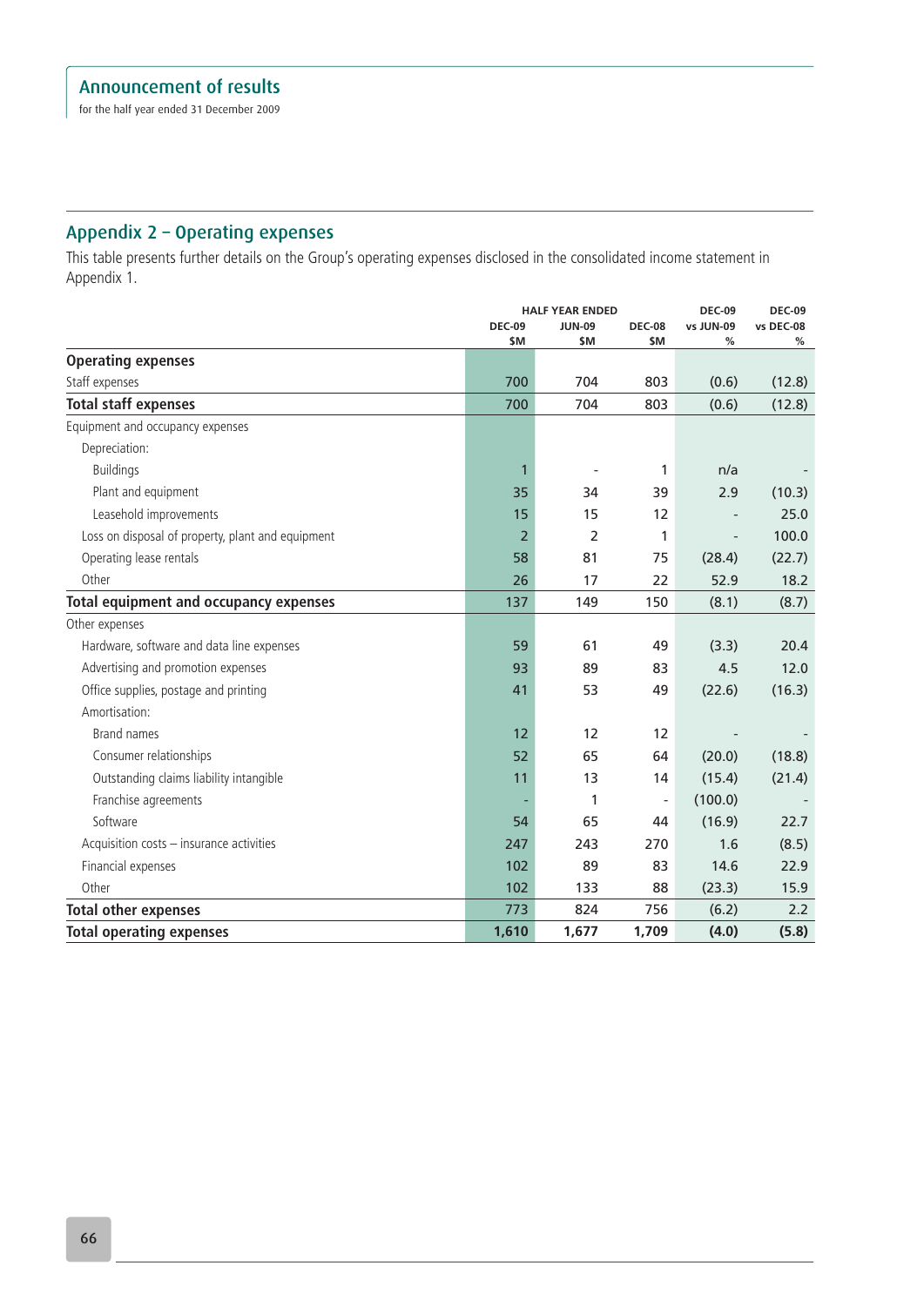## Appendix 2 – Operating expenses

This table presents further details on the Group's operating expenses disclosed in the consolidated income statement in Appendix 1.

| | HALF YEAR ENDED | | | DEC-09 | DEC-09 |
|---|---|---|---|---|---|
| | DEC-09 $M | JUN-09 $M | DEC-08 $M | vs JUN-09 % | vs DEC-08 % |
| **Operating expenses** | | | | | |
| Staff expenses | 700 | 704 | 803 | (0.6) | (12.8) |
| **Total staff expenses** | 700 | 704 | 803 | (0.6) | (12.8) |
| Equipment and occupancy expenses | | | | | |
| Depreciation: | | | | | |
| Buildings | 1 | - | 1 | n/a | - |
| Plant and equipment | 35 | 34 | 39 | 2.9 | (10.3) |
| Leasehold improvements | 15 | 15 | 12 | - | 25.0 |
| Loss on disposal of property, plant and equipment | 2 | 2 | 1 | - | 100.0 |
| Operating lease rentals | 58 | 81 | 75 | (28.4) | (22.7) |
| Other | 26 | 17 | 22 | 52.9 | 18.2 |
| **Total equipment and occupancy expenses** | 137 | 149 | 150 | (8.1) | (8.7) |
| Other expenses | | | | | |
| Hardware, software and data line expenses | 59 | 61 | 49 | (3.3) | 20.4 |
| Advertising and promotion expenses | 93 | 89 | 83 | 4.5 | 12.0 |
| Office supplies, postage and printing | 41 | 53 | 49 | (22.6) | (16.3) |
| Amortisation: | | | | | |
| Brand names | 12 | 12 | 12 | - | - |
| Consumer relationships | 52 | 65 | 64 | (20.0) | (18.8) |
| Outstanding claims liability intangible | 11 | 13 | 14 | (15.4) | (21.4) |
| Franchise agreements | - | 1 | - | (100.0) | - |
| Software | 54 | 65 | 44 | (16.9) | 22.7 |
| Acquisition costs – insurance activities | 247 | 243 | 270 | 1.6 | (8.5) |
| Financial expenses | 102 | 89 | 83 | 14.6 | 22.9 |
| Other | 102 | 133 | 88 | (23.3) | 15.9 |
| **Total other expenses** | 773 | 824 | 756 | (6.2) | 2.2 |
| **Total operating expenses** | **1,610** | **1,677** | **1,709** | **(4.0)** | **(5.8)** |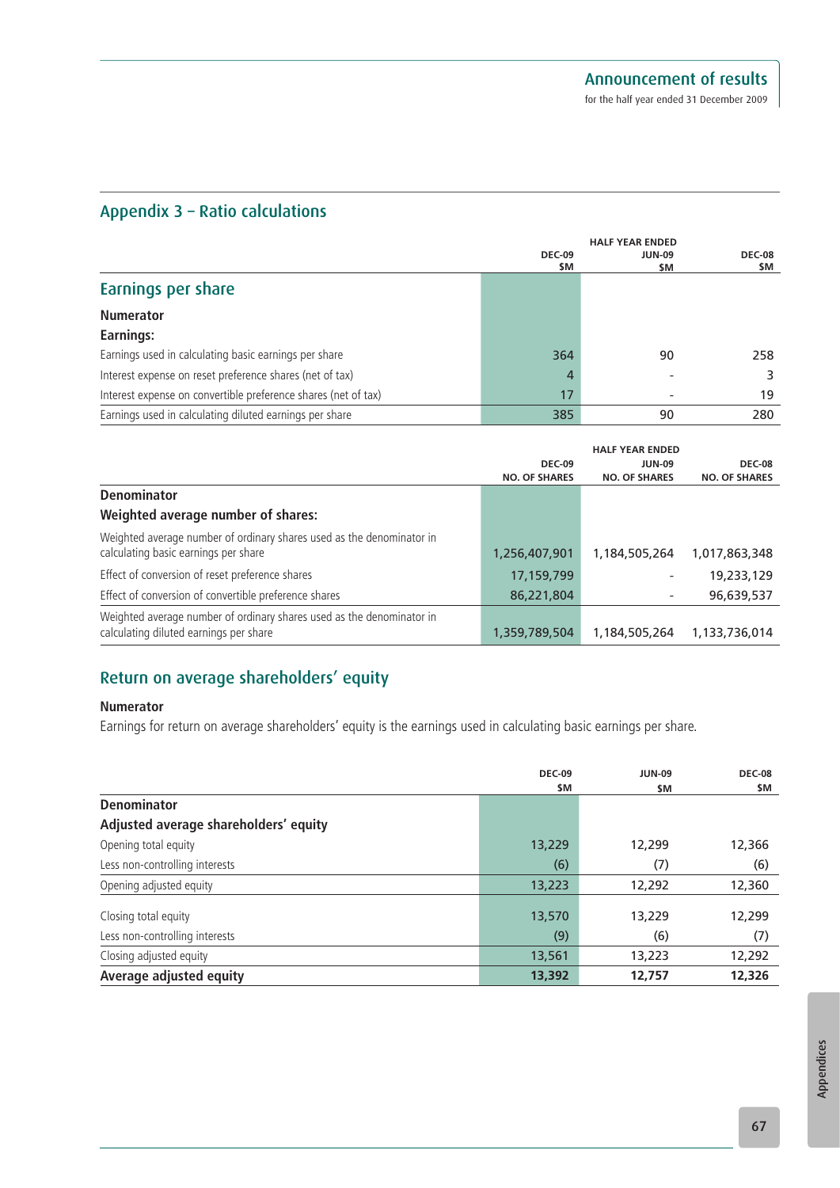## Appendix 3 – Ratio calculations

| | DEC-09 $M | HALF YEAR ENDED JUN-09 $M | DEC-08 $M |
|---|---|---|---|
| **Earnings per share** | | | |
| **Numerator** | | | |
| **Earnings:** | | | |
| Earnings used in calculating basic earnings per share | 364 | 90 | 258 |
| Interest expense on reset preference shares (net of tax) | 4 | - | 3 |
| Interest expense on convertible preference shares (net of tax) | 17 | - | 19 |
| Earnings used in calculating diluted earnings per share | 385 | 90 | 280 |

| | DEC-09 NO. OF SHARES | HALF YEAR ENDED JUN-09 NO. OF SHARES | DEC-08 NO. OF SHARES |
|---|---|---|---|
| **Denominator** | | | |
| **Weighted average number of shares:** | | | |
| Weighted average number of ordinary shares used as the denominator in calculating basic earnings per share | 1,256,407,901 | 1,184,505,264 | 1,017,863,348 |
| Effect of conversion of reset preference shares | 17,159,799 | - | 19,233,129 |
| Effect of conversion of convertible preference shares | 86,221,804 | - | 96,639,537 |
| Weighted average number of ordinary shares used as the denominator in calculating diluted earnings per share | 1,359,789,504 | 1,184,505,264 | 1,133,736,014 |

## Return on average shareholders' equity

**Numerator**

Earnings for return on average shareholders' equity is the earnings used in calculating basic earnings per share.

| | DEC-09 $M | JUN-09 $M | DEC-08 $M |
|---|---|---|---|
| **Denominator** | | | |
| **Adjusted average shareholders' equity** | | | |
| Opening total equity | 13,229 | 12,299 | 12,366 |
| Less non-controlling interests | (6) | (7) | (6) |
| Opening adjusted equity | 13,223 | 12,292 | 12,360 |
| Closing total equity | 13,570 | 13,229 | 12,299 |
| Less non-controlling interests | (9) | (6) | (7) |
| Closing adjusted equity | 13,561 | 13,223 | 12,292 |
| **Average adjusted equity** | **13,392** | **12,757** | **12,326** |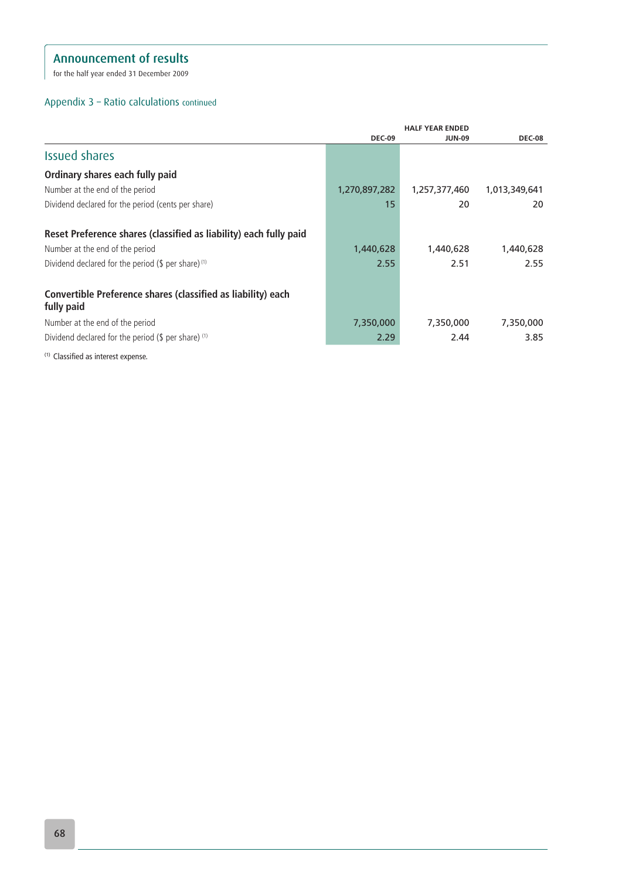# Announcement of results

for the half year ended 31 December 2009

## Appendix 3 – Ratio calculations continued

| | HALF YEAR ENDED | | |
|---|---|---|---|
| | DEC-09 | JUN-09 | DEC-08 |
| **Issued shares** | | | |
| **Ordinary shares each fully paid** | | | |
| Number at the end of the period | 1,270,897,282 | 1,257,377,460 | 1,013,349,641 |
| Dividend declared for the period (cents per share) | 15 | 20 | 20 |
| **Reset Preference shares (classified as liability) each fully paid** | | | |
| Number at the end of the period | 1,440,628 | 1,440,628 | 1,440,628 |
| Dividend declared for the period ($ per share) [1] | 2.55 | 2.51 | 2.55 |
| **Convertible Preference shares (classified as liability) each fully paid** | | | |
| Number at the end of the period | 7,350,000 | 7,350,000 | 7,350,000 |
| Dividend declared for the period ($ per share) [1] | 2.29 | 2.44 | 3.85 |

[1] Classified as interest expense.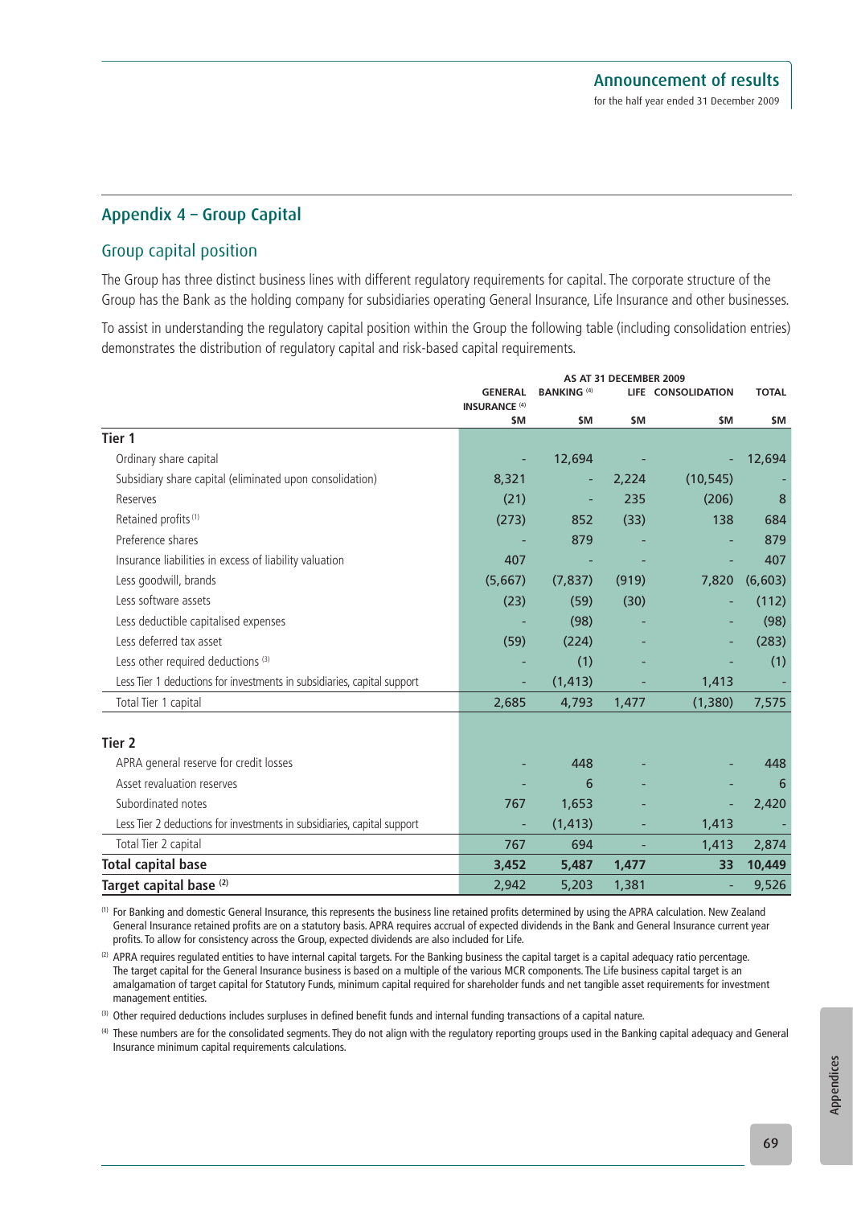## Appendix 4 – Group Capital

### Group capital position

The Group has three distinct business lines with different regulatory requirements for capital. The corporate structure of the Group has the Bank as the holding company for subsidiaries operating General Insurance, Life Insurance and other businesses.

To assist in understanding the regulatory capital position within the Group the following table (including consolidation entries) demonstrates the distribution of regulatory capital and risk-based capital requirements.

| | AS AT 31 DECEMBER 2009 | | | | |
|---|---|---|---|---|---|
| | GENERAL INSURANCE [4] | BANKING [4] | LIFE | CONSOLIDATION | TOTAL |
| | $M | $M | $M | $M | $M |
| **Tier 1** | | | | | |
| Ordinary share capital | - | 12,694 | - | - | 12,694 |
| Subsidiary share capital (eliminated upon consolidation) | 8,321 | - | 2,224 | (10,545) | - |
| Reserves | (21) | - | 235 | (206) | 8 |
| Retained profits [1] | (273) | 852 | (33) | 138 | 684 |
| Preference shares | - | 879 | - | - | 879 |
| Insurance liabilities in excess of liability valuation | 407 | - | - | - | 407 |
| Less goodwill, brands | (5,667) | (7,837) | (919) | 7,820 | (6,603) |
| Less software assets | (23) | (59) | (30) | - | (112) |
| Less deductible capitalised expenses | - | (98) | - | - | (98) |
| Less deferred tax asset | (59) | (224) | - | - | (283) |
| Less other required deductions [3] | - | (1) | - | - | (1) |
| Less Tier 1 deductions for investments in subsidiaries, capital support | - | (1,413) | - | 1,413 | - |
| Total Tier 1 capital | 2,685 | 4,793 | 1,477 | (1,380) | 7,575 |
| **Tier 2** | | | | | |
| APRA general reserve for credit losses | - | 448 | - | - | 448 |
| Asset revaluation reserves | - | 6 | - | - | 6 |
| Subordinated notes | 767 | 1,653 | - | - | 2,420 |
| Less Tier 2 deductions for investments in subsidiaries, capital support | - | (1,413) | - | 1,413 | - |
| Total Tier 2 capital | 767 | 694 | - | 1,413 | 2,874 |
| **Total capital base** | **3,452** | **5,487** | **1,477** | **33** | **10,449** |
| **Target capital base [2]** | 2,942 | 5,203 | 1,381 | - | 9,526 |

[1] For Banking and domestic General Insurance, this represents the business line retained profits determined by using the APRA calculation. New Zealand General Insurance retained profits are on a statutory basis. APRA requires accrual of expected dividends in the Bank and General Insurance current year profits. To allow for consistency across the Group, expected dividends are also included for Life.

[2] APRA requires regulated entities to have internal capital targets. For the Banking business the capital target is a capital adequacy ratio percentage. The target capital for the General Insurance business is based on a multiple of the various MCR components. The Life business capital target is an amalgamation of target capital for Statutory Funds, minimum capital required for shareholder funds and net tangible asset requirements for investment management entities.

[3] Other required deductions includes surpluses in defined benefit funds and internal funding transactions of a capital nature.

[4] These numbers are for the consolidated segments. They do not align with the regulatory reporting groups used in the Banking capital adequacy and General Insurance minimum capital requirements calculations.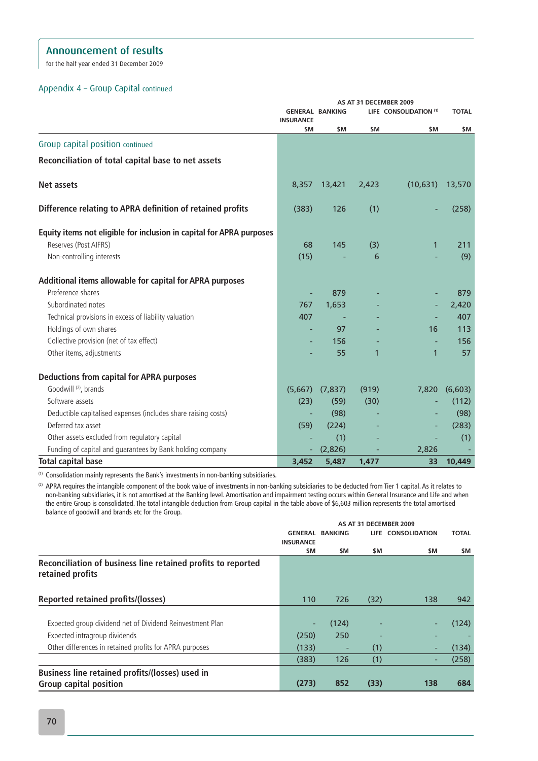## Announcement of results

for the half year ended 31 December 2009

### Appendix 4 – Group Capital continued

| | AS AT 31 DECEMBER 2009 | | | | |
|---|---|---|---|---|---|
| | GENERAL INSURANCE | BANKING | LIFE | CONSOLIDATION [1] | TOTAL |
| | $M | $M | $M | $M | $M |
| **Group capital position continued** | | | | | |
| **Reconciliation of total capital base to net assets** | | | | | |
| **Net assets** | 8,357 | 13,421 | 2,423 | (10,631) | 13,570 |
| **Difference relating to APRA definition of retained profits** | (383) | 126 | (1) | - | (258) |
| **Equity items not eligible for inclusion in capital for APRA purposes** | | | | | |
| Reserves (Post AIFRS) | 68 | 145 | (3) | 1 | 211 |
| Non-controlling interests | (15) | - | 6 | - | (9) |
| **Additional items allowable for capital for APRA purposes** | | | | | |
| Preference shares | - | 879 | - | - | 879 |
| Subordinated notes | 767 | 1,653 | - | - | 2,420 |
| Technical provisions in excess of liability valuation | 407 | - | - | - | 407 |
| Holdings of own shares | - | 97 | - | 16 | 113 |
| Collective provision (net of tax effect) | - | 156 | - | - | 156 |
| Other items, adjustments | - | 55 | 1 | 1 | 57 |
| **Deductions from capital for APRA purposes** | | | | | |
| Goodwill [2], brands | (5,667) | (7,837) | (919) | 7,820 | (6,603) |
| Software assets | (23) | (59) | (30) | - | (112) |
| Deductible capitalised expenses (includes share raising costs) | - | (98) | - | - | (98) |
| Deferred tax asset | (59) | (224) | - | - | (283) |
| Other assets excluded from regulatory capital | - | (1) | - | - | (1) |
| Funding of capital and guarantees by Bank holding company | - | (2,826) | - | 2,826 | - |
| **Total capital base** | **3,452** | **5,487** | **1,477** | **33** | **10,449** |

[1] Consolidation mainly represents the Bank's investments in non-banking subsidiaries.

[2] APRA requires the intangible component of the book value of investments in non-banking subsidiaries to be deducted from Tier 1 capital. As it relates to non-banking subsidiaries, it is not amortised at the Banking level. Amortisation and impairment testing occurs within General Insurance and Life and when the entire Group is consolidated. The total intangible deduction from Group capital in the table above of $6,603 million represents the total amortised balance of goodwill and brands etc for the Group.

| | AS AT 31 DECEMBER 2009 | | | | |
|---|---|---|---|---|---|
| | GENERAL INSURANCE | BANKING | LIFE | CONSOLIDATION | TOTAL |
| | $M | $M | $M | $M | $M |
| **Reconciliation of business line retained profits to reported retained profits** | | | | | |
| **Reported retained profits/(losses)** | 110 | 726 | (32) | 138 | 942 |
| Expected group dividend net of Dividend Reinvestment Plan | - | (124) | - | - | (124) |
| Expected intragroup dividends | (250) | 250 | - | - | - |
| Other differences in retained profits for APRA purposes | (133) | - | (1) | - | (134) |
| | (383) | 126 | (1) | - | (258) |
| **Business line retained profits/(losses) used in Group capital position** | **(273)** | **852** | **(33)** | **138** | **684** |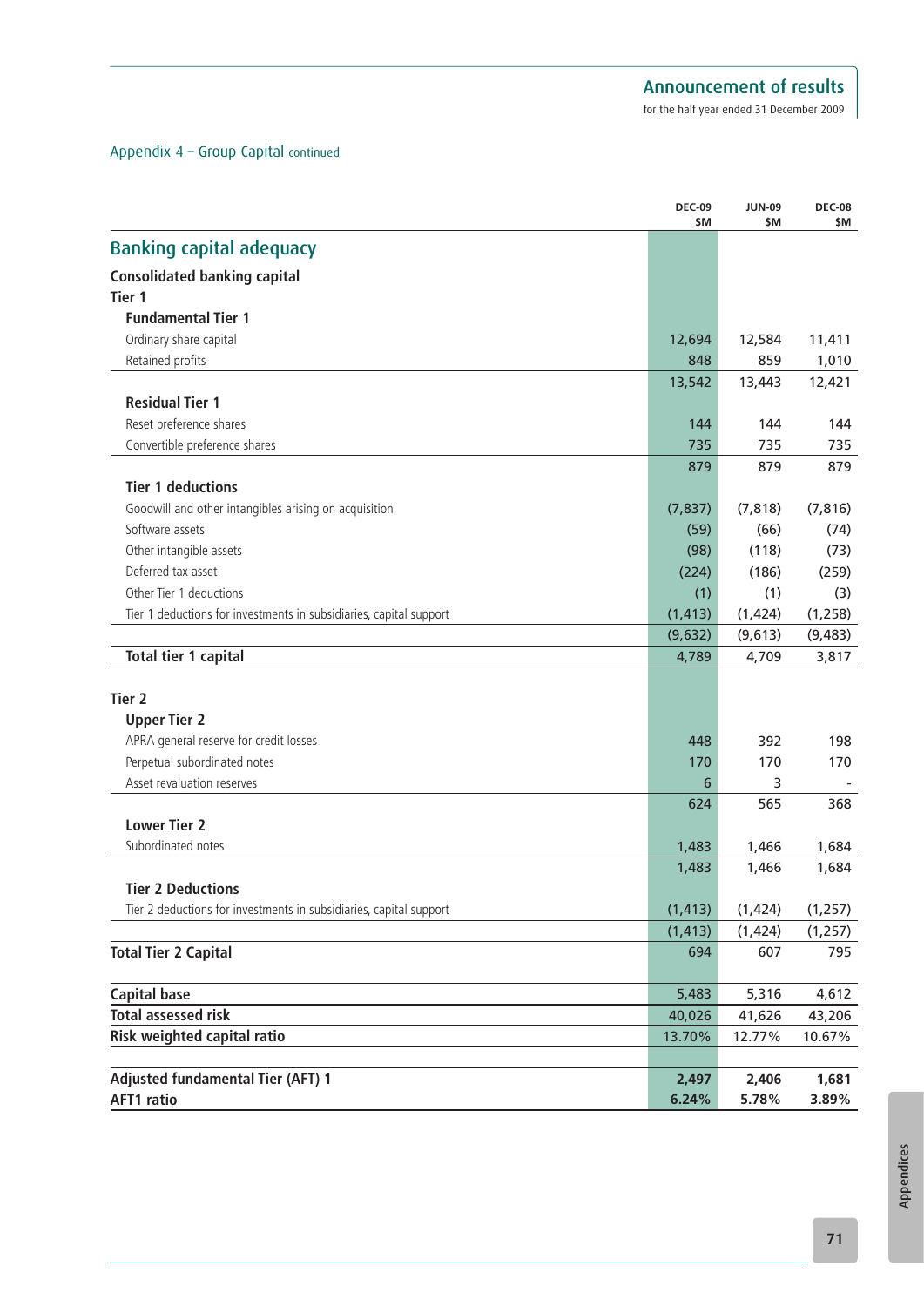## Appendix 4 – Group Capital continued

| | DEC-09 $M | JUN-09 $M | DEC-08 $M |
|---|---|---|---|
| **Banking capital adequacy** | | | |
| **Consolidated banking capital** | | | |
| **Tier 1** | | | |
| **Fundamental Tier 1** | | | |
| Ordinary share capital | 12,694 | 12,584 | 11,411 |
| Retained profits | 848 | 859 | 1,010 |
| | 13,542 | 13,443 | 12,421 |
| **Residual Tier 1** | | | |
| Reset preference shares | 144 | 144 | 144 |
| Convertible preference shares | 735 | 735 | 735 |
| | 879 | 879 | 879 |
| **Tier 1 deductions** | | | |
| Goodwill and other intangibles arising on acquisition | (7,837) | (7,818) | (7,816) |
| Software assets | (59) | (66) | (74) |
| Other intangible assets | (98) | (118) | (73) |
| Deferred tax asset | (224) | (186) | (259) |
| Other Tier 1 deductions | (1) | (1) | (3) |
| Tier 1 deductions for investments in subsidiaries, capital support | (1,413) | (1,424) | (1,258) |
| | (9,632) | (9,613) | (9,483) |
| **Total tier 1 capital** | 4,789 | 4,709 | 3,817 |
| **Tier 2** | | | |
| **Upper Tier 2** | | | |
| APRA general reserve for credit losses | 448 | 392 | 198 |
| Perpetual subordinated notes | 170 | 170 | 170 |
| Asset revaluation reserves | 6 | 3 | - |
| | 624 | 565 | 368 |
| **Lower Tier 2** | | | |
| Subordinated notes | 1,483 | 1,466 | 1,684 |
| | 1,483 | 1,466 | 1,684 |
| **Tier 2 Deductions** | | | |
| Tier 2 deductions for investments in subsidiaries, capital support | (1,413) | (1,424) | (1,257) |
| | (1,413) | (1,424) | (1,257) |
| **Total Tier 2 Capital** | 694 | 607 | 795 |
| **Capital base** | 5,483 | 5,316 | 4,612 |
| **Total assessed risk** | 40,026 | 41,626 | 43,206 |
| **Risk weighted capital ratio** | 13.70% | 12.77% | 10.67% |
| **Adjusted fundamental Tier (AFT) 1** | **2,497** | **2,406** | **1,681** |
| **AFT1 ratio** | **6.24%** | **5.78%** | **3.89%** |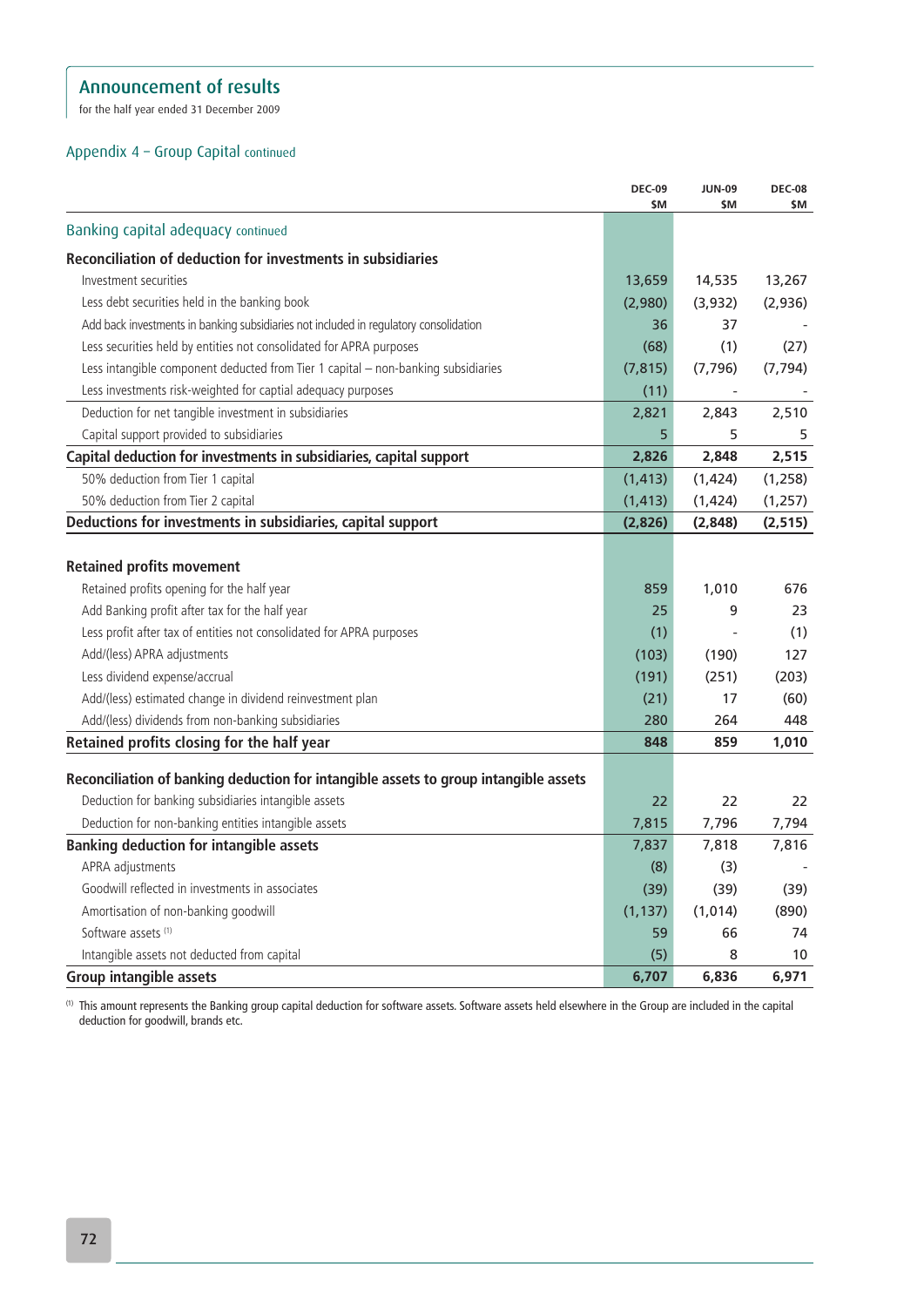## Announcement of results

for the half year ended 31 December 2009

### Appendix 4 – Group Capital continued

| | DEC-09 $M | JUN-09 $M | DEC-08 $M |
|---|---|---|---|
| **Banking capital adequacy** continued | | | |
| **Reconciliation of deduction for investments in subsidiaries** | | | |
| Investment securities | 13,659 | 14,535 | 13,267 |
| Less debt securities held in the banking book | (2,980) | (3,932) | (2,936) |
| Add back investments in banking subsidiaries not included in regulatory consolidation | 36 | 37 | - |
| Less securities held by entities not consolidated for APRA purposes | (68) | (1) | (27) |
| Less intangible component deducted from Tier 1 capital – non-banking subsidiaries | (7,815) | (7,796) | (7,794) |
| Less investments risk-weighted for captial adequacy purposes | (11) | - | - |
| Deduction for net tangible investment in subsidiaries | 2,821 | 2,843 | 2,510 |
| Capital support provided to subsidiaries | 5 | 5 | 5 |
| **Capital deduction for investments in subsidiaries, capital support** | **2,826** | **2,848** | **2,515** |
| 50% deduction from Tier 1 capital | (1,413) | (1,424) | (1,258) |
| 50% deduction from Tier 2 capital | (1,413) | (1,424) | (1,257) |
| **Deductions for investments in subsidiaries, capital support** | **(2,826)** | **(2,848)** | **(2,515)** |
| **Retained profits movement** | | | |
| Retained profits opening for the half year | 859 | 1,010 | 676 |
| Add Banking profit after tax for the half year | 25 | 9 | 23 |
| Less profit after tax of entities not consolidated for APRA purposes | (1) | - | (1) |
| Add/(less) APRA adjustments | (103) | (190) | 127 |
| Less dividend expense/accrual | (191) | (251) | (203) |
| Add/(less) estimated change in dividend reinvestment plan | (21) | 17 | (60) |
| Add/(less) dividends from non-banking subsidiaries | 280 | 264 | 448 |
| **Retained profits closing for the half year** | **848** | **859** | **1,010** |
| **Reconciliation of banking deduction for intangible assets to group intangible assets** | | | |
| Deduction for banking subsidiaries intangible assets | 22 | 22 | 22 |
| Deduction for non-banking entities intangible assets | 7,815 | 7,796 | 7,794 |
| **Banking deduction for intangible assets** | 7,837 | 7,818 | 7,816 |
| APRA adjustments | (8) | (3) | - |
| Goodwill reflected in investments in associates | (39) | (39) | (39) |
| Amortisation of non-banking goodwill | (1,137) | (1,014) | (890) |
| Software assets [1] | 59 | 66 | 74 |
| Intangible assets not deducted from capital | (5) | 8 | 10 |
| **Group intangible assets** | **6,707** | **6,836** | **6,971** |

[1] This amount represents the Banking group capital deduction for software assets. Software assets held elsewhere in the Group are included in the capital deduction for goodwill, brands etc.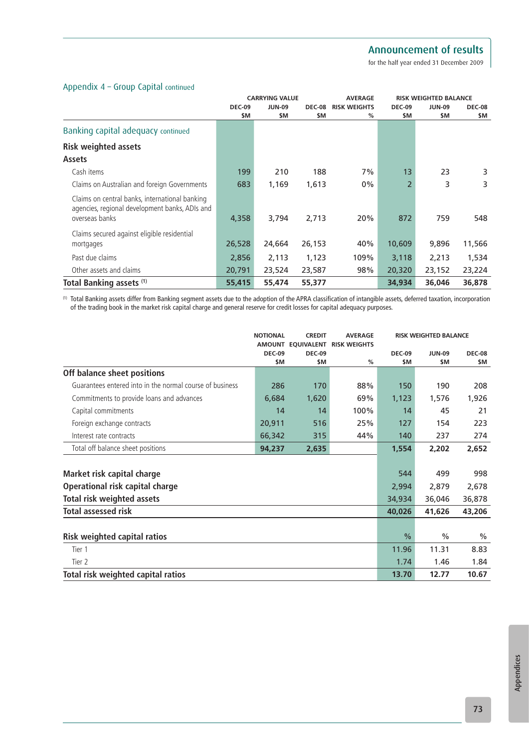## Appendix 4 – Group Capital continued

| | CARRYING VALUE | | | AVERAGE | RISK WEIGHTED BALANCE | | |
|---|---|---|---|---|---|---|---|
| | DEC-09 $M | JUN-09 $M | DEC-08 $M | RISK WEIGHTS % | DEC-09 $M | JUN-09 $M | DEC-08 $M |
| **Banking capital adequacy** continued | | | | | | | |
| **Risk weighted assets** | | | | | | | |
| **Assets** | | | | | | | |
| Cash items | 199 | 210 | 188 | 7% | 13 | 23 | 3 |
| Claims on Australian and foreign Governments | 683 | 1,169 | 1,613 | 0% | 2 | 3 | 3 |
| Claims on central banks, international banking agencies, regional development banks, ADIs and overseas banks | 4,358 | 3,794 | 2,713 | 20% | 872 | 759 | 548 |
| Claims secured against eligible residential mortgages | 26,528 | 24,664 | 26,153 | 40% | 10,609 | 9,896 | 11,566 |
| Past due claims | 2,856 | 2,113 | 1,123 | 109% | 3,118 | 2,213 | 1,534 |
| Other assets and claims | 20,791 | 23,524 | 23,587 | 98% | 20,320 | 23,152 | 23,224 |
| **Total Banking assets** [(1)] | **55,415** | **55,474** | **55,377** | | **34,934** | **36,046** | **36,878** |

[(1)] Total Banking assets differ from Banking segment assets due to the adoption of the APRA classification of intangible assets, deferred taxation, incorporation of the trading book in the market risk capital charge and general reserve for credit losses for capital adequacy purposes.

| | NOTIONAL AMOUNT DEC-09 $M | CREDIT EQUIVALENT DEC-09 $M | AVERAGE RISK WEIGHTS % | RISK WEIGHTED BALANCE DEC-09 $M | JUN-09 $M | DEC-08 $M |
|---|---|---|---|---|---|---|
| **Off balance sheet positions** | | | | | | |
| Guarantees entered into in the normal course of business | 286 | 170 | 88% | 150 | 190 | 208 |
| Commitments to provide loans and advances | 6,684 | 1,620 | 69% | 1,123 | 1,576 | 1,926 |
| Capital commitments | 14 | 14 | 100% | 14 | 45 | 21 |
| Foreign exchange contracts | 20,911 | 516 | 25% | 127 | 154 | 223 |
| Interest rate contracts | 66,342 | 315 | 44% | 140 | 237 | 274 |
| Total off balance sheet positions | **94,237** | **2,635** | | **1,554** | **2,202** | **2,652** |
| | | | | | | |
| **Market risk capital charge** | | | | 544 | 499 | 998 |
| **Operational risk capital charge** | | | | 2,994 | 2,879 | 2,678 |
| **Total risk weighted assets** | | | | 34,934 | 36,046 | 36,878 |
| **Total assessed risk** | | | | **40,026** | **41,626** | **43,206** |
| | | | | | | |
| **Risk weighted capital ratios** | | | | % | % | % |
| Tier 1 | | | | 11.96 | 11.31 | 8.83 |
| Tier 2 | | | | 1.74 | 1.46 | 1.84 |
| **Total risk weighted capital ratios** | | | | **13.70** | **12.77** | **10.67** |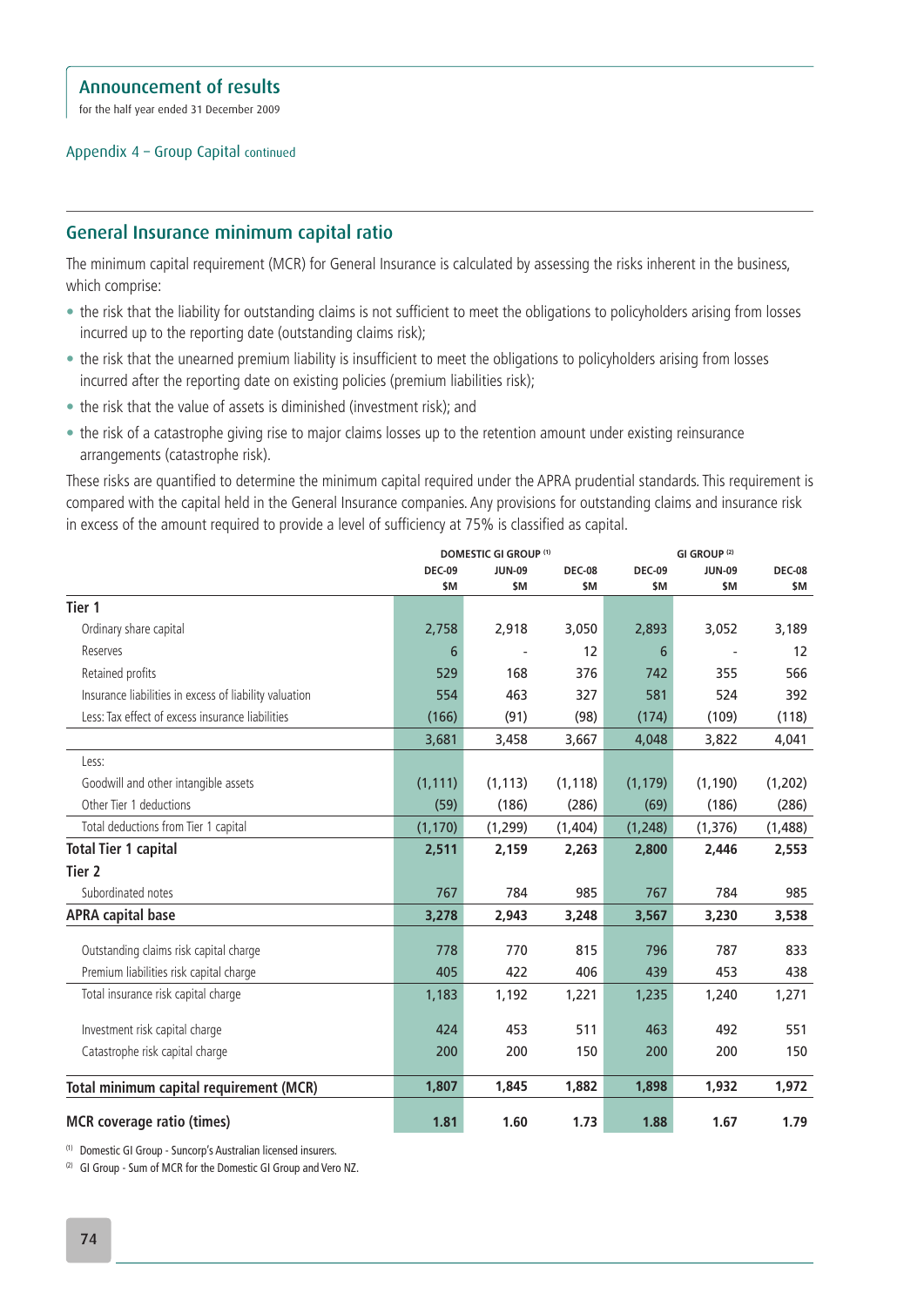## Appendix 4 – Group Capital continued

## General Insurance minimum capital ratio

The minimum capital requirement (MCR) for General Insurance is calculated by assessing the risks inherent in the business, which comprise:

- the risk that the liability for outstanding claims is not sufficient to meet the obligations to policyholders arising from losses incurred up to the reporting date (outstanding claims risk);
- the risk that the unearned premium liability is insufficient to meet the obligations to policyholders arising from losses incurred after the reporting date on existing policies (premium liabilities risk);
- the risk that the value of assets is diminished (investment risk); and
- the risk of a catastrophe giving rise to major claims losses up to the retention amount under existing reinsurance arrangements (catastrophe risk).

These risks are quantified to determine the minimum capital required under the APRA prudential standards. This requirement is compared with the capital held in the General Insurance companies. Any provisions for outstanding claims and insurance risk in excess of the amount required to provide a level of sufficiency at 75% is classified as capital.

| | DOMESTIC GI GROUP [1] | | | GI GROUP [2] | | |
|---|---|---|---|---|---|---|
| | DEC-09 $M | JUN-09 $M | DEC-08 $M | DEC-09 $M | JUN-09 $M | DEC-08 $M |
| **Tier 1** | | | | | | |
| Ordinary share capital | 2,758 | 2,918 | 3,050 | 2,893 | 3,052 | 3,189 |
| Reserves | 6 | - | 12 | 6 | - | 12 |
| Retained profits | 529 | 168 | 376 | 742 | 355 | 566 |
| Insurance liabilities in excess of liability valuation | 554 | 463 | 327 | 581 | 524 | 392 |
| Less: Tax effect of excess insurance liabilities | (166) | (91) | (98) | (174) | (109) | (118) |
| | 3,681 | 3,458 | 3,667 | 4,048 | 3,822 | 4,041 |
| Less: | | | | | | |
| Goodwill and other intangible assets | (1,111) | (1,113) | (1,118) | (1,179) | (1,190) | (1,202) |
| Other Tier 1 deductions | (59) | (186) | (286) | (69) | (186) | (286) |
| Total deductions from Tier 1 capital | (1,170) | (1,299) | (1,404) | (1,248) | (1,376) | (1,488) |
| **Total Tier 1 capital** | **2,511** | **2,159** | **2,263** | **2,800** | **2,446** | **2,553** |
| **Tier 2** | | | | | | |
| Subordinated notes | 767 | 784 | 985 | 767 | 784 | 985 |
| **APRA capital base** | **3,278** | **2,943** | **3,248** | **3,567** | **3,230** | **3,538** |
| Outstanding claims risk capital charge | 778 | 770 | 815 | 796 | 787 | 833 |
| Premium liabilities risk capital charge | 405 | 422 | 406 | 439 | 453 | 438 |
| Total insurance risk capital charge | 1,183 | 1,192 | 1,221 | 1,235 | 1,240 | 1,271 |
| Investment risk capital charge | 424 | 453 | 511 | 463 | 492 | 551 |
| Catastrophe risk capital charge | 200 | 200 | 150 | 200 | 200 | 150 |
| **Total minimum capital requirement (MCR)** | **1,807** | **1,845** | **1,882** | **1,898** | **1,932** | **1,972** |
| **MCR coverage ratio (times)** | **1.81** | **1.60** | **1.73** | **1.88** | **1.67** | **1.79** |

[1] Domestic GI Group - Suncorp's Australian licensed insurers.

[2] GI Group - Sum of MCR for the Domestic GI Group and Vero NZ.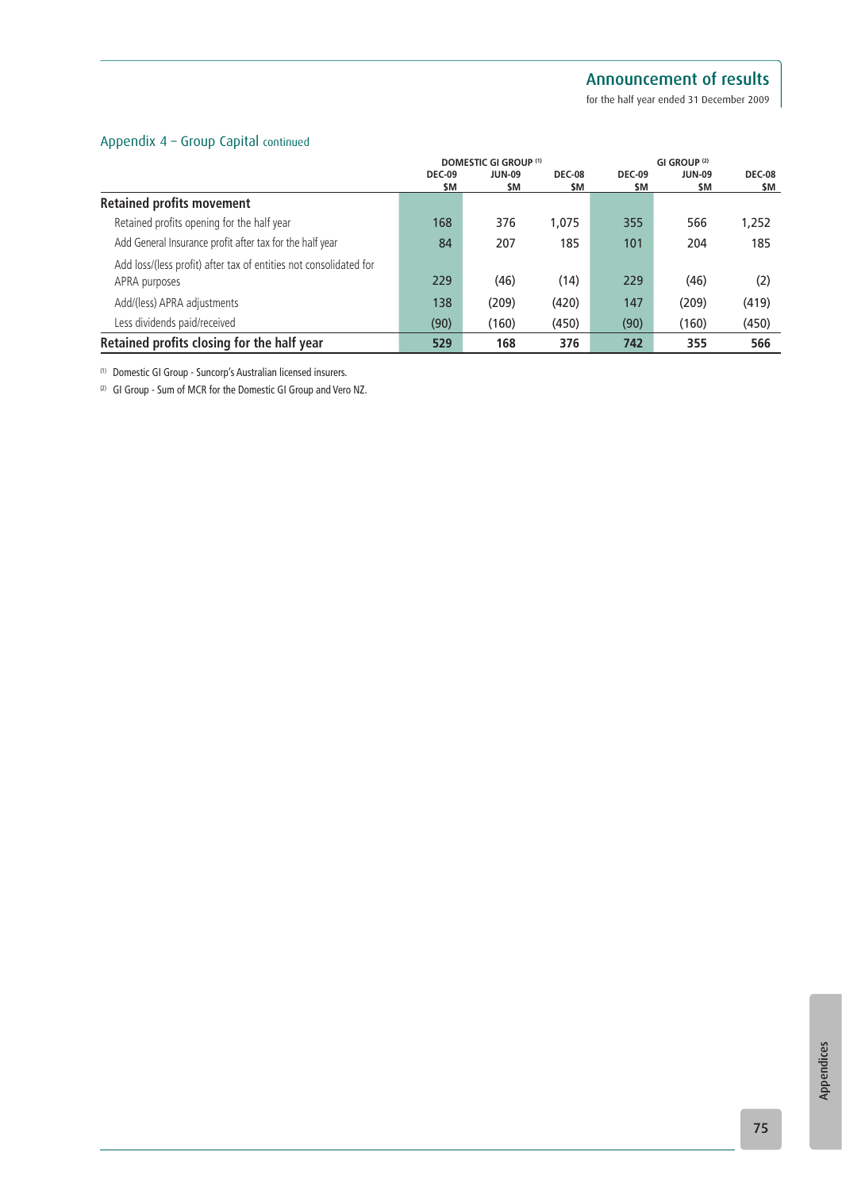## Appendix 4 – Group Capital continued

| | DOMESTIC GI GROUP [1] | | | GI GROUP [2] | | |
|---|---|---|---|---|---|---|
| | DEC-09 $M | JUN-09 $M | DEC-08 $M | DEC-09 $M | JUN-09 $M | DEC-08 $M |
| **Retained profits movement** | | | | | | |
| Retained profits opening for the half year | 168 | 376 | 1,075 | 355 | 566 | 1,252 |
| Add General Insurance profit after tax for the half year | 84 | 207 | 185 | 101 | 204 | 185 |
| Add loss/(less profit) after tax of entities not consolidated for APRA purposes | 229 | (46) | (14) | 229 | (46) | (2) |
| Add/(less) APRA adjustments | 138 | (209) | (420) | 147 | (209) | (419) |
| Less dividends paid/received | (90) | (160) | (450) | (90) | (160) | (450) |
| **Retained profits closing for the half year** | **529** | **168** | **376** | **742** | **355** | **566** |

[1] Domestic GI Group - Suncorp's Australian licensed insurers.

[2] GI Group - Sum of MCR for the Domestic GI Group and Vero NZ.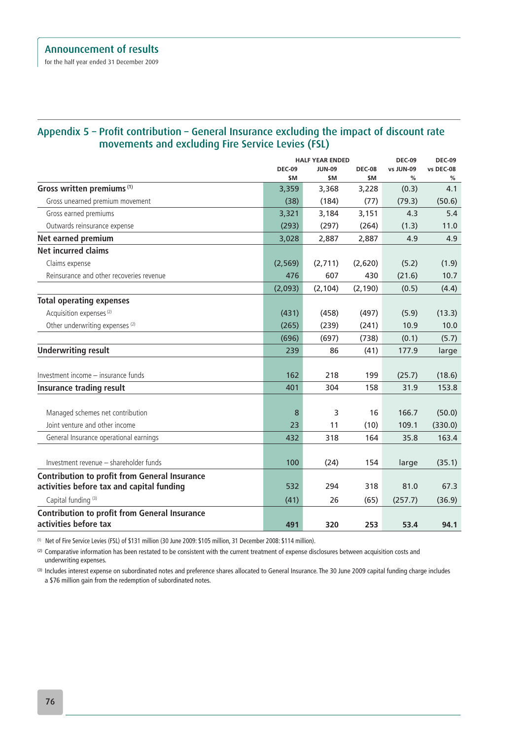## Appendix 5 – Profit contribution – General Insurance excluding the impact of discount rate movements and excluding Fire Service Levies (FSL)

| | HALF YEAR ENDED | | | DEC-09 | DEC-09 |
|---|---|---|---|---|---|
| | DEC-09 | JUN-09 | DEC-08 | vs JUN-09 | vs DEC-08 |
| | $M | $M | $M | % | % |
| **Gross written premiums** [1] | 3,359 | 3,368 | 3,228 | (0.3) | 4.1 |
| Gross unearned premium movement | (38) | (184) | (77) | (79.3) | (50.6) |
| Gross earned premiums | 3,321 | 3,184 | 3,151 | 4.3 | 5.4 |
| Outwards reinsurance expense | (293) | (297) | (264) | (1.3) | 11.0 |
| **Net earned premium** | 3,028 | 2,887 | 2,887 | 4.9 | 4.9 |
| **Net incurred claims** | | | | | |
| Claims expense | (2,569) | (2,711) | (2,620) | (5.2) | (1.9) |
| Reinsurance and other recoveries revenue | 476 | 607 | 430 | (21.6) | 10.7 |
| | (2,093) | (2,104) | (2,190) | (0.5) | (4.4) |
| **Total operating expenses** | | | | | |
| Acquisition expenses [2] | (431) | (458) | (497) | (5.9) | (13.3) |
| Other underwriting expenses [2] | (265) | (239) | (241) | 10.9 | 10.0 |
| | (696) | (697) | (738) | (0.1) | (5.7) |
| **Underwriting result** | 239 | 86 | (41) | 177.9 | large |
| Investment income – insurance funds | 162 | 218 | 199 | (25.7) | (18.6) |
| **Insurance trading result** | 401 | 304 | 158 | 31.9 | 153.8 |
| Managed schemes net contribution | 8 | 3 | 16 | 166.7 | (50.0) |
| Joint venture and other income | 23 | 11 | (10) | 109.1 | (330.0) |
| General Insurance operational earnings | 432 | 318 | 164 | 35.8 | 163.4 |
| Investment revenue – shareholder funds | 100 | (24) | 154 | large | (35.1) |
| **Contribution to profit from General Insurance activities before tax and capital funding** | 532 | 294 | 318 | 81.0 | 67.3 |
| Capital funding [3] | (41) | 26 | (65) | (257.7) | (36.9) |
| **Contribution to profit from General Insurance activities before tax** | **491** | **320** | **253** | **53.4** | **94.1** |

[1] Net of Fire Service Levies (FSL) of $131 million (30 June 2009: $105 million, 31 December 2008: $114 million).

[2] Comparative information has been restated to be consistent with the current treatment of expense disclosures between acquisition costs and underwriting expenses.

[3] Includes interest expense on subordinated notes and preference shares allocated to General Insurance. The 30 June 2009 capital funding charge includes a $76 million gain from the redemption of subordinated notes.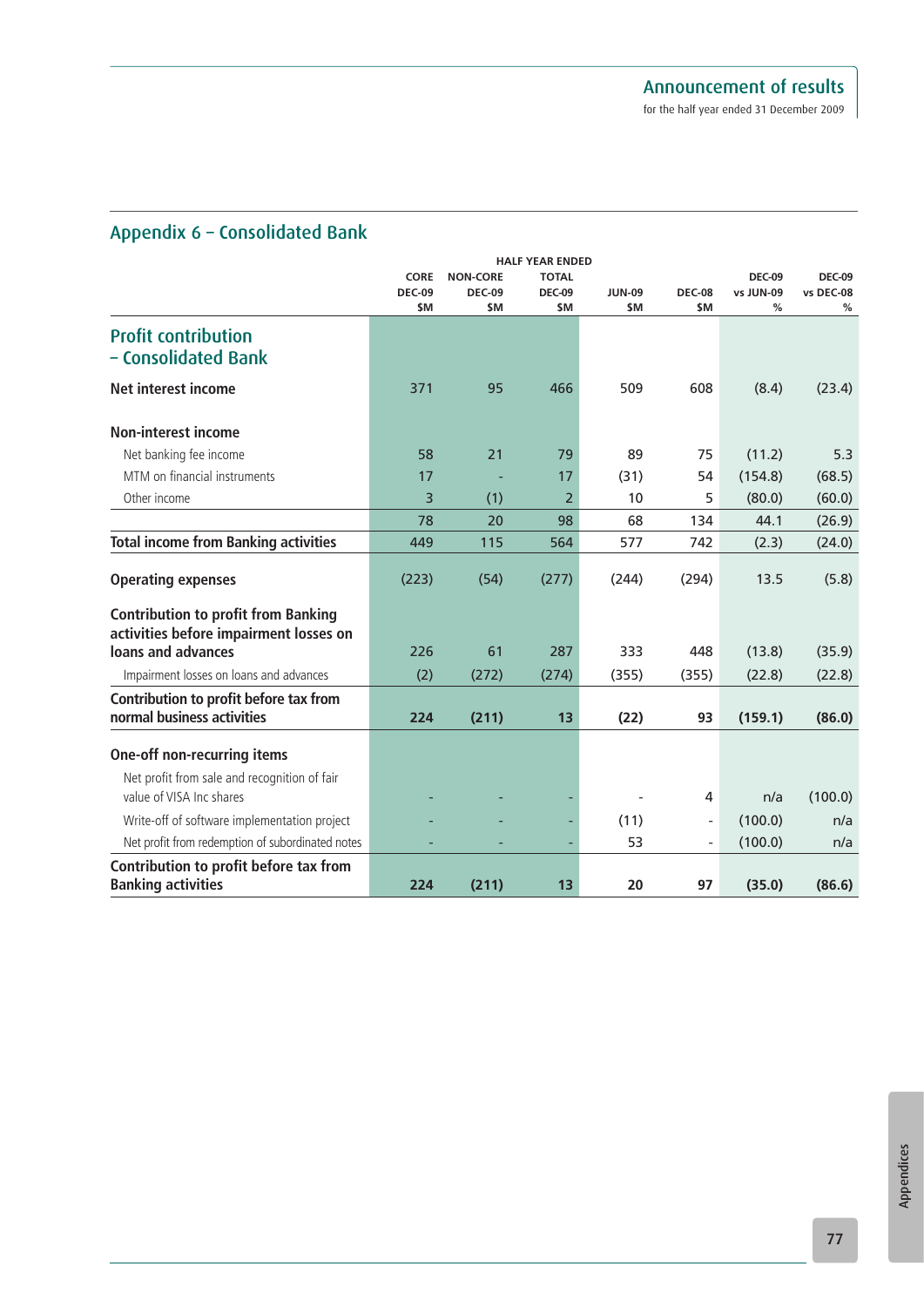## Appendix 6 – Consolidated Bank

| | HALF YEAR ENDED | | | | | | |
|---|---|---|---|---|---|---|---|
| | CORE DEC-09 $M | NON-CORE DEC-09 $M | TOTAL DEC-09 $M | JUN-09 $M | DEC-08 $M | DEC-09 vs JUN-09 % | DEC-09 vs DEC-08 % |
| **Profit contribution – Consolidated Bank** | | | | | | | |
| **Net interest income** | 371 | 95 | 466 | 509 | 608 | (8.4) | (23.4) |
| **Non-interest income** | | | | | | | |
| Net banking fee income | 58 | 21 | 79 | 89 | 75 | (11.2) | 5.3 |
| MTM on financial instruments | 17 | - | 17 | (31) | 54 | (154.8) | (68.5) |
| Other income | 3 | (1) | 2 | 10 | 5 | (80.0) | (60.0) |
| | 78 | 20 | 98 | 68 | 134 | 44.1 | (26.9) |
| **Total income from Banking activities** | 449 | 115 | 564 | 577 | 742 | (2.3) | (24.0) |
| **Operating expenses** | (223) | (54) | (277) | (244) | (294) | 13.5 | (5.8) |
| **Contribution to profit from Banking activities before impairment losses on loans and advances** | 226 | 61 | 287 | 333 | 448 | (13.8) | (35.9) |
| Impairment losses on loans and advances | (2) | (272) | (274) | (355) | (355) | (22.8) | (22.8) |
| **Contribution to profit before tax from normal business activities** | **224** | **(211)** | **13** | **(22)** | **93** | **(159.1)** | **(86.0)** |
| **One-off non-recurring items** | | | | | | | |
| Net profit from sale and recognition of fair value of VISA Inc shares | - | - | - | - | 4 | n/a | (100.0) |
| Write-off of software implementation project | - | - | - | (11) | - | (100.0) | n/a |
| Net profit from redemption of subordinated notes | - | - | - | 53 | - | (100.0) | n/a |
| **Contribution to profit before tax from Banking activities** | **224** | **(211)** | **13** | **20** | **97** | **(35.0)** | **(86.6)** |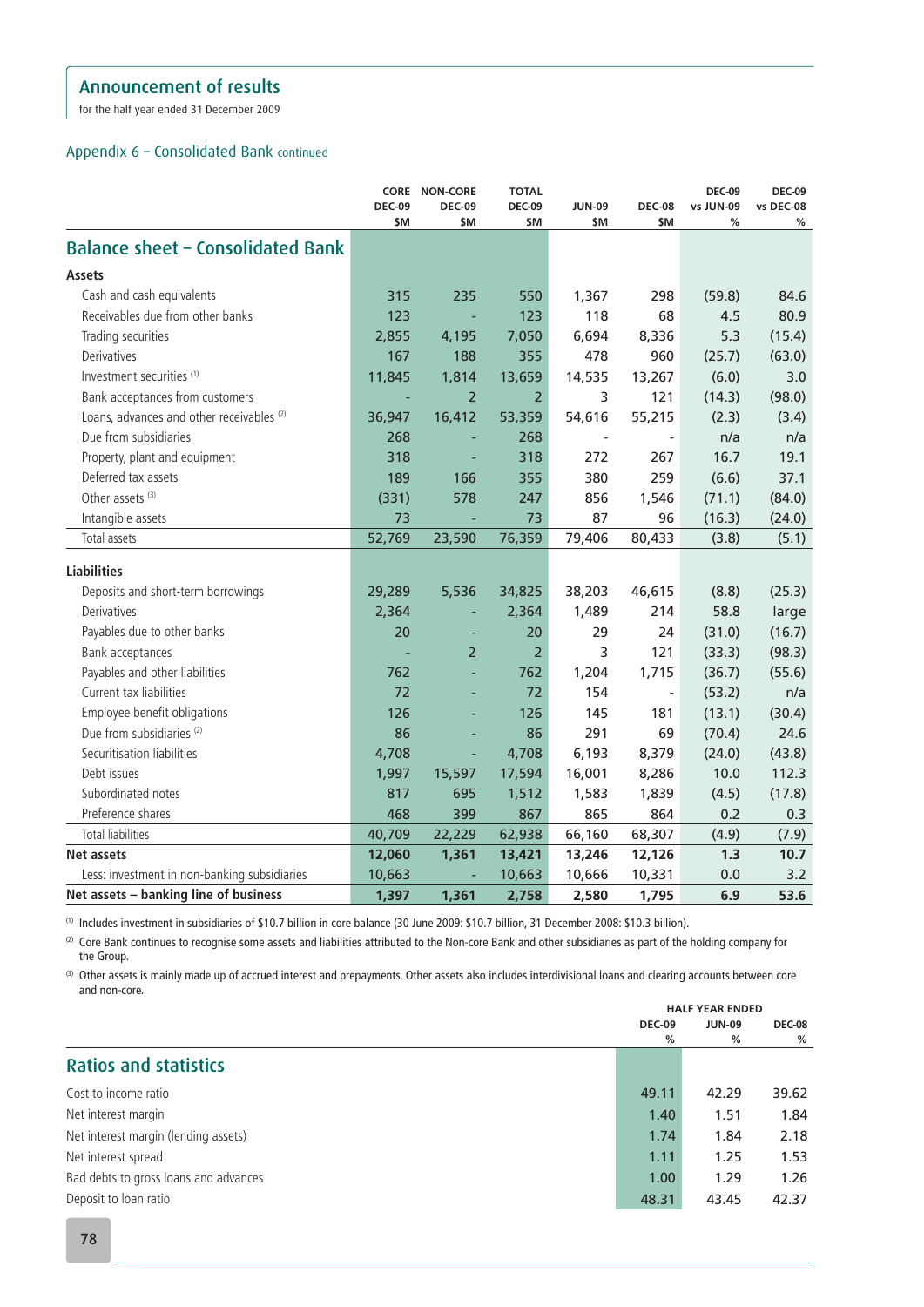# Announcement of results

for the half year ended 31 December 2009

## Appendix 6 – Consolidated Bank continued

## Balance sheet – Consolidated Bank

| | CORE DEC-09 $M | NON-CORE DEC-09 $M | TOTAL DEC-09 $M | JUN-09 $M | DEC-08 $M | DEC-09 vs JUN-09 % | DEC-09 vs DEC-08 % |
|---|---|---|---|---|---|---|---|
| **Assets** | | | | | | | |
| Cash and cash equivalents | 315 | 235 | 550 | 1,367 | 298 | (59.8) | 84.6 |
| Receivables due from other banks | 123 | - | 123 | 118 | 68 | 4.5 | 80.9 |
| Trading securities | 2,855 | 4,195 | 7,050 | 6,694 | 8,336 | 5.3 | (15.4) |
| Derivatives | 167 | 188 | 355 | 478 | 960 | (25.7) | (63.0) |
| Investment securities [1] | 11,845 | 1,814 | 13,659 | 14,535 | 13,267 | (6.0) | 3.0 |
| Bank acceptances from customers | - | 2 | 2 | 3 | 121 | (14.3) | (98.0) |
| Loans, advances and other receivables [2] | 36,947 | 16,412 | 53,359 | 54,616 | 55,215 | (2.3) | (3.4) |
| Due from subsidiaries | 268 | - | 268 | - | - | n/a | n/a |
| Property, plant and equipment | 318 | - | 318 | 272 | 267 | 16.7 | 19.1 |
| Deferred tax assets | 189 | 166 | 355 | 380 | 259 | (6.6) | 37.1 |
| Other assets [3] | (331) | 578 | 247 | 856 | 1,546 | (71.1) | (84.0) |
| Intangible assets | 73 | - | 73 | 87 | 96 | (16.3) | (24.0) |
| Total assets | 52,769 | 23,590 | 76,359 | 79,406 | 80,433 | (3.8) | (5.1) |
| **Liabilities** | | | | | | | |
| Deposits and short-term borrowings | 29,289 | 5,536 | 34,825 | 38,203 | 46,615 | (8.8) | (25.3) |
| Derivatives | 2,364 | - | 2,364 | 1,489 | 214 | 58.8 | large |
| Payables due to other banks | 20 | - | 20 | 29 | 24 | (31.0) | (16.7) |
| Bank acceptances | - | 2 | 2 | 3 | 121 | (33.3) | (98.3) |
| Payables and other liabilities | 762 | - | 762 | 1,204 | 1,715 | (36.7) | (55.6) |
| Current tax liabilities | 72 | - | 72 | 154 | - | (53.2) | n/a |
| Employee benefit obligations | 126 | - | 126 | 145 | 181 | (13.1) | (30.4) |
| Due from subsidiaries [2] | 86 | - | 86 | 291 | 69 | (70.4) | 24.6 |
| Securitisation liabilities | 4,708 | - | 4,708 | 6,193 | 8,379 | (24.0) | (43.8) |
| Debt issues | 1,997 | 15,597 | 17,594 | 16,001 | 8,286 | 10.0 | 112.3 |
| Subordinated notes | 817 | 695 | 1,512 | 1,583 | 1,839 | (4.5) | (17.8) |
| Preference shares | 468 | 399 | 867 | 865 | 864 | 0.2 | 0.3 |
| Total liabilities | 40,709 | 22,229 | 62,938 | 66,160 | 68,307 | (4.9) | (7.9) |
| **Net assets** | **12,060** | **1,361** | **13,421** | **13,246** | **12,126** | **1.3** | **10.7** |
| Less: investment in non-banking subsidiaries | 10,663 | - | 10,663 | 10,666 | 10,331 | 0.0 | 3.2 |
| **Net assets – banking line of business** | **1,397** | **1,361** | **2,758** | **2,580** | **1,795** | **6.9** | **53.6** |

[1] Includes investment in subsidiaries of $10.7 billion in core balance (30 June 2009: $10.7 billion, 31 December 2008: $10.3 billion).

[2] Core Bank continues to recognise some assets and liabilities attributed to the Non-core Bank and other subsidiaries as part of the holding company for the Group.

[3] Other assets is mainly made up of accrued interest and prepayments. Other assets also includes interdivisional loans and clearing accounts between core and non-core.

## Ratios and statistics

| | HALF YEAR ENDED DEC-09 % | JUN-09 % | DEC-08 % |
|---|---|---|---|
| Cost to income ratio | 49.11 | 42.29 | 39.62 |
| Net interest margin | 1.40 | 1.51 | 1.84 |
| Net interest margin (lending assets) | 1.74 | 1.84 | 2.18 |
| Net interest spread | 1.11 | 1.25 | 1.53 |
| Bad debts to gross loans and advances | 1.00 | 1.29 | 1.26 |
| Deposit to loan ratio | 48.31 | 43.45 | 42.37 |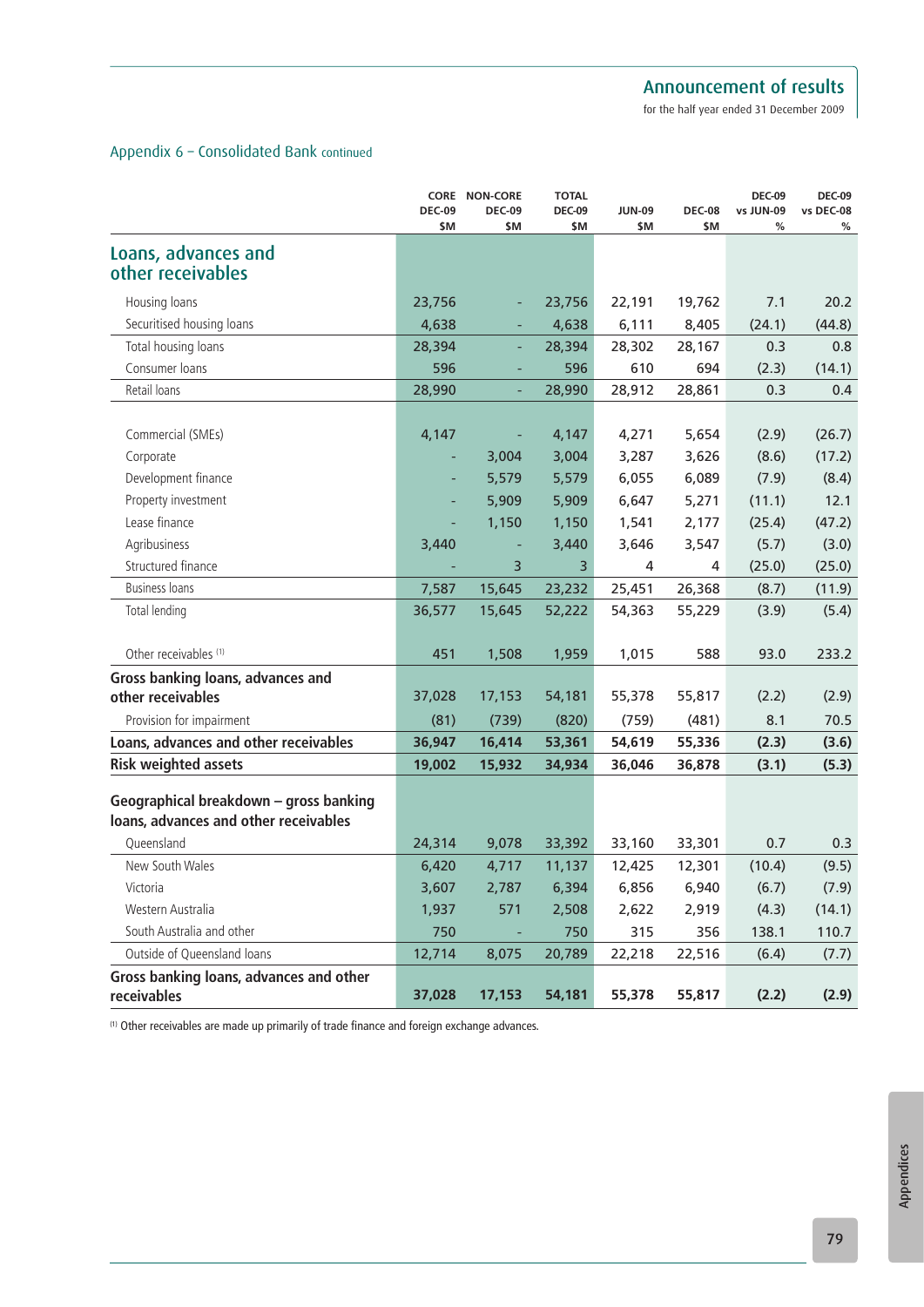## Appendix 6 – Consolidated Bank continued

| | CORE DEC-09 $M | NON-CORE DEC-09 $M | TOTAL DEC-09 $M | JUN-09 $M | DEC-08 $M | DEC-09 vs JUN-09 % | DEC-09 vs DEC-08 % |
|---|---|---|---|---|---|---|---|
| **Loans, advances and other receivables** | | | | | | | |
| Housing loans | 23,756 | - | 23,756 | 22,191 | 19,762 | 7.1 | 20.2 |
| Securitised housing loans | 4,638 | - | 4,638 | 6,111 | 8,405 | (24.1) | (44.8) |
| Total housing loans | 28,394 | - | 28,394 | 28,302 | 28,167 | 0.3 | 0.8 |
| Consumer loans | 596 | - | 596 | 610 | 694 | (2.3) | (14.1) |
| Retail loans | 28,990 | - | 28,990 | 28,912 | 28,861 | 0.3 | 0.4 |
| | | | | | | | |
| Commercial (SMEs) | 4,147 | - | 4,147 | 4,271 | 5,654 | (2.9) | (26.7) |
| Corporate | - | 3,004 | 3,004 | 3,287 | 3,626 | (8.6) | (17.2) |
| Development finance | - | 5,579 | 5,579 | 6,055 | 6,089 | (7.9) | (8.4) |
| Property investment | - | 5,909 | 5,909 | 6,647 | 5,271 | (11.1) | 12.1 |
| Lease finance | - | 1,150 | 1,150 | 1,541 | 2,177 | (25.4) | (47.2) |
| Agribusiness | 3,440 | - | 3,440 | 3,646 | 3,547 | (5.7) | (3.0) |
| Structured finance | - | 3 | 3 | 4 | 4 | (25.0) | (25.0) |
| Business loans | 7,587 | 15,645 | 23,232 | 25,451 | 26,368 | (8.7) | (11.9) |
| Total lending | 36,577 | 15,645 | 52,222 | 54,363 | 55,229 | (3.9) | (5.4) |
| | | | | | | | |
| Other receivables [1] | 451 | 1,508 | 1,959 | 1,015 | 588 | 93.0 | 233.2 |
| **Gross banking loans, advances and other receivables** | 37,028 | 17,153 | 54,181 | 55,378 | 55,817 | (2.2) | (2.9) |
| Provision for impairment | (81) | (739) | (820) | (759) | (481) | 8.1 | 70.5 |
| **Loans, advances and other receivables** | **36,947** | **16,414** | **53,361** | **54,619** | **55,336** | **(2.3)** | **(3.6)** |
| **Risk weighted assets** | **19,002** | **15,932** | **34,934** | **36,046** | **36,878** | **(3.1)** | **(5.3)** |
| **Geographical breakdown – gross banking loans, advances and other receivables** | | | | | | | |
| Queensland | 24,314 | 9,078 | 33,392 | 33,160 | 33,301 | 0.7 | 0.3 |
| New South Wales | 6,420 | 4,717 | 11,137 | 12,425 | 12,301 | (10.4) | (9.5) |
| Victoria | 3,607 | 2,787 | 6,394 | 6,856 | 6,940 | (6.7) | (7.9) |
| Western Australia | 1,937 | 571 | 2,508 | 2,622 | 2,919 | (4.3) | (14.1) |
| South Australia and other | 750 | - | 750 | 315 | 356 | 138.1 | 110.7 |
| Outside of Queensland loans | 12,714 | 8,075 | 20,789 | 22,218 | 22,516 | (6.4) | (7.7) |
| **Gross banking loans, advances and other receivables** | **37,028** | **17,153** | **54,181** | **55,378** | **55,817** | **(2.2)** | **(2.9)** |

[1] Other receivables are made up primarily of trade finance and foreign exchange advances.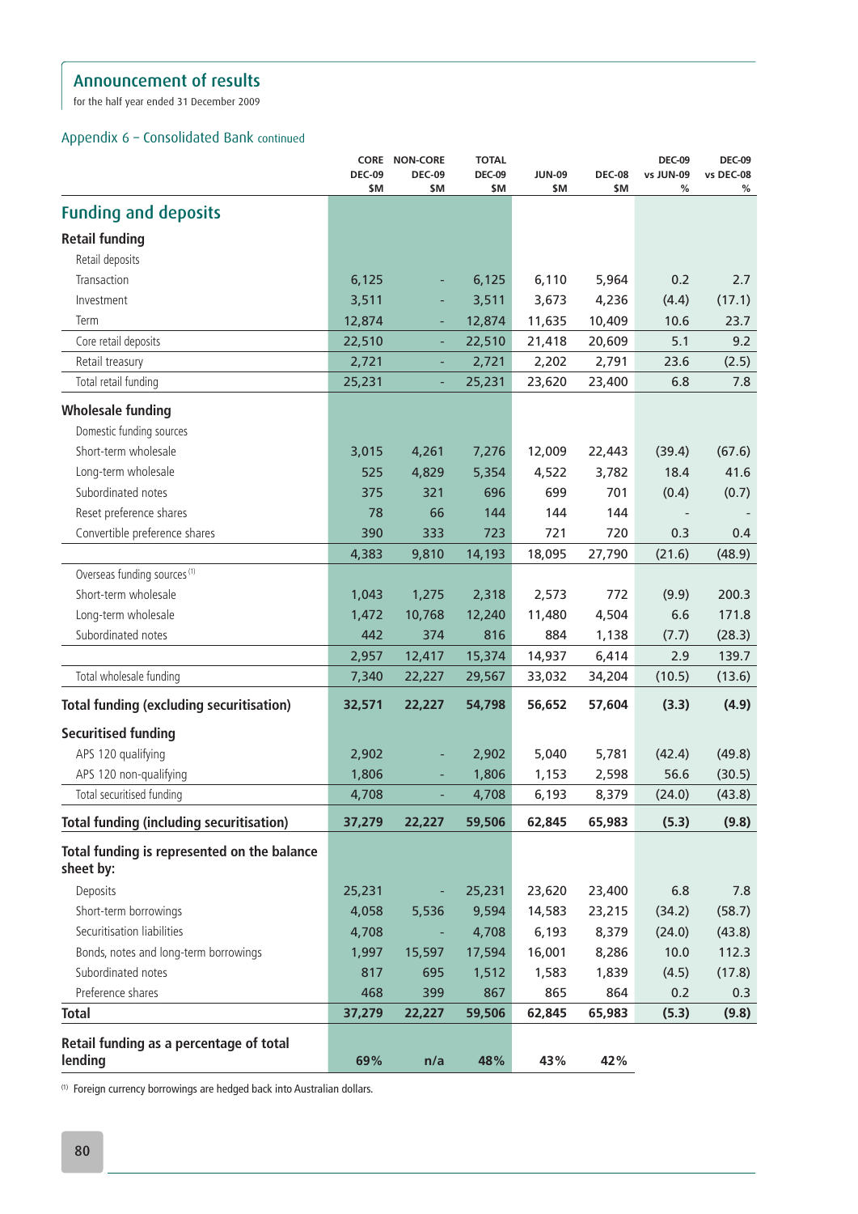## Announcement of results

for the half year ended 31 December 2009

### Appendix 6 – Consolidated Bank continued

| | CORE DEC-09 $M | NON-CORE DEC-09 $M | TOTAL DEC-09 $M | JUN-09 $M | DEC-08 $M | DEC-09 vs JUN-09 % | DEC-09 vs DEC-08 % |
|---|---|---|---|---|---|---|---|
| **Funding and deposits** | | | | | | | |
| **Retail funding** | | | | | | | |
| Retail deposits | | | | | | | |
| Transaction | 6,125 | - | 6,125 | 6,110 | 5,964 | 0.2 | 2.7 |
| Investment | 3,511 | - | 3,511 | 3,673 | 4,236 | (4.4) | (17.1) |
| Term | 12,874 | - | 12,874 | 11,635 | 10,409 | 10.6 | 23.7 |
| Core retail deposits | 22,510 | - | 22,510 | 21,418 | 20,609 | 5.1 | 9.2 |
| Retail treasury | 2,721 | - | 2,721 | 2,202 | 2,791 | 23.6 | (2.5) |
| Total retail funding | 25,231 | - | 25,231 | 23,620 | 23,400 | 6.8 | 7.8 |
| **Wholesale funding** | | | | | | | |
| Domestic funding sources | | | | | | | |
| Short-term wholesale | 3,015 | 4,261 | 7,276 | 12,009 | 22,443 | (39.4) | (67.6) |
| Long-term wholesale | 525 | 4,829 | 5,354 | 4,522 | 3,782 | 18.4 | 41.6 |
| Subordinated notes | 375 | 321 | 696 | 699 | 701 | (0.4) | (0.7) |
| Reset preference shares | 78 | 66 | 144 | 144 | 144 | - | - |
| Convertible preference shares | 390 | 333 | 723 | 721 | 720 | 0.3 | 0.4 |
| | 4,383 | 9,810 | 14,193 | 18,095 | 27,790 | (21.6) | (48.9) |
| Overseas funding sources [1] | | | | | | | |
| Short-term wholesale | 1,043 | 1,275 | 2,318 | 2,573 | 772 | (9.9) | 200.3 |
| Long-term wholesale | 1,472 | 10,768 | 12,240 | 11,480 | 4,504 | 6.6 | 171.8 |
| Subordinated notes | 442 | 374 | 816 | 884 | 1,138 | (7.7) | (28.3) |
| | 2,957 | 12,417 | 15,374 | 14,937 | 6,414 | 2.9 | 139.7 |
| Total wholesale funding | 7,340 | 22,227 | 29,567 | 33,032 | 34,204 | (10.5) | (13.6) |
| **Total funding (excluding securitisation)** | **32,571** | **22,227** | **54,798** | **56,652** | **57,604** | **(3.3)** | **(4.9)** |
| **Securitised funding** | | | | | | | |
| APS 120 qualifying | 2,902 | - | 2,902 | 5,040 | 5,781 | (42.4) | (49.8) |
| APS 120 non-qualifying | 1,806 | - | 1,806 | 1,153 | 2,598 | 56.6 | (30.5) |
| Total securitised funding | 4,708 | - | 4,708 | 6,193 | 8,379 | (24.0) | (43.8) |
| **Total funding (including securitisation)** | **37,279** | **22,227** | **59,506** | **62,845** | **65,983** | **(5.3)** | **(9.8)** |
| **Total funding is represented on the balance sheet by:** | | | | | | | |
| Deposits | 25,231 | - | 25,231 | 23,620 | 23,400 | 6.8 | 7.8 |
| Short-term borrowings | 4,058 | 5,536 | 9,594 | 14,583 | 23,215 | (34.2) | (58.7) |
| Securitisation liabilities | 4,708 | - | 4,708 | 6,193 | 8,379 | (24.0) | (43.8) |
| Bonds, notes and long-term borrowings | 1,997 | 15,597 | 17,594 | 16,001 | 8,286 | 10.0 | 112.3 |
| Subordinated notes | 817 | 695 | 1,512 | 1,583 | 1,839 | (4.5) | (17.8) |
| Preference shares | 468 | 399 | 867 | 865 | 864 | 0.2 | 0.3 |
| **Total** | **37,279** | **22,227** | **59,506** | **62,845** | **65,983** | **(5.3)** | **(9.8)** |
| **Retail funding as a percentage of total lending** | **69%** | **n/a** | **48%** | **43%** | **42%** | | |

[1] Foreign currency borrowings are hedged back into Australian dollars.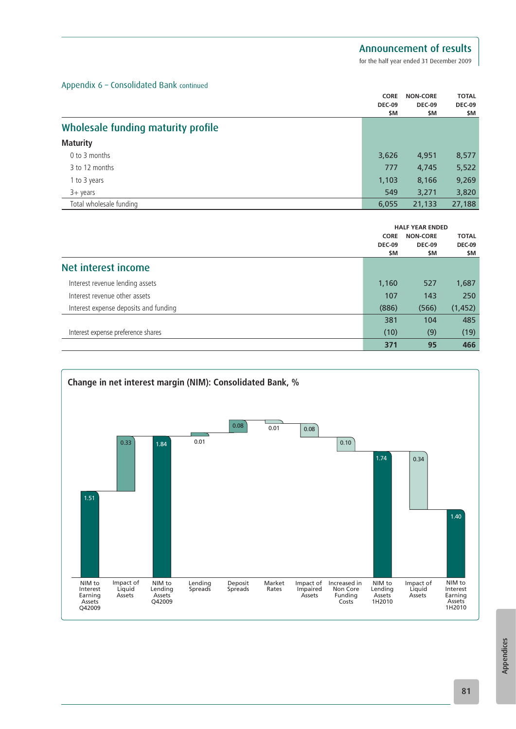## Appendix 6 – Consolidated Bank continued

| | CORE DEC-09 $M | NON-CORE DEC-09 $M | TOTAL DEC-09 $M |
|---|---|---|---|
| **Wholesale funding maturity profile** | | | |
| **Maturity** | | | |
| 0 to 3 months | 3,626 | 4,951 | 8,577 |
| 3 to 12 months | 777 | 4,745 | 5,522 |
| 1 to 3 years | 1,103 | 8,166 | 9,269 |
| 3+ years | 549 | 3,271 | 3,820 |
| Total wholesale funding | 6,055 | 21,133 | 27,188 |

| | HALF YEAR ENDED | | |
|---|---|---|---|
| | CORE DEC-09 $M | NON-CORE DEC-09 $M | TOTAL DEC-09 $M |
| **Net interest income** | | | |
| Interest revenue lending assets | 1,160 | 527 | 1,687 |
| Interest revenue other assets | 107 | 143 | 250 |
| Interest expense deposits and funding | (886) | (566) | (1,452) |
| | 381 | 104 | 485 |
| Interest expense preference shares | (10) | (9) | (19) |
| | **371** | **95** | **466** |

**Change in net interest margin (NIM): Consolidated Bank, %**

| Item | % |
|---|---|
| NIM to Interest Earning Assets Q42009 | 1.51 |
| Impact of Liquid Assets | 0.33 |
| NIM to Lending Assets Q42009 | 1.84 |
| Lending Spreads | 0.01 |
| Deposit Spreads | 0.08 |
| Market Rates | 0.01 |
| Impact of Impaired Assets | 0.08 |
| Increased in Non Core Funding Costs | 0.10 |
| NIM to Lending Assets 1H2010 | 1.74 |
| Impact of Liquid Assets | 0.34 |
| NIM to Interest Earning Assets 1H2010 | 1.40 |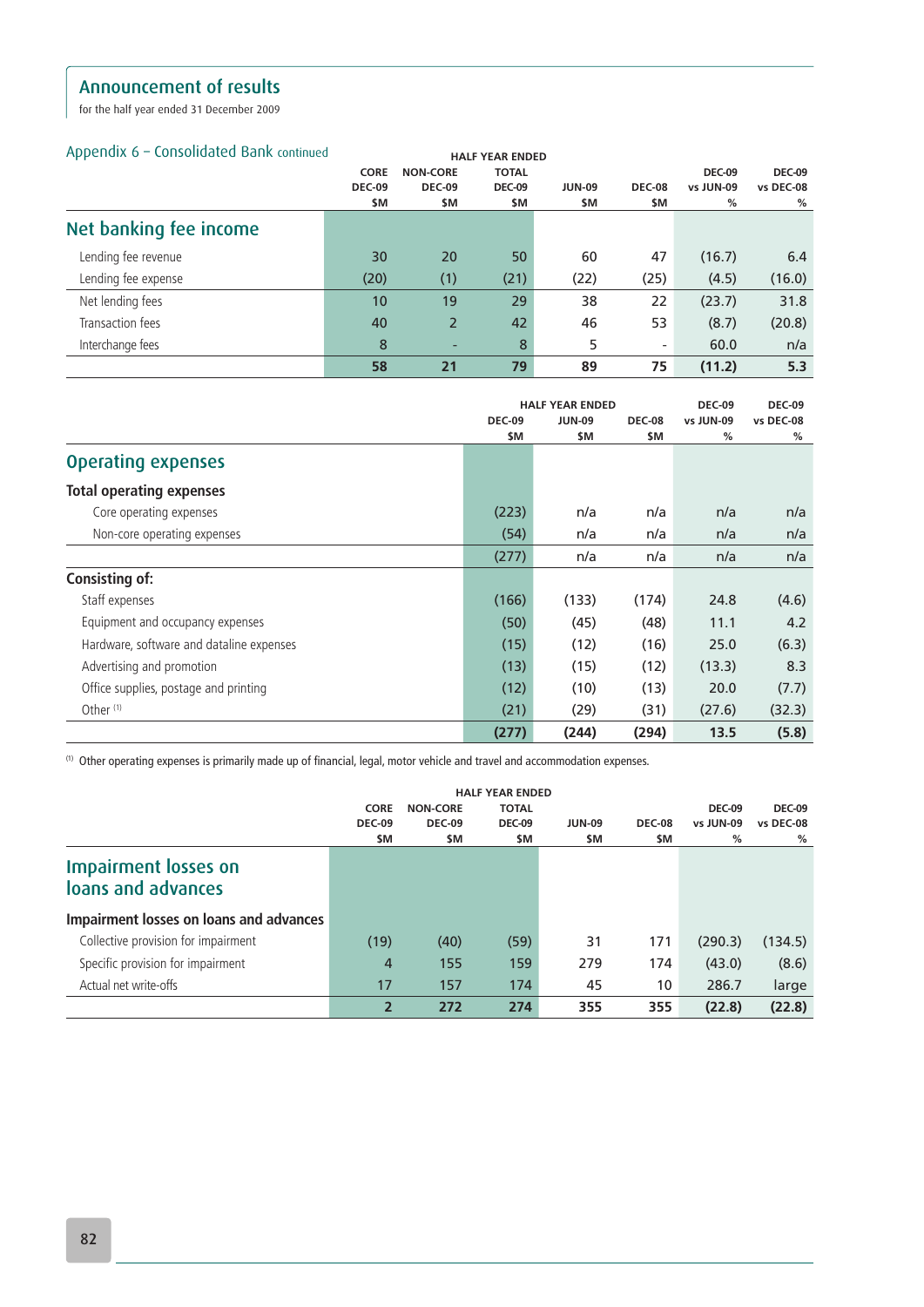# Announcement of results

for the half year ended 31 December 2009

## Appendix 6 – Consolidated Bank continued

| | HALF YEAR ENDED | | | | | | |
|---|---|---|---|---|---|---|---|
| | CORE DEC-09 $M | NON-CORE DEC-09 $M | TOTAL DEC-09 $M | JUN-09 $M | DEC-08 $M | DEC-09 vs JUN-09 % | DEC-09 vs DEC-08 % |
| **Net banking fee income** | | | | | | | |
| Lending fee revenue | 30 | 20 | 50 | 60 | 47 | (16.7) | 6.4 |
| Lending fee expense | (20) | (1) | (21) | (22) | (25) | (4.5) | (16.0) |
| Net lending fees | 10 | 19 | 29 | 38 | 22 | (23.7) | 31.8 |
| Transaction fees | 40 | 2 | 42 | 46 | 53 | (8.7) | (20.8) |
| Interchange fees | 8 | - | 8 | 5 | - | 60.0 | n/a |
| | **58** | **21** | **79** | **89** | **75** | **(11.2)** | **5.3** |

| | HALF YEAR ENDED | | | | |
|---|---|---|---|---|---|
| | DEC-09 $M | JUN-09 $M | DEC-08 $M | DEC-09 vs JUN-09 % | DEC-09 vs DEC-08 % |
| **Operating expenses** | | | | | |
| **Total operating expenses** | | | | | |
| Core operating expenses | (223) | n/a | n/a | n/a | n/a |
| Non-core operating expenses | (54) | n/a | n/a | n/a | n/a |
| | (277) | n/a | n/a | n/a | n/a |
| **Consisting of:** | | | | | |
| Staff expenses | (166) | (133) | (174) | 24.8 | (4.6) |
| Equipment and occupancy expenses | (50) | (45) | (48) | 11.1 | 4.2 |
| Hardware, software and dataline expenses | (15) | (12) | (16) | 25.0 | (6.3) |
| Advertising and promotion | (13) | (15) | (12) | (13.3) | 8.3 |
| Office supplies, postage and printing | (12) | (10) | (13) | 20.0 | (7.7) |
| Other [1] | (21) | (29) | (31) | (27.6) | (32.3) |
| | **(277)** | **(244)** | **(294)** | **13.5** | **(5.8)** |

[1] Other operating expenses is primarily made up of financial, legal, motor vehicle and travel and accommodation expenses.

| | HALF YEAR ENDED | | | | | | |
|---|---|---|---|---|---|---|---|
| | CORE DEC-09 $M | NON-CORE DEC-09 $M | TOTAL DEC-09 $M | JUN-09 $M | DEC-08 $M | DEC-09 vs JUN-09 % | DEC-09 vs DEC-08 % |
| **Impairment losses on loans and advances** | | | | | | | |
| **Impairment losses on loans and advances** | | | | | | | |
| Collective provision for impairment | (19) | (40) | (59) | 31 | 171 | (290.3) | (134.5) |
| Specific provision for impairment | 4 | 155 | 159 | 279 | 174 | (43.0) | (8.6) |
| Actual net write-offs | 17 | 157 | 174 | 45 | 10 | 286.7 | large |
| | **2** | **272** | **274** | **355** | **355** | **(22.8)** | **(22.8)** |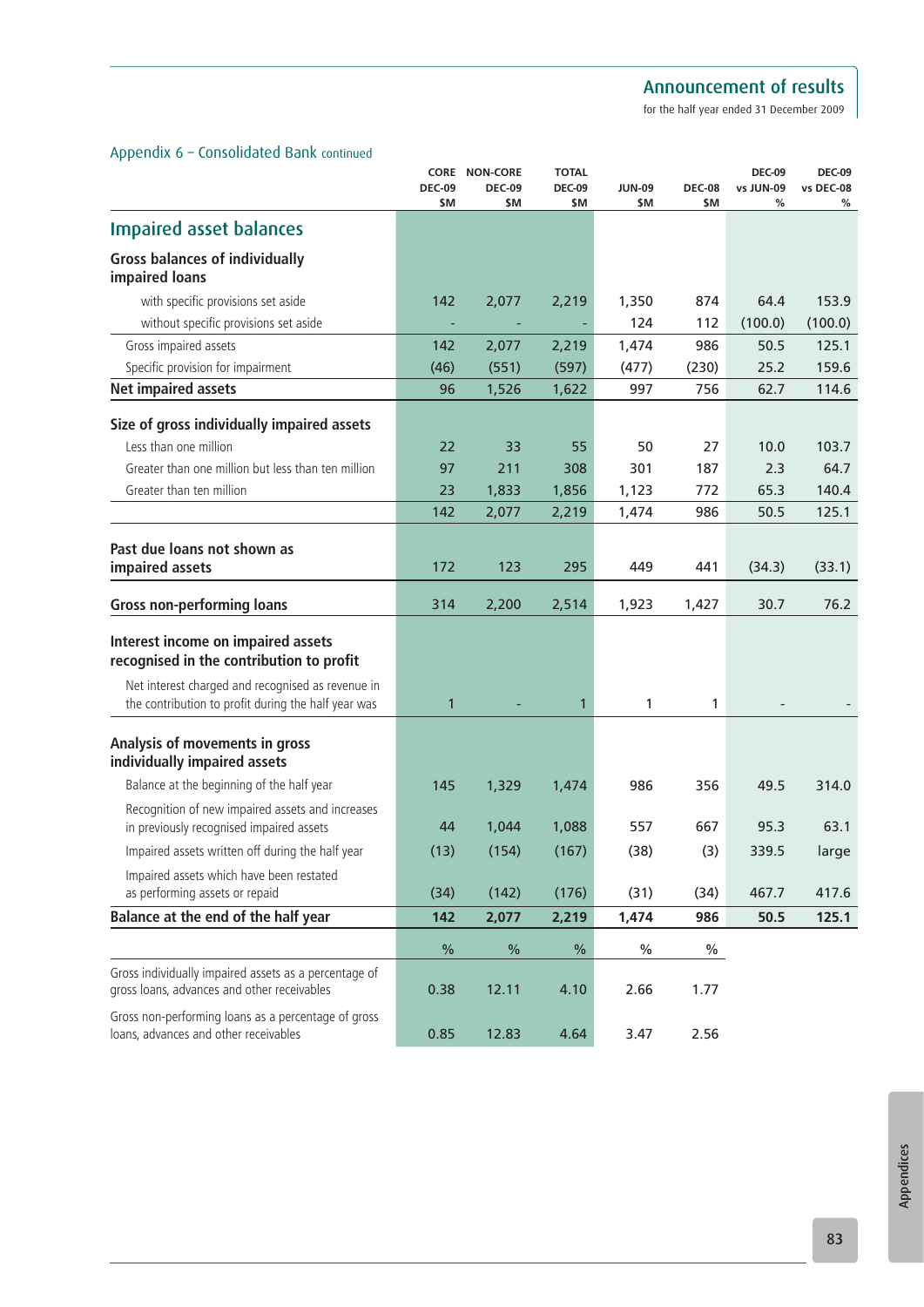Appendix 6 – Consolidated Bank continued

| | CORE DEC-09 $M | NON-CORE DEC-09 $M | TOTAL DEC-09 $M | JUN-09 $M | DEC-08 $M | DEC-09 vs JUN-09 % | DEC-09 vs DEC-08 % |
|---|---|---|---|---|---|---|---|
| **Impaired asset balances** | | | | | | | |
| **Gross balances of individually impaired loans** | | | | | | | |
| with specific provisions set aside | 142 | 2,077 | 2,219 | 1,350 | 874 | 64.4 | 153.9 |
| without specific provisions set aside | - | - | - | 124 | 112 | (100.0) | (100.0) |
| Gross impaired assets | 142 | 2,077 | 2,219 | 1,474 | 986 | 50.5 | 125.1 |
| Specific provision for impairment | (46) | (551) | (597) | (477) | (230) | 25.2 | 159.6 |
| **Net impaired assets** | 96 | 1,526 | 1,622 | 997 | 756 | 62.7 | 114.6 |
| **Size of gross individually impaired assets** | | | | | | | |
| Less than one million | 22 | 33 | 55 | 50 | 27 | 10.0 | 103.7 |
| Greater than one million but less than ten million | 97 | 211 | 308 | 301 | 187 | 2.3 | 64.7 |
| Greater than ten million | 23 | 1,833 | 1,856 | 1,123 | 772 | 65.3 | 140.4 |
| | 142 | 2,077 | 2,219 | 1,474 | 986 | 50.5 | 125.1 |
| **Past due loans not shown as impaired assets** | 172 | 123 | 295 | 449 | 441 | (34.3) | (33.1) |
| **Gross non-performing loans** | 314 | 2,200 | 2,514 | 1,923 | 1,427 | 30.7 | 76.2 |
| **Interest income on impaired assets recognised in the contribution to profit** | | | | | | | |
| Net interest charged and recognised as revenue in the contribution to profit during the half year was | 1 | - | 1 | 1 | 1 | - | - |
| **Analysis of movements in gross individually impaired assets** | | | | | | | |
| Balance at the beginning of the half year | 145 | 1,329 | 1,474 | 986 | 356 | 49.5 | 314.0 |
| Recognition of new impaired assets and increases in previously recognised impaired assets | 44 | 1,044 | 1,088 | 557 | 667 | 95.3 | 63.1 |
| Impaired assets written off during the half year | (13) | (154) | (167) | (38) | (3) | 339.5 | large |
| Impaired assets which have been restated as performing assets or repaid | (34) | (142) | (176) | (31) | (34) | 467.7 | 417.6 |
| **Balance at the end of the half year** | **142** | **2,077** | **2,219** | **1,474** | **986** | **50.5** | **125.1** |
| | % | % | % | % | % | | |
| Gross individually impaired assets as a percentage of gross loans, advances and other receivables | 0.38 | 12.11 | 4.10 | 2.66 | 1.77 | | |
| Gross non-performing loans as a percentage of gross loans, advances and other receivables | 0.85 | 12.83 | 4.64 | 3.47 | 2.56 | | |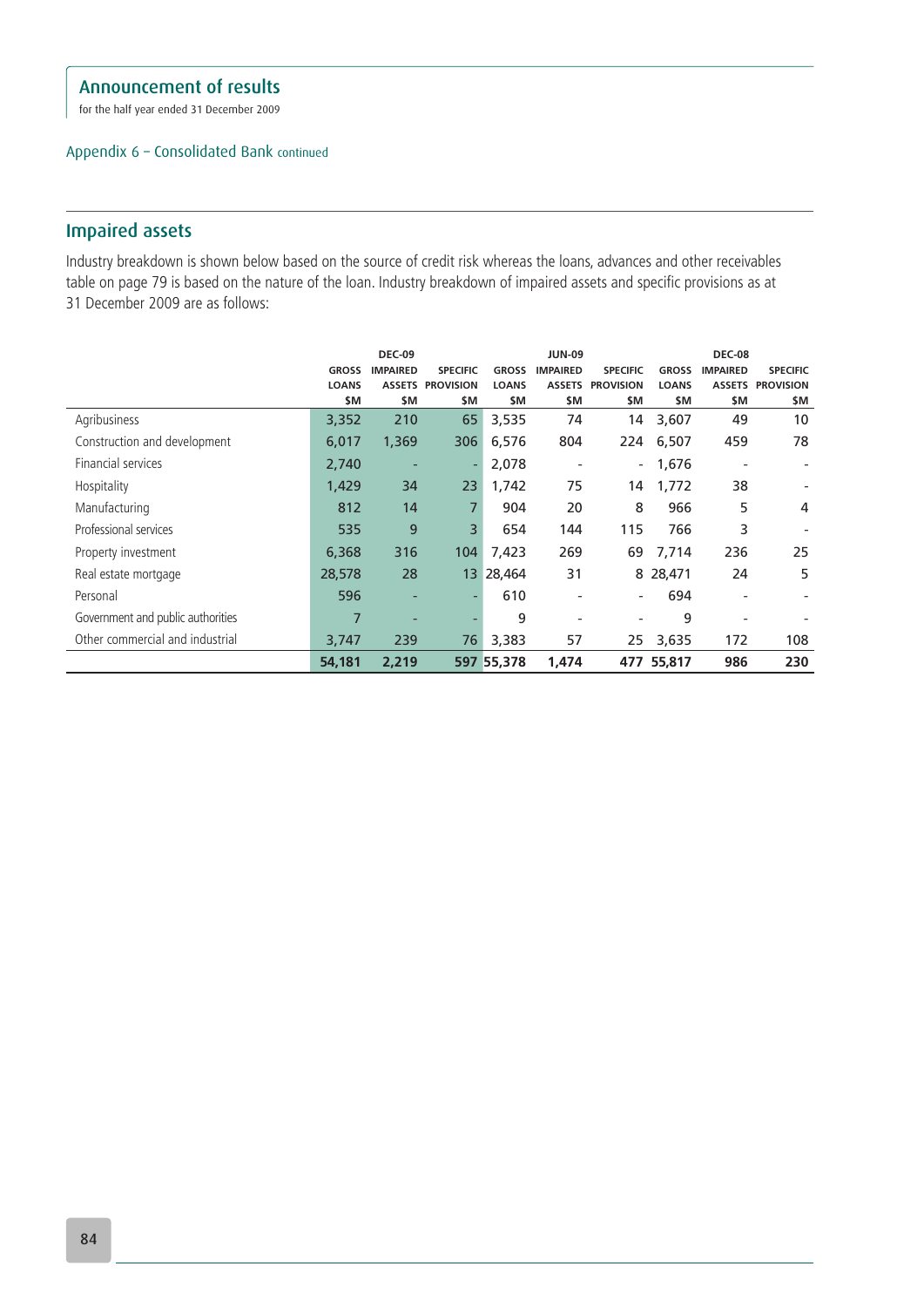# Announcement of results

for the half year ended 31 December 2009

Appendix 6 – Consolidated Bank continued

## Impaired assets

Industry breakdown is shown below based on the source of credit risk whereas the loans, advances and other receivables table on page 79 is based on the nature of the loan. Industry breakdown of impaired assets and specific provisions as at 31 December 2009 are as follows:

| | DEC-09 | | | JUN-09 | | | DEC-08 | | |
|---|---|---|---|---|---|---|---|---|---|
| | GROSS LOANS $M | IMPAIRED ASSETS $M | SPECIFIC PROVISION $M | GROSS LOANS $M | IMPAIRED ASSETS $M | SPECIFIC PROVISION $M | GROSS LOANS $M | IMPAIRED ASSETS $M | SPECIFIC PROVISION $M |
| Agribusiness | 3,352 | 210 | 65 | 3,535 | 74 | 14 | 3,607 | 49 | 10 |
| Construction and development | 6,017 | 1,369 | 306 | 6,576 | 804 | 224 | 6,507 | 459 | 78 |
| Financial services | 2,740 | - | - | 2,078 | - | - | 1,676 | - | - |
| Hospitality | 1,429 | 34 | 23 | 1,742 | 75 | 14 | 1,772 | 38 | - |
| Manufacturing | 812 | 14 | 7 | 904 | 20 | 8 | 966 | 5 | 4 |
| Professional services | 535 | 9 | 3 | 654 | 144 | 115 | 766 | 3 | - |
| Property investment | 6,368 | 316 | 104 | 7,423 | 269 | 69 | 7,714 | 236 | 25 |
| Real estate mortgage | 28,578 | 28 | 13 | 28,464 | 31 | 8 | 28,471 | 24 | 5 |
| Personal | 596 | - | - | 610 | - | - | 694 | - | - |
| Government and public authorities | 7 | - | - | 9 | - | - | 9 | - | - |
| Other commercial and industrial | 3,747 | 239 | 76 | 3,383 | 57 | 25 | 3,635 | 172 | 108 |
| | **54,181** | **2,219** | **597** | **55,378** | **1,474** | **477** | **55,817** | **986** | **230** |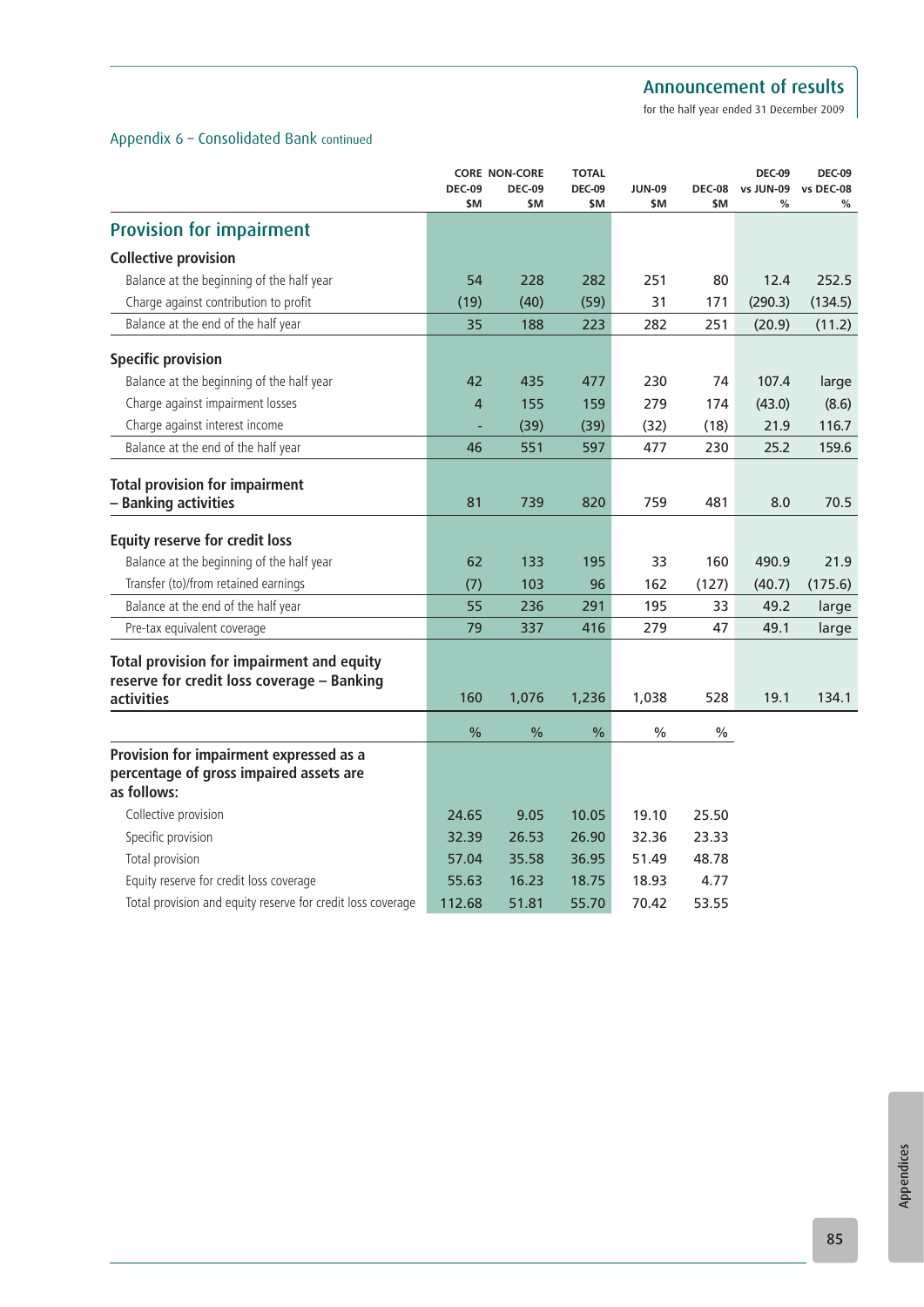## Appendix 6 – Consolidated Bank continued

| | CORE DEC-09 $M | NON-CORE DEC-09 $M | TOTAL DEC-09 $M | JUN-09 $M | DEC-08 $M | DEC-09 vs JUN-09 % | DEC-09 vs DEC-08 % |
|---|---|---|---|---|---|---|---|
| **Provision for impairment** | | | | | | | |
| **Collective provision** | | | | | | | |
| Balance at the beginning of the half year | 54 | 228 | 282 | 251 | 80 | 12.4 | 252.5 |
| Charge against contribution to profit | (19) | (40) | (59) | 31 | 171 | (290.3) | (134.5) |
| Balance at the end of the half year | 35 | 188 | 223 | 282 | 251 | (20.9) | (11.2) |
| **Specific provision** | | | | | | | |
| Balance at the beginning of the half year | 42 | 435 | 477 | 230 | 74 | 107.4 | large |
| Charge against impairment losses | 4 | 155 | 159 | 279 | 174 | (43.0) | (8.6) |
| Charge against interest income | - | (39) | (39) | (32) | (18) | 21.9 | 116.7 |
| Balance at the end of the half year | 46 | 551 | 597 | 477 | 230 | 25.2 | 159.6 |
| **Total provision for impairment – Banking activities** | 81 | 739 | 820 | 759 | 481 | 8.0 | 70.5 |
| **Equity reserve for credit loss** | | | | | | | |
| Balance at the beginning of the half year | 62 | 133 | 195 | 33 | 160 | 490.9 | 21.9 |
| Transfer (to)/from retained earnings | (7) | 103 | 96 | 162 | (127) | (40.7) | (175.6) |
| Balance at the end of the half year | 55 | 236 | 291 | 195 | 33 | 49.2 | large |
| Pre-tax equivalent coverage | 79 | 337 | 416 | 279 | 47 | 49.1 | large |
| **Total provision for impairment and equity reserve for credit loss coverage – Banking activities** | 160 | 1,076 | 1,236 | 1,038 | 528 | 19.1 | 134.1 |
| | % | % | % | % | % | | |
| **Provision for impairment expressed as a percentage of gross impaired assets are as follows:** | | | | | | | |
| Collective provision | 24.65 | 9.05 | 10.05 | 19.10 | 25.50 | | |
| Specific provision | 32.39 | 26.53 | 26.90 | 32.36 | 23.33 | | |
| Total provision | 57.04 | 35.58 | 36.95 | 51.49 | 48.78 | | |
| Equity reserve for credit loss coverage | 55.63 | 16.23 | 18.75 | 18.93 | 4.77 | | |
| Total provision and equity reserve for credit loss coverage | 112.68 | 51.81 | 55.70 | 70.42 | 53.55 | | |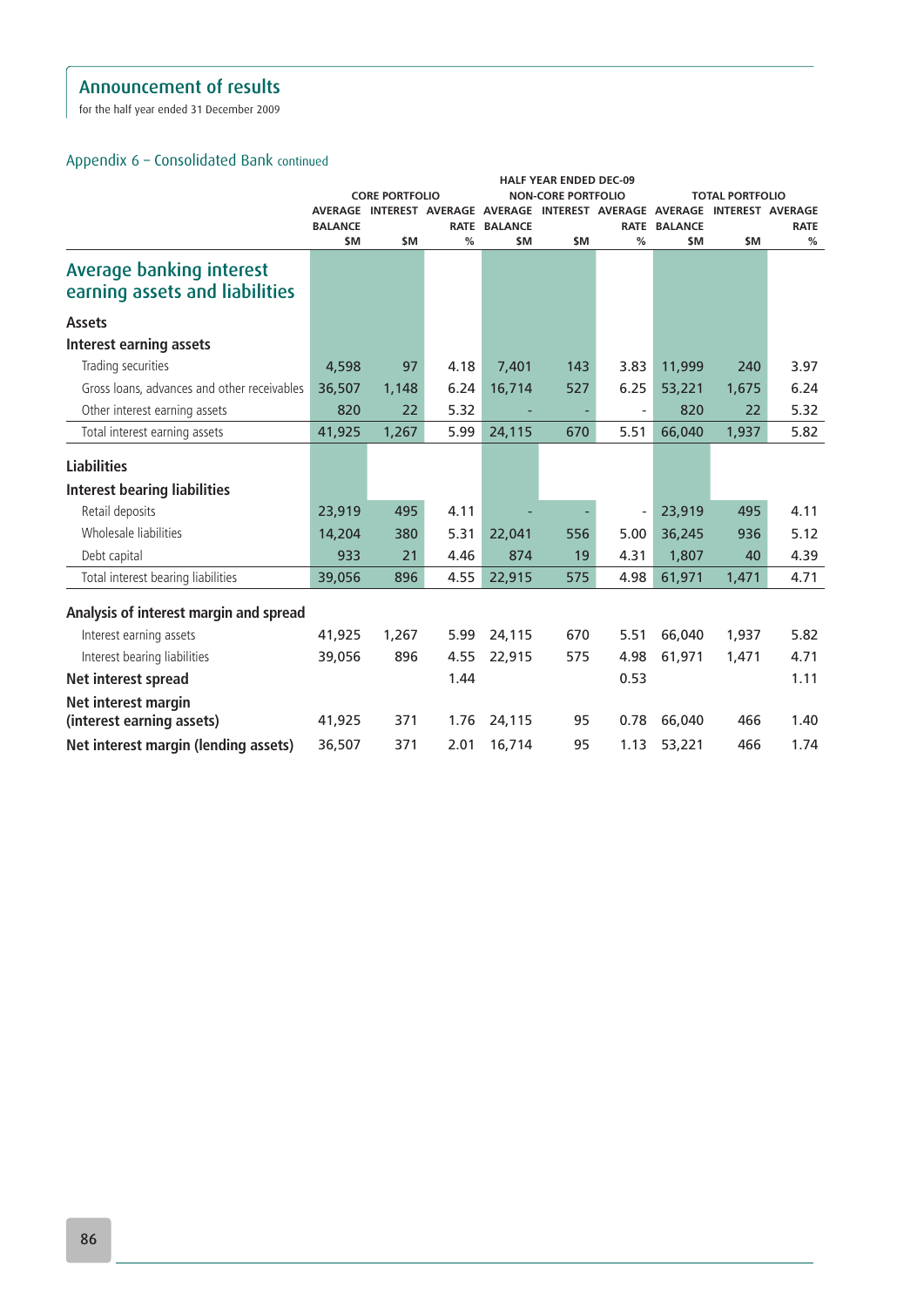## Announcement of results

for the half year ended 31 December 2009

### Appendix 6 – Consolidated Bank continued

| | HALF YEAR ENDED DEC-09 | | | | | | | | |
|---|---|---|---|---|---|---|---|---|---|
| | CORE PORTFOLIO | | | NON-CORE PORTFOLIO | | | TOTAL PORTFOLIO | | |
| | AVERAGE BALANCE $M | INTEREST $M | AVERAGE RATE % | AVERAGE BALANCE $M | INTEREST $M | AVERAGE RATE % | AVERAGE BALANCE $M | INTEREST $M | AVERAGE RATE % |
| **Average banking interest earning assets and liabilities** | | | | | | | | | |
| **Assets** | | | | | | | | | |
| **Interest earning assets** | | | | | | | | | |
| Trading securities | 4,598 | 97 | 4.18 | 7,401 | 143 | 3.83 | 11,999 | 240 | 3.97 |
| Gross loans, advances and other receivables | 36,507 | 1,148 | 6.24 | 16,714 | 527 | 6.25 | 53,221 | 1,675 | 6.24 |
| Other interest earning assets | 820 | 22 | 5.32 | - | - | - | 820 | 22 | 5.32 |
| Total interest earning assets | 41,925 | 1,267 | 5.99 | 24,115 | 670 | 5.51 | 66,040 | 1,937 | 5.82 |
| **Liabilities** | | | | | | | | | |
| **Interest bearing liabilities** | | | | | | | | | |
| Retail deposits | 23,919 | 495 | 4.11 | - | - | - | 23,919 | 495 | 4.11 |
| Wholesale liabilities | 14,204 | 380 | 5.31 | 22,041 | 556 | 5.00 | 36,245 | 936 | 5.12 |
| Debt capital | 933 | 21 | 4.46 | 874 | 19 | 4.31 | 1,807 | 40 | 4.39 |
| Total interest bearing liabilities | 39,056 | 896 | 4.55 | 22,915 | 575 | 4.98 | 61,971 | 1,471 | 4.71 |
| **Analysis of interest margin and spread** | | | | | | | | | |
| Interest earning assets | 41,925 | 1,267 | 5.99 | 24,115 | 670 | 5.51 | 66,040 | 1,937 | 5.82 |
| Interest bearing liabilities | 39,056 | 896 | 4.55 | 22,915 | 575 | 4.98 | 61,971 | 1,471 | 4.71 |
| **Net interest spread** | | | 1.44 | | | 0.53 | | | 1.11 |
| **Net interest margin (interest earning assets)** | 41,925 | 371 | 1.76 | 24,115 | 95 | 0.78 | 66,040 | 466 | 1.40 |
| **Net interest margin (lending assets)** | 36,507 | 371 | 2.01 | 16,714 | 95 | 1.13 | 53,221 | 466 | 1.74 |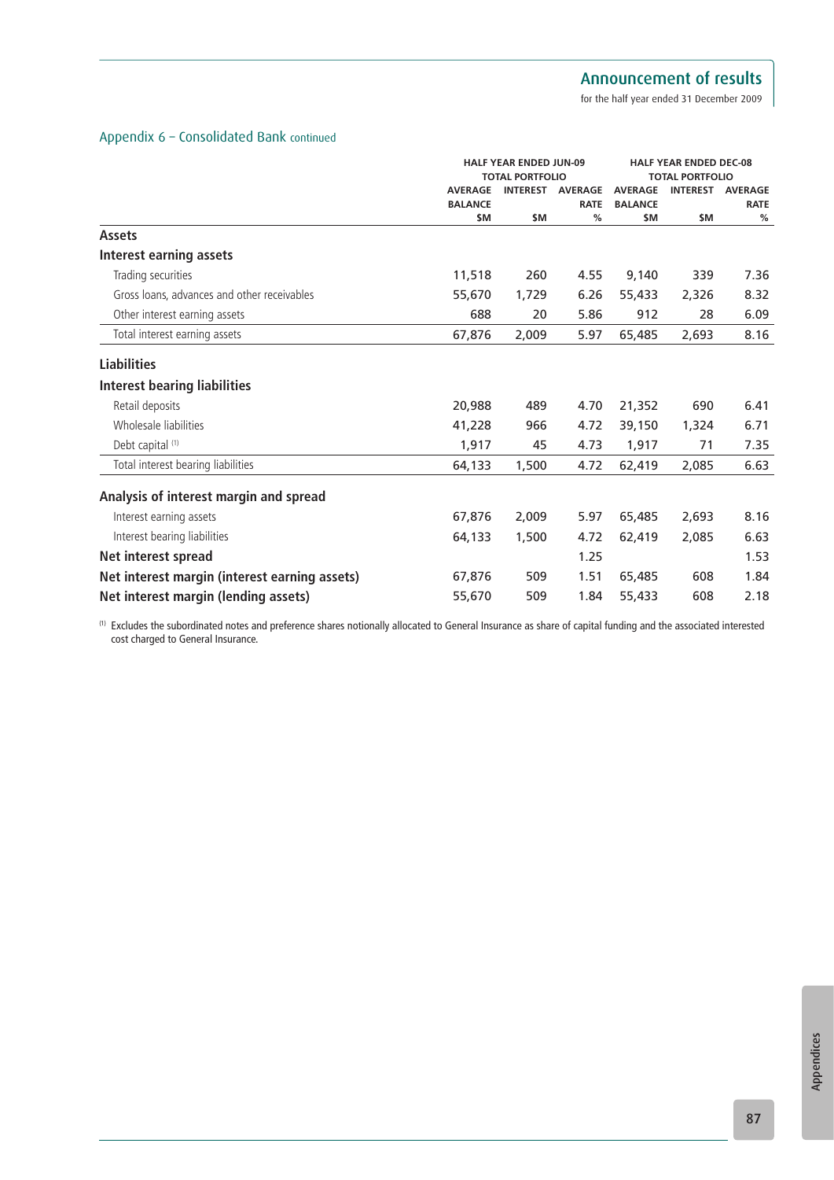## Appendix 6 – Consolidated Bank continued

| | HALF YEAR ENDED JUN-09 TOTAL PORTFOLIO | | | HALF YEAR ENDED DEC-08 TOTAL PORTFOLIO | | |
|---|---|---|---|---|---|---|
| | AVERAGE BALANCE $M | INTEREST $M | AVERAGE RATE % | AVERAGE BALANCE $M | INTEREST $M | AVERAGE RATE % |
| **Assets** | | | | | | |
| **Interest earning assets** | | | | | | |
| Trading securities | 11,518 | 260 | 4.55 | 9,140 | 339 | 7.36 |
| Gross loans, advances and other receivables | 55,670 | 1,729 | 6.26 | 55,433 | 2,326 | 8.32 |
| Other interest earning assets | 688 | 20 | 5.86 | 912 | 28 | 6.09 |
| Total interest earning assets | 67,876 | 2,009 | 5.97 | 65,485 | 2,693 | 8.16 |
| **Liabilities** | | | | | | |
| **Interest bearing liabilities** | | | | | | |
| Retail deposits | 20,988 | 489 | 4.70 | 21,352 | 690 | 6.41 |
| Wholesale liabilities | 41,228 | 966 | 4.72 | 39,150 | 1,324 | 6.71 |
| Debt capital [(1)] | 1,917 | 45 | 4.73 | 1,917 | 71 | 7.35 |
| Total interest bearing liabilities | 64,133 | 1,500 | 4.72 | 62,419 | 2,085 | 6.63 |
| **Analysis of interest margin and spread** | | | | | | |
| Interest earning assets | 67,876 | 2,009 | 5.97 | 65,485 | 2,693 | 8.16 |
| Interest bearing liabilities | 64,133 | 1,500 | 4.72 | 62,419 | 2,085 | 6.63 |
| **Net interest spread** | | | 1.25 | | | 1.53 |
| **Net interest margin (interest earning assets)** | 67,876 | 509 | 1.51 | 65,485 | 608 | 1.84 |
| **Net interest margin (lending assets)** | 55,670 | 509 | 1.84 | 55,433 | 608 | 2.18 |

[(1)] Excludes the subordinated notes and preference shares notionally allocated to General Insurance as share of capital funding and the associated interested cost charged to General Insurance.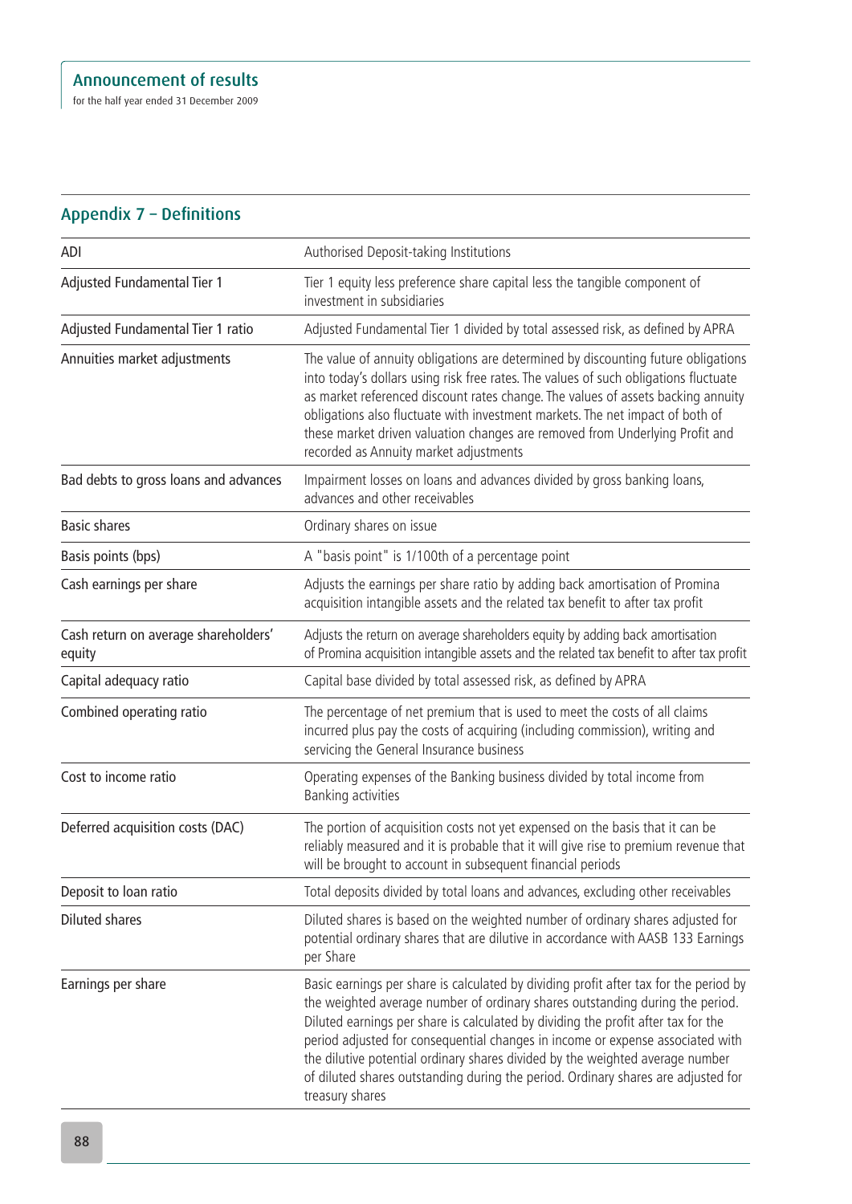## Appendix 7 – Definitions

| | |
|---|---|
| ADI | Authorised Deposit-taking Institutions |
| Adjusted Fundamental Tier 1 | Tier 1 equity less preference share capital less the tangible component of investment in subsidiaries |
| Adjusted Fundamental Tier 1 ratio | Adjusted Fundamental Tier 1 divided by total assessed risk, as defined by APRA |
| Annuities market adjustments | The value of annuity obligations are determined by discounting future obligations into today's dollars using risk free rates. The values of such obligations fluctuate as market referenced discount rates change. The values of assets backing annuity obligations also fluctuate with investment markets. The net impact of both of these market driven valuation changes are removed from Underlying Profit and recorded as Annuity market adjustments |
| Bad debts to gross loans and advances | Impairment losses on loans and advances divided by gross banking loans, advances and other receivables |
| Basic shares | Ordinary shares on issue |
| Basis points (bps) | A "basis point" is 1/100th of a percentage point |
| Cash earnings per share | Adjusts the earnings per share ratio by adding back amortisation of Promina acquisition intangible assets and the related tax benefit to after tax profit |
| Cash return on average shareholders' equity | Adjusts the return on average shareholders equity by adding back amortisation of Promina acquisition intangible assets and the related tax benefit to after tax profit |
| Capital adequacy ratio | Capital base divided by total assessed risk, as defined by APRA |
| Combined operating ratio | The percentage of net premium that is used to meet the costs of all claims incurred plus pay the costs of acquiring (including commission), writing and servicing the General Insurance business |
| Cost to income ratio | Operating expenses of the Banking business divided by total income from Banking activities |
| Deferred acquisition costs (DAC) | The portion of acquisition costs not yet expensed on the basis that it can be reliably measured and it is probable that it will give rise to premium revenue that will be brought to account in subsequent financial periods |
| Deposit to loan ratio | Total deposits divided by total loans and advances, excluding other receivables |
| Diluted shares | Diluted shares is based on the weighted number of ordinary shares adjusted for potential ordinary shares that are dilutive in accordance with AASB 133 Earnings per Share |
| Earnings per share | Basic earnings per share is calculated by dividing profit after tax for the period by the weighted average number of ordinary shares outstanding during the period. Diluted earnings per share is calculated by dividing the profit after tax for the period adjusted for consequential changes in income or expense associated with the dilutive potential ordinary shares divided by the weighted average number of diluted shares outstanding during the period. Ordinary shares are adjusted for treasury shares |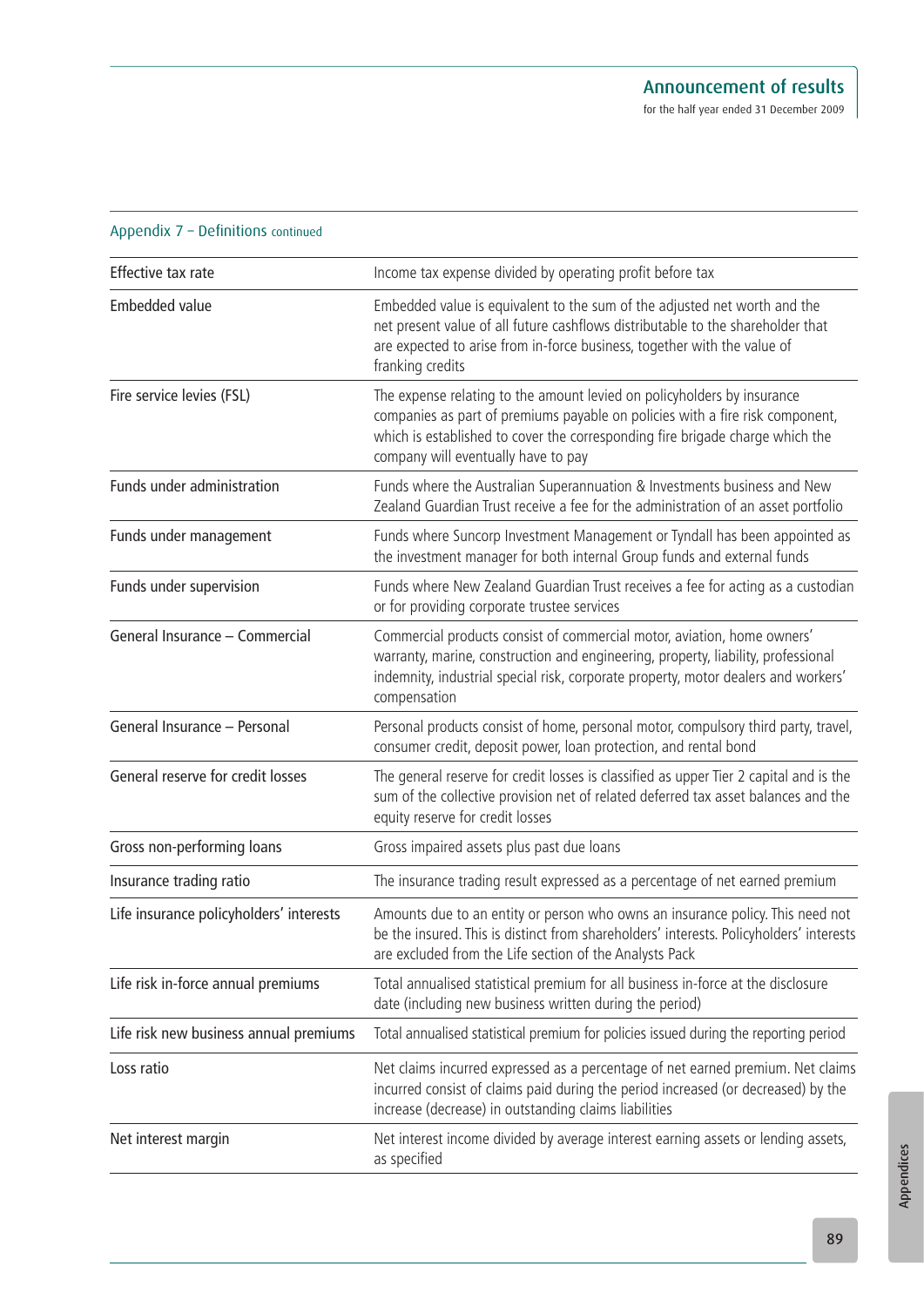## Appendix 7 – Definitions continued

| | |
|---|---|
| Effective tax rate | Income tax expense divided by operating profit before tax |
| Embedded value | Embedded value is equivalent to the sum of the adjusted net worth and the net present value of all future cashflows distributable to the shareholder that are expected to arise from in-force business, together with the value of franking credits |
| Fire service levies (FSL) | The expense relating to the amount levied on policyholders by insurance companies as part of premiums payable on policies with a fire risk component, which is established to cover the corresponding fire brigade charge which the company will eventually have to pay |
| Funds under administration | Funds where the Australian Superannuation & Investments business and New Zealand Guardian Trust receive a fee for the administration of an asset portfolio |
| Funds under management | Funds where Suncorp Investment Management or Tyndall has been appointed as the investment manager for both internal Group funds and external funds |
| Funds under supervision | Funds where New Zealand Guardian Trust receives a fee for acting as a custodian or for providing corporate trustee services |
| General Insurance – Commercial | Commercial products consist of commercial motor, aviation, home owners' warranty, marine, construction and engineering, property, liability, professional indemnity, industrial special risk, corporate property, motor dealers and workers' compensation |
| General Insurance – Personal | Personal products consist of home, personal motor, compulsory third party, travel, consumer credit, deposit power, loan protection, and rental bond |
| General reserve for credit losses | The general reserve for credit losses is classified as upper Tier 2 capital and is the sum of the collective provision net of related deferred tax asset balances and the equity reserve for credit losses |
| Gross non-performing loans | Gross impaired assets plus past due loans |
| Insurance trading ratio | The insurance trading result expressed as a percentage of net earned premium |
| Life insurance policyholders' interests | Amounts due to an entity or person who owns an insurance policy. This need not be the insured. This is distinct from shareholders' interests. Policyholders' interests are excluded from the Life section of the Analysts Pack |
| Life risk in-force annual premiums | Total annualised statistical premium for all business in-force at the disclosure date (including new business written during the period) |
| Life risk new business annual premiums | Total annualised statistical premium for policies issued during the reporting period |
| Loss ratio | Net claims incurred expressed as a percentage of net earned premium. Net claims incurred consist of claims paid during the period increased (or decreased) by the increase (decrease) in outstanding claims liabilities |
| Net interest margin | Net interest income divided by average interest earning assets or lending assets, as specified |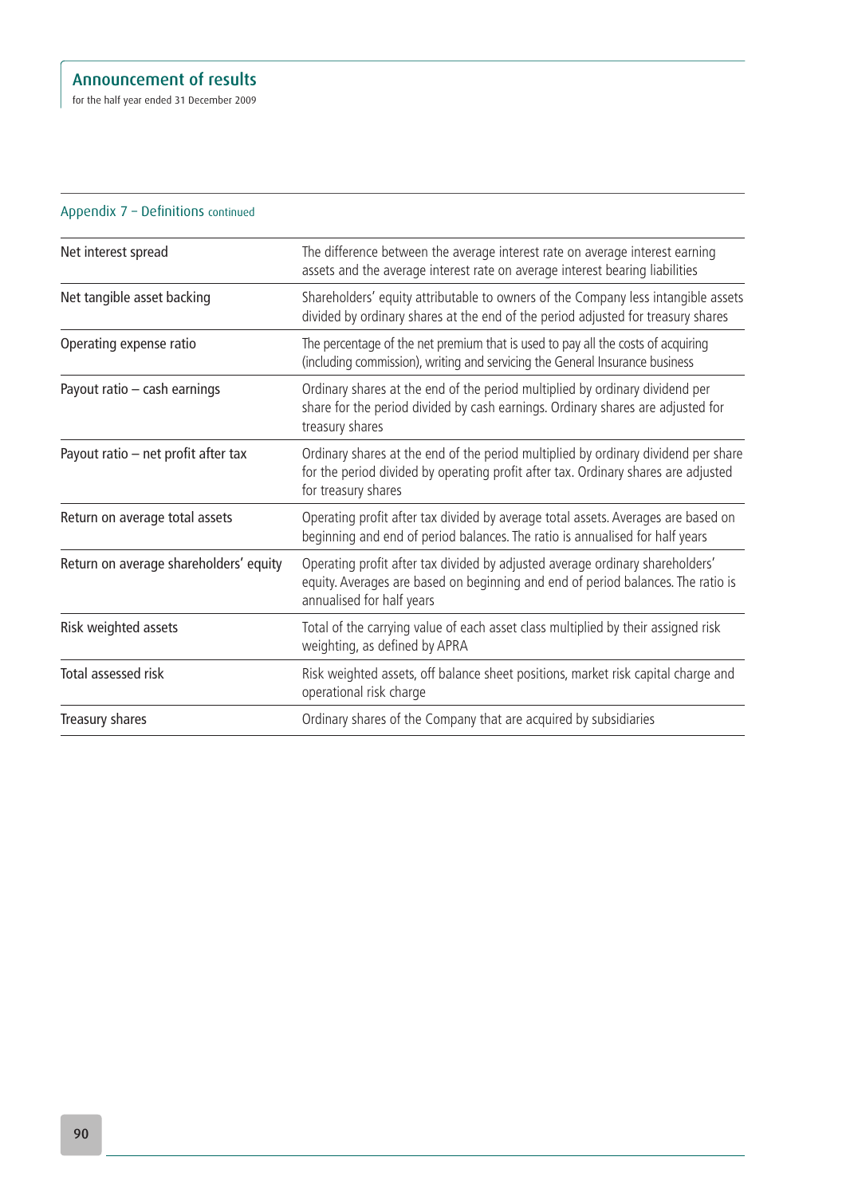## Appendix 7 – Definitions continued

| | |
|---|---|
| Net interest spread | The difference between the average interest rate on average interest earning assets and the average interest rate on average interest bearing liabilities |
| Net tangible asset backing | Shareholders' equity attributable to owners of the Company less intangible assets divided by ordinary shares at the end of the period adjusted for treasury shares |
| Operating expense ratio | The percentage of the net premium that is used to pay all the costs of acquiring (including commission), writing and servicing the General Insurance business |
| Payout ratio – cash earnings | Ordinary shares at the end of the period multiplied by ordinary dividend per share for the period divided by cash earnings. Ordinary shares are adjusted for treasury shares |
| Payout ratio – net profit after tax | Ordinary shares at the end of the period multiplied by ordinary dividend per share for the period divided by operating profit after tax. Ordinary shares are adjusted for treasury shares |
| Return on average total assets | Operating profit after tax divided by average total assets. Averages are based on beginning and end of period balances. The ratio is annualised for half years |
| Return on average shareholders' equity | Operating profit after tax divided by adjusted average ordinary shareholders' equity. Averages are based on beginning and end of period balances. The ratio is annualised for half years |
| Risk weighted assets | Total of the carrying value of each asset class multiplied by their assigned risk weighting, as defined by APRA |
| Total assessed risk | Risk weighted assets, off balance sheet positions, market risk capital charge and operational risk charge |
| Treasury shares | Ordinary shares of the Company that are acquired by subsidiaries |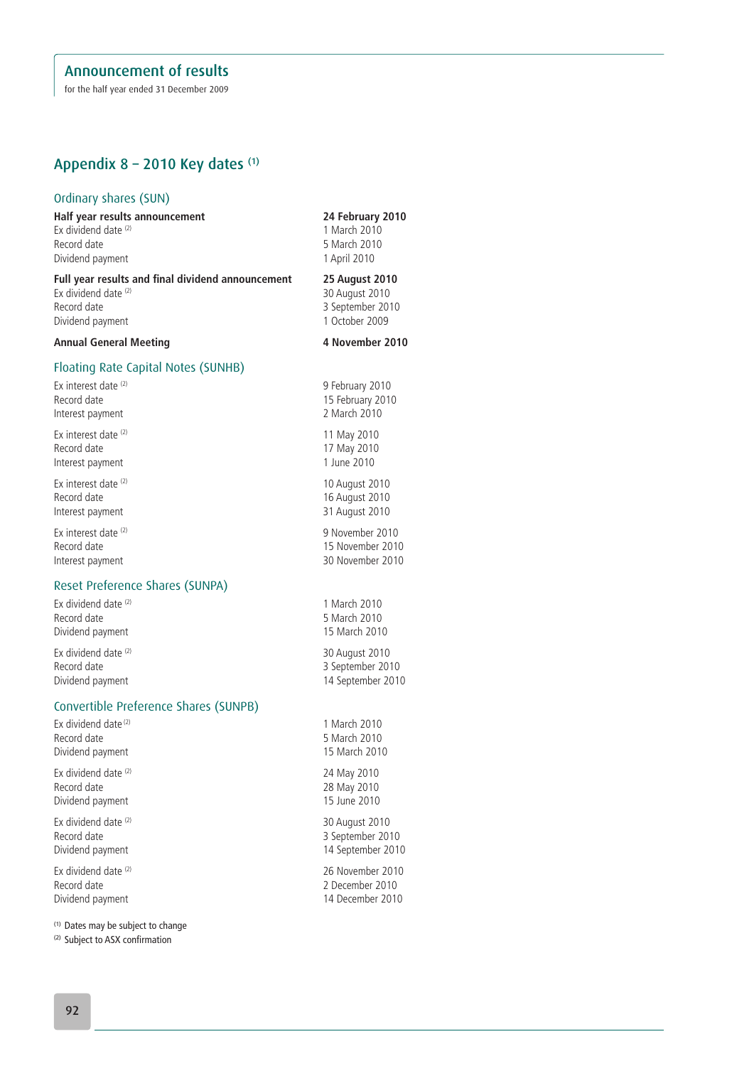## Announcement of results

for the half year ended 31 December 2009

# Appendix 8 – 2010 Key dates [1]

### Ordinary shares (SUN)

| | |
|---|---|
| **Half year results announcement** | **24 February 2010** |
| Ex dividend date [2] | 1 March 2010 |
| Record date | 5 March 2010 |
| Dividend payment | 1 April 2010 |
| **Full year results and final dividend announcement** | **25 August 2010** |
| Ex dividend date [2] | 30 August 2010 |
| Record date | 3 September 2010 |
| Dividend payment | 1 October 2009 |
| **Annual General Meeting** | **4 November 2010** |

### Floating Rate Capital Notes (SUNHB)

| | |
|---|---|
| Ex interest date [2] | 9 February 2010 |
| Record date | 15 February 2010 |
| Interest payment | 2 March 2010 |
| Ex interest date [2] | 11 May 2010 |
| Record date | 17 May 2010 |
| Interest payment | 1 June 2010 |
| Ex interest date [2] | 10 August 2010 |
| Record date | 16 August 2010 |
| Interest payment | 31 August 2010 |
| Ex interest date [2] | 9 November 2010 |
| Record date | 15 November 2010 |
| Interest payment | 30 November 2010 |

### Reset Preference Shares (SUNPA)

| | |
|---|---|
| Ex dividend date [2] | 1 March 2010 |
| Record date | 5 March 2010 |
| Dividend payment | 15 March 2010 |
| Ex dividend date [2] | 30 August 2010 |
| Record date | 3 September 2010 |
| Dividend payment | 14 September 2010 |

### Convertible Preference Shares (SUNPB)

| | |
|---|---|
| Ex dividend date [2] | 1 March 2010 |
| Record date | 5 March 2010 |
| Dividend payment | 15 March 2010 |
| Ex dividend date [2] | 24 May 2010 |
| Record date | 28 May 2010 |
| Dividend payment | 15 June 2010 |
| Ex dividend date [2] | 30 August 2010 |
| Record date | 3 September 2010 |
| Dividend payment | 14 September 2010 |
| Ex dividend date [2] | 26 November 2010 |
| Record date | 2 December 2010 |
| Dividend payment | 14 December 2010 |

[1] Dates may be subject to change
[2] Subject to ASX confirmation